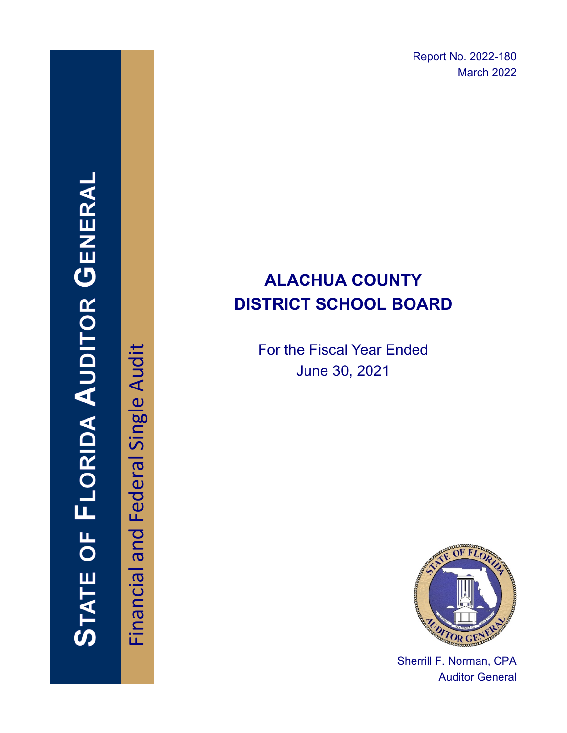STATE OF FLORIDA AUDITOR GENERAL

Financial and Federal Single Audit

Report No. 2022-180
March 2022

# ALACHUA COUNTY DISTRICT SCHOOL BOARD

For the Fiscal Year Ended
June 30, 2021

Sherrill F. Norman, CPA
Auditor General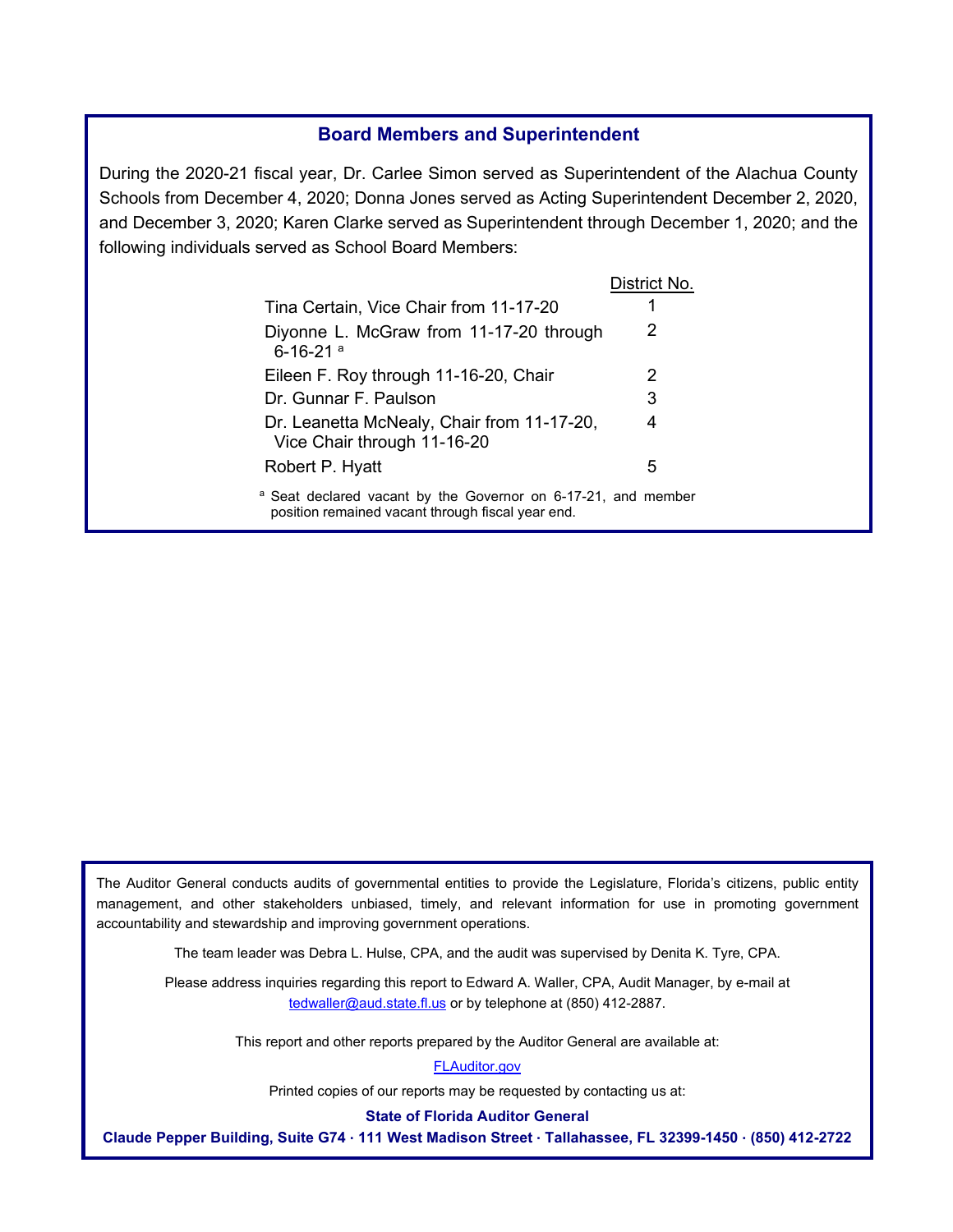## Board Members and Superintendent

During the 2020-21 fiscal year, Dr. Carlee Simon served as Superintendent of the Alachua County Schools from December 4, 2020; Donna Jones served as Acting Superintendent December 2, 2020, and December 3, 2020; Karen Clarke served as Superintendent through December 1, 2020; and the following individuals served as School Board Members:

| | District No. |
|---|---|
| Tina Certain, Vice Chair from 11-17-20 | 1 |
| Diyonne L. McGraw from 11-17-20 through 6-16-21 [a] | 2 |
| Eileen F. Roy through 11-16-20, Chair | 2 |
| Dr. Gunnar F. Paulson | 3 |
| Dr. Leanetta McNealy, Chair from 11-17-20, Vice Chair through 11-16-20 | 4 |
| Robert P. Hyatt | 5 |

[a] Seat declared vacant by the Governor on 6-17-21, and member position remained vacant through fiscal year end.

The Auditor General conducts audits of governmental entities to provide the Legislature, Florida's citizens, public entity management, and other stakeholders unbiased, timely, and relevant information for use in promoting government accountability and stewardship and improving government operations.

The team leader was Debra L. Hulse, CPA, and the audit was supervised by Denita K. Tyre, CPA.

Please address inquiries regarding this report to Edward A. Waller, CPA, Audit Manager, by e-mail at tedwaller@aud.state.fl.us or by telephone at (850) 412-2887.

This report and other reports prepared by the Auditor General are available at:

FLAuditor.gov

Printed copies of our reports may be requested by contacting us at:

**State of Florida Auditor General**

**Claude Pepper Building, Suite G74 · 111 West Madison Street · Tallahassee, FL 32399-1450 · (850) 412-2722**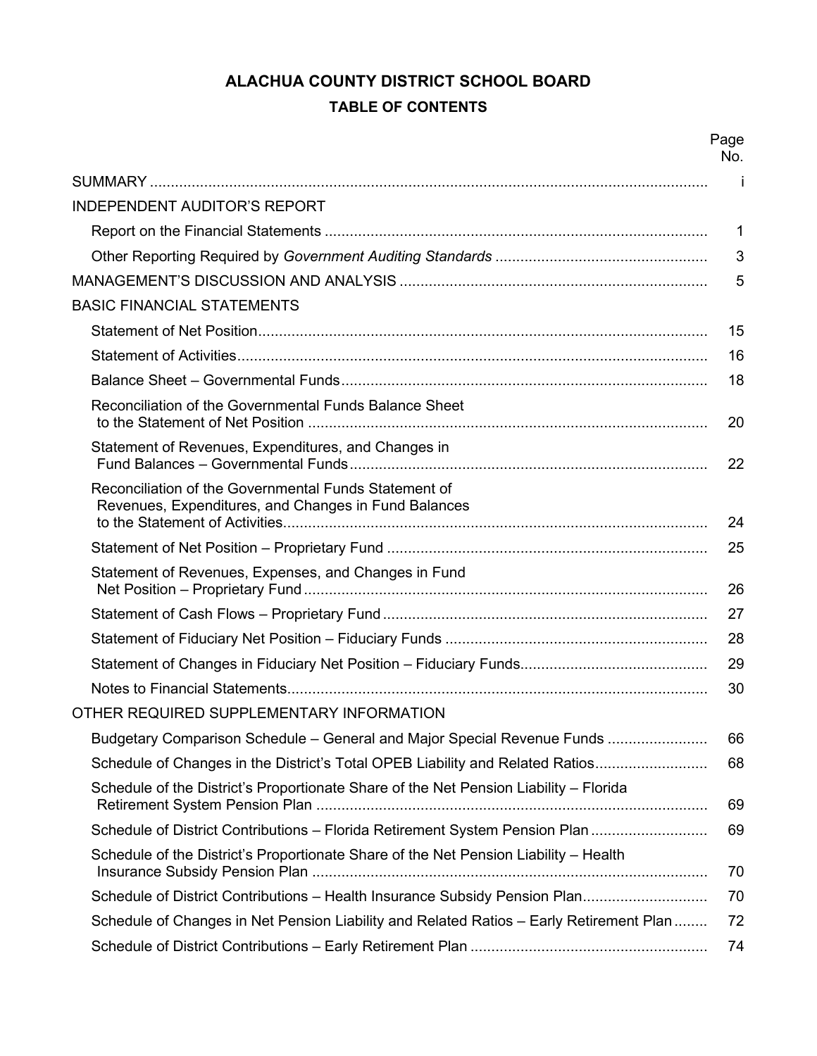# ALACHUA COUNTY DISTRICT SCHOOL BOARD

## TABLE OF CONTENTS

| | Page No. |
|---|---|
| SUMMARY | i |
| INDEPENDENT AUDITOR'S REPORT | |
| Report on the Financial Statements | 1 |
| Other Reporting Required by *Government Auditing Standards* | 3 |
| MANAGEMENT'S DISCUSSION AND ANALYSIS | 5 |
| BASIC FINANCIAL STATEMENTS | |
| Statement of Net Position | 15 |
| Statement of Activities | 16 |
| Balance Sheet – Governmental Funds | 18 |
| Reconciliation of the Governmental Funds Balance Sheet to the Statement of Net Position | 20 |
| Statement of Revenues, Expenditures, and Changes in Fund Balances – Governmental Funds | 22 |
| Reconciliation of the Governmental Funds Statement of Revenues, Expenditures, and Changes in Fund Balances to the Statement of Activities | 24 |
| Statement of Net Position – Proprietary Fund | 25 |
| Statement of Revenues, Expenses, and Changes in Fund Net Position – Proprietary Fund | 26 |
| Statement of Cash Flows – Proprietary Fund | 27 |
| Statement of Fiduciary Net Position – Fiduciary Funds | 28 |
| Statement of Changes in Fiduciary Net Position – Fiduciary Funds | 29 |
| Notes to Financial Statements | 30 |
| OTHER REQUIRED SUPPLEMENTARY INFORMATION | |
| Budgetary Comparison Schedule – General and Major Special Revenue Funds | 66 |
| Schedule of Changes in the District's Total OPEB Liability and Related Ratios | 68 |
| Schedule of the District's Proportionate Share of the Net Pension Liability – Florida Retirement System Pension Plan | 69 |
| Schedule of District Contributions – Florida Retirement System Pension Plan | 69 |
| Schedule of the District's Proportionate Share of the Net Pension Liability – Health Insurance Subsidy Pension Plan | 70 |
| Schedule of District Contributions – Health Insurance Subsidy Pension Plan | 70 |
| Schedule of Changes in Net Pension Liability and Related Ratios – Early Retirement Plan | 72 |
| Schedule of District Contributions – Early Retirement Plan | 74 |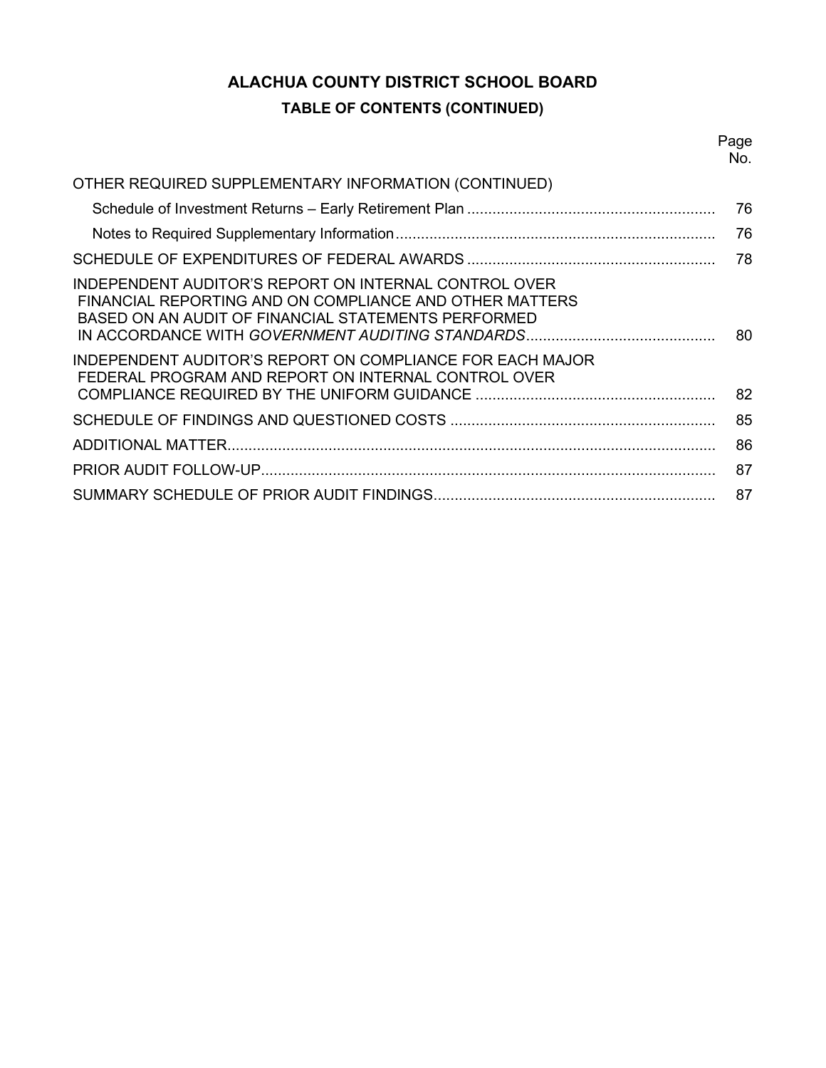# ALACHUA COUNTY DISTRICT SCHOOL BOARD

## TABLE OF CONTENTS (CONTINUED)

| | Page No. |
|---|---|
| OTHER REQUIRED SUPPLEMENTARY INFORMATION (CONTINUED) | |
| Schedule of Investment Returns – Early Retirement Plan | 76 |
| Notes to Required Supplementary Information | 76 |
| SCHEDULE OF EXPENDITURES OF FEDERAL AWARDS | 78 |
| INDEPENDENT AUDITOR'S REPORT ON INTERNAL CONTROL OVER FINANCIAL REPORTING AND ON COMPLIANCE AND OTHER MATTERS BASED ON AN AUDIT OF FINANCIAL STATEMENTS PERFORMED IN ACCORDANCE WITH *GOVERNMENT AUDITING STANDARDS* | 80 |
| INDEPENDENT AUDITOR'S REPORT ON COMPLIANCE FOR EACH MAJOR FEDERAL PROGRAM AND REPORT ON INTERNAL CONTROL OVER COMPLIANCE REQUIRED BY THE UNIFORM GUIDANCE | 82 |
| SCHEDULE OF FINDINGS AND QUESTIONED COSTS | 85 |
| ADDITIONAL MATTER | 86 |
| PRIOR AUDIT FOLLOW-UP | 87 |
| SUMMARY SCHEDULE OF PRIOR AUDIT FINDINGS | 87 |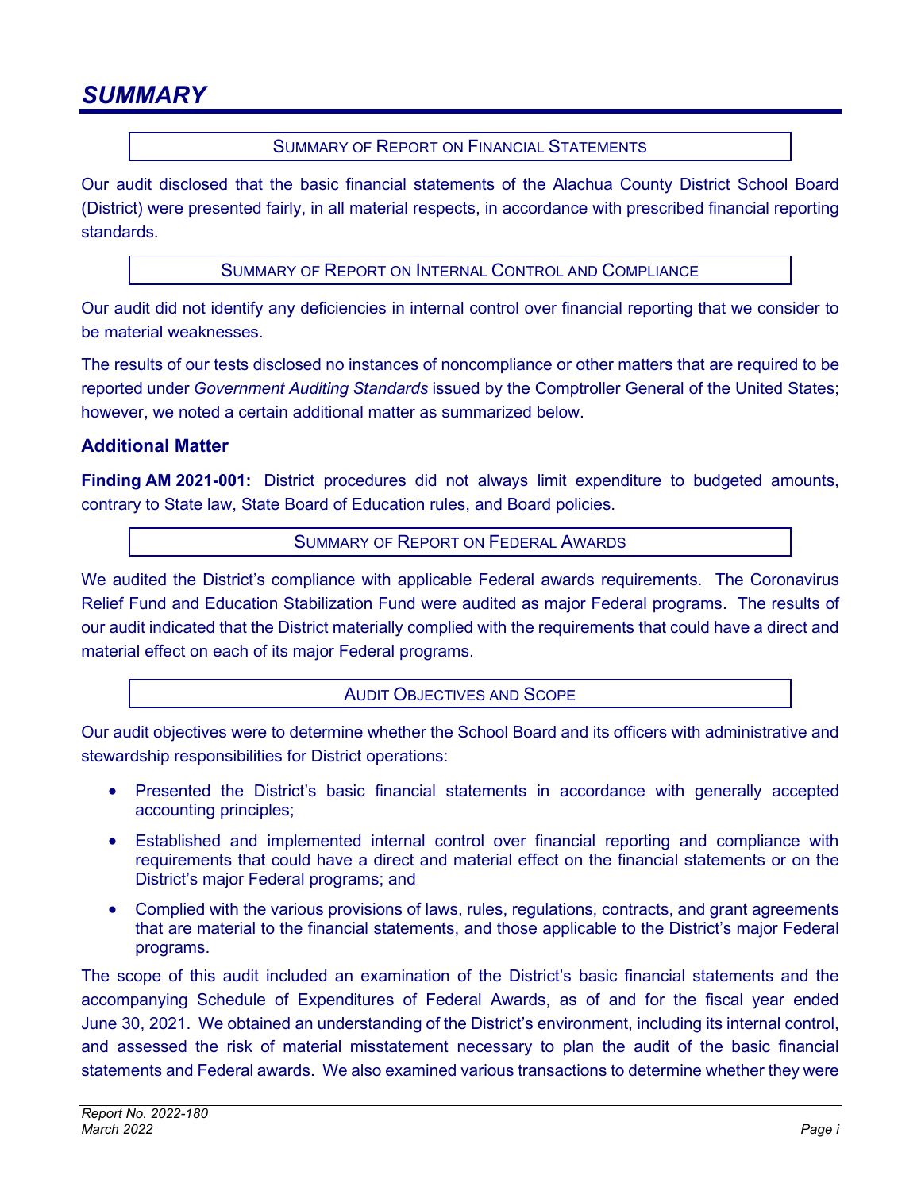# SUMMARY

## SUMMARY OF REPORT ON FINANCIAL STATEMENTS

Our audit disclosed that the basic financial statements of the Alachua County District School Board (District) were presented fairly, in all material respects, in accordance with prescribed financial reporting standards.

## SUMMARY OF REPORT ON INTERNAL CONTROL AND COMPLIANCE

Our audit did not identify any deficiencies in internal control over financial reporting that we consider to be material weaknesses.

The results of our tests disclosed no instances of noncompliance or other matters that are required to be reported under *Government Auditing Standards* issued by the Comptroller General of the United States; however, we noted a certain additional matter as summarized below.

### Additional Matter

**Finding AM 2021-001:** District procedures did not always limit expenditure to budgeted amounts, contrary to State law, State Board of Education rules, and Board policies.

## SUMMARY OF REPORT ON FEDERAL AWARDS

We audited the District's compliance with applicable Federal awards requirements. The Coronavirus Relief Fund and Education Stabilization Fund were audited as major Federal programs. The results of our audit indicated that the District materially complied with the requirements that could have a direct and material effect on each of its major Federal programs.

## AUDIT OBJECTIVES AND SCOPE

Our audit objectives were to determine whether the School Board and its officers with administrative and stewardship responsibilities for District operations:

- Presented the District's basic financial statements in accordance with generally accepted accounting principles;
- Established and implemented internal control over financial reporting and compliance with requirements that could have a direct and material effect on the financial statements or on the District's major Federal programs; and
- Complied with the various provisions of laws, rules, regulations, contracts, and grant agreements that are material to the financial statements, and those applicable to the District's major Federal programs.

The scope of this audit included an examination of the District's basic financial statements and the accompanying Schedule of Expenditures of Federal Awards, as of and for the fiscal year ended June 30, 2021. We obtained an understanding of the District's environment, including its internal control, and assessed the risk of material misstatement necessary to plan the audit of the basic financial statements and Federal awards. We also examined various transactions to determine whether they were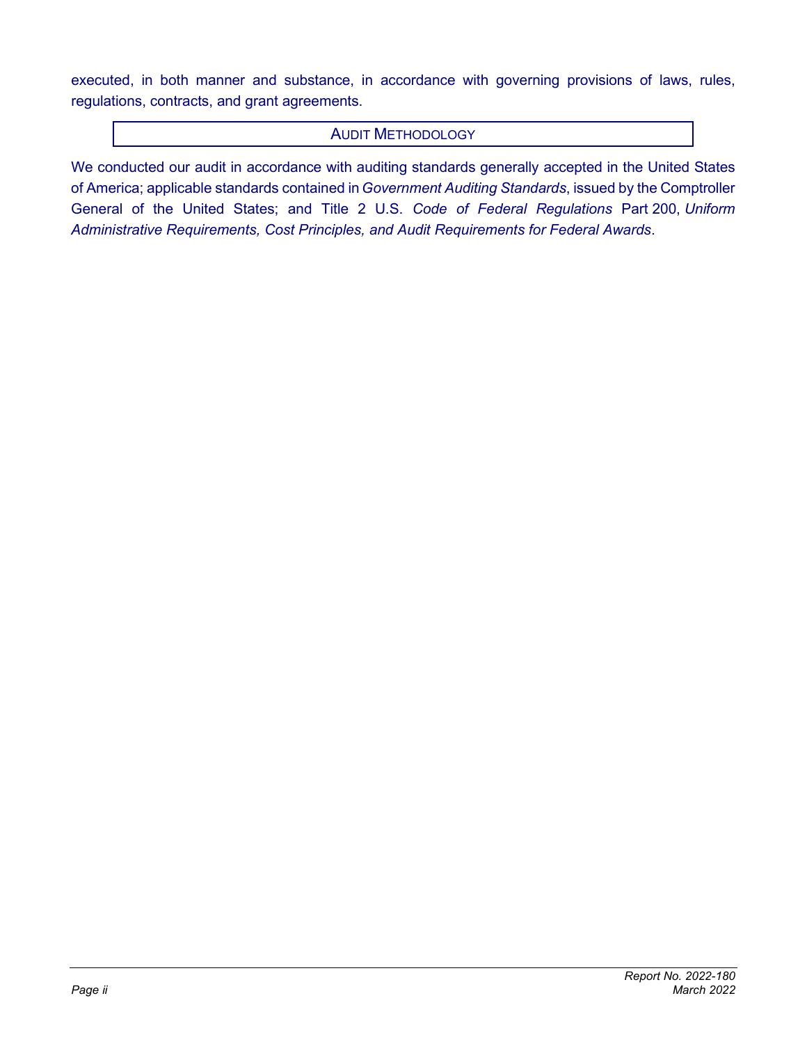executed, in both manner and substance, in accordance with governing provisions of laws, rules, regulations, contracts, and grant agreements.

## AUDIT METHODOLOGY

We conducted our audit in accordance with auditing standards generally accepted in the United States of America; applicable standards contained in *Government Auditing Standards*, issued by the Comptroller General of the United States; and Title 2 U.S. *Code of Federal Regulations* Part 200, *Uniform Administrative Requirements, Cost Principles, and Audit Requirements for Federal Awards*.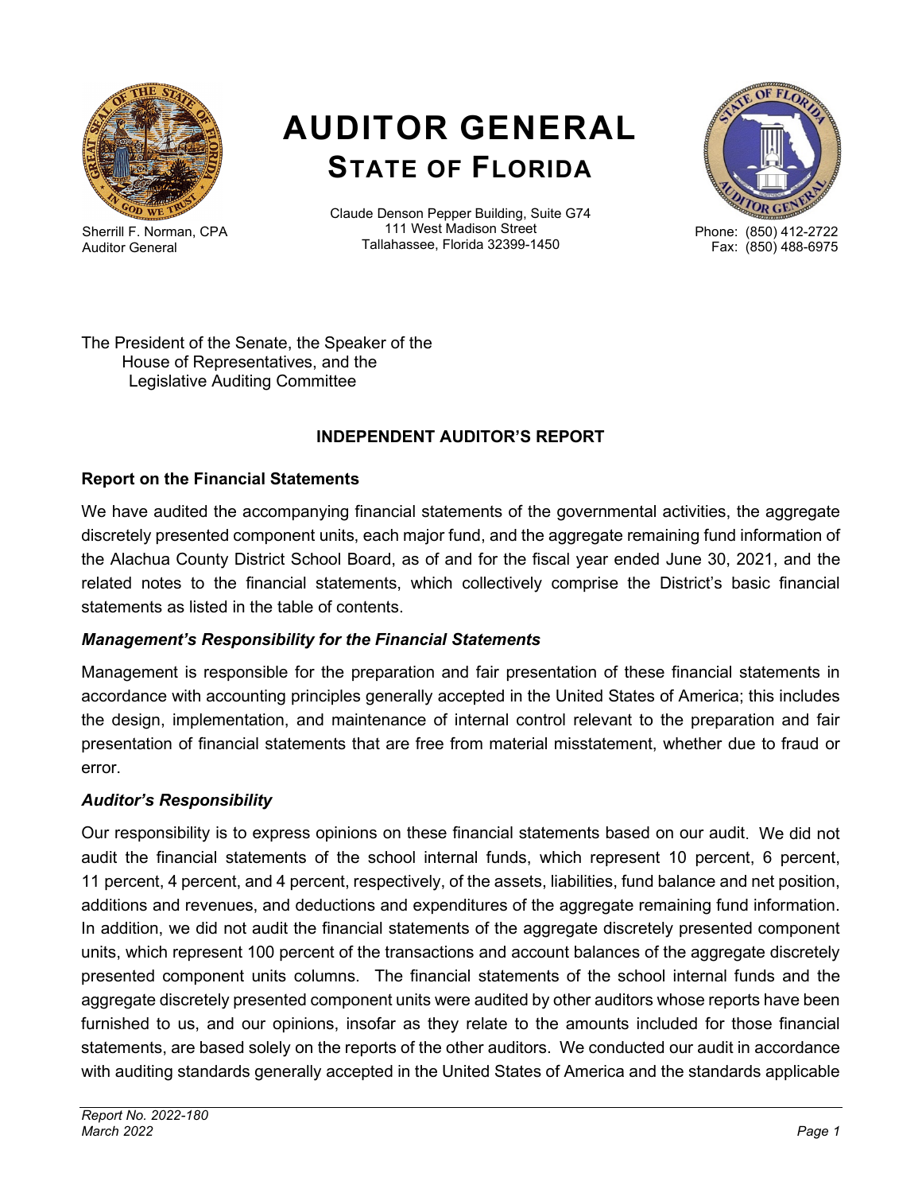# AUDITOR GENERAL
## STATE OF FLORIDA

Sherrill F. Norman, CPA
Auditor General

Claude Denson Pepper Building, Suite G74
111 West Madison Street
Tallahassee, Florida 32399-1450

Phone: (850) 412-2722
Fax: (850) 488-6975

The President of the Senate, the Speaker of the House of Representatives, and the Legislative Auditing Committee

### INDEPENDENT AUDITOR'S REPORT

**Report on the Financial Statements**

We have audited the accompanying financial statements of the governmental activities, the aggregate discretely presented component units, each major fund, and the aggregate remaining fund information of the Alachua County District School Board, as of and for the fiscal year ended June 30, 2021, and the related notes to the financial statements, which collectively comprise the District's basic financial statements as listed in the table of contents.

***Management's Responsibility for the Financial Statements***

Management is responsible for the preparation and fair presentation of these financial statements in accordance with accounting principles generally accepted in the United States of America; this includes the design, implementation, and maintenance of internal control relevant to the preparation and fair presentation of financial statements that are free from material misstatement, whether due to fraud or error.

***Auditor's Responsibility***

Our responsibility is to express opinions on these financial statements based on our audit. We did not audit the financial statements of the school internal funds, which represent 10 percent, 6 percent, 11 percent, 4 percent, and 4 percent, respectively, of the assets, liabilities, fund balance and net position, additions and revenues, and deductions and expenditures of the aggregate remaining fund information. In addition, we did not audit the financial statements of the aggregate discretely presented component units, which represent 100 percent of the transactions and account balances of the aggregate discretely presented component units columns. The financial statements of the school internal funds and the aggregate discretely presented component units were audited by other auditors whose reports have been furnished to us, and our opinions, insofar as they relate to the amounts included for those financial statements, are based solely on the reports of the other auditors. We conducted our audit in accordance with auditing standards generally accepted in the United States of America and the standards applicable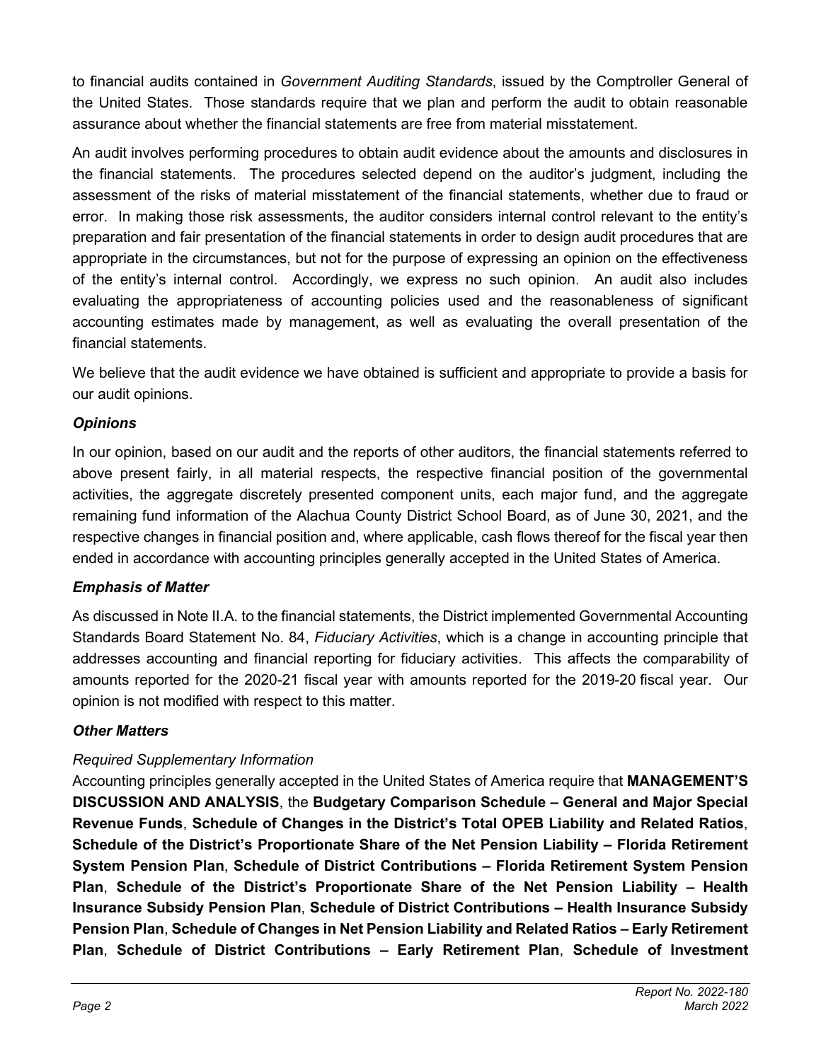to financial audits contained in *Government Auditing Standards*, issued by the Comptroller General of the United States. Those standards require that we plan and perform the audit to obtain reasonable assurance about whether the financial statements are free from material misstatement.

An audit involves performing procedures to obtain audit evidence about the amounts and disclosures in the financial statements. The procedures selected depend on the auditor's judgment, including the assessment of the risks of material misstatement of the financial statements, whether due to fraud or error. In making those risk assessments, the auditor considers internal control relevant to the entity's preparation and fair presentation of the financial statements in order to design audit procedures that are appropriate in the circumstances, but not for the purpose of expressing an opinion on the effectiveness of the entity's internal control. Accordingly, we express no such opinion. An audit also includes evaluating the appropriateness of accounting policies used and the reasonableness of significant accounting estimates made by management, as well as evaluating the overall presentation of the financial statements.

We believe that the audit evidence we have obtained is sufficient and appropriate to provide a basis for our audit opinions.

### *Opinions*

In our opinion, based on our audit and the reports of other auditors, the financial statements referred to above present fairly, in all material respects, the respective financial position of the governmental activities, the aggregate discretely presented component units, each major fund, and the aggregate remaining fund information of the Alachua County District School Board, as of June 30, 2021, and the respective changes in financial position and, where applicable, cash flows thereof for the fiscal year then ended in accordance with accounting principles generally accepted in the United States of America.

### *Emphasis of Matter*

As discussed in Note II.A. to the financial statements, the District implemented Governmental Accounting Standards Board Statement No. 84, *Fiduciary Activities*, which is a change in accounting principle that addresses accounting and financial reporting for fiduciary activities. This affects the comparability of amounts reported for the 2020-21 fiscal year with amounts reported for the 2019-20 fiscal year. Our opinion is not modified with respect to this matter.

### *Other Matters*

*Required Supplementary Information*

Accounting principles generally accepted in the United States of America require that **MANAGEMENT'S DISCUSSION AND ANALYSIS**, the **Budgetary Comparison Schedule – General and Major Special Revenue Funds**, **Schedule of Changes in the District's Total OPEB Liability and Related Ratios**, **Schedule of the District's Proportionate Share of the Net Pension Liability – Florida Retirement System Pension Plan**, **Schedule of District Contributions – Florida Retirement System Pension Plan**, **Schedule of the District's Proportionate Share of the Net Pension Liability – Health Insurance Subsidy Pension Plan**, **Schedule of District Contributions – Health Insurance Subsidy Pension Plan**, **Schedule of Changes in Net Pension Liability and Related Ratios – Early Retirement Plan**, **Schedule of District Contributions – Early Retirement Plan**, **Schedule of Investment**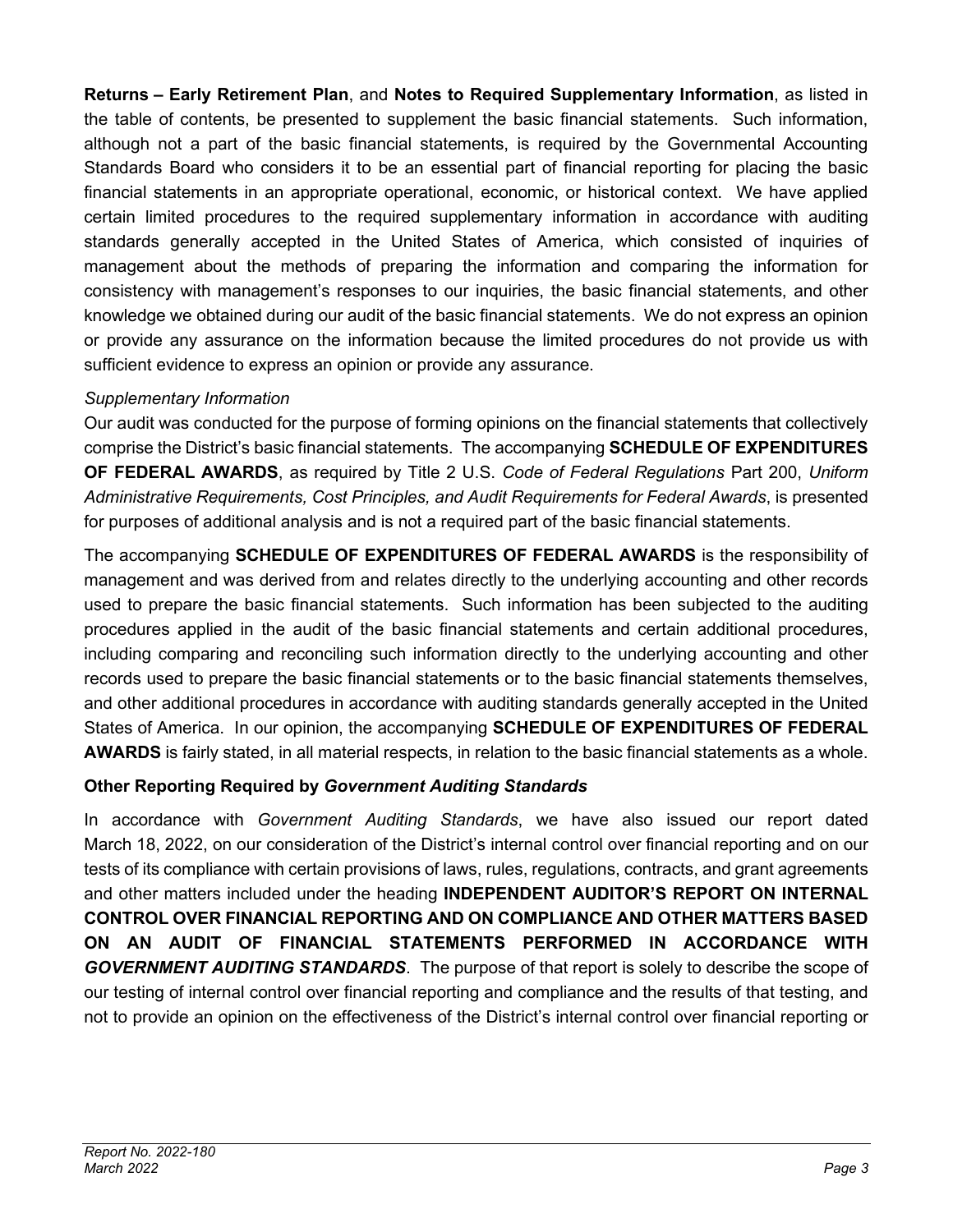**Returns – Early Retirement Plan**, and **Notes to Required Supplementary Information**, as listed in the table of contents, be presented to supplement the basic financial statements. Such information, although not a part of the basic financial statements, is required by the Governmental Accounting Standards Board who considers it to be an essential part of financial reporting for placing the basic financial statements in an appropriate operational, economic, or historical context. We have applied certain limited procedures to the required supplementary information in accordance with auditing standards generally accepted in the United States of America, which consisted of inquiries of management about the methods of preparing the information and comparing the information for consistency with management's responses to our inquiries, the basic financial statements, and other knowledge we obtained during our audit of the basic financial statements. We do not express an opinion or provide any assurance on the information because the limited procedures do not provide us with sufficient evidence to express an opinion or provide any assurance.

*Supplementary Information*

Our audit was conducted for the purpose of forming opinions on the financial statements that collectively comprise the District's basic financial statements. The accompanying **SCHEDULE OF EXPENDITURES OF FEDERAL AWARDS**, as required by Title 2 U.S. *Code of Federal Regulations* Part 200, *Uniform Administrative Requirements, Cost Principles, and Audit Requirements for Federal Awards*, is presented for purposes of additional analysis and is not a required part of the basic financial statements.

The accompanying **SCHEDULE OF EXPENDITURES OF FEDERAL AWARDS** is the responsibility of management and was derived from and relates directly to the underlying accounting and other records used to prepare the basic financial statements. Such information has been subjected to the auditing procedures applied in the audit of the basic financial statements and certain additional procedures, including comparing and reconciling such information directly to the underlying accounting and other records used to prepare the basic financial statements or to the basic financial statements themselves, and other additional procedures in accordance with auditing standards generally accepted in the United States of America. In our opinion, the accompanying **SCHEDULE OF EXPENDITURES OF FEDERAL AWARDS** is fairly stated, in all material respects, in relation to the basic financial statements as a whole.

**Other Reporting Required by *Government Auditing Standards***

In accordance with *Government Auditing Standards*, we have also issued our report dated March 18, 2022, on our consideration of the District's internal control over financial reporting and on our tests of its compliance with certain provisions of laws, rules, regulations, contracts, and grant agreements and other matters included under the heading **INDEPENDENT AUDITOR'S REPORT ON INTERNAL CONTROL OVER FINANCIAL REPORTING AND ON COMPLIANCE AND OTHER MATTERS BASED ON AN AUDIT OF FINANCIAL STATEMENTS PERFORMED IN ACCORDANCE WITH *GOVERNMENT AUDITING STANDARDS***. The purpose of that report is solely to describe the scope of our testing of internal control over financial reporting and compliance and the results of that testing, and not to provide an opinion on the effectiveness of the District's internal control over financial reporting or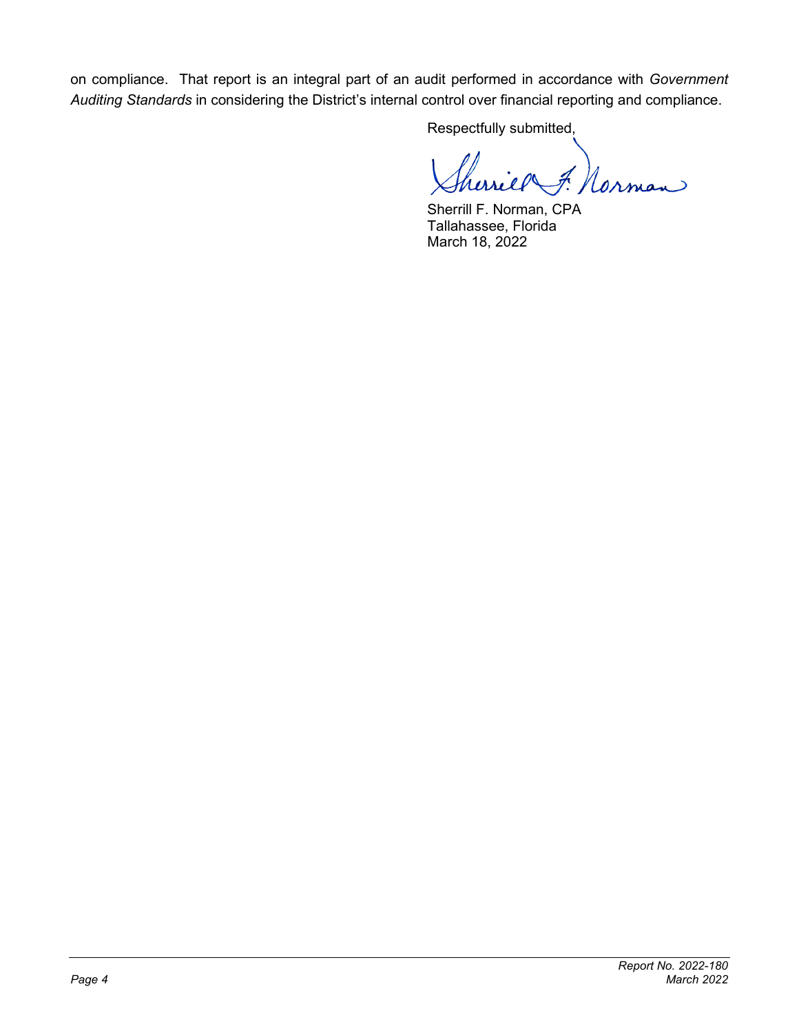on compliance. That report is an integral part of an audit performed in accordance with *Government Auditing Standards* in considering the District's internal control over financial reporting and compliance.

Respectfully submitted,

Sherrill F. Norman, CPA
Tallahassee, Florida
March 18, 2022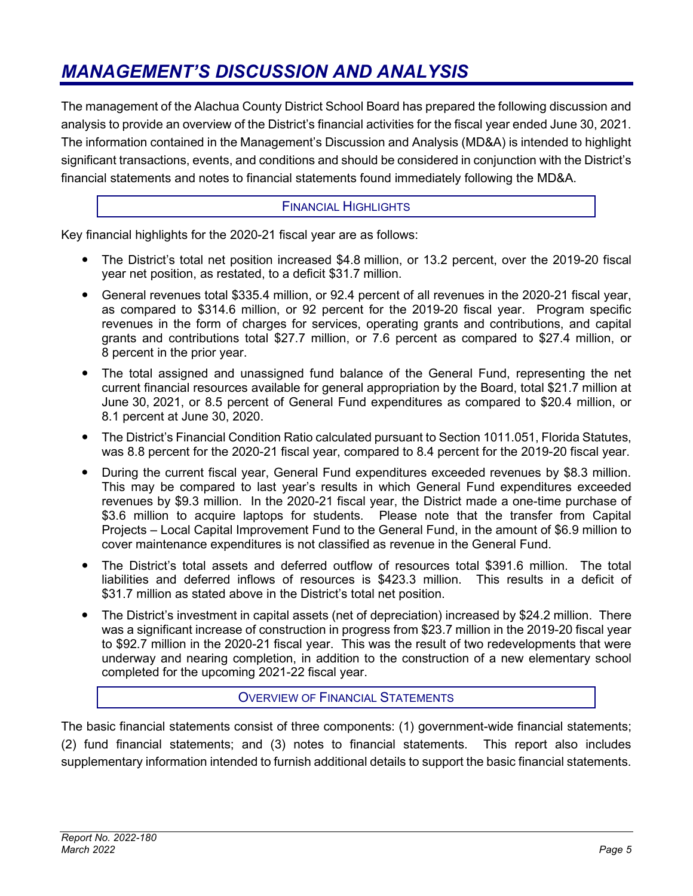# MANAGEMENT'S DISCUSSION AND ANALYSIS

The management of the Alachua County District School Board has prepared the following discussion and analysis to provide an overview of the District's financial activities for the fiscal year ended June 30, 2021. The information contained in the Management's Discussion and Analysis (MD&A) is intended to highlight significant transactions, events, and conditions and should be considered in conjunction with the District's financial statements and notes to financial statements found immediately following the MD&A.

## FINANCIAL HIGHLIGHTS

Key financial highlights for the 2020-21 fiscal year are as follows:

- The District's total net position increased $4.8 million, or 13.2 percent, over the 2019-20 fiscal year net position, as restated, to a deficit $31.7 million.
- General revenues total $335.4 million, or 92.4 percent of all revenues in the 2020-21 fiscal year, as compared to $314.6 million, or 92 percent for the 2019-20 fiscal year. Program specific revenues in the form of charges for services, operating grants and contributions, and capital grants and contributions total $27.7 million, or 7.6 percent as compared to $27.4 million, or 8 percent in the prior year.
- The total assigned and unassigned fund balance of the General Fund, representing the net current financial resources available for general appropriation by the Board, total $21.7 million at June 30, 2021, or 8.5 percent of General Fund expenditures as compared to $20.4 million, or 8.1 percent at June 30, 2020.
- The District's Financial Condition Ratio calculated pursuant to Section 1011.051, Florida Statutes, was 8.8 percent for the 2020-21 fiscal year, compared to 8.4 percent for the 2019-20 fiscal year.
- During the current fiscal year, General Fund expenditures exceeded revenues by $8.3 million. This may be compared to last year's results in which General Fund expenditures exceeded revenues by $9.3 million. In the 2020-21 fiscal year, the District made a one-time purchase of $3.6 million to acquire laptops for students. Please note that the transfer from Capital Projects – Local Capital Improvement Fund to the General Fund, in the amount of $6.9 million to cover maintenance expenditures is not classified as revenue in the General Fund.
- The District's total assets and deferred outflow of resources total $391.6 million. The total liabilities and deferred inflows of resources is $423.3 million. This results in a deficit of $31.7 million as stated above in the District's total net position.
- The District's investment in capital assets (net of depreciation) increased by $24.2 million. There was a significant increase of construction in progress from $23.7 million in the 2019-20 fiscal year to $92.7 million in the 2020-21 fiscal year. This was the result of two redevelopments that were underway and nearing completion, in addition to the construction of a new elementary school completed for the upcoming 2021-22 fiscal year.

## OVERVIEW OF FINANCIAL STATEMENTS

The basic financial statements consist of three components: (1) government-wide financial statements; (2) fund financial statements; and (3) notes to financial statements. This report also includes supplementary information intended to furnish additional details to support the basic financial statements.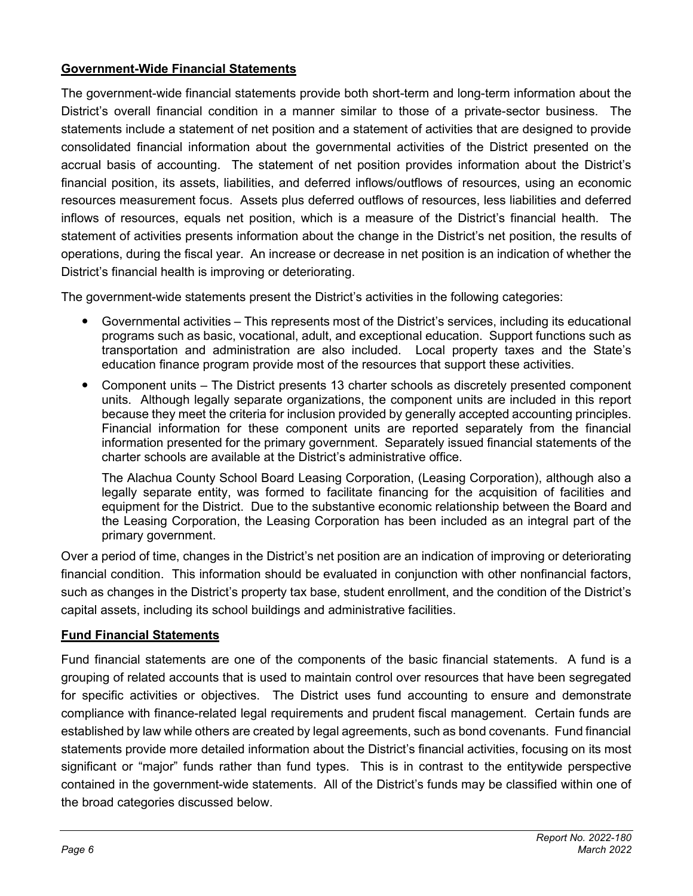## Government-Wide Financial Statements

The government-wide financial statements provide both short-term and long-term information about the District's overall financial condition in a manner similar to those of a private-sector business. The statements include a statement of net position and a statement of activities that are designed to provide consolidated financial information about the governmental activities of the District presented on the accrual basis of accounting. The statement of net position provides information about the District's financial position, its assets, liabilities, and deferred inflows/outflows of resources, using an economic resources measurement focus. Assets plus deferred outflows of resources, less liabilities and deferred inflows of resources, equals net position, which is a measure of the District's financial health. The statement of activities presents information about the change in the District's net position, the results of operations, during the fiscal year. An increase or decrease in net position is an indication of whether the District's financial health is improving or deteriorating.

The government-wide statements present the District's activities in the following categories:

- Governmental activities – This represents most of the District's services, including its educational programs such as basic, vocational, adult, and exceptional education. Support functions such as transportation and administration are also included. Local property taxes and the State's education finance program provide most of the resources that support these activities.
- Component units – The District presents 13 charter schools as discretely presented component units. Although legally separate organizations, the component units are included in this report because they meet the criteria for inclusion provided by generally accepted accounting principles. Financial information for these component units are reported separately from the financial information presented for the primary government. Separately issued financial statements of the charter schools are available at the District's administrative office.

  The Alachua County School Board Leasing Corporation, (Leasing Corporation), although also a legally separate entity, was formed to facilitate financing for the acquisition of facilities and equipment for the District. Due to the substantive economic relationship between the Board and the Leasing Corporation, the Leasing Corporation has been included as an integral part of the primary government.

Over a period of time, changes in the District's net position are an indication of improving or deteriorating financial condition. This information should be evaluated in conjunction with other nonfinancial factors, such as changes in the District's property tax base, student enrollment, and the condition of the District's capital assets, including its school buildings and administrative facilities.

## Fund Financial Statements

Fund financial statements are one of the components of the basic financial statements. A fund is a grouping of related accounts that is used to maintain control over resources that have been segregated for specific activities or objectives. The District uses fund accounting to ensure and demonstrate compliance with finance-related legal requirements and prudent fiscal management. Certain funds are established by law while others are created by legal agreements, such as bond covenants. Fund financial statements provide more detailed information about the District's financial activities, focusing on its most significant or "major" funds rather than fund types. This is in contrast to the entitywide perspective contained in the government-wide statements. All of the District's funds may be classified within one of the broad categories discussed below.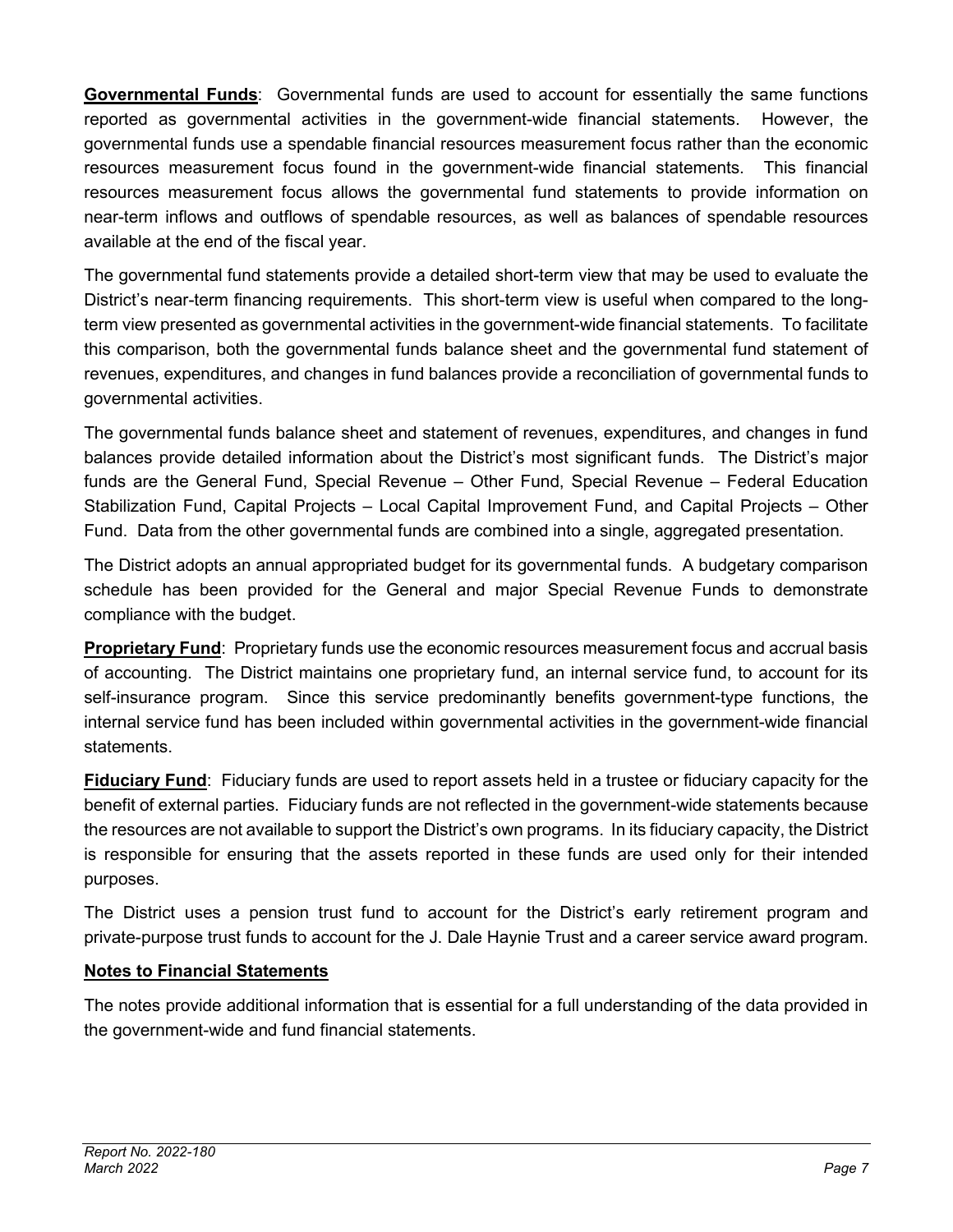**Governmental Funds**: Governmental funds are used to account for essentially the same functions reported as governmental activities in the government-wide financial statements. However, the governmental funds use a spendable financial resources measurement focus rather than the economic resources measurement focus found in the government-wide financial statements. This financial resources measurement focus allows the governmental fund statements to provide information on near-term inflows and outflows of spendable resources, as well as balances of spendable resources available at the end of the fiscal year.

The governmental fund statements provide a detailed short-term view that may be used to evaluate the District's near-term financing requirements. This short-term view is useful when compared to the long-term view presented as governmental activities in the government-wide financial statements. To facilitate this comparison, both the governmental funds balance sheet and the governmental fund statement of revenues, expenditures, and changes in fund balances provide a reconciliation of governmental funds to governmental activities.

The governmental funds balance sheet and statement of revenues, expenditures, and changes in fund balances provide detailed information about the District's most significant funds. The District's major funds are the General Fund, Special Revenue – Other Fund, Special Revenue – Federal Education Stabilization Fund, Capital Projects – Local Capital Improvement Fund, and Capital Projects – Other Fund. Data from the other governmental funds are combined into a single, aggregated presentation.

The District adopts an annual appropriated budget for its governmental funds. A budgetary comparison schedule has been provided for the General and major Special Revenue Funds to demonstrate compliance with the budget.

**Proprietary Fund**: Proprietary funds use the economic resources measurement focus and accrual basis of accounting. The District maintains one proprietary fund, an internal service fund, to account for its self-insurance program. Since this service predominantly benefits government-type functions, the internal service fund has been included within governmental activities in the government-wide financial statements.

**Fiduciary Fund**: Fiduciary funds are used to report assets held in a trustee or fiduciary capacity for the benefit of external parties. Fiduciary funds are not reflected in the government-wide statements because the resources are not available to support the District's own programs. In its fiduciary capacity, the District is responsible for ensuring that the assets reported in these funds are used only for their intended purposes.

The District uses a pension trust fund to account for the District's early retirement program and private-purpose trust funds to account for the J. Dale Haynie Trust and a career service award program.

**Notes to Financial Statements**

The notes provide additional information that is essential for a full understanding of the data provided in the government-wide and fund financial statements.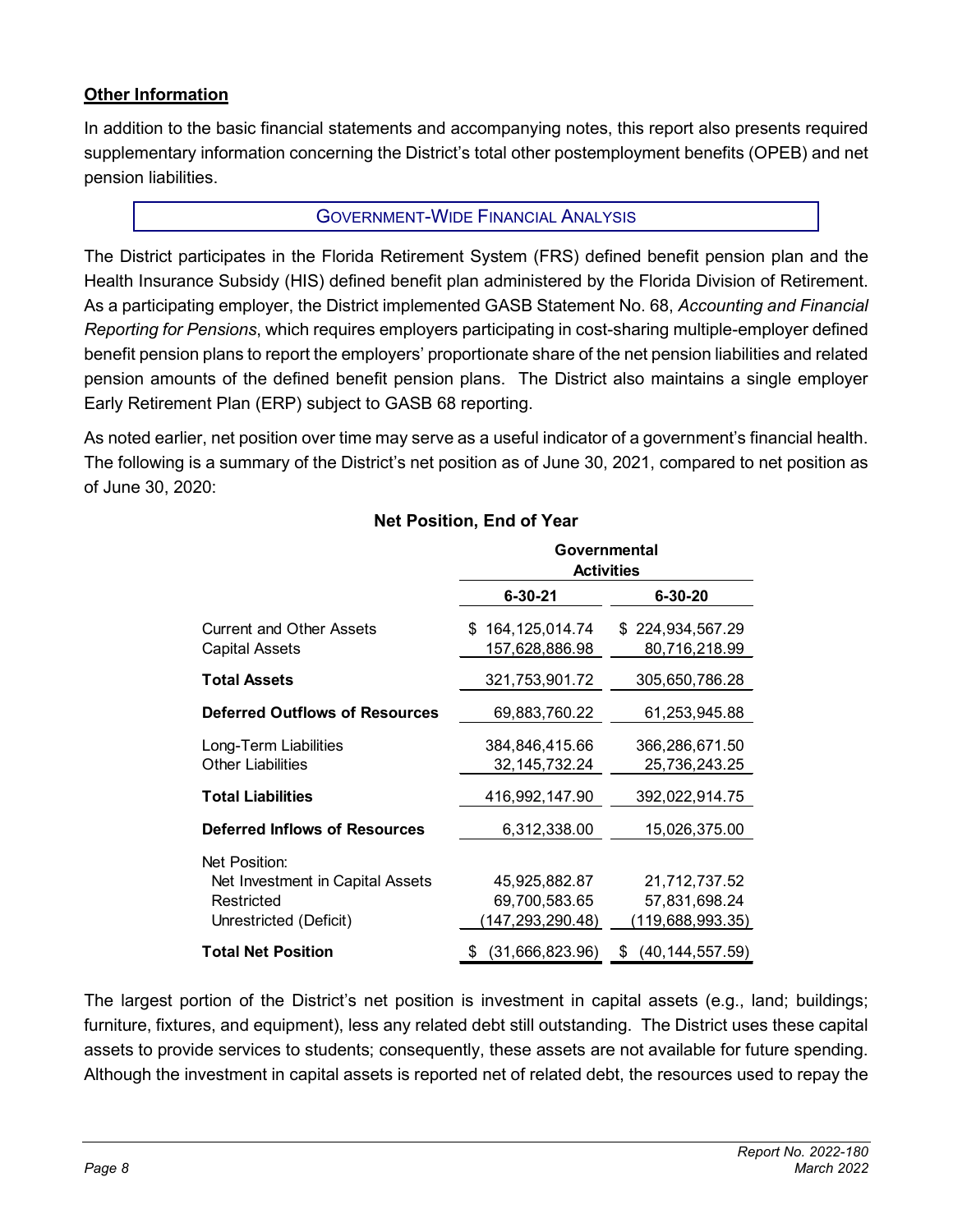## Other Information

In addition to the basic financial statements and accompanying notes, this report also presents required supplementary information concerning the District's total other postemployment benefits (OPEB) and net pension liabilities.

## GOVERNMENT-WIDE FINANCIAL ANALYSIS

The District participates in the Florida Retirement System (FRS) defined benefit pension plan and the Health Insurance Subsidy (HIS) defined benefit plan administered by the Florida Division of Retirement. As a participating employer, the District implemented GASB Statement No. 68, *Accounting and Financial Reporting for Pensions*, which requires employers participating in cost-sharing multiple-employer defined benefit pension plans to report the employers' proportionate share of the net pension liabilities and related pension amounts of the defined benefit pension plans. The District also maintains a single employer Early Retirement Plan (ERP) subject to GASB 68 reporting.

As noted earlier, net position over time may serve as a useful indicator of a government's financial health. The following is a summary of the District's net position as of June 30, 2021, compared to net position as of June 30, 2020:

**Net Position, End of Year**

| | Governmental Activities | |
|---|---|---|
| | **6-30-21** | **6-30-20** |
| Current and Other Assets | $ 164,125,014.74 | $ 224,934,567.29 |
| Capital Assets | 157,628,886.98 | 80,716,218.99 |
| **Total Assets** | 321,753,901.72 | 305,650,786.28 |
| **Deferred Outflows of Resources** | 69,883,760.22 | 61,253,945.88 |
| Long-Term Liabilities | 384,846,415.66 | 366,286,671.50 |
| Other Liabilities | 32,145,732.24 | 25,736,243.25 |
| **Total Liabilities** | 416,992,147.90 | 392,022,914.75 |
| **Deferred Inflows of Resources** | 6,312,338.00 | 15,026,375.00 |
| Net Position: | | |
| Net Investment in Capital Assets | 45,925,882.87 | 21,712,737.52 |
| Restricted | 69,700,583.65 | 57,831,698.24 |
| Unrestricted (Deficit) | (147,293,290.48) | (119,688,993.35) |
| **Total Net Position** | $ (31,666,823.96) | $ (40,144,557.59) |

The largest portion of the District's net position is investment in capital assets (e.g., land; buildings; furniture, fixtures, and equipment), less any related debt still outstanding. The District uses these capital assets to provide services to students; consequently, these assets are not available for future spending. Although the investment in capital assets is reported net of related debt, the resources used to repay the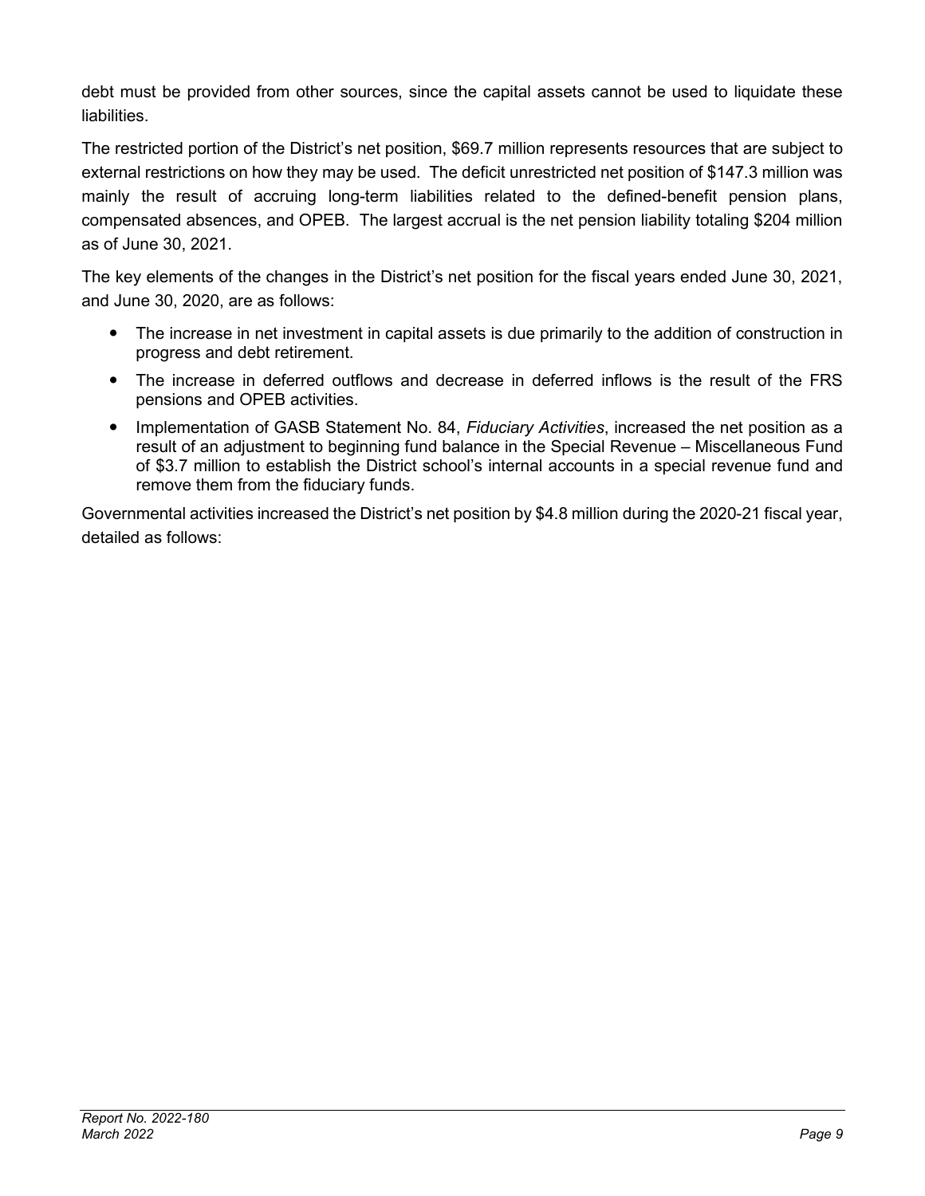debt must be provided from other sources, since the capital assets cannot be used to liquidate these liabilities.

The restricted portion of the District's net position, $69.7 million represents resources that are subject to external restrictions on how they may be used. The deficit unrestricted net position of $147.3 million was mainly the result of accruing long-term liabilities related to the defined-benefit pension plans, compensated absences, and OPEB. The largest accrual is the net pension liability totaling $204 million as of June 30, 2021.

The key elements of the changes in the District's net position for the fiscal years ended June 30, 2021, and June 30, 2020, are as follows:

- The increase in net investment in capital assets is due primarily to the addition of construction in progress and debt retirement.
- The increase in deferred outflows and decrease in deferred inflows is the result of the FRS pensions and OPEB activities.
- Implementation of GASB Statement No. 84, *Fiduciary Activities*, increased the net position as a result of an adjustment to beginning fund balance in the Special Revenue – Miscellaneous Fund of $3.7 million to establish the District school's internal accounts in a special revenue fund and remove them from the fiduciary funds.

Governmental activities increased the District's net position by $4.8 million during the 2020-21 fiscal year, detailed as follows: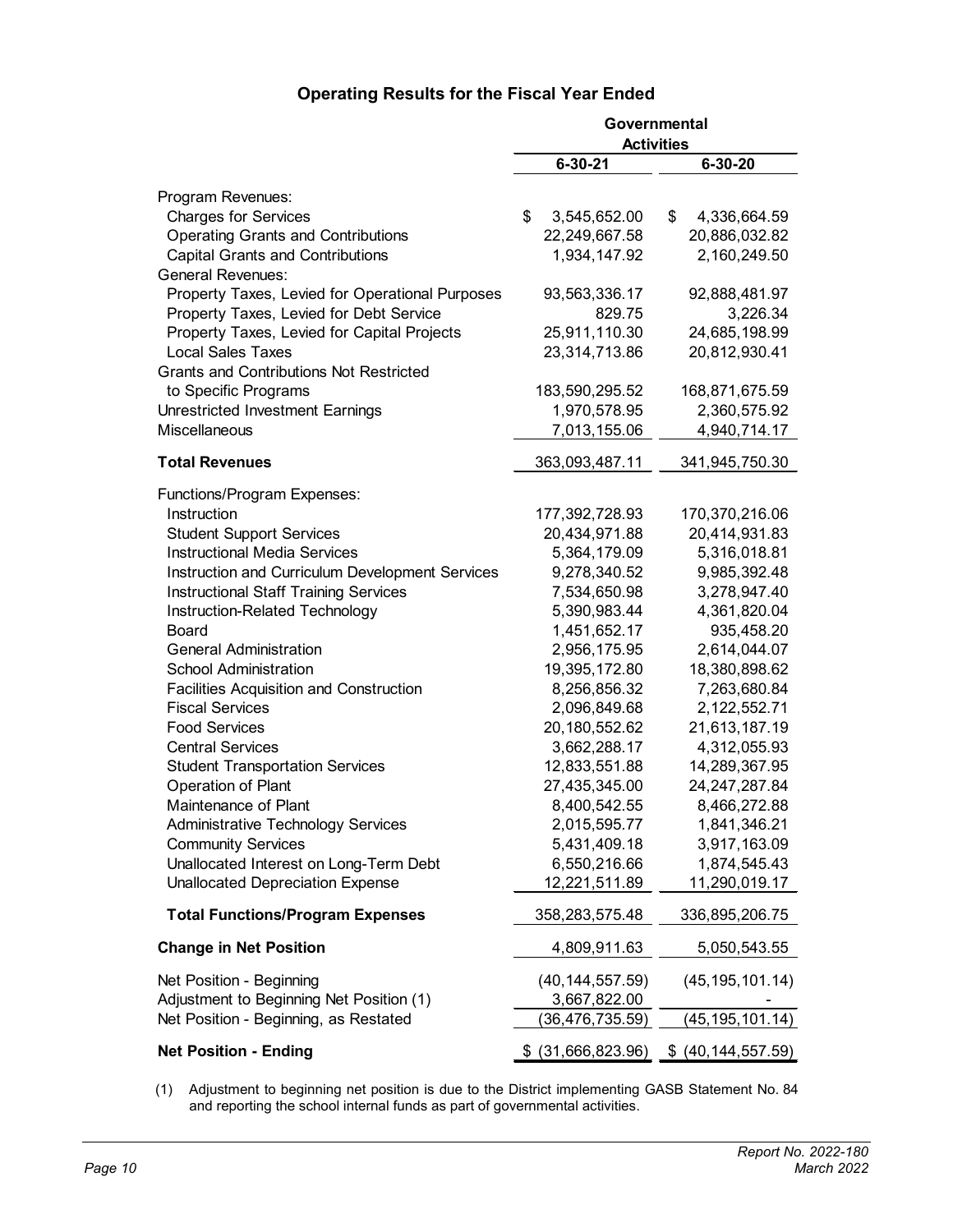## Operating Results for the Fiscal Year Ended

| | Governmental Activities | |
|---|---|---|
| | 6-30-21 | 6-30-20 |
| Program Revenues: | | |
| Charges for Services | $ 3,545,652.00 | $ 4,336,664.59 |
| Operating Grants and Contributions | 22,249,667.58 | 20,886,032.82 |
| Capital Grants and Contributions | 1,934,147.92 | 2,160,249.50 |
| General Revenues: | | |
| Property Taxes, Levied for Operational Purposes | 93,563,336.17 | 92,888,481.97 |
| Property Taxes, Levied for Debt Service | 829.75 | 3,226.34 |
| Property Taxes, Levied for Capital Projects | 25,911,110.30 | 24,685,198.99 |
| Local Sales Taxes | 23,314,713.86 | 20,812,930.41 |
| Grants and Contributions Not Restricted to Specific Programs | 183,590,295.52 | 168,871,675.59 |
| Unrestricted Investment Earnings | 1,970,578.95 | 2,360,575.92 |
| Miscellaneous | 7,013,155.06 | 4,940,714.17 |
| **Total Revenues** | 363,093,487.11 | 341,945,750.30 |
| Functions/Program Expenses: | | |
| Instruction | 177,392,728.93 | 170,370,216.06 |
| Student Support Services | 20,434,971.88 | 20,414,931.83 |
| Instructional Media Services | 5,364,179.09 | 5,316,018.81 |
| Instruction and Curriculum Development Services | 9,278,340.52 | 9,985,392.48 |
| Instructional Staff Training Services | 7,534,650.98 | 3,278,947.40 |
| Instruction-Related Technology | 5,390,983.44 | 4,361,820.04 |
| Board | 1,451,652.17 | 935,458.20 |
| General Administration | 2,956,175.95 | 2,614,044.07 |
| School Administration | 19,395,172.80 | 18,380,898.62 |
| Facilities Acquisition and Construction | 8,256,856.32 | 7,263,680.84 |
| Fiscal Services | 2,096,849.68 | 2,122,552.71 |
| Food Services | 20,180,552.62 | 21,613,187.19 |
| Central Services | 3,662,288.17 | 4,312,055.93 |
| Student Transportation Services | 12,833,551.88 | 14,289,367.95 |
| Operation of Plant | 27,435,345.00 | 24,247,287.84 |
| Maintenance of Plant | 8,400,542.55 | 8,466,272.88 |
| Administrative Technology Services | 2,015,595.77 | 1,841,346.21 |
| Community Services | 5,431,409.18 | 3,917,163.09 |
| Unallocated Interest on Long-Term Debt | 6,550,216.66 | 1,874,545.43 |
| Unallocated Depreciation Expense | 12,221,511.89 | 11,290,019.17 |
| **Total Functions/Program Expenses** | 358,283,575.48 | 336,895,206.75 |
| **Change in Net Position** | 4,809,911.63 | 5,050,543.55 |
| Net Position - Beginning | (40,144,557.59) | (45,195,101.14) |
| Adjustment to Beginning Net Position (1) | 3,667,822.00 | - |
| Net Position - Beginning, as Restated | (36,476,735.59) | (45,195,101.14) |
| **Net Position - Ending** | $ (31,666,823.96) | $ (40,144,557.59) |

(1) Adjustment to beginning net position is due to the District implementing GASB Statement No. 84 and reporting the school internal funds as part of governmental activities.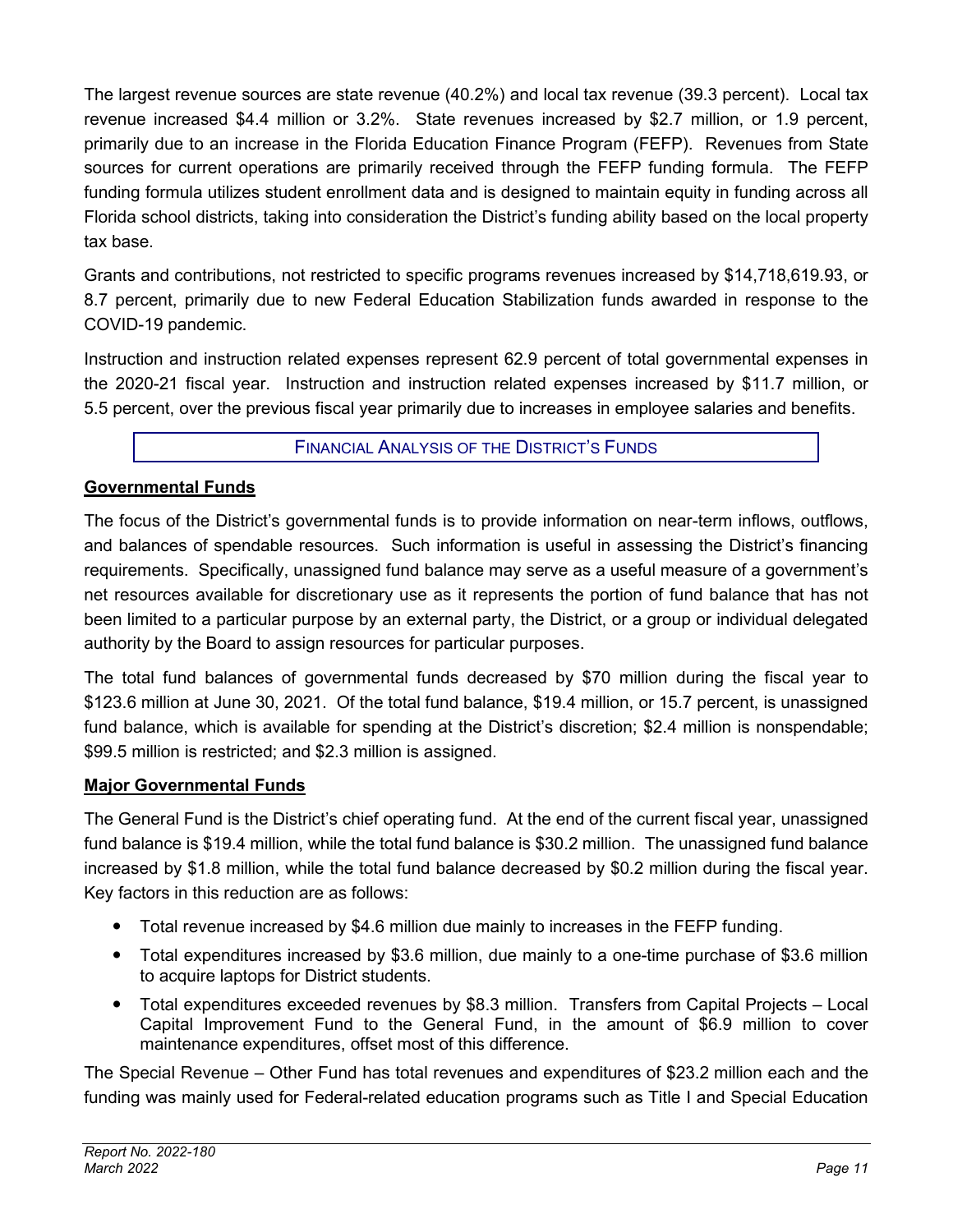The largest revenue sources are state revenue (40.2%) and local tax revenue (39.3 percent). Local tax revenue increased $4.4 million or 3.2%. State revenues increased by $2.7 million, or 1.9 percent, primarily due to an increase in the Florida Education Finance Program (FEFP). Revenues from State sources for current operations are primarily received through the FEFP funding formula. The FEFP funding formula utilizes student enrollment data and is designed to maintain equity in funding across all Florida school districts, taking into consideration the District's funding ability based on the local property tax base.

Grants and contributions, not restricted to specific programs revenues increased by $14,718,619.93, or 8.7 percent, primarily due to new Federal Education Stabilization funds awarded in response to the COVID-19 pandemic.

Instruction and instruction related expenses represent 62.9 percent of total governmental expenses in the 2020-21 fiscal year. Instruction and instruction related expenses increased by $11.7 million, or 5.5 percent, over the previous fiscal year primarily due to increases in employee salaries and benefits.

## Financial Analysis of the District's Funds

### Governmental Funds

The focus of the District's governmental funds is to provide information on near-term inflows, outflows, and balances of spendable resources. Such information is useful in assessing the District's financing requirements. Specifically, unassigned fund balance may serve as a useful measure of a government's net resources available for discretionary use as it represents the portion of fund balance that has not been limited to a particular purpose by an external party, the District, or a group or individual delegated authority by the Board to assign resources for particular purposes.

The total fund balances of governmental funds decreased by $70 million during the fiscal year to $123.6 million at June 30, 2021. Of the total fund balance, $19.4 million, or 15.7 percent, is unassigned fund balance, which is available for spending at the District's discretion; $2.4 million is nonspendable; $99.5 million is restricted; and $2.3 million is assigned.

### Major Governmental Funds

The General Fund is the District's chief operating fund. At the end of the current fiscal year, unassigned fund balance is $19.4 million, while the total fund balance is $30.2 million. The unassigned fund balance increased by $1.8 million, while the total fund balance decreased by $0.2 million during the fiscal year. Key factors in this reduction are as follows:

- Total revenue increased by $4.6 million due mainly to increases in the FEFP funding.
- Total expenditures increased by $3.6 million, due mainly to a one-time purchase of $3.6 million to acquire laptops for District students.
- Total expenditures exceeded revenues by $8.3 million. Transfers from Capital Projects – Local Capital Improvement Fund to the General Fund, in the amount of $6.9 million to cover maintenance expenditures, offset most of this difference.

The Special Revenue – Other Fund has total revenues and expenditures of $23.2 million each and the funding was mainly used for Federal-related education programs such as Title I and Special Education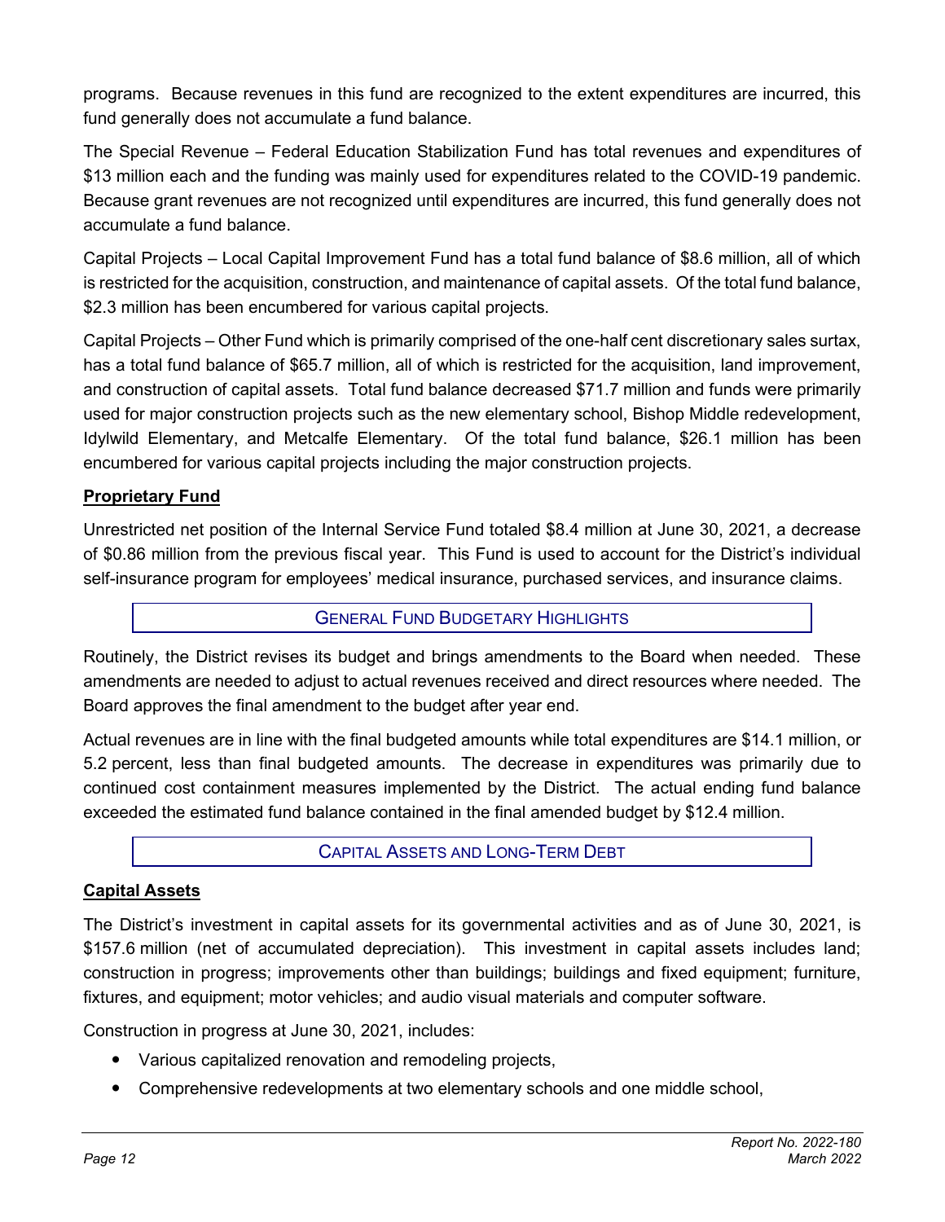programs. Because revenues in this fund are recognized to the extent expenditures are incurred, this fund generally does not accumulate a fund balance.

The Special Revenue – Federal Education Stabilization Fund has total revenues and expenditures of $13 million each and the funding was mainly used for expenditures related to the COVID-19 pandemic. Because grant revenues are not recognized until expenditures are incurred, this fund generally does not accumulate a fund balance.

Capital Projects – Local Capital Improvement Fund has a total fund balance of $8.6 million, all of which is restricted for the acquisition, construction, and maintenance of capital assets. Of the total fund balance, $2.3 million has been encumbered for various capital projects.

Capital Projects – Other Fund which is primarily comprised of the one-half cent discretionary sales surtax, has a total fund balance of $65.7 million, all of which is restricted for the acquisition, land improvement, and construction of capital assets. Total fund balance decreased $71.7 million and funds were primarily used for major construction projects such as the new elementary school, Bishop Middle redevelopment, Idylwild Elementary, and Metcalfe Elementary. Of the total fund balance, $26.1 million has been encumbered for various capital projects including the major construction projects.

### Proprietary Fund

Unrestricted net position of the Internal Service Fund totaled $8.4 million at June 30, 2021, a decrease of $0.86 million from the previous fiscal year. This Fund is used to account for the District's individual self-insurance program for employees' medical insurance, purchased services, and insurance claims.

## General Fund Budgetary Highlights

Routinely, the District revises its budget and brings amendments to the Board when needed. These amendments are needed to adjust to actual revenues received and direct resources where needed. The Board approves the final amendment to the budget after year end.

Actual revenues are in line with the final budgeted amounts while total expenditures are $14.1 million, or 5.2 percent, less than final budgeted amounts. The decrease in expenditures was primarily due to continued cost containment measures implemented by the District. The actual ending fund balance exceeded the estimated fund balance contained in the final amended budget by $12.4 million.

## Capital Assets and Long-Term Debt

### Capital Assets

The District's investment in capital assets for its governmental activities and as of June 30, 2021, is $157.6 million (net of accumulated depreciation). This investment in capital assets includes land; construction in progress; improvements other than buildings; buildings and fixed equipment; furniture, fixtures, and equipment; motor vehicles; and audio visual materials and computer software.

Construction in progress at June 30, 2021, includes:

- Various capitalized renovation and remodeling projects,
- Comprehensive redevelopments at two elementary schools and one middle school,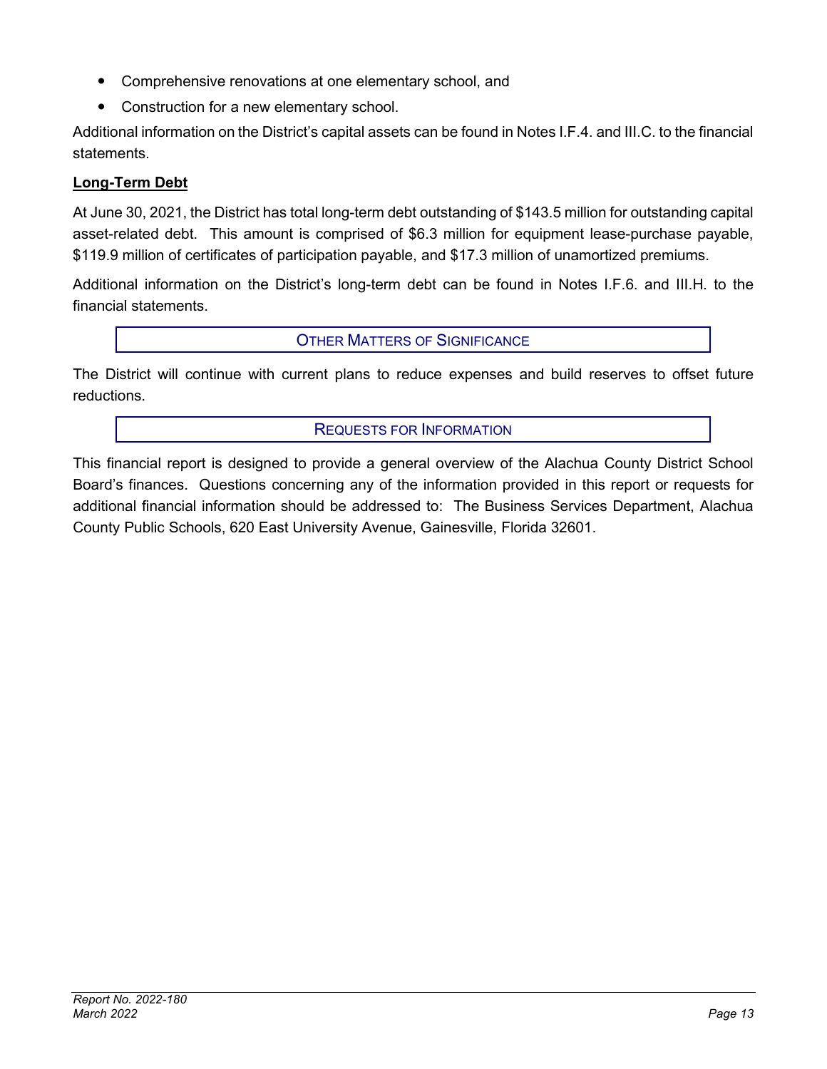- Comprehensive renovations at one elementary school, and
- Construction for a new elementary school.

Additional information on the District's capital assets can be found in Notes I.F.4. and III.C. to the financial statements.

**Long-Term Debt**

At June 30, 2021, the District has total long-term debt outstanding of $143.5 million for outstanding capital asset-related debt. This amount is comprised of $6.3 million for equipment lease-purchase payable, $119.9 million of certificates of participation payable, and $17.3 million of unamortized premiums.

Additional information on the District's long-term debt can be found in Notes I.F.6. and III.H. to the financial statements.

## OTHER MATTERS OF SIGNIFICANCE

The District will continue with current plans to reduce expenses and build reserves to offset future reductions.

## REQUESTS FOR INFORMATION

This financial report is designed to provide a general overview of the Alachua County District School Board's finances. Questions concerning any of the information provided in this report or requests for additional financial information should be addressed to: The Business Services Department, Alachua County Public Schools, 620 East University Avenue, Gainesville, Florida 32601.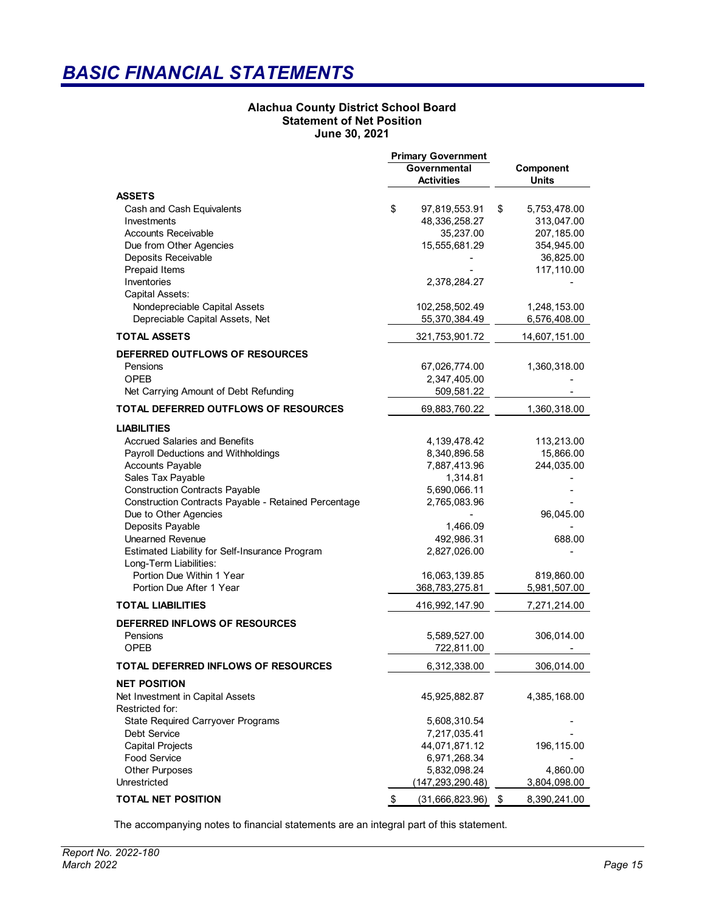# *BASIC FINANCIAL STATEMENTS*

**Alachua County District School Board**
**Statement of Net Position**
**June 30, 2021**

| | Primary Government Governmental Activities | Component Units |
|---|---|---|
| **ASSETS** | | |
| Cash and Cash Equivalents | $ 97,819,553.91 | $ 5,753,478.00 |
| Investments | 48,336,258.27 | 313,047.00 |
| Accounts Receivable | 35,237.00 | 207,185.00 |
| Due from Other Agencies | 15,555,681.29 | 354,945.00 |
| Deposits Receivable | - | 36,825.00 |
| Prepaid Items | - | 117,110.00 |
| Inventories | 2,378,284.27 | - |
| Capital Assets: | | |
| Nondepreciable Capital Assets | 102,258,502.49 | 1,248,153.00 |
| Depreciable Capital Assets, Net | 55,370,384.49 | 6,576,408.00 |
| **TOTAL ASSETS** | 321,753,901.72 | 14,607,151.00 |
| **DEFERRED OUTFLOWS OF RESOURCES** | | |
| Pensions | 67,026,774.00 | 1,360,318.00 |
| OPEB | 2,347,405.00 | - |
| Net Carrying Amount of Debt Refunding | 509,581.22 | - |
| **TOTAL DEFERRED OUTFLOWS OF RESOURCES** | 69,883,760.22 | 1,360,318.00 |
| **LIABILITIES** | | |
| Accrued Salaries and Benefits | 4,139,478.42 | 113,213.00 |
| Payroll Deductions and Withholdings | 8,340,896.58 | 15,866.00 |
| Accounts Payable | 7,887,413.96 | 244,035.00 |
| Sales Tax Payable | 1,314.81 | - |
| Construction Contracts Payable | 5,690,066.11 | - |
| Construction Contracts Payable - Retained Percentage | 2,765,083.96 | - |
| Due to Other Agencies | - | 96,045.00 |
| Deposits Payable | 1,466.09 | - |
| Unearned Revenue | 492,986.31 | 688.00 |
| Estimated Liability for Self-Insurance Program | 2,827,026.00 | - |
| Long-Term Liabilities: | | |
| Portion Due Within 1 Year | 16,063,139.85 | 819,860.00 |
| Portion Due After 1 Year | 368,783,275.81 | 5,981,507.00 |
| **TOTAL LIABILITIES** | 416,992,147.90 | 7,271,214.00 |
| **DEFERRED INFLOWS OF RESOURCES** | | |
| Pensions | 5,589,527.00 | 306,014.00 |
| OPEB | 722,811.00 | - |
| **TOTAL DEFERRED INFLOWS OF RESOURCES** | 6,312,338.00 | 306,014.00 |
| **NET POSITION** | | |
| Net Investment in Capital Assets | 45,925,882.87 | 4,385,168.00 |
| Restricted for: | | |
| State Required Carryover Programs | 5,608,310.54 | - |
| Debt Service | 7,217,035.41 | - |
| Capital Projects | 44,071,871.12 | 196,115.00 |
| Food Service | 6,971,268.34 | - |
| Other Purposes | 5,832,098.24 | 4,860.00 |
| Unrestricted | (147,293,290.48) | 3,804,098.00 |
| **TOTAL NET POSITION** | $ (31,666,823.96) | $ 8,390,241.00 |

The accompanying notes to financial statements are an integral part of this statement.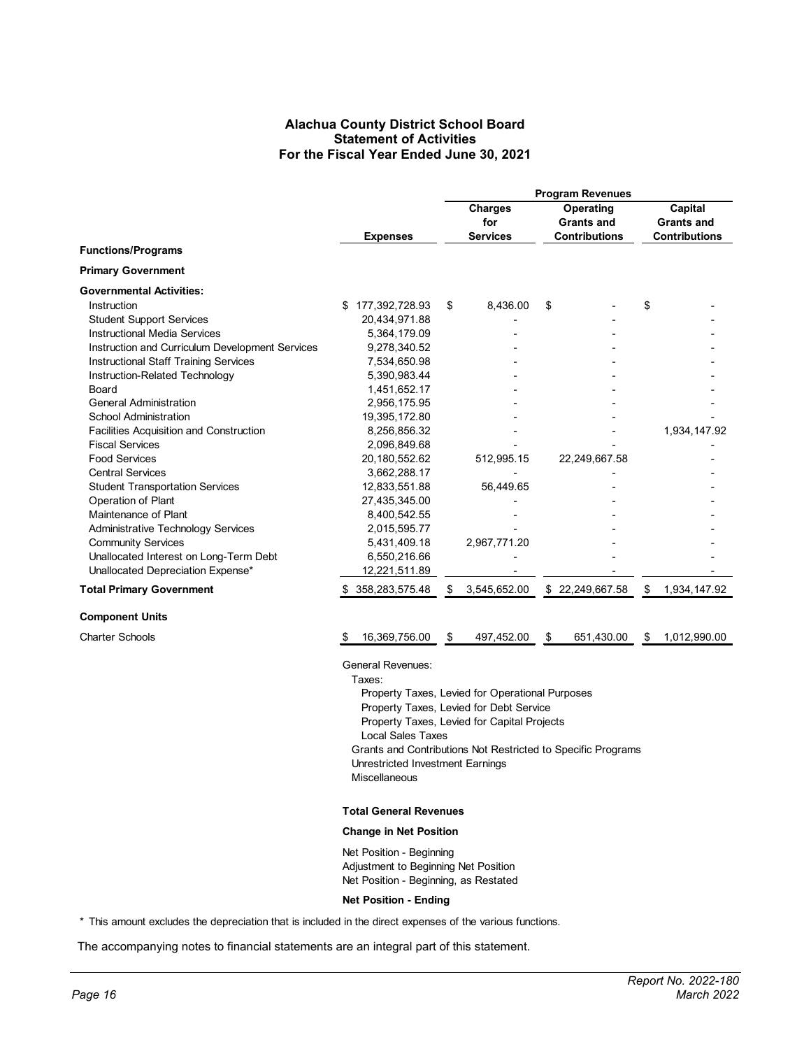# Alachua County District School Board
## Statement of Activities
## For the Fiscal Year Ended June 30, 2021

| Functions/Programs | Expenses | Program Revenues: Charges for Services | Program Revenues: Operating Grants and Contributions | Program Revenues: Capital Grants and Contributions |
|---|---|---|---|---|
| **Primary Government** | | | | |
| **Governmental Activities:** | | | | |
| Instruction | $ 177,392,728.93 | $ 8,436.00 | $ - | $ - |
| Student Support Services | 20,434,971.88 | - | - | - |
| Instructional Media Services | 5,364,179.09 | - | - | - |
| Instruction and Curriculum Development Services | 9,278,340.52 | - | - | - |
| Instructional Staff Training Services | 7,534,650.98 | - | - | - |
| Instruction-Related Technology | 5,390,983.44 | - | - | - |
| Board | 1,451,652.17 | - | - | - |
| General Administration | 2,956,175.95 | - | - | - |
| School Administration | 19,395,172.80 | - | - | - |
| Facilities Acquisition and Construction | 8,256,856.32 | - | - | 1,934,147.92 |
| Fiscal Services | 2,096,849.68 | - | - | - |
| Food Services | 20,180,552.62 | 512,995.15 | 22,249,667.58 | - |
| Central Services | 3,662,288.17 | - | - | - |
| Student Transportation Services | 12,833,551.88 | 56,449.65 | - | - |
| Operation of Plant | 27,435,345.00 | - | - | - |
| Maintenance of Plant | 8,400,542.55 | - | - | - |
| Administrative Technology Services | 2,015,595.77 | - | - | - |
| Community Services | 5,431,409.18 | 2,967,771.20 | - | - |
| Unallocated Interest on Long-Term Debt | 6,550,216.66 | - | - | - |
| Unallocated Depreciation Expense* | 12,221,511.89 | - | - | - |
| **Total Primary Government** | $ 358,283,575.48 | $ 3,545,652.00 | $ 22,249,667.58 | $ 1,934,147.92 |
| **Component Units** | | | | |
| Charter Schools | $ 16,369,756.00 | $ 497,452.00 | $ 651,430.00 | $ 1,012,990.00 |

General Revenues:
- Taxes:
  - Property Taxes, Levied for Operational Purposes
  - Property Taxes, Levied for Debt Service
  - Property Taxes, Levied for Capital Projects
  - Local Sales Taxes
- Grants and Contributions Not Restricted to Specific Programs
- Unrestricted Investment Earnings
- Miscellaneous

**Total General Revenues**

**Change in Net Position**

Net Position - Beginning
Adjustment to Beginning Net Position
Net Position - Beginning, as Restated

**Net Position - Ending**

* This amount excludes the depreciation that is included in the direct expenses of the various functions.

The accompanying notes to financial statements are an integral part of this statement.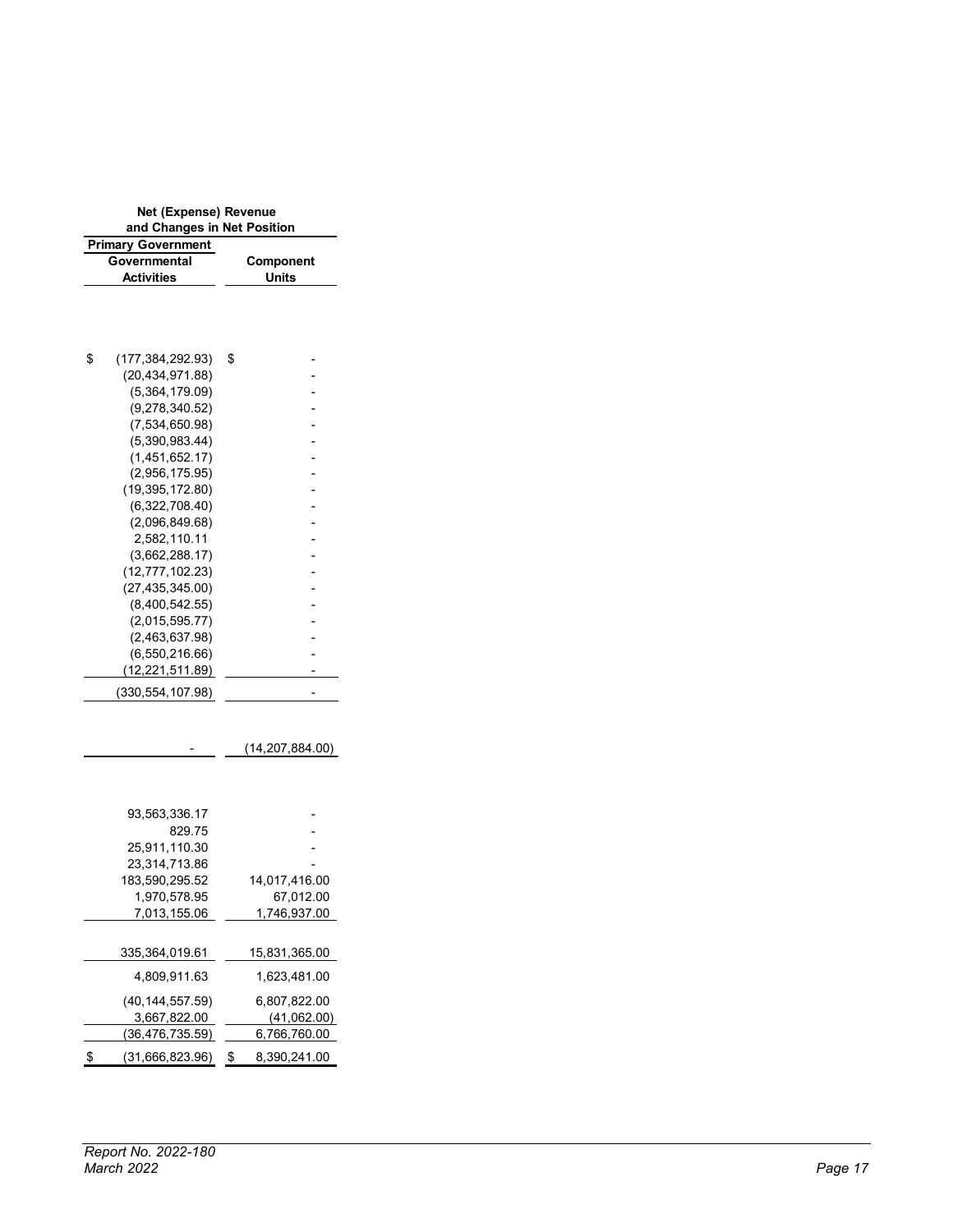| Net (Expense) Revenue and Changes in Net Position | |
|---|---|
| Primary Government | |
| Governmental Activities | Component Units |
| | |
| $ (177,384,292.93) | $ - |
| (20,434,971.88) | - |
| (5,364,179.09) | - |
| (9,278,340.52) | - |
| (7,534,650.98) | - |
| (5,390,983.44) | - |
| (1,451,652.17) | - |
| (2,956,175.95) | - |
| (19,395,172.80) | - |
| (6,322,708.40) | - |
| (2,096,849.68) | - |
| 2,582,110.11 | - |
| (3,662,288.17) | - |
| (12,777,102.23) | - |
| (27,435,345.00) | - |
| (8,400,542.55) | - |
| (2,015,595.77) | - |
| (2,463,637.98) | - |
| (6,550,216.66) | - |
| (12,221,511.89) | - |
| (330,554,107.98) | - |
| | |
| - | (14,207,884.00) |
| | |
| 93,563,336.17 | - |
| 829.75 | - |
| 25,911,110.30 | - |
| 23,314,713.86 | - |
| 183,590,295.52 | 14,017,416.00 |
| 1,970,578.95 | 67,012.00 |
| 7,013,155.06 | 1,746,937.00 |
| | |
| 335,364,019.61 | 15,831,365.00 |
| 4,809,911.63 | 1,623,481.00 |
| (40,144,557.59) | 6,807,822.00 |
| 3,667,822.00 | (41,062.00) |
| (36,476,735.59) | 6,766,760.00 |
| $ (31,666,823.96) | $ 8,390,241.00 |

*Report No. 2022-180*
*March 2022*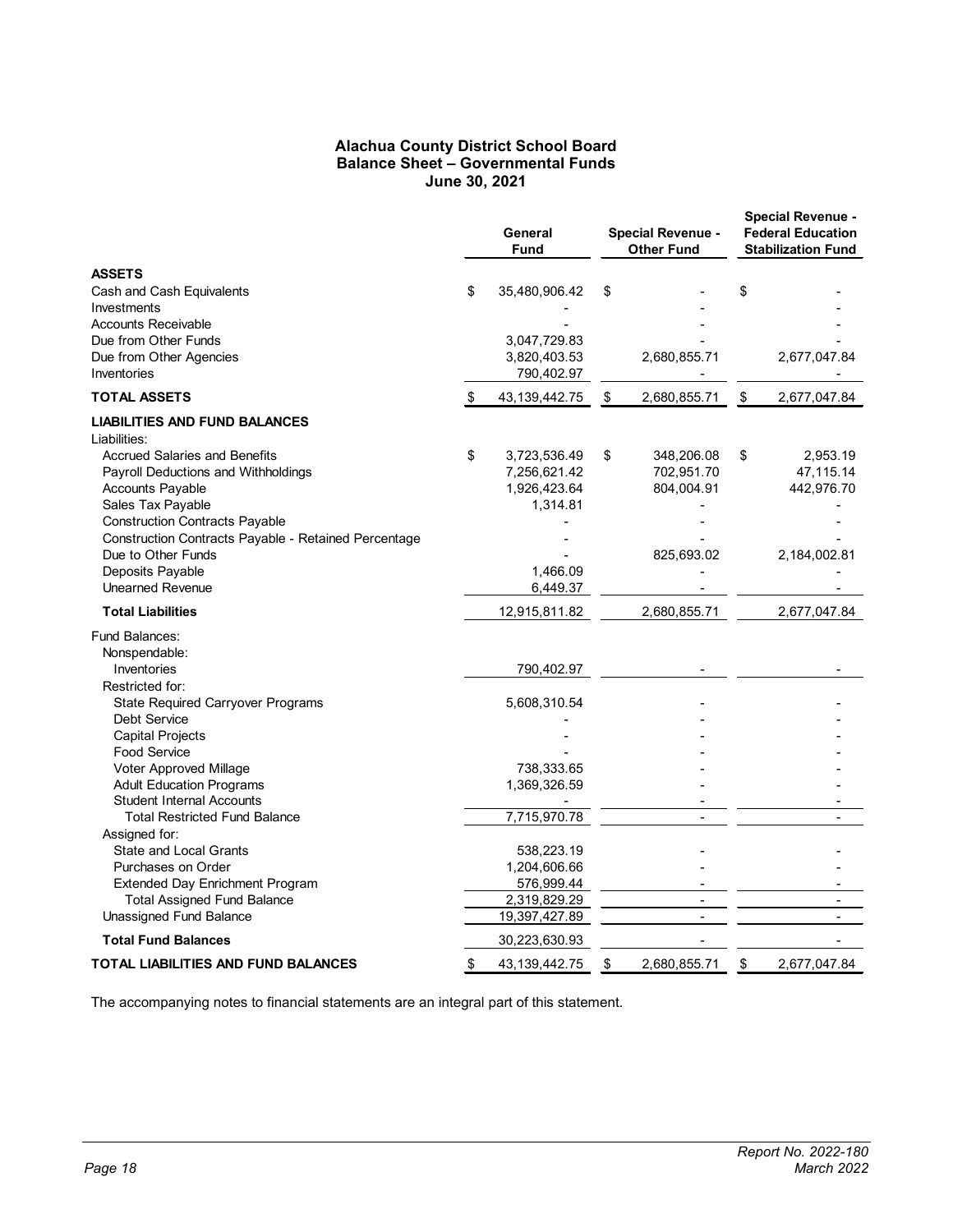# Alachua County District School Board
## Balance Sheet – Governmental Funds
### June 30, 2021

| | General Fund | Special Revenue - Other Fund | Special Revenue - Federal Education Stabilization Fund |
|---|---|---|---|
| **ASSETS** | | | |
| Cash and Cash Equivalents | $ 35,480,906.42 | $ - | $ - |
| Investments | - | - | - |
| Accounts Receivable | - | - | - |
| Due from Other Funds | 3,047,729.83 | - | - |
| Due from Other Agencies | 3,820,403.53 | 2,680,855.71 | 2,677,047.84 |
| Inventories | 790,402.97 | - | - |
| **TOTAL ASSETS** | $ 43,139,442.75 | $ 2,680,855.71 | $ 2,677,047.84 |
| **LIABILITIES AND FUND BALANCES** | | | |
| Liabilities: | | | |
| Accrued Salaries and Benefits | $ 3,723,536.49 | $ 348,206.08 | $ 2,953.19 |
| Payroll Deductions and Withholdings | 7,256,621.42 | 702,951.70 | 47,115.14 |
| Accounts Payable | 1,926,423.64 | 804,004.91 | 442,976.70 |
| Sales Tax Payable | 1,314.81 | - | - |
| Construction Contracts Payable | - | - | - |
| Construction Contracts Payable - Retained Percentage | - | - | - |
| Due to Other Funds | - | 825,693.02 | 2,184,002.81 |
| Deposits Payable | 1,466.09 | - | - |
| Unearned Revenue | 6,449.37 | - | - |
| **Total Liabilities** | 12,915,811.82 | 2,680,855.71 | 2,677,047.84 |
| Fund Balances: | | | |
| Nonspendable: | | | |
| Inventories | 790,402.97 | - | - |
| Restricted for: | | | |
| State Required Carryover Programs | 5,608,310.54 | - | - |
| Debt Service | - | - | - |
| Capital Projects | - | - | - |
| Food Service | - | - | - |
| Voter Approved Millage | 738,333.65 | - | - |
| Adult Education Programs | 1,369,326.59 | - | - |
| Student Internal Accounts | - | - | - |
| Total Restricted Fund Balance | 7,715,970.78 | - | - |
| Assigned for: | | | |
| State and Local Grants | 538,223.19 | - | - |
| Purchases on Order | 1,204,606.66 | - | - |
| Extended Day Enrichment Program | 576,999.44 | - | - |
| Total Assigned Fund Balance | 2,319,829.29 | - | - |
| Unassigned Fund Balance | 19,397,427.89 | - | - |
| **Total Fund Balances** | 30,223,630.93 | - | - |
| **TOTAL LIABILITIES AND FUND BALANCES** | $ 43,139,442.75 | $ 2,680,855.71 | $ 2,677,047.84 |

The accompanying notes to financial statements are an integral part of this statement.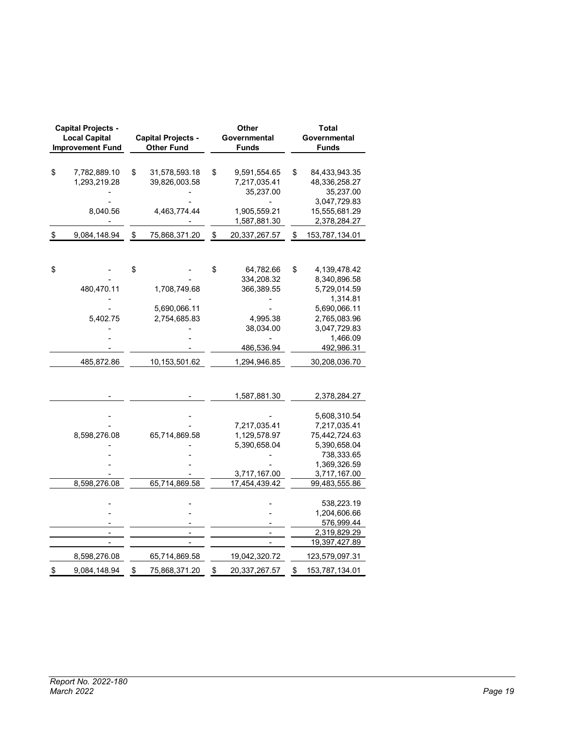| Capital Projects - Local Capital Improvement Fund | Capital Projects - Other Fund | Other Governmental Funds | Total Governmental Funds |
|---|---|---|---|
| $ 7,782,889.10 | $ 31,578,593.18 | $ 9,591,554.65 | $ 84,433,943.35 |
| 1,293,219.28 | 39,826,003.58 | 7,217,035.41 | 48,336,258.27 |
| - | - | 35,237.00 | 35,237.00 |
| - | - | - | 3,047,729.83 |
| 8,040.56 | 4,463,774.44 | 1,905,559.21 | 15,555,681.29 |
| - | - | 1,587,881.30 | 2,378,284.27 |
| $ 9,084,148.94 | $ 75,868,371.20 | $ 20,337,267.57 | $ 153,787,134.01 |
| | | | |
| $ - | $ - | $ 64,782.66 | $ 4,139,478.42 |
| - | - | 334,208.32 | 8,340,896.58 |
| 480,470.11 | 1,708,749.68 | 366,389.55 | 5,729,014.59 |
| - | - | - | 1,314.81 |
| - | 5,690,066.11 | - | 5,690,066.11 |
| 5,402.75 | 2,754,685.83 | 4,995.38 | 2,765,083.96 |
| - | - | 38,034.00 | 3,047,729.83 |
| - | - | - | 1,466.09 |
| - | - | 486,536.94 | 492,986.31 |
| 485,872.86 | 10,153,501.62 | 1,294,946.85 | 30,208,036.70 |
| | | | |
| - | - | 1,587,881.30 | 2,378,284.27 |
| | | | |
| - | - | - | 5,608,310.54 |
| - | - | 7,217,035.41 | 7,217,035.41 |
| 8,598,276.08 | 65,714,869.58 | 1,129,578.97 | 75,442,724.63 |
| - | - | 5,390,658.04 | 5,390,658.04 |
| - | - | - | 738,333.65 |
| - | - | - | 1,369,326.59 |
| - | - | 3,717,167.00 | 3,717,167.00 |
| 8,598,276.08 | 65,714,869.58 | 17,454,439.42 | 99,483,555.86 |
| | | | |
| - | - | - | 538,223.19 |
| - | - | - | 1,204,606.66 |
| - | - | - | 576,999.44 |
| - | - | - | 2,319,829.29 |
| - | - | - | 19,397,427.89 |
| 8,598,276.08 | 65,714,869.58 | 19,042,320.72 | 123,579,097.31 |
| $ 9,084,148.94 | $ 75,868,371.20 | $ 20,337,267.57 | $ 153,787,134.01 |

*Report No. 2022-180*
*March 2022*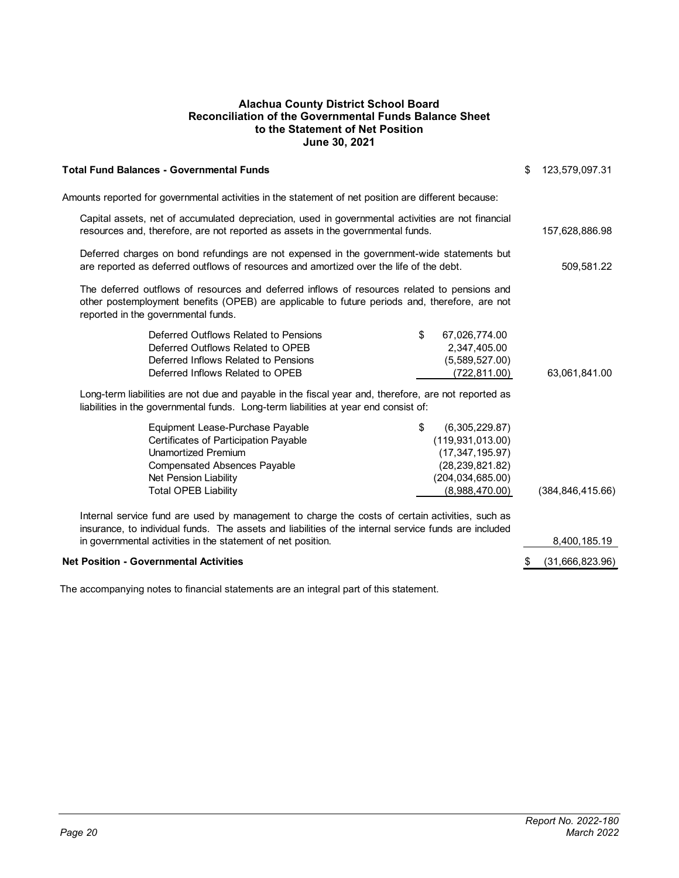## Alachua County District School Board
## Reconciliation of the Governmental Funds Balance Sheet to the Statement of Net Position
## June 30, 2021

| | | |
|---|---|---|
| **Total Fund Balances - Governmental Funds** | | $ 123,579,097.31 |
| Amounts reported for governmental activities in the statement of net position are different because: | | |
| Capital assets, net of accumulated depreciation, used in governmental activities are not financial resources and, therefore, are not reported as assets in the governmental funds. | | 157,628,886.98 |
| Deferred charges on bond refundings are not expensed in the government-wide statements but are reported as deferred outflows of resources and amortized over the life of the debt. | | 509,581.22 |
| The deferred outflows of resources and deferred inflows of resources related to pensions and other postemployment benefits (OPEB) are applicable to future periods and, therefore, are not reported in the governmental funds. | | |
| Deferred Outflows Related to Pensions | $ 67,026,774.00 | |
| Deferred Outflows Related to OPEB | 2,347,405.00 | |
| Deferred Inflows Related to Pensions | (5,589,527.00) | |
| Deferred Inflows Related to OPEB | (722,811.00) | 63,061,841.00 |
| Long-term liabilities are not due and payable in the fiscal year and, therefore, are not reported as liabilities in the governmental funds. Long-term liabilities at year end consist of: | | |
| Equipment Lease-Purchase Payable | $ (6,305,229.87) | |
| Certificates of Participation Payable | (119,931,013.00) | |
| Unamortized Premium | (17,347,195.97) | |
| Compensated Absences Payable | (28,239,821.82) | |
| Net Pension Liability | (204,034,685.00) | |
| Total OPEB Liability | (8,988,470.00) | (384,846,415.66) |
| Internal service fund are used by management to charge the costs of certain activities, such as insurance, to individual funds. The assets and liabilities of the internal service funds are included in governmental activities in the statement of net position. | | 8,400,185.19 |
| **Net Position - Governmental Activities** | | $ (31,666,823.96) |

The accompanying notes to financial statements are an integral part of this statement.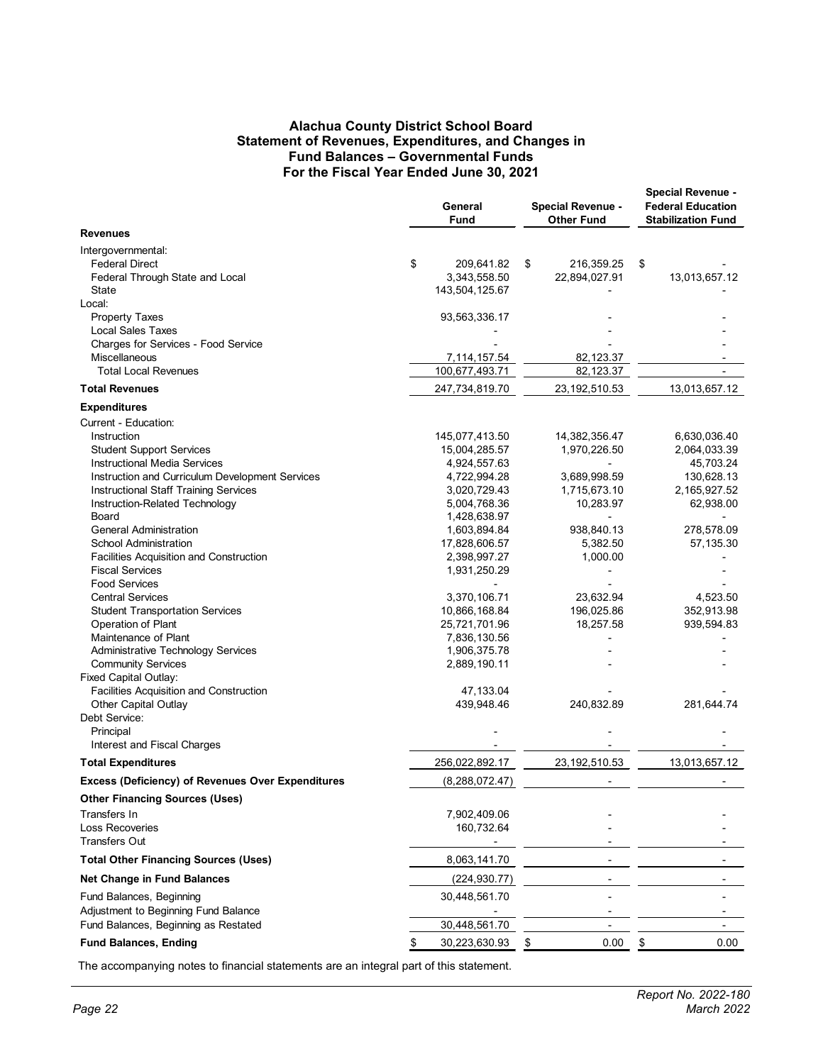# Alachua County District School Board
## Statement of Revenues, Expenditures, and Changes in Fund Balances – Governmental Funds
## For the Fiscal Year Ended June 30, 2021

| | General Fund | Special Revenue - Other Fund | Special Revenue - Federal Education Stabilization Fund |
|---|---|---|---|
| **Revenues** | | | |
| Intergovernmental: | | | |
| Federal Direct | $ 209,641.82 | $ 216,359.25 | $ - |
| Federal Through State and Local | 3,343,558.50 | 22,894,027.91 | 13,013,657.12 |
| State | 143,504,125.67 | - | - |
| Local: | | | |
| Property Taxes | 93,563,336.17 | - | - |
| Local Sales Taxes | - | - | - |
| Charges for Services - Food Service | - | - | - |
| Miscellaneous | 7,114,157.54 | 82,123.37 | - |
| Total Local Revenues | 100,677,493.71 | 82,123.37 | - |
| **Total Revenues** | 247,734,819.70 | 23,192,510.53 | 13,013,657.12 |
| **Expenditures** | | | |
| Current - Education: | | | |
| Instruction | 145,077,413.50 | 14,382,356.47 | 6,630,036.40 |
| Student Support Services | 15,004,285.57 | 1,970,226.50 | 2,064,033.39 |
| Instructional Media Services | 4,924,557.63 | - | 45,703.24 |
| Instruction and Curriculum Development Services | 4,722,994.28 | 3,689,998.59 | 130,628.13 |
| Instructional Staff Training Services | 3,020,729.43 | 1,715,673.10 | 2,165,927.52 |
| Instruction-Related Technology | 5,004,768.36 | 10,283.97 | 62,938.00 |
| Board | 1,428,638.97 | - | - |
| General Administration | 1,603,894.84 | 938,840.13 | 278,578.09 |
| School Administration | 17,828,606.57 | 5,382.50 | 57,135.30 |
| Facilities Acquisition and Construction | 2,398,997.27 | 1,000.00 | - |
| Fiscal Services | 1,931,250.29 | - | - |
| Food Services | - | - | - |
| Central Services | 3,370,106.71 | 23,632.94 | 4,523.50 |
| Student Transportation Services | 10,866,168.84 | 196,025.86 | 352,913.98 |
| Operation of Plant | 25,721,701.96 | 18,257.58 | 939,594.83 |
| Maintenance of Plant | 7,836,130.56 | - | - |
| Administrative Technology Services | 1,906,375.78 | - | - |
| Community Services | 2,889,190.11 | - | - |
| Fixed Capital Outlay: | | | |
| Facilities Acquisition and Construction | 47,133.04 | - | - |
| Other Capital Outlay | 439,948.46 | 240,832.89 | 281,644.74 |
| Debt Service: | | | |
| Principal | - | - | - |
| Interest and Fiscal Charges | - | - | - |
| **Total Expenditures** | 256,022,892.17 | 23,192,510.53 | 13,013,657.12 |
| **Excess (Deficiency) of Revenues Over Expenditures** | (8,288,072.47) | - | - |
| **Other Financing Sources (Uses)** | | | |
| Transfers In | 7,902,409.06 | - | - |
| Loss Recoveries | 160,732.64 | - | - |
| Transfers Out | - | - | - |
| **Total Other Financing Sources (Uses)** | 8,063,141.70 | - | - |
| **Net Change in Fund Balances** | (224,930.77) | - | - |
| Fund Balances, Beginning | 30,448,561.70 | - | - |
| Adjustment to Beginning Fund Balance | - | - | - |
| Fund Balances, Beginning as Restated | 30,448,561.70 | - | - |
| **Fund Balances, Ending** | $ 30,223,630.93 | $ 0.00 | $ 0.00 |

The accompanying notes to financial statements are an integral part of this statement.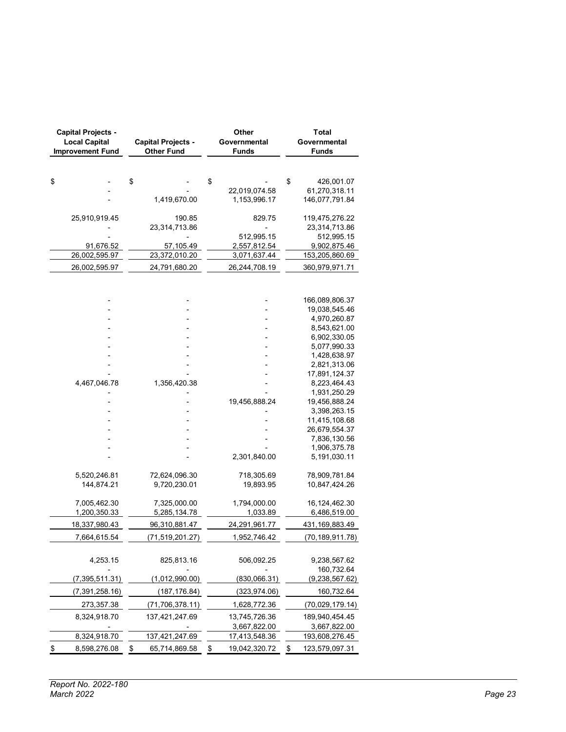| Capital Projects - Local Capital Improvement Fund | Capital Projects - Other Fund | Other Governmental Funds | Total Governmental Funds |
|---|---|---|---|
| $ - | $ - | $ - | $ 426,001.07 |
| - | - | 22,019,074.58 | 61,270,318.11 |
| - | 1,419,670.00 | 1,153,996.17 | 146,077,791.84 |
| 25,910,919.45 | 190.85 | 829.75 | 119,475,276.22 |
| - | 23,314,713.86 | - | 23,314,713.86 |
| - | - | 512,995.15 | 512,995.15 |
| 91,676.52 | 57,105.49 | 2,557,812.54 | 9,902,875.46 |
| 26,002,595.97 | 23,372,010.20 | 3,071,637.44 | 153,205,860.69 |
| 26,002,595.97 | 24,791,680.20 | 26,244,708.19 | 360,979,971.71 |
| | | | |
| - | - | - | 166,089,806.37 |
| - | - | - | 19,038,545.46 |
| - | - | - | 4,970,260.87 |
| - | - | - | 8,543,621.00 |
| - | - | - | 6,902,330.05 |
| - | - | - | 5,077,990.33 |
| - | - | - | 1,428,638.97 |
| - | - | - | 2,821,313.06 |
| - | - | - | 17,891,124.37 |
| 4,467,046.78 | 1,356,420.38 | - | 8,223,464.43 |
| - | - | - | 1,931,250.29 |
| - | - | 19,456,888.24 | 19,456,888.24 |
| - | - | - | 3,398,263.15 |
| - | - | - | 11,415,108.68 |
| - | - | - | 26,679,554.37 |
| - | - | - | 7,836,130.56 |
| - | - | - | 1,906,375.78 |
| - | - | 2,301,840.00 | 5,191,030.11 |
| 5,520,246.81 | 72,624,096.30 | 718,305.69 | 78,909,781.84 |
| 144,874.21 | 9,720,230.01 | 19,893.95 | 10,847,424.26 |
| 7,005,462.30 | 7,325,000.00 | 1,794,000.00 | 16,124,462.30 |
| 1,200,350.33 | 5,285,134.78 | 1,033.89 | 6,486,519.00 |
| 18,337,980.43 | 96,310,881.47 | 24,291,961.77 | 431,169,883.49 |
| 7,664,615.54 | (71,519,201.27) | 1,952,746.42 | (70,189,911.78) |
| | | | |
| 4,253.15 | 825,813.16 | 506,092.25 | 9,238,567.62 |
| - | - | - | 160,732.64 |
| (7,395,511.31) | (1,012,990.00) | (830,066.31) | (9,238,567.62) |
| (7,391,258.16) | (187,176.84) | (323,974.06) | 160,732.64 |
| 273,357.38 | (71,706,378.11) | 1,628,772.36 | (70,029,179.14) |
| 8,324,918.70 | 137,421,247.69 | 13,745,726.36 | 189,940,454.45 |
| - | - | 3,667,822.00 | 3,667,822.00 |
| 8,324,918.70 | 137,421,247.69 | 17,413,548.36 | 193,608,276.45 |
| $ 8,598,276.08 | $ 65,714,869.58 | $ 19,042,320.72 | $ 123,579,097.31 |

*Report No. 2022-180*
*March 2022*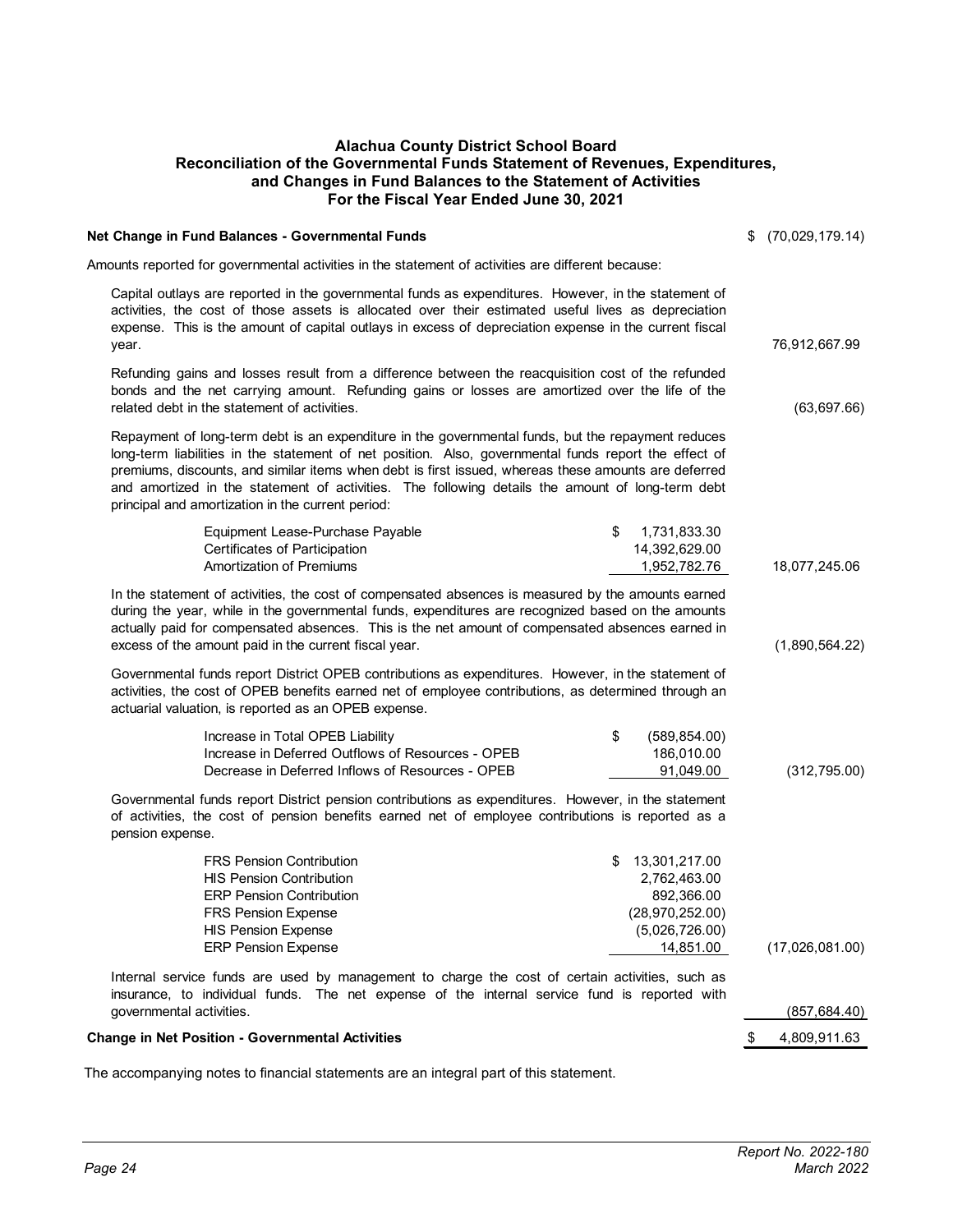# Alachua County District School Board
## Reconciliation of the Governmental Funds Statement of Revenues, Expenditures, and Changes in Fund Balances to the Statement of Activities
### For the Fiscal Year Ended June 30, 2021

| | | |
|---|---|---|
| **Net Change in Fund Balances - Governmental Funds** | | $ (70,029,179.14) |
| Amounts reported for governmental activities in the statement of activities are different because: | | |
| Capital outlays are reported in the governmental funds as expenditures. However, in the statement of activities, the cost of those assets is allocated over their estimated useful lives as depreciation expense. This is the amount of capital outlays in excess of depreciation expense in the current fiscal year. | | 76,912,667.99 |
| Refunding gains and losses result from a difference between the reacquisition cost of the refunded bonds and the net carrying amount. Refunding gains or losses are amortized over the life of the related debt in the statement of activities. | | (63,697.66) |
| Repayment of long-term debt is an expenditure in the governmental funds, but the repayment reduces long-term liabilities in the statement of net position. Also, governmental funds report the effect of premiums, discounts, and similar items when debt is first issued, whereas these amounts are deferred and amortized in the statement of activities. The following details the amount of long-term debt principal and amortization in the current period: | | |
| Equipment Lease-Purchase Payable | $ 1,731,833.30 | |
| Certificates of Participation | 14,392,629.00 | |
| Amortization of Premiums | 1,952,782.76 | 18,077,245.06 |
| In the statement of activities, the cost of compensated absences is measured by the amounts earned during the year, while in the governmental funds, expenditures are recognized based on the amounts actually paid for compensated absences. This is the net amount of compensated absences earned in excess of the amount paid in the current fiscal year. | | (1,890,564.22) |
| Governmental funds report District OPEB contributions as expenditures. However, in the statement of activities, the cost of OPEB benefits earned net of employee contributions, as determined through an actuarial valuation, is reported as an OPEB expense. | | |
| Increase in Total OPEB Liability | $ (589,854.00) | |
| Increase in Deferred Outflows of Resources - OPEB | 186,010.00 | |
| Decrease in Deferred Inflows of Resources - OPEB | 91,049.00 | (312,795.00) |
| Governmental funds report District pension contributions as expenditures. However, in the statement of activities, the cost of pension benefits earned net of employee contributions is reported as a pension expense. | | |
| FRS Pension Contribution | $ 13,301,217.00 | |
| HIS Pension Contribution | 2,762,463.00 | |
| ERP Pension Contribution | 892,366.00 | |
| FRS Pension Expense | (28,970,252.00) | |
| HIS Pension Expense | (5,026,726.00) | |
| ERP Pension Expense | 14,851.00 | (17,026,081.00) |
| Internal service funds are used by management to charge the cost of certain activities, such as insurance, to individual funds. The net expense of the internal service fund is reported with governmental activities. | | (857,684.40) |
| **Change in Net Position - Governmental Activities** | | $ 4,809,911.63 |

The accompanying notes to financial statements are an integral part of this statement.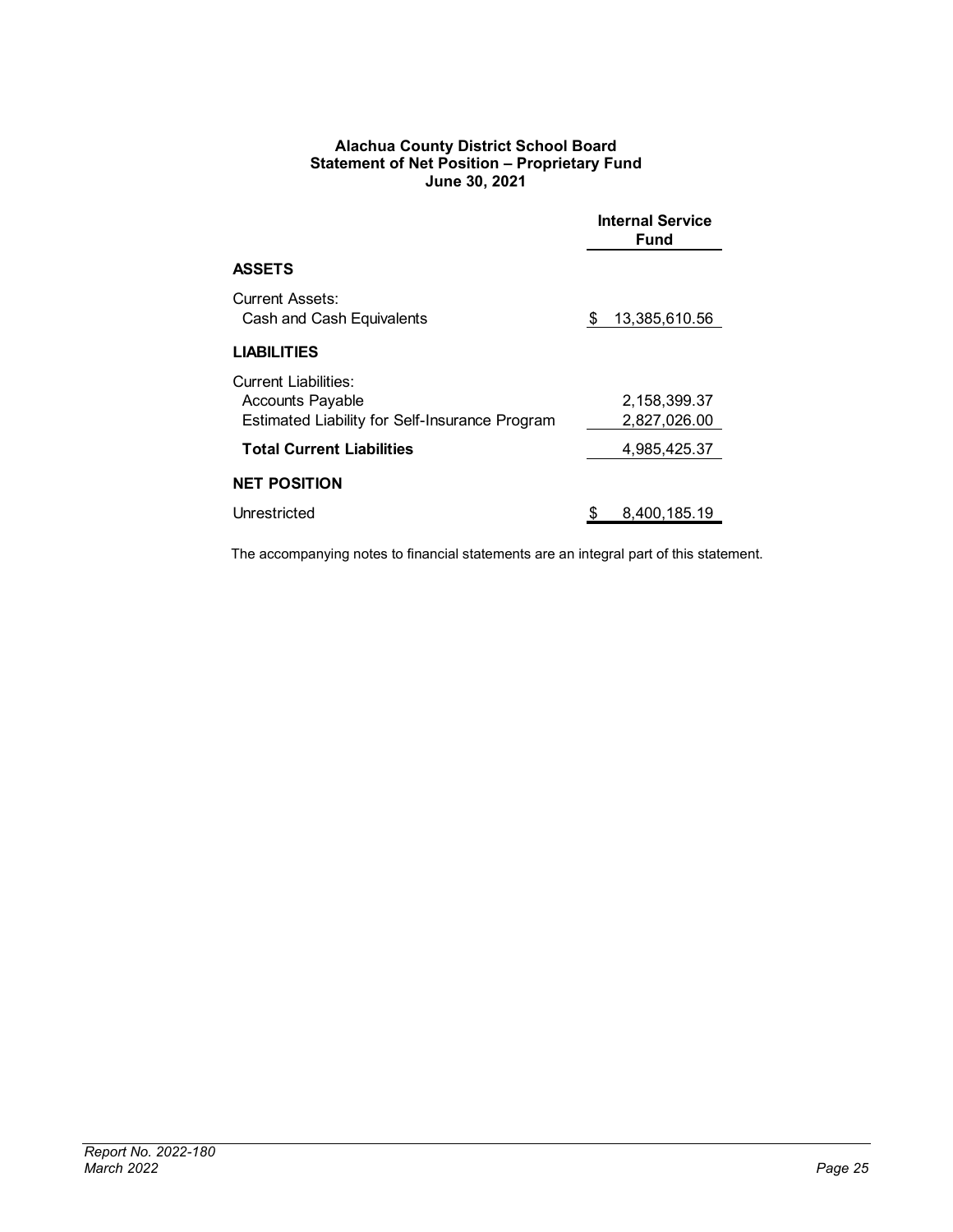**Alachua County District School Board**
**Statement of Net Position – Proprietary Fund**
**June 30, 2021**

| | Internal Service Fund |
|---|---|
| **ASSETS** | |
| Current Assets: | |
| Cash and Cash Equivalents | $ 13,385,610.56 |
| **LIABILITIES** | |
| Current Liabilities: | |
| Accounts Payable | 2,158,399.37 |
| Estimated Liability for Self-Insurance Program | 2,827,026.00 |
| **Total Current Liabilities** | 4,985,425.37 |
| **NET POSITION** | |
| Unrestricted | $ 8,400,185.19 |

The accompanying notes to financial statements are an integral part of this statement.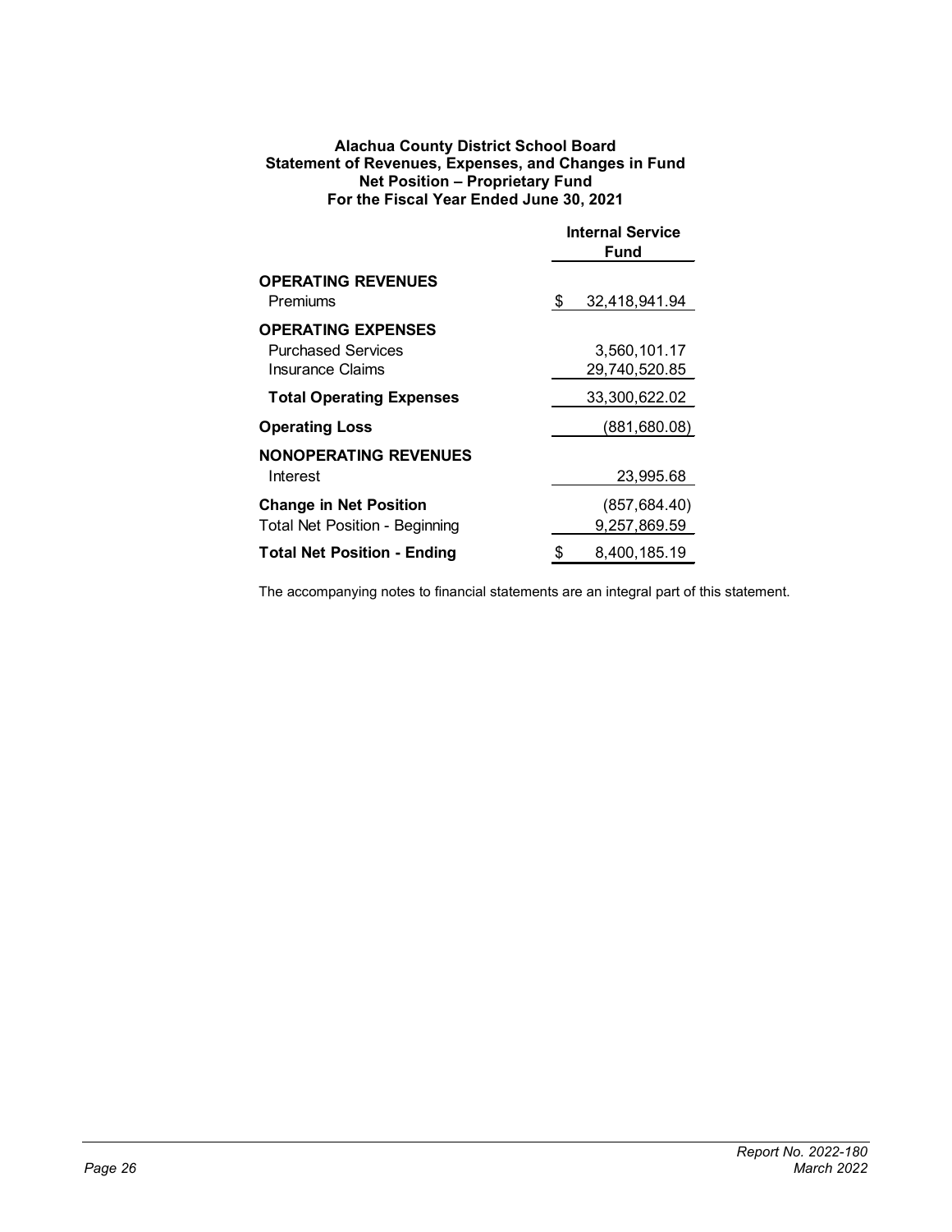**Alachua County District School Board**
**Statement of Revenues, Expenses, and Changes in Fund Net Position – Proprietary Fund**
**For the Fiscal Year Ended June 30, 2021**

| | Internal Service Fund |
|---|---|
| **OPERATING REVENUES** | |
| Premiums | $ 32,418,941.94 |
| **OPERATING EXPENSES** | |
| Purchased Services | 3,560,101.17 |
| Insurance Claims | 29,740,520.85 |
| **Total Operating Expenses** | 33,300,622.02 |
| **Operating Loss** | (881,680.08) |
| **NONOPERATING REVENUES** | |
| Interest | 23,995.68 |
| **Change in Net Position** | (857,684.40) |
| Total Net Position - Beginning | 9,257,869.59 |
| **Total Net Position - Ending** | $ 8,400,185.19 |

The accompanying notes to financial statements are an integral part of this statement.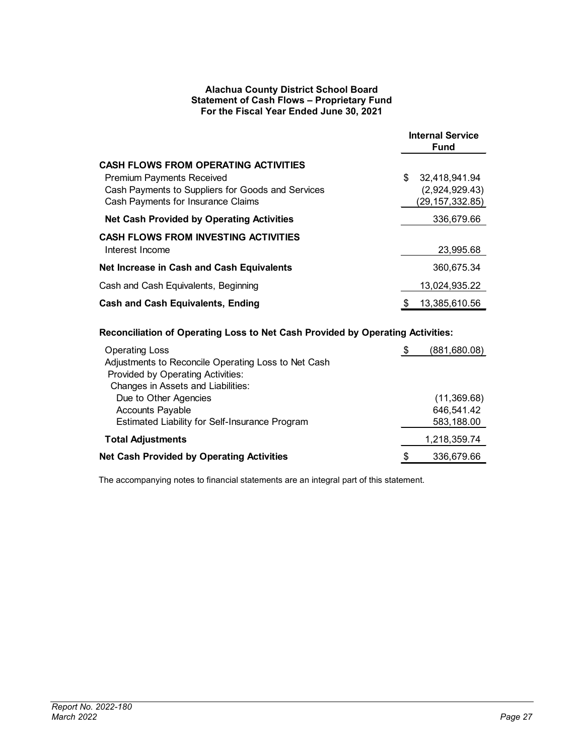**Alachua County District School Board**
**Statement of Cash Flows – Proprietary Fund**
**For the Fiscal Year Ended June 30, 2021**

| | Internal Service Fund |
|---|---|
| **CASH FLOWS FROM OPERATING ACTIVITIES** | |
| Premium Payments Received | $ 32,418,941.94 |
| Cash Payments to Suppliers for Goods and Services | (2,924,929.43) |
| Cash Payments for Insurance Claims | (29,157,332.85) |
| **Net Cash Provided by Operating Activities** | 336,679.66 |
| **CASH FLOWS FROM INVESTING ACTIVITIES** | |
| Interest Income | 23,995.68 |
| **Net Increase in Cash and Cash Equivalents** | 360,675.34 |
| Cash and Cash Equivalents, Beginning | 13,024,935.22 |
| **Cash and Cash Equivalents, Ending** | $ 13,385,610.56 |

**Reconciliation of Operating Loss to Net Cash Provided by Operating Activities:**

| | |
|---|---|
| Operating Loss | $ (881,680.08) |
| Adjustments to Reconcile Operating Loss to Net Cash Provided by Operating Activities: | |
| Changes in Assets and Liabilities: | |
| Due to Other Agencies | (11,369.68) |
| Accounts Payable | 646,541.42 |
| Estimated Liability for Self-Insurance Program | 583,188.00 |
| **Total Adjustments** | 1,218,359.74 |
| **Net Cash Provided by Operating Activities** | $ 336,679.66 |

The accompanying notes to financial statements are an integral part of this statement.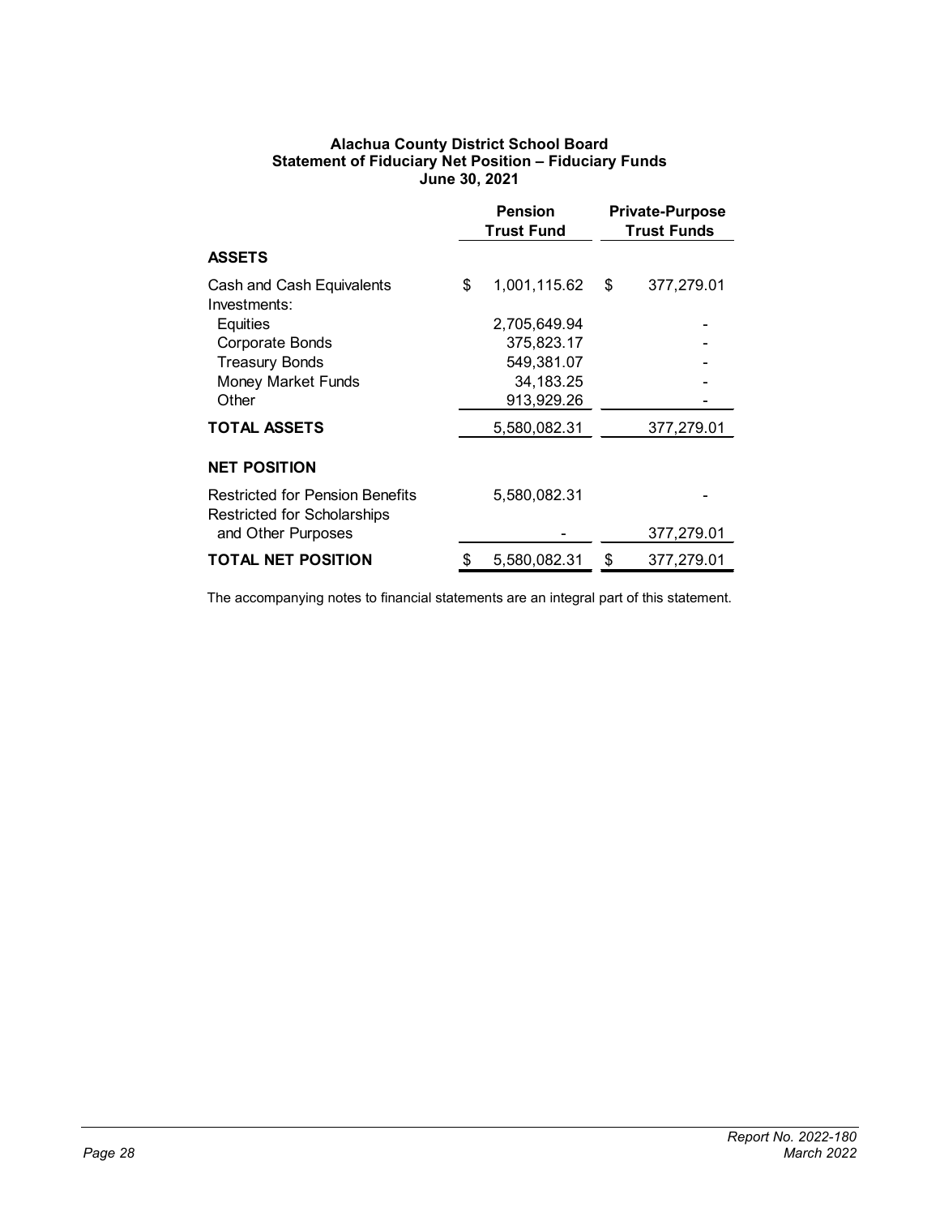**Alachua County District School Board**
**Statement of Fiduciary Net Position – Fiduciary Funds**
**June 30, 2021**

| | Pension Trust Fund | Private-Purpose Trust Funds |
|---|---|---|
| **ASSETS** | | |
| Cash and Cash Equivalents | $ 1,001,115.62 | $ 377,279.01 |
| Investments: | | |
| Equities | 2,705,649.94 | - |
| Corporate Bonds | 375,823.17 | - |
| Treasury Bonds | 549,381.07 | - |
| Money Market Funds | 34,183.25 | - |
| Other | 913,929.26 | - |
| **TOTAL ASSETS** | 5,580,082.31 | 377,279.01 |
| **NET POSITION** | | |
| Restricted for Pension Benefits | 5,580,082.31 | - |
| Restricted for Scholarships and Other Purposes | - | 377,279.01 |
| **TOTAL NET POSITION** | $ 5,580,082.31 | $ 377,279.01 |

The accompanying notes to financial statements are an integral part of this statement.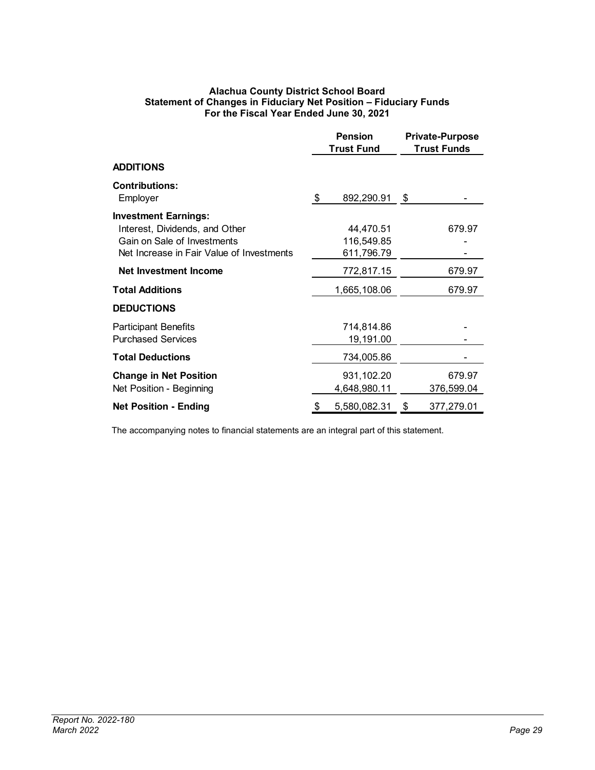**Alachua County District School Board**
**Statement of Changes in Fiduciary Net Position – Fiduciary Funds**
**For the Fiscal Year Ended June 30, 2021**

| | Pension Trust Fund | Private-Purpose Trust Funds |
|---|---|---|
| **ADDITIONS** | | |
| **Contributions:** | | |
| Employer | $ 892,290.91 | $ - |
| **Investment Earnings:** | | |
| Interest, Dividends, and Other | 44,470.51 | 679.97 |
| Gain on Sale of Investments | 116,549.85 | - |
| Net Increase in Fair Value of Investments | 611,796.79 | - |
| **Net Investment Income** | 772,817.15 | 679.97 |
| **Total Additions** | 1,665,108.06 | 679.97 |
| **DEDUCTIONS** | | |
| Participant Benefits | 714,814.86 | - |
| Purchased Services | 19,191.00 | - |
| **Total Deductions** | 734,005.86 | - |
| **Change in Net Position** | 931,102.20 | 679.97 |
| Net Position - Beginning | 4,648,980.11 | 376,599.04 |
| **Net Position - Ending** | $ 5,580,082.31 | $ 377,279.01 |

The accompanying notes to financial statements are an integral part of this statement.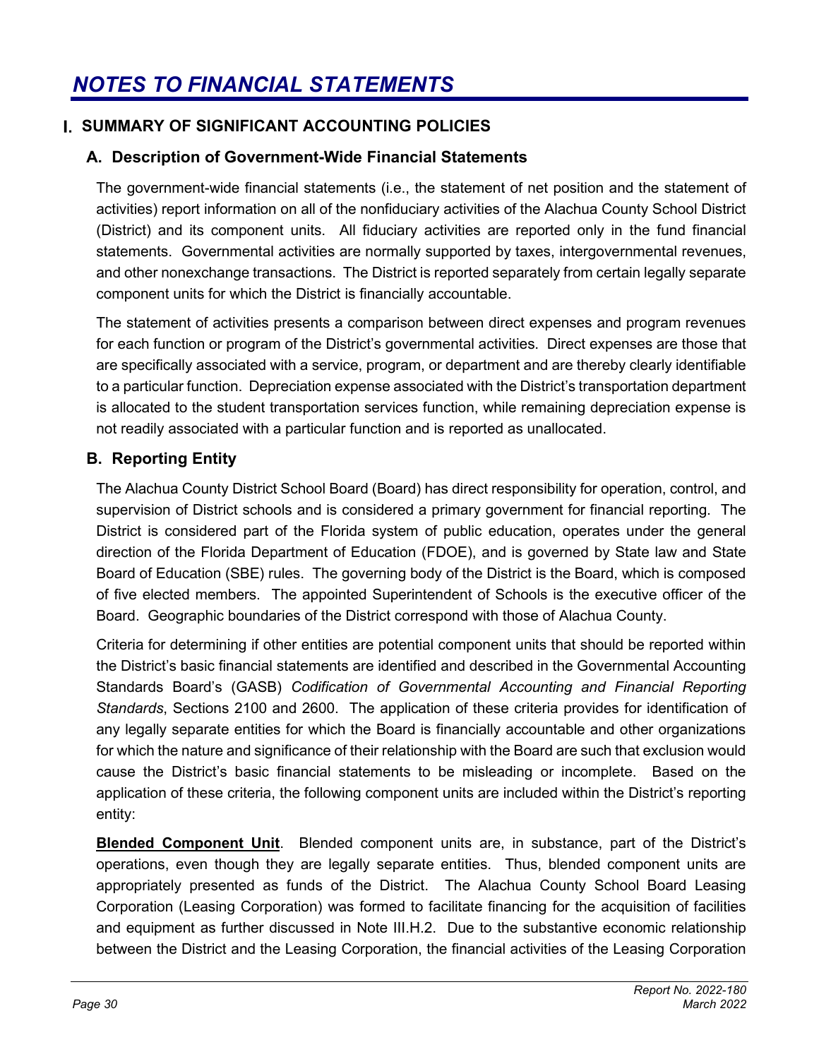# NOTES TO FINANCIAL STATEMENTS

## I. SUMMARY OF SIGNIFICANT ACCOUNTING POLICIES

### A. Description of Government-Wide Financial Statements

The government-wide financial statements (i.e., the statement of net position and the statement of activities) report information on all of the nonfiduciary activities of the Alachua County School District (District) and its component units. All fiduciary activities are reported only in the fund financial statements. Governmental activities are normally supported by taxes, intergovernmental revenues, and other nonexchange transactions. The District is reported separately from certain legally separate component units for which the District is financially accountable.

The statement of activities presents a comparison between direct expenses and program revenues for each function or program of the District's governmental activities. Direct expenses are those that are specifically associated with a service, program, or department and are thereby clearly identifiable to a particular function. Depreciation expense associated with the District's transportation department is allocated to the student transportation services function, while remaining depreciation expense is not readily associated with a particular function and is reported as unallocated.

### B. Reporting Entity

The Alachua County District School Board (Board) has direct responsibility for operation, control, and supervision of District schools and is considered a primary government for financial reporting. The District is considered part of the Florida system of public education, operates under the general direction of the Florida Department of Education (FDOE), and is governed by State law and State Board of Education (SBE) rules. The governing body of the District is the Board, which is composed of five elected members. The appointed Superintendent of Schools is the executive officer of the Board. Geographic boundaries of the District correspond with those of Alachua County.

Criteria for determining if other entities are potential component units that should be reported within the District's basic financial statements are identified and described in the Governmental Accounting Standards Board's (GASB) *Codification of Governmental Accounting and Financial Reporting Standards*, Sections 2100 and 2600. The application of these criteria provides for identification of any legally separate entities for which the Board is financially accountable and other organizations for which the nature and significance of their relationship with the Board are such that exclusion would cause the District's basic financial statements to be misleading or incomplete. Based on the application of these criteria, the following component units are included within the District's reporting entity:

**Blended Component Unit**. Blended component units are, in substance, part of the District's operations, even though they are legally separate entities. Thus, blended component units are appropriately presented as funds of the District. The Alachua County School Board Leasing Corporation (Leasing Corporation) was formed to facilitate financing for the acquisition of facilities and equipment as further discussed in Note III.H.2. Due to the substantive economic relationship between the District and the Leasing Corporation, the financial activities of the Leasing Corporation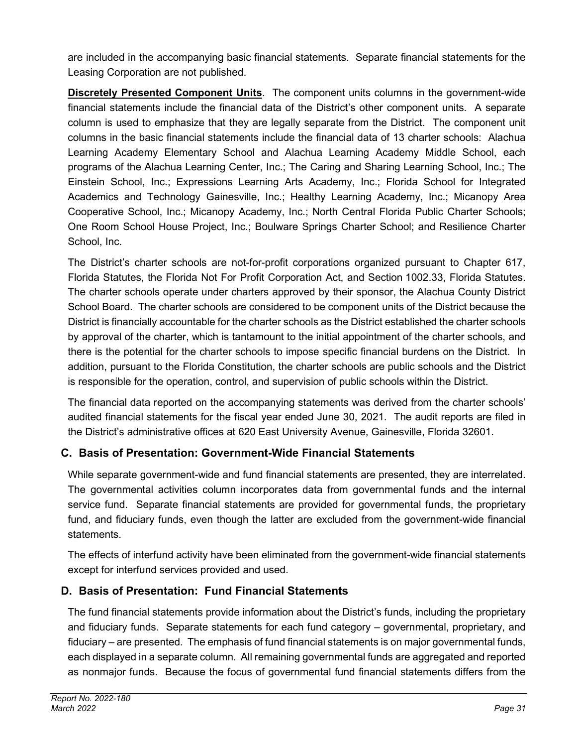are included in the accompanying basic financial statements. Separate financial statements for the Leasing Corporation are not published.

**Discretely Presented Component Units**. The component units columns in the government-wide financial statements include the financial data of the District's other component units. A separate column is used to emphasize that they are legally separate from the District. The component unit columns in the basic financial statements include the financial data of 13 charter schools: Alachua Learning Academy Elementary School and Alachua Learning Academy Middle School, each programs of the Alachua Learning Center, Inc.; The Caring and Sharing Learning School, Inc.; The Einstein School, Inc.; Expressions Learning Arts Academy, Inc.; Florida School for Integrated Academics and Technology Gainesville, Inc.; Healthy Learning Academy, Inc.; Micanopy Area Cooperative School, Inc.; Micanopy Academy, Inc.; North Central Florida Public Charter Schools; One Room School House Project, Inc.; Boulware Springs Charter School; and Resilience Charter School, Inc.

The District's charter schools are not-for-profit corporations organized pursuant to Chapter 617, Florida Statutes, the Florida Not For Profit Corporation Act, and Section 1002.33, Florida Statutes. The charter schools operate under charters approved by their sponsor, the Alachua County District School Board. The charter schools are considered to be component units of the District because the District is financially accountable for the charter schools as the District established the charter schools by approval of the charter, which is tantamount to the initial appointment of the charter schools, and there is the potential for the charter schools to impose specific financial burdens on the District. In addition, pursuant to the Florida Constitution, the charter schools are public schools and the District is responsible for the operation, control, and supervision of public schools within the District.

The financial data reported on the accompanying statements was derived from the charter schools' audited financial statements for the fiscal year ended June 30, 2021. The audit reports are filed in the District's administrative offices at 620 East University Avenue, Gainesville, Florida 32601.

## C. Basis of Presentation: Government-Wide Financial Statements

While separate government-wide and fund financial statements are presented, they are interrelated. The governmental activities column incorporates data from governmental funds and the internal service fund. Separate financial statements are provided for governmental funds, the proprietary fund, and fiduciary funds, even though the latter are excluded from the government-wide financial statements.

The effects of interfund activity have been eliminated from the government-wide financial statements except for interfund services provided and used.

## D. Basis of Presentation: Fund Financial Statements

The fund financial statements provide information about the District's funds, including the proprietary and fiduciary funds. Separate statements for each fund category – governmental, proprietary, and fiduciary – are presented. The emphasis of fund financial statements is on major governmental funds, each displayed in a separate column. All remaining governmental funds are aggregated and reported as nonmajor funds. Because the focus of governmental fund financial statements differs from the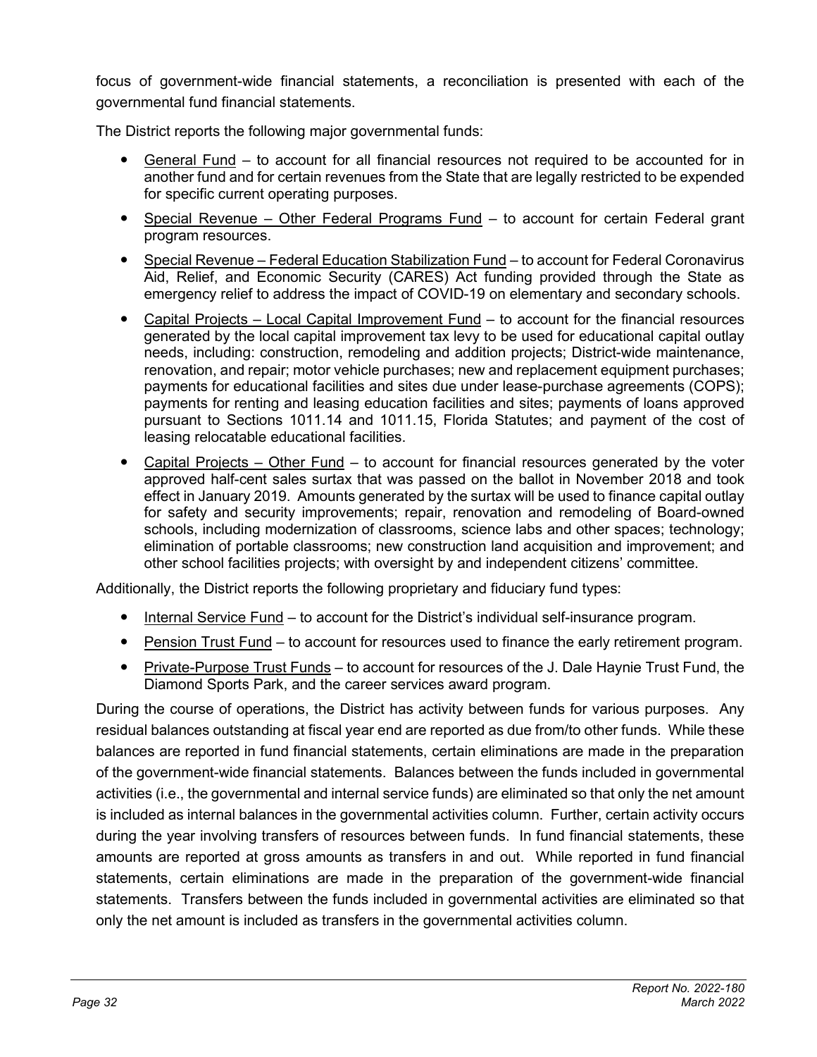focus of government-wide financial statements, a reconciliation is presented with each of the governmental fund financial statements.

The District reports the following major governmental funds:

- General Fund – to account for all financial resources not required to be accounted for in another fund and for certain revenues from the State that are legally restricted to be expended for specific current operating purposes.
- Special Revenue – Other Federal Programs Fund – to account for certain Federal grant program resources.
- Special Revenue – Federal Education Stabilization Fund – to account for Federal Coronavirus Aid, Relief, and Economic Security (CARES) Act funding provided through the State as emergency relief to address the impact of COVID-19 on elementary and secondary schools.
- Capital Projects – Local Capital Improvement Fund – to account for the financial resources generated by the local capital improvement tax levy to be used for educational capital outlay needs, including: construction, remodeling and addition projects; District-wide maintenance, renovation, and repair; motor vehicle purchases; new and replacement equipment purchases; payments for educational facilities and sites due under lease-purchase agreements (COPS); payments for renting and leasing education facilities and sites; payments of loans approved pursuant to Sections 1011.14 and 1011.15, Florida Statutes; and payment of the cost of leasing relocatable educational facilities.
- Capital Projects – Other Fund – to account for financial resources generated by the voter approved half-cent sales surtax that was passed on the ballot in November 2018 and took effect in January 2019. Amounts generated by the surtax will be used to finance capital outlay for safety and security improvements; repair, renovation and remodeling of Board-owned schools, including modernization of classrooms, science labs and other spaces; technology; elimination of portable classrooms; new construction land acquisition and improvement; and other school facilities projects; with oversight by and independent citizens' committee.

Additionally, the District reports the following proprietary and fiduciary fund types:

- Internal Service Fund – to account for the District's individual self-insurance program.
- Pension Trust Fund – to account for resources used to finance the early retirement program.
- Private-Purpose Trust Funds – to account for resources of the J. Dale Haynie Trust Fund, the Diamond Sports Park, and the career services award program.

During the course of operations, the District has activity between funds for various purposes. Any residual balances outstanding at fiscal year end are reported as due from/to other funds. While these balances are reported in fund financial statements, certain eliminations are made in the preparation of the government-wide financial statements. Balances between the funds included in governmental activities (i.e., the governmental and internal service funds) are eliminated so that only the net amount is included as internal balances in the governmental activities column. Further, certain activity occurs during the year involving transfers of resources between funds. In fund financial statements, these amounts are reported at gross amounts as transfers in and out. While reported in fund financial statements, certain eliminations are made in the preparation of the government-wide financial statements. Transfers between the funds included in governmental activities are eliminated so that only the net amount is included as transfers in the governmental activities column.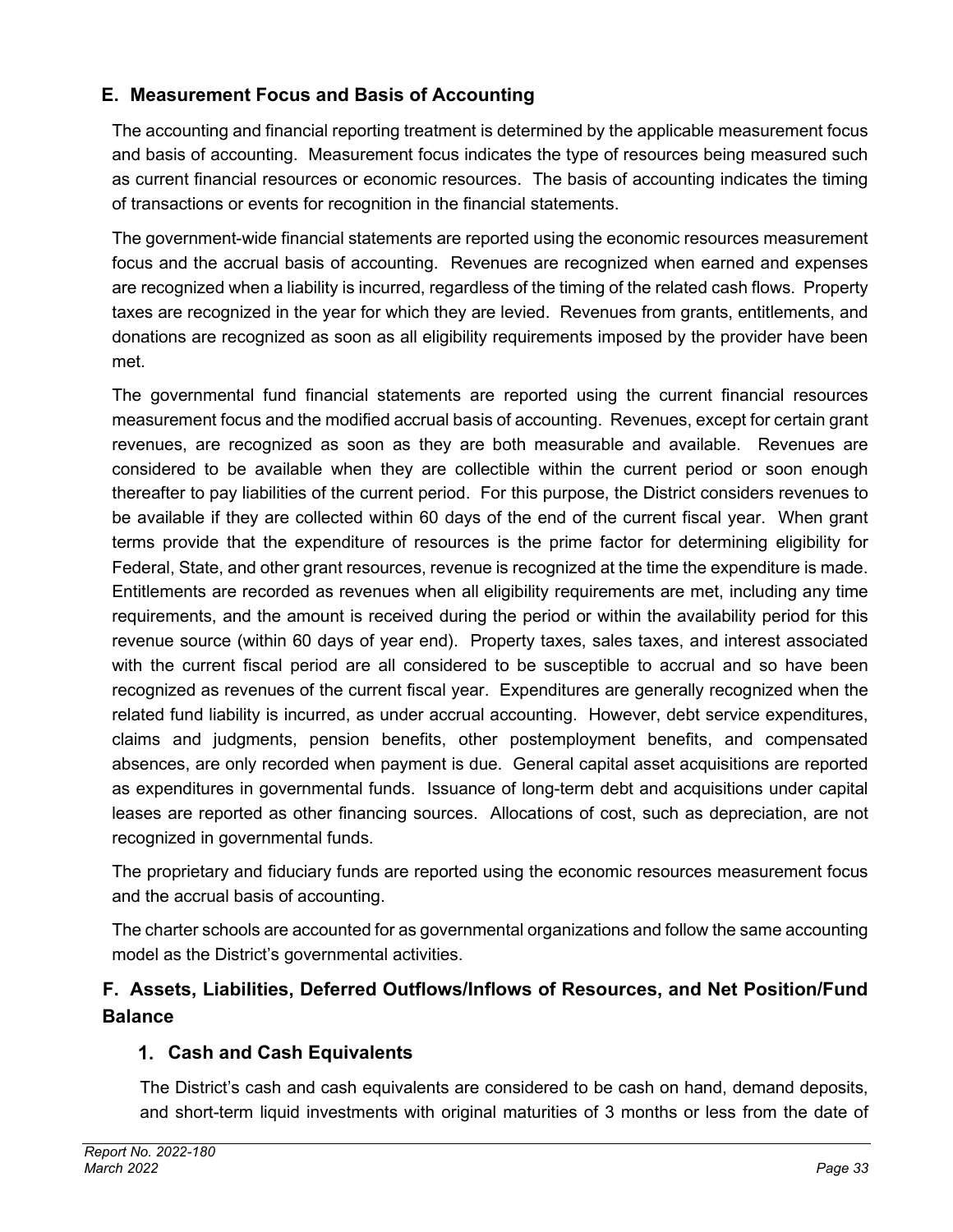## E. Measurement Focus and Basis of Accounting

The accounting and financial reporting treatment is determined by the applicable measurement focus and basis of accounting. Measurement focus indicates the type of resources being measured such as current financial resources or economic resources. The basis of accounting indicates the timing of transactions or events for recognition in the financial statements.

The government-wide financial statements are reported using the economic resources measurement focus and the accrual basis of accounting. Revenues are recognized when earned and expenses are recognized when a liability is incurred, regardless of the timing of the related cash flows. Property taxes are recognized in the year for which they are levied. Revenues from grants, entitlements, and donations are recognized as soon as all eligibility requirements imposed by the provider have been met.

The governmental fund financial statements are reported using the current financial resources measurement focus and the modified accrual basis of accounting. Revenues, except for certain grant revenues, are recognized as soon as they are both measurable and available. Revenues are considered to be available when they are collectible within the current period or soon enough thereafter to pay liabilities of the current period. For this purpose, the District considers revenues to be available if they are collected within 60 days of the end of the current fiscal year. When grant terms provide that the expenditure of resources is the prime factor for determining eligibility for Federal, State, and other grant resources, revenue is recognized at the time the expenditure is made. Entitlements are recorded as revenues when all eligibility requirements are met, including any time requirements, and the amount is received during the period or within the availability period for this revenue source (within 60 days of year end). Property taxes, sales taxes, and interest associated with the current fiscal period are all considered to be susceptible to accrual and so have been recognized as revenues of the current fiscal year. Expenditures are generally recognized when the related fund liability is incurred, as under accrual accounting. However, debt service expenditures, claims and judgments, pension benefits, other postemployment benefits, and compensated absences, are only recorded when payment is due. General capital asset acquisitions are reported as expenditures in governmental funds. Issuance of long-term debt and acquisitions under capital leases are reported as other financing sources. Allocations of cost, such as depreciation, are not recognized in governmental funds.

The proprietary and fiduciary funds are reported using the economic resources measurement focus and the accrual basis of accounting.

The charter schools are accounted for as governmental organizations and follow the same accounting model as the District's governmental activities.

## F. Assets, Liabilities, Deferred Outflows/Inflows of Resources, and Net Position/Fund Balance

### 1. Cash and Cash Equivalents

The District's cash and cash equivalents are considered to be cash on hand, demand deposits, and short-term liquid investments with original maturities of 3 months or less from the date of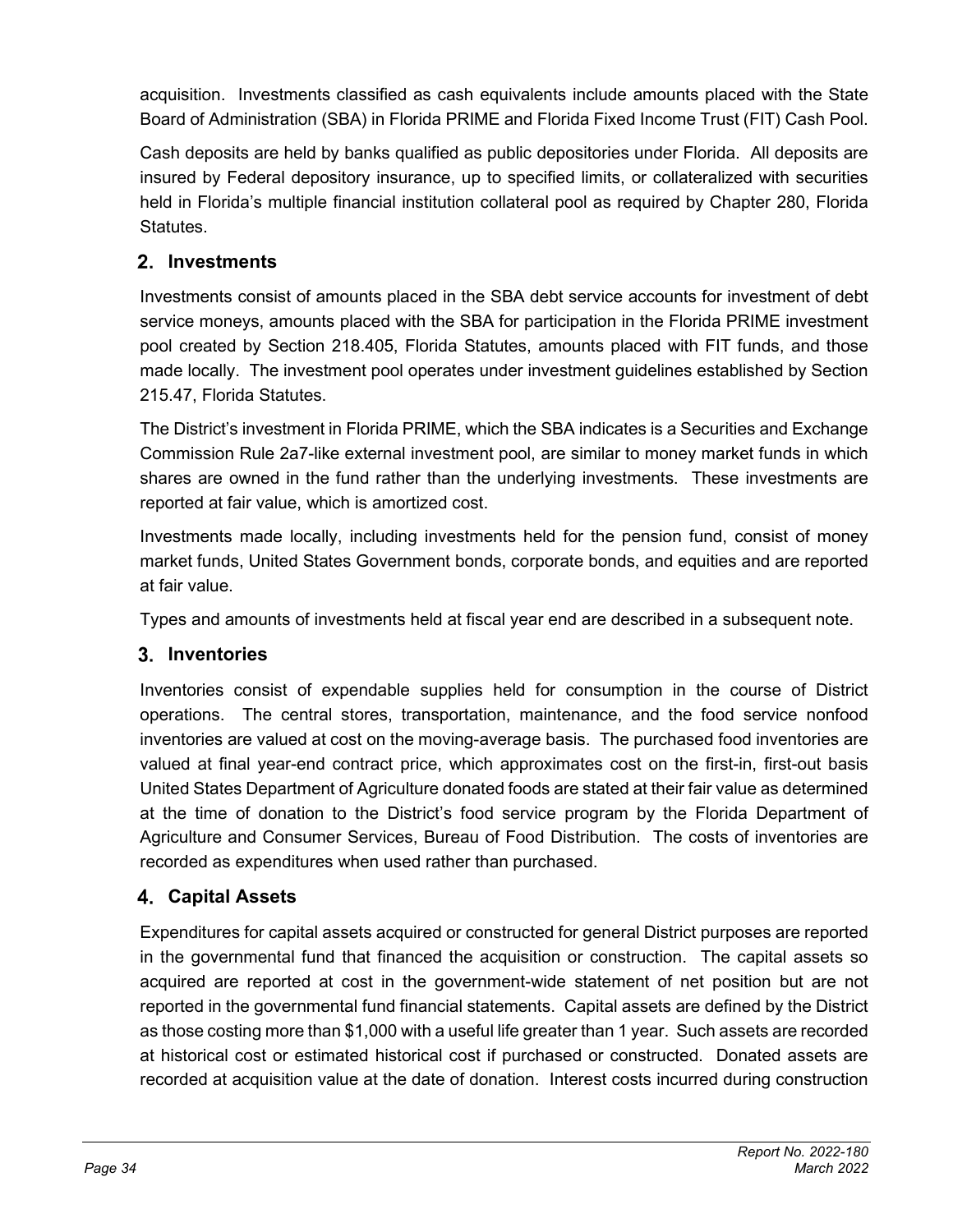acquisition. Investments classified as cash equivalents include amounts placed with the State Board of Administration (SBA) in Florida PRIME and Florida Fixed Income Trust (FIT) Cash Pool.

Cash deposits are held by banks qualified as public depositories under Florida. All deposits are insured by Federal depository insurance, up to specified limits, or collateralized with securities held in Florida's multiple financial institution collateral pool as required by Chapter 280, Florida Statutes.

## 2. Investments

Investments consist of amounts placed in the SBA debt service accounts for investment of debt service moneys, amounts placed with the SBA for participation in the Florida PRIME investment pool created by Section 218.405, Florida Statutes, amounts placed with FIT funds, and those made locally. The investment pool operates under investment guidelines established by Section 215.47, Florida Statutes.

The District's investment in Florida PRIME, which the SBA indicates is a Securities and Exchange Commission Rule 2a7-like external investment pool, are similar to money market funds in which shares are owned in the fund rather than the underlying investments. These investments are reported at fair value, which is amortized cost.

Investments made locally, including investments held for the pension fund, consist of money market funds, United States Government bonds, corporate bonds, and equities and are reported at fair value.

Types and amounts of investments held at fiscal year end are described in a subsequent note.

## 3. Inventories

Inventories consist of expendable supplies held for consumption in the course of District operations. The central stores, transportation, maintenance, and the food service nonfood inventories are valued at cost on the moving-average basis. The purchased food inventories are valued at final year-end contract price, which approximates cost on the first-in, first-out basis United States Department of Agriculture donated foods are stated at their fair value as determined at the time of donation to the District's food service program by the Florida Department of Agriculture and Consumer Services, Bureau of Food Distribution. The costs of inventories are recorded as expenditures when used rather than purchased.

## 4. Capital Assets

Expenditures for capital assets acquired or constructed for general District purposes are reported in the governmental fund that financed the acquisition or construction. The capital assets so acquired are reported at cost in the government-wide statement of net position but are not reported in the governmental fund financial statements. Capital assets are defined by the District as those costing more than $1,000 with a useful life greater than 1 year. Such assets are recorded at historical cost or estimated historical cost if purchased or constructed. Donated assets are recorded at acquisition value at the date of donation. Interest costs incurred during construction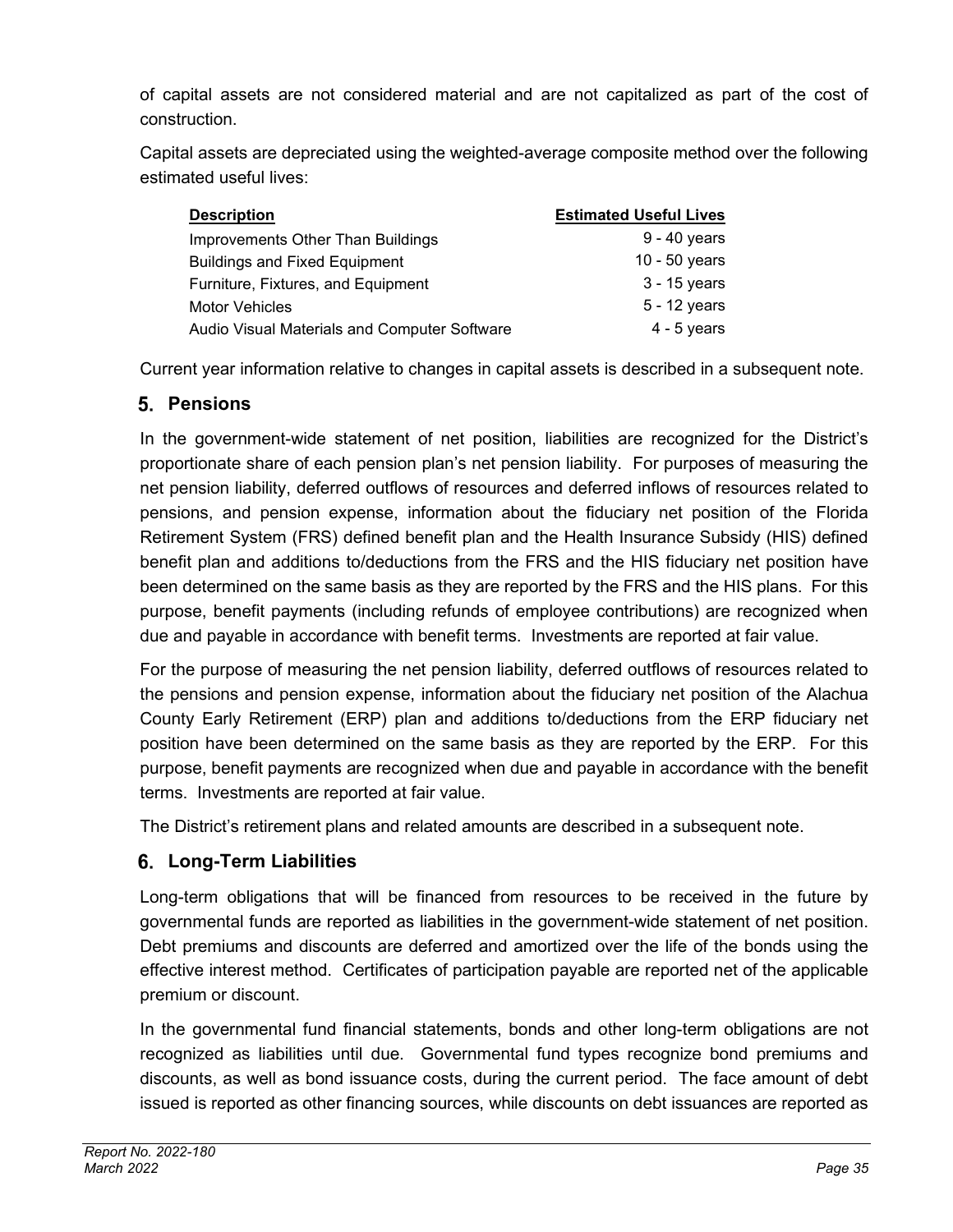of capital assets are not considered material and are not capitalized as part of the cost of construction.

Capital assets are depreciated using the weighted-average composite method over the following estimated useful lives:

| Description | Estimated Useful Lives |
|---|---|
| Improvements Other Than Buildings | 9 - 40 years |
| Buildings and Fixed Equipment | 10 - 50 years |
| Furniture, Fixtures, and Equipment | 3 - 15 years |
| Motor Vehicles | 5 - 12 years |
| Audio Visual Materials and Computer Software | 4 - 5 years |

Current year information relative to changes in capital assets is described in a subsequent note.

## 5. Pensions

In the government-wide statement of net position, liabilities are recognized for the District's proportionate share of each pension plan's net pension liability. For purposes of measuring the net pension liability, deferred outflows of resources and deferred inflows of resources related to pensions, and pension expense, information about the fiduciary net position of the Florida Retirement System (FRS) defined benefit plan and the Health Insurance Subsidy (HIS) defined benefit plan and additions to/deductions from the FRS and the HIS fiduciary net position have been determined on the same basis as they are reported by the FRS and the HIS plans. For this purpose, benefit payments (including refunds of employee contributions) are recognized when due and payable in accordance with benefit terms. Investments are reported at fair value.

For the purpose of measuring the net pension liability, deferred outflows of resources related to the pensions and pension expense, information about the fiduciary net position of the Alachua County Early Retirement (ERP) plan and additions to/deductions from the ERP fiduciary net position have been determined on the same basis as they are reported by the ERP. For this purpose, benefit payments are recognized when due and payable in accordance with the benefit terms. Investments are reported at fair value.

The District's retirement plans and related amounts are described in a subsequent note.

## 6. Long-Term Liabilities

Long-term obligations that will be financed from resources to be received in the future by governmental funds are reported as liabilities in the government-wide statement of net position. Debt premiums and discounts are deferred and amortized over the life of the bonds using the effective interest method. Certificates of participation payable are reported net of the applicable premium or discount.

In the governmental fund financial statements, bonds and other long-term obligations are not recognized as liabilities until due. Governmental fund types recognize bond premiums and discounts, as well as bond issuance costs, during the current period. The face amount of debt issued is reported as other financing sources, while discounts on debt issuances are reported as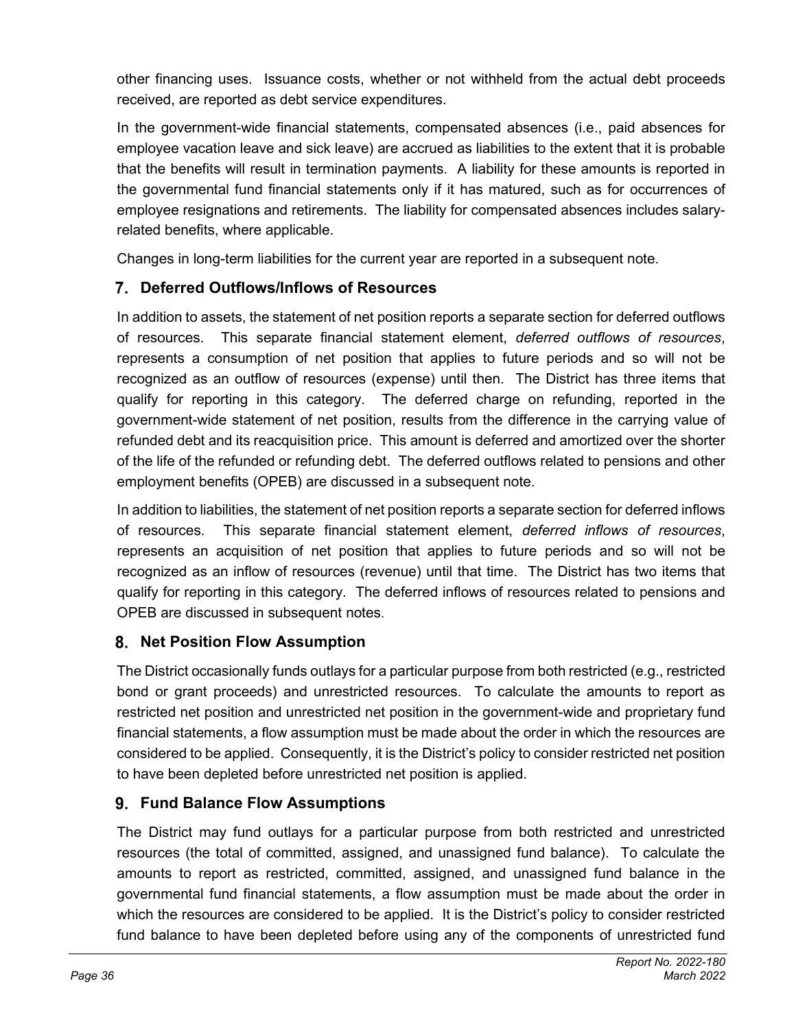other financing uses. Issuance costs, whether or not withheld from the actual debt proceeds received, are reported as debt service expenditures.

In the government-wide financial statements, compensated absences (i.e., paid absences for employee vacation leave and sick leave) are accrued as liabilities to the extent that it is probable that the benefits will result in termination payments. A liability for these amounts is reported in the governmental fund financial statements only if it has matured, such as for occurrences of employee resignations and retirements. The liability for compensated absences includes salary-related benefits, where applicable.

Changes in long-term liabilities for the current year are reported in a subsequent note.

## 7. Deferred Outflows/Inflows of Resources

In addition to assets, the statement of net position reports a separate section for deferred outflows of resources. This separate financial statement element, *deferred outflows of resources*, represents a consumption of net position that applies to future periods and so will not be recognized as an outflow of resources (expense) until then. The District has three items that qualify for reporting in this category. The deferred charge on refunding, reported in the government-wide statement of net position, results from the difference in the carrying value of refunded debt and its reacquisition price. This amount is deferred and amortized over the shorter of the life of the refunded or refunding debt. The deferred outflows related to pensions and other employment benefits (OPEB) are discussed in a subsequent note.

In addition to liabilities, the statement of net position reports a separate section for deferred inflows of resources. This separate financial statement element, *deferred inflows of resources*, represents an acquisition of net position that applies to future periods and so will not be recognized as an inflow of resources (revenue) until that time. The District has two items that qualify for reporting in this category. The deferred inflows of resources related to pensions and OPEB are discussed in subsequent notes.

## 8. Net Position Flow Assumption

The District occasionally funds outlays for a particular purpose from both restricted (e.g., restricted bond or grant proceeds) and unrestricted resources. To calculate the amounts to report as restricted net position and unrestricted net position in the government-wide and proprietary fund financial statements, a flow assumption must be made about the order in which the resources are considered to be applied. Consequently, it is the District's policy to consider restricted net position to have been depleted before unrestricted net position is applied.

## 9. Fund Balance Flow Assumptions

The District may fund outlays for a particular purpose from both restricted and unrestricted resources (the total of committed, assigned, and unassigned fund balance). To calculate the amounts to report as restricted, committed, assigned, and unassigned fund balance in the governmental fund financial statements, a flow assumption must be made about the order in which the resources are considered to be applied. It is the District's policy to consider restricted fund balance to have been depleted before using any of the components of unrestricted fund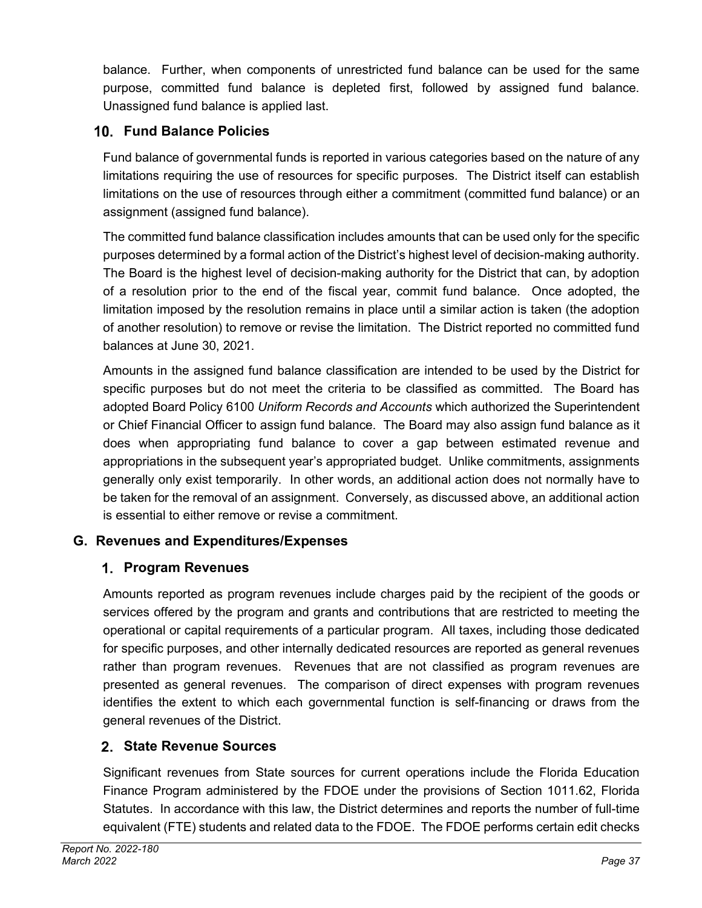balance. Further, when components of unrestricted fund balance can be used for the same purpose, committed fund balance is depleted first, followed by assigned fund balance. Unassigned fund balance is applied last.

### 10. Fund Balance Policies

Fund balance of governmental funds is reported in various categories based on the nature of any limitations requiring the use of resources for specific purposes. The District itself can establish limitations on the use of resources through either a commitment (committed fund balance) or an assignment (assigned fund balance).

The committed fund balance classification includes amounts that can be used only for the specific purposes determined by a formal action of the District's highest level of decision-making authority. The Board is the highest level of decision-making authority for the District that can, by adoption of a resolution prior to the end of the fiscal year, commit fund balance. Once adopted, the limitation imposed by the resolution remains in place until a similar action is taken (the adoption of another resolution) to remove or revise the limitation. The District reported no committed fund balances at June 30, 2021.

Amounts in the assigned fund balance classification are intended to be used by the District for specific purposes but do not meet the criteria to be classified as committed. The Board has adopted Board Policy 6100 *Uniform Records and Accounts* which authorized the Superintendent or Chief Financial Officer to assign fund balance. The Board may also assign fund balance as it does when appropriating fund balance to cover a gap between estimated revenue and appropriations in the subsequent year's appropriated budget. Unlike commitments, assignments generally only exist temporarily. In other words, an additional action does not normally have to be taken for the removal of an assignment. Conversely, as discussed above, an additional action is essential to either remove or revise a commitment.

## G. Revenues and Expenditures/Expenses

### 1. Program Revenues

Amounts reported as program revenues include charges paid by the recipient of the goods or services offered by the program and grants and contributions that are restricted to meeting the operational or capital requirements of a particular program. All taxes, including those dedicated for specific purposes, and other internally dedicated resources are reported as general revenues rather than program revenues. Revenues that are not classified as program revenues are presented as general revenues. The comparison of direct expenses with program revenues identifies the extent to which each governmental function is self-financing or draws from the general revenues of the District.

### 2. State Revenue Sources

Significant revenues from State sources for current operations include the Florida Education Finance Program administered by the FDOE under the provisions of Section 1011.62, Florida Statutes. In accordance with this law, the District determines and reports the number of full-time equivalent (FTE) students and related data to the FDOE. The FDOE performs certain edit checks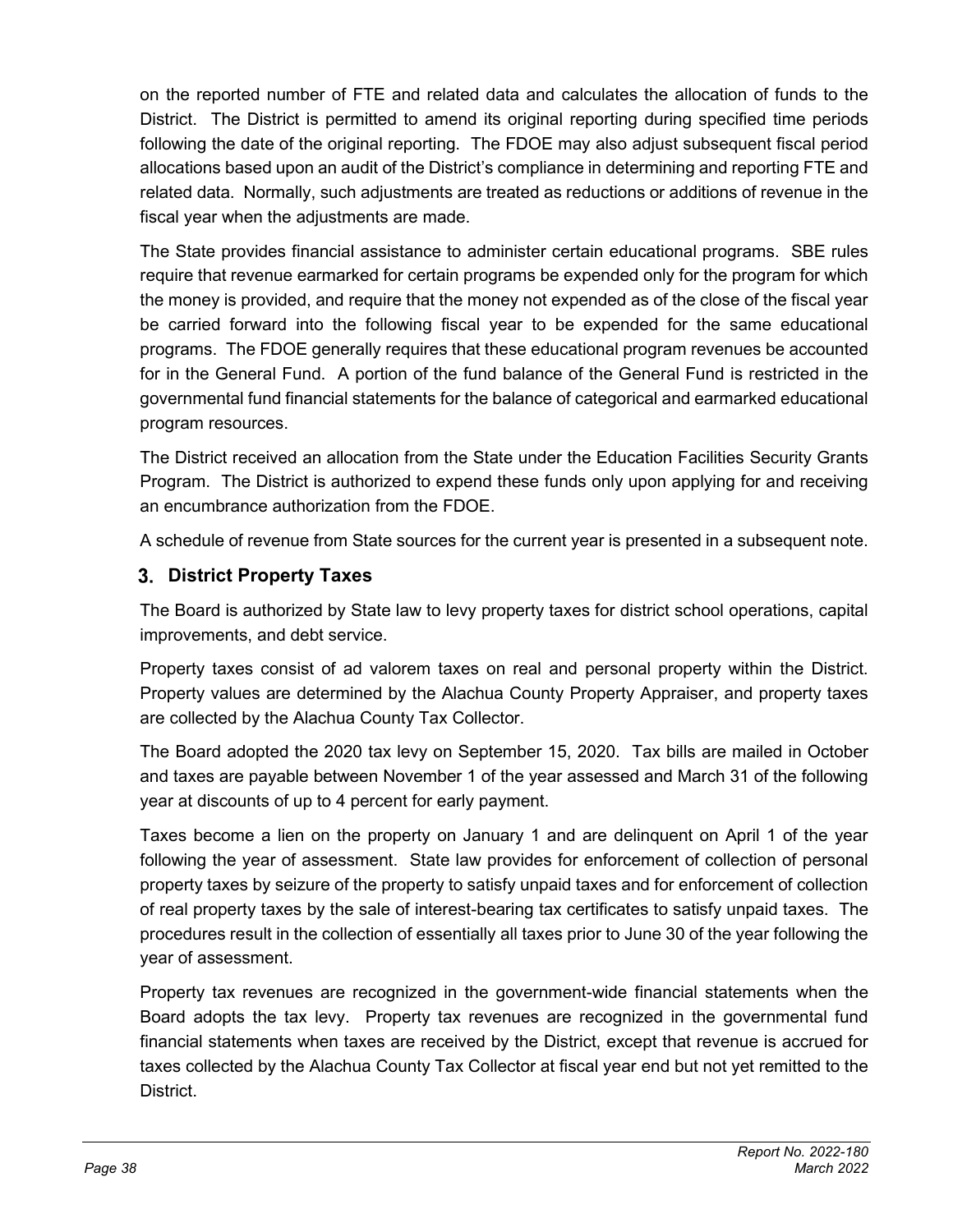on the reported number of FTE and related data and calculates the allocation of funds to the District. The District is permitted to amend its original reporting during specified time periods following the date of the original reporting. The FDOE may also adjust subsequent fiscal period allocations based upon an audit of the District's compliance in determining and reporting FTE and related data. Normally, such adjustments are treated as reductions or additions of revenue in the fiscal year when the adjustments are made.

The State provides financial assistance to administer certain educational programs. SBE rules require that revenue earmarked for certain programs be expended only for the program for which the money is provided, and require that the money not expended as of the close of the fiscal year be carried forward into the following fiscal year to be expended for the same educational programs. The FDOE generally requires that these educational program revenues be accounted for in the General Fund. A portion of the fund balance of the General Fund is restricted in the governmental fund financial statements for the balance of categorical and earmarked educational program resources.

The District received an allocation from the State under the Education Facilities Security Grants Program. The District is authorized to expend these funds only upon applying for and receiving an encumbrance authorization from the FDOE.

A schedule of revenue from State sources for the current year is presented in a subsequent note.

### 3. District Property Taxes

The Board is authorized by State law to levy property taxes for district school operations, capital improvements, and debt service.

Property taxes consist of ad valorem taxes on real and personal property within the District. Property values are determined by the Alachua County Property Appraiser, and property taxes are collected by the Alachua County Tax Collector.

The Board adopted the 2020 tax levy on September 15, 2020. Tax bills are mailed in October and taxes are payable between November 1 of the year assessed and March 31 of the following year at discounts of up to 4 percent for early payment.

Taxes become a lien on the property on January 1 and are delinquent on April 1 of the year following the year of assessment. State law provides for enforcement of collection of personal property taxes by seizure of the property to satisfy unpaid taxes and for enforcement of collection of real property taxes by the sale of interest-bearing tax certificates to satisfy unpaid taxes. The procedures result in the collection of essentially all taxes prior to June 30 of the year following the year of assessment.

Property tax revenues are recognized in the government-wide financial statements when the Board adopts the tax levy. Property tax revenues are recognized in the governmental fund financial statements when taxes are received by the District, except that revenue is accrued for taxes collected by the Alachua County Tax Collector at fiscal year end but not yet remitted to the District.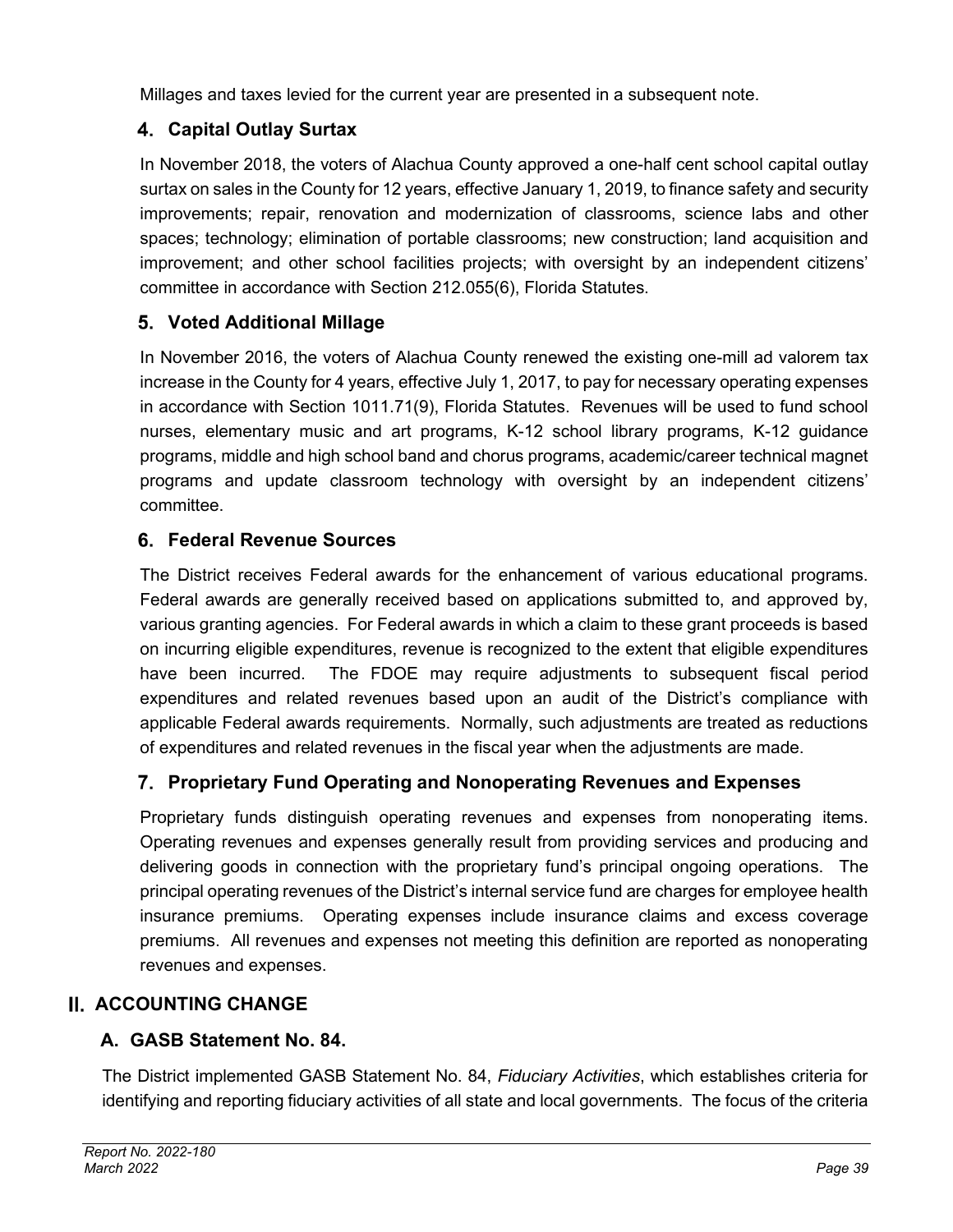Millages and taxes levied for the current year are presented in a subsequent note.

### 4. Capital Outlay Surtax

In November 2018, the voters of Alachua County approved a one-half cent school capital outlay surtax on sales in the County for 12 years, effective January 1, 2019, to finance safety and security improvements; repair, renovation and modernization of classrooms, science labs and other spaces; technology; elimination of portable classrooms; new construction; land acquisition and improvement; and other school facilities projects; with oversight by an independent citizens' committee in accordance with Section 212.055(6), Florida Statutes.

### 5. Voted Additional Millage

In November 2016, the voters of Alachua County renewed the existing one-mill ad valorem tax increase in the County for 4 years, effective July 1, 2017, to pay for necessary operating expenses in accordance with Section 1011.71(9), Florida Statutes. Revenues will be used to fund school nurses, elementary music and art programs, K-12 school library programs, K-12 guidance programs, middle and high school band and chorus programs, academic/career technical magnet programs and update classroom technology with oversight by an independent citizens' committee.

### 6. Federal Revenue Sources

The District receives Federal awards for the enhancement of various educational programs. Federal awards are generally received based on applications submitted to, and approved by, various granting agencies. For Federal awards in which a claim to these grant proceeds is based on incurring eligible expenditures, revenue is recognized to the extent that eligible expenditures have been incurred. The FDOE may require adjustments to subsequent fiscal period expenditures and related revenues based upon an audit of the District's compliance with applicable Federal awards requirements. Normally, such adjustments are treated as reductions of expenditures and related revenues in the fiscal year when the adjustments are made.

### 7. Proprietary Fund Operating and Nonoperating Revenues and Expenses

Proprietary funds distinguish operating revenues and expenses from nonoperating items. Operating revenues and expenses generally result from providing services and producing and delivering goods in connection with the proprietary fund's principal ongoing operations. The principal operating revenues of the District's internal service fund are charges for employee health insurance premiums. Operating expenses include insurance claims and excess coverage premiums. All revenues and expenses not meeting this definition are reported as nonoperating revenues and expenses.

## II. ACCOUNTING CHANGE

### A. GASB Statement No. 84.

The District implemented GASB Statement No. 84, *Fiduciary Activities*, which establishes criteria for identifying and reporting fiduciary activities of all state and local governments. The focus of the criteria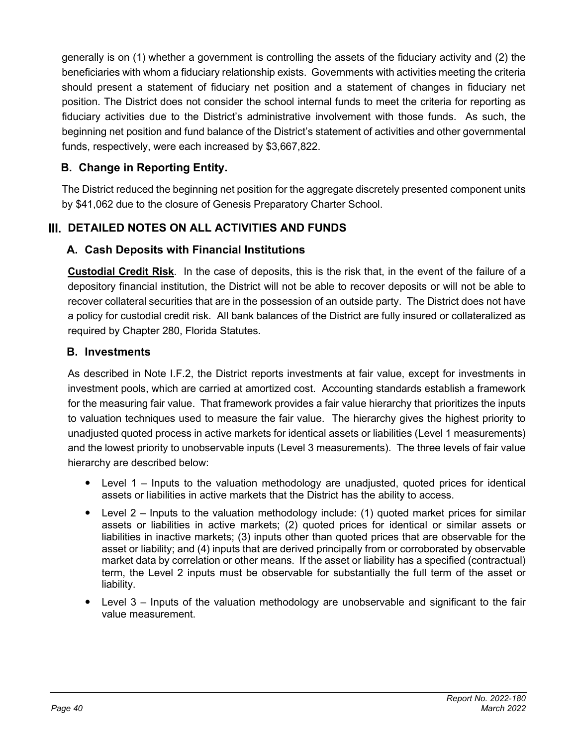generally is on (1) whether a government is controlling the assets of the fiduciary activity and (2) the beneficiaries with whom a fiduciary relationship exists. Governments with activities meeting the criteria should present a statement of fiduciary net position and a statement of changes in fiduciary net position. The District does not consider the school internal funds to meet the criteria for reporting as fiduciary activities due to the District's administrative involvement with those funds. As such, the beginning net position and fund balance of the District's statement of activities and other governmental funds, respectively, were each increased by $3,667,822.

### B. Change in Reporting Entity.

The District reduced the beginning net position for the aggregate discretely presented component units by $41,062 due to the closure of Genesis Preparatory Charter School.

## III. DETAILED NOTES ON ALL ACTIVITIES AND FUNDS

### A. Cash Deposits with Financial Institutions

**Custodial Credit Risk**. In the case of deposits, this is the risk that, in the event of the failure of a depository financial institution, the District will not be able to recover deposits or will not be able to recover collateral securities that are in the possession of an outside party. The District does not have a policy for custodial credit risk. All bank balances of the District are fully insured or collateralized as required by Chapter 280, Florida Statutes.

### B. Investments

As described in Note I.F.2, the District reports investments at fair value, except for investments in investment pools, which are carried at amortized cost. Accounting standards establish a framework for the measuring fair value. That framework provides a fair value hierarchy that prioritizes the inputs to valuation techniques used to measure the fair value. The hierarchy gives the highest priority to unadjusted quoted process in active markets for identical assets or liabilities (Level 1 measurements) and the lowest priority to unobservable inputs (Level 3 measurements). The three levels of fair value hierarchy are described below:

- Level 1 – Inputs to the valuation methodology are unadjusted, quoted prices for identical assets or liabilities in active markets that the District has the ability to access.
- Level 2 – Inputs to the valuation methodology include: (1) quoted market prices for similar assets or liabilities in active markets; (2) quoted prices for identical or similar assets or liabilities in inactive markets; (3) inputs other than quoted prices that are observable for the asset or liability; and (4) inputs that are derived principally from or corroborated by observable market data by correlation or other means. If the asset or liability has a specified (contractual) term, the Level 2 inputs must be observable for substantially the full term of the asset or liability.
- Level 3 – Inputs of the valuation methodology are unobservable and significant to the fair value measurement.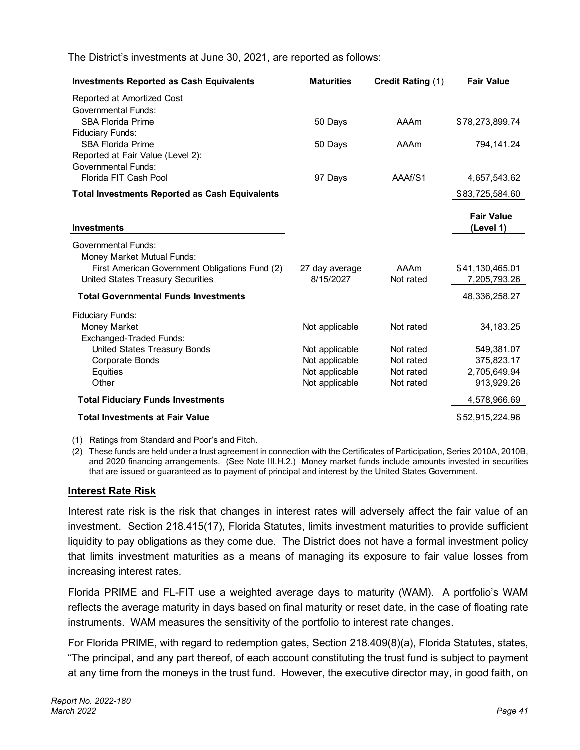The District's investments at June 30, 2021, are reported as follows:

| Investments Reported as Cash Equivalents | Maturities | Credit Rating (1) | Fair Value |
|---|---|---|---|
| Reported at Amortized Cost | | | |
| Governmental Funds: | | | |
| SBA Florida Prime | 50 Days | AAAm | $78,273,899.74 |
| Fiduciary Funds: | | | |
| SBA Florida Prime | 50 Days | AAAm | 794,141.24 |
| Reported at Fair Value (Level 2): | | | |
| Governmental Funds: | | | |
| Florida FIT Cash Pool | 97 Days | AAAf/S1 | 4,657,543.62 |
| **Total Investments Reported as Cash Equivalents** | | | $83,725,584.60 |

| Investments | | | Fair Value (Level 1) |
|---|---|---|---|
| Governmental Funds: | | | |
| Money Market Mutual Funds: | | | |
| First American Government Obligations Fund (2) | 27 day average | AAAm | $41,130,465.01 |
| United States Treasury Securities | 8/15/2027 | Not rated | 7,205,793.26 |
| **Total Governmental Funds Investments** | | | 48,336,258.27 |
| Fiduciary Funds: | | | |
| Money Market | Not applicable | Not rated | 34,183.25 |
| Exchanged-Traded Funds: | | | |
| United States Treasury Bonds | Not applicable | Not rated | 549,381.07 |
| Corporate Bonds | Not applicable | Not rated | 375,823.17 |
| Equities | Not applicable | Not rated | 2,705,649.94 |
| Other | Not applicable | Not rated | 913,929.26 |
| **Total Fiduciary Funds Investments** | | | 4,578,966.69 |
| **Total Investments at Fair Value** | | | $52,915,224.96 |

(1) Ratings from Standard and Poor's and Fitch.

(2) These funds are held under a trust agreement in connection with the Certificates of Participation, Series 2010A, 2010B, and 2020 financing arrangements. (See Note III.H.2.) Money market funds include amounts invested in securities that are issued or guaranteed as to payment of principal and interest by the United States Government.

## Interest Rate Risk

Interest rate risk is the risk that changes in interest rates will adversely affect the fair value of an investment. Section 218.415(17), Florida Statutes, limits investment maturities to provide sufficient liquidity to pay obligations as they come due. The District does not have a formal investment policy that limits investment maturities as a means of managing its exposure to fair value losses from increasing interest rates.

Florida PRIME and FL-FIT use a weighted average days to maturity (WAM). A portfolio's WAM reflects the average maturity in days based on final maturity or reset date, in the case of floating rate instruments. WAM measures the sensitivity of the portfolio to interest rate changes.

For Florida PRIME, with regard to redemption gates, Section 218.409(8)(a), Florida Statutes, states, "The principal, and any part thereof, of each account constituting the trust fund is subject to payment at any time from the moneys in the trust fund. However, the executive director may, in good faith, on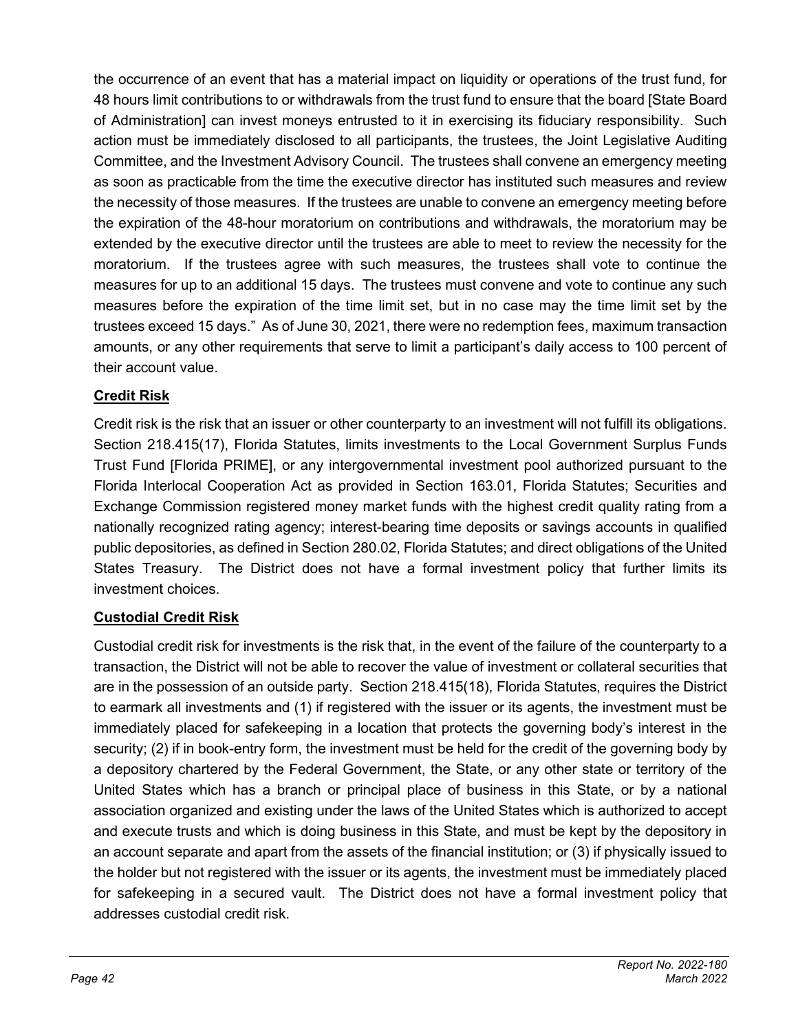the occurrence of an event that has a material impact on liquidity or operations of the trust fund, for 48 hours limit contributions to or withdrawals from the trust fund to ensure that the board [State Board of Administration] can invest moneys entrusted to it in exercising its fiduciary responsibility. Such action must be immediately disclosed to all participants, the trustees, the Joint Legislative Auditing Committee, and the Investment Advisory Council. The trustees shall convene an emergency meeting as soon as practicable from the time the executive director has instituted such measures and review the necessity of those measures. If the trustees are unable to convene an emergency meeting before the expiration of the 48-hour moratorium on contributions and withdrawals, the moratorium may be extended by the executive director until the trustees are able to meet to review the necessity for the moratorium. If the trustees agree with such measures, the trustees shall vote to continue the measures for up to an additional 15 days. The trustees must convene and vote to continue any such measures before the expiration of the time limit set, but in no case may the time limit set by the trustees exceed 15 days." As of June 30, 2021, there were no redemption fees, maximum transaction amounts, or any other requirements that serve to limit a participant's daily access to 100 percent of their account value.

**Credit Risk**

Credit risk is the risk that an issuer or other counterparty to an investment will not fulfill its obligations. Section 218.415(17), Florida Statutes, limits investments to the Local Government Surplus Funds Trust Fund [Florida PRIME], or any intergovernmental investment pool authorized pursuant to the Florida Interlocal Cooperation Act as provided in Section 163.01, Florida Statutes; Securities and Exchange Commission registered money market funds with the highest credit quality rating from a nationally recognized rating agency; interest-bearing time deposits or savings accounts in qualified public depositories, as defined in Section 280.02, Florida Statutes; and direct obligations of the United States Treasury. The District does not have a formal investment policy that further limits its investment choices.

**Custodial Credit Risk**

Custodial credit risk for investments is the risk that, in the event of the failure of the counterparty to a transaction, the District will not be able to recover the value of investment or collateral securities that are in the possession of an outside party. Section 218.415(18), Florida Statutes, requires the District to earmark all investments and (1) if registered with the issuer or its agents, the investment must be immediately placed for safekeeping in a location that protects the governing body's interest in the security; (2) if in book-entry form, the investment must be held for the credit of the governing body by a depository chartered by the Federal Government, the State, or any other state or territory of the United States which has a branch or principal place of business in this State, or by a national association organized and existing under the laws of the United States which is authorized to accept and execute trusts and which is doing business in this State, and must be kept by the depository in an account separate and apart from the assets of the financial institution; or (3) if physically issued to the holder but not registered with the issuer or its agents, the investment must be immediately placed for safekeeping in a secured vault. The District does not have a formal investment policy that addresses custodial credit risk.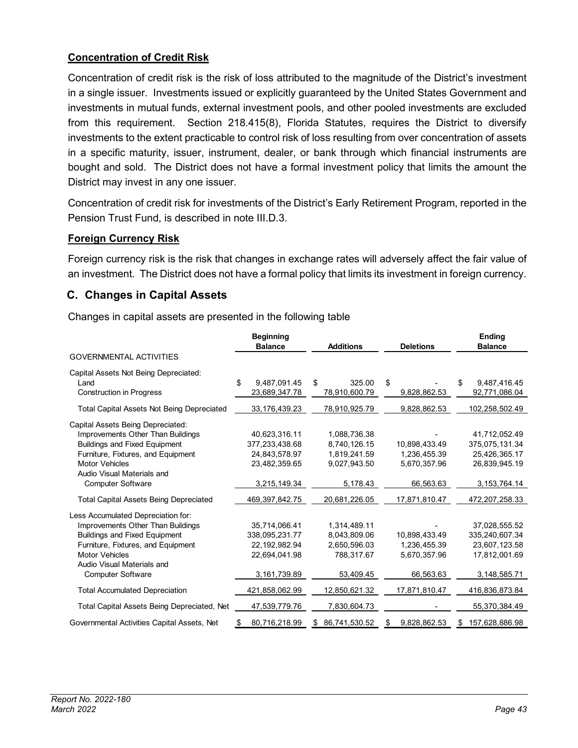#### Concentration of Credit Risk

Concentration of credit risk is the risk of loss attributed to the magnitude of the District's investment in a single issuer. Investments issued or explicitly guaranteed by the United States Government and investments in mutual funds, external investment pools, and other pooled investments are excluded from this requirement. Section 218.415(8), Florida Statutes, requires the District to diversify investments to the extent practicable to control risk of loss resulting from over concentration of assets in a specific maturity, issuer, instrument, dealer, or bank through which financial instruments are bought and sold. The District does not have a formal investment policy that limits the amount the District may invest in any one issuer.

Concentration of credit risk for investments of the District's Early Retirement Program, reported in the Pension Trust Fund, is described in note III.D.3.

#### Foreign Currency Risk

Foreign currency risk is the risk that changes in exchange rates will adversely affect the fair value of an investment. The District does not have a formal policy that limits its investment in foreign currency.

## C. Changes in Capital Assets

Changes in capital assets are presented in the following table

| | Beginning Balance | Additions | Deletions | Ending Balance |
|---|---|---|---|---|
| GOVERNMENTAL ACTIVITIES | | | | |
| Capital Assets Not Being Depreciated: | | | | |
| Land | $ 9,487,091.45 | $ 325.00 | $ - | $ 9,487,416.45 |
| Construction in Progress | 23,689,347.78 | 78,910,600.79 | 9,828,862.53 | 92,771,086.04 |
| Total Capital Assets Not Being Depreciated | 33,176,439.23 | 78,910,925.79 | 9,828,862.53 | 102,258,502.49 |
| Capital Assets Being Depreciated: | | | | |
| Improvements Other Than Buildings | 40,623,316.11 | 1,088,736.38 | - | 41,712,052.49 |
| Buildings and Fixed Equipment | 377,233,438.68 | 8,740,126.15 | 10,898,433.49 | 375,075,131.34 |
| Furniture, Fixtures, and Equipment | 24,843,578.97 | 1,819,241.59 | 1,236,455.39 | 25,426,365.17 |
| Motor Vehicles | 23,482,359.65 | 9,027,943.50 | 5,670,357.96 | 26,839,945.19 |
| Audio Visual Materials and Computer Software | 3,215,149.34 | 5,178.43 | 66,563.63 | 3,153,764.14 |
| Total Capital Assets Being Depreciated | 469,397,842.75 | 20,681,226.05 | 17,871,810.47 | 472,207,258.33 |
| Less Accumulated Depreciation for: | | | | |
| Improvements Other Than Buildings | 35,714,066.41 | 1,314,489.11 | - | 37,028,555.52 |
| Buildings and Fixed Equipment | 338,095,231.77 | 8,043,809.06 | 10,898,433.49 | 335,240,607.34 |
| Furniture, Fixtures, and Equipment | 22,192,982.94 | 2,650,596.03 | 1,236,455.39 | 23,607,123.58 |
| Motor Vehicles | 22,694,041.98 | 788,317.67 | 5,670,357.96 | 17,812,001.69 |
| Audio Visual Materials and Computer Software | 3,161,739.89 | 53,409.45 | 66,563.63 | 3,148,585.71 |
| Total Accumulated Depreciation | 421,858,062.99 | 12,850,621.32 | 17,871,810.47 | 416,836,873.84 |
| Total Capital Assets Being Depreciated, Net | 47,539,779.76 | 7,830,604.73 | - | 55,370,384.49 |
| Governmental Activities Capital Assets, Net | $ 80,716,218.99 | $ 86,741,530.52 | $ 9,828,862.53 | $ 157,628,886.98 |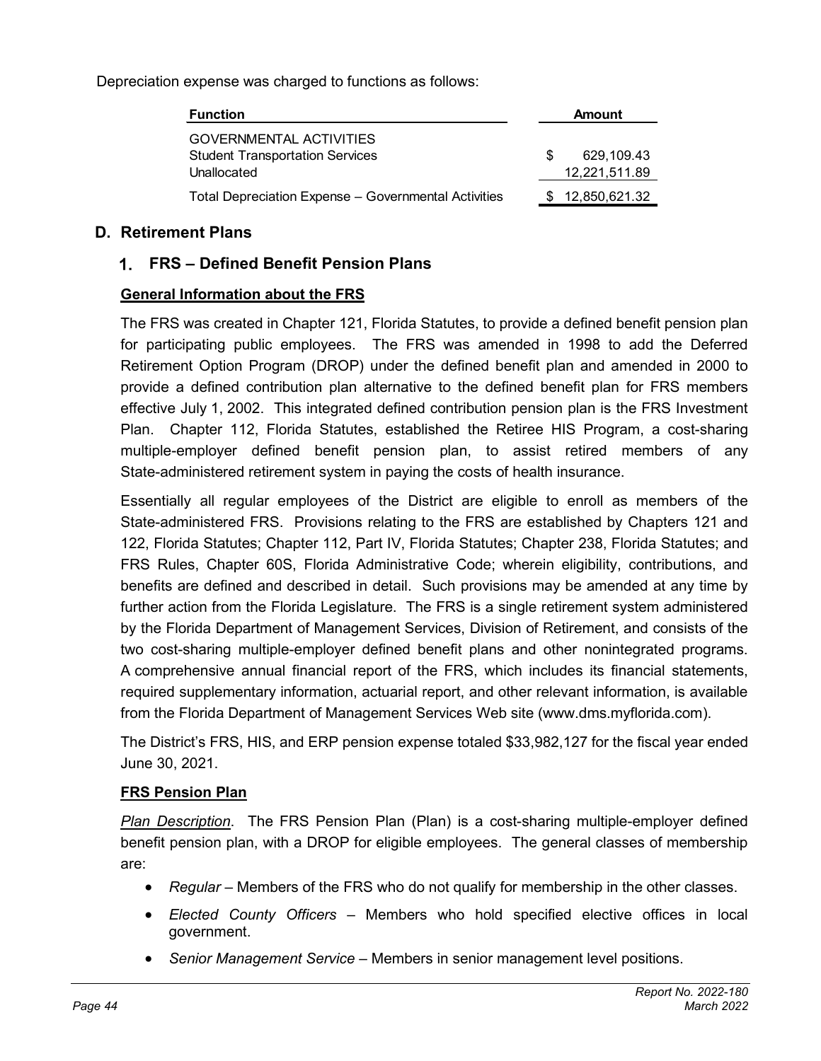Depreciation expense was charged to functions as follows:

| Function | Amount |
|---|---|
| GOVERNMENTAL ACTIVITIES | |
| Student Transportation Services | $ 629,109.43 |
| Unallocated | 12,221,511.89 |
| Total Depreciation Expense – Governmental Activities | $ 12,850,621.32 |

## D. Retirement Plans

### 1. FRS – Defined Benefit Pension Plans

**General Information about the FRS**

The FRS was created in Chapter 121, Florida Statutes, to provide a defined benefit pension plan for participating public employees. The FRS was amended in 1998 to add the Deferred Retirement Option Program (DROP) under the defined benefit plan and amended in 2000 to provide a defined contribution plan alternative to the defined benefit plan for FRS members effective July 1, 2002. This integrated defined contribution pension plan is the FRS Investment Plan. Chapter 112, Florida Statutes, established the Retiree HIS Program, a cost-sharing multiple-employer defined benefit pension plan, to assist retired members of any State-administered retirement system in paying the costs of health insurance.

Essentially all regular employees of the District are eligible to enroll as members of the State-administered FRS. Provisions relating to the FRS are established by Chapters 121 and 122, Florida Statutes; Chapter 112, Part IV, Florida Statutes; Chapter 238, Florida Statutes; and FRS Rules, Chapter 60S, Florida Administrative Code; wherein eligibility, contributions, and benefits are defined and described in detail. Such provisions may be amended at any time by further action from the Florida Legislature. The FRS is a single retirement system administered by the Florida Department of Management Services, Division of Retirement, and consists of the two cost-sharing multiple-employer defined benefit plans and other nonintegrated programs. A comprehensive annual financial report of the FRS, which includes its financial statements, required supplementary information, actuarial report, and other relevant information, is available from the Florida Department of Management Services Web site (www.dms.myflorida.com).

The District's FRS, HIS, and ERP pension expense totaled $33,982,127 for the fiscal year ended June 30, 2021.

**FRS Pension Plan**

*Plan Description*. The FRS Pension Plan (Plan) is a cost-sharing multiple-employer defined benefit pension plan, with a DROP for eligible employees. The general classes of membership are:

- *Regular* – Members of the FRS who do not qualify for membership in the other classes.
- *Elected County Officers* – Members who hold specified elective offices in local government.
- *Senior Management Service* – Members in senior management level positions.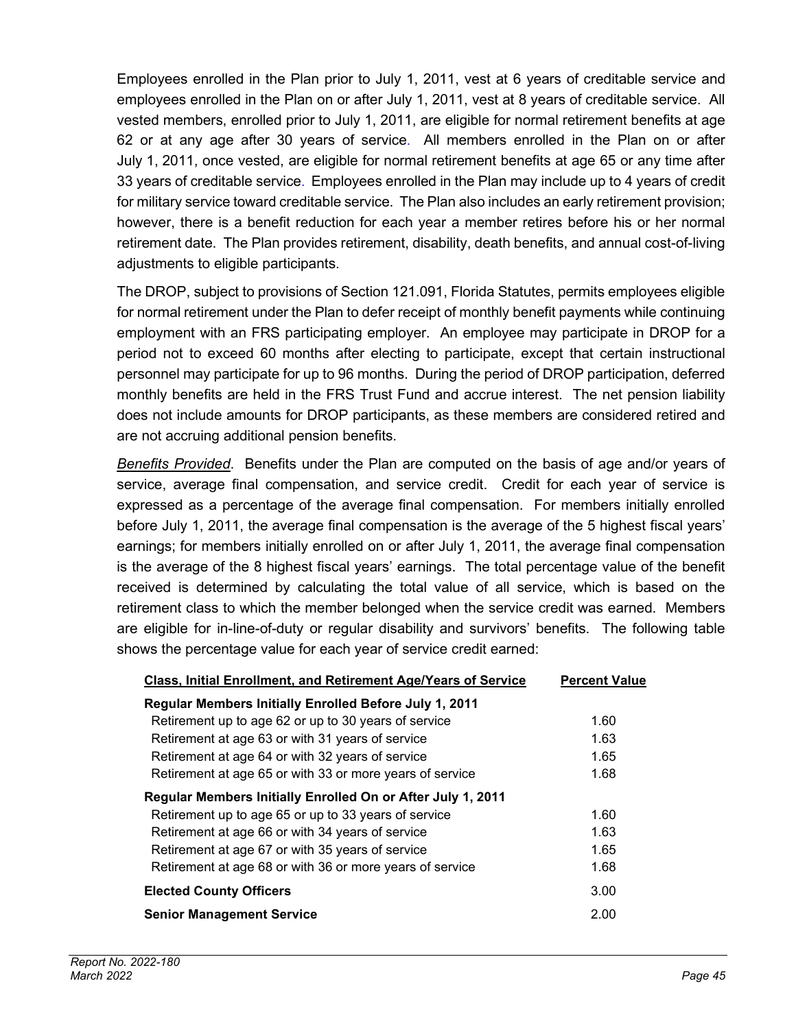Employees enrolled in the Plan prior to July 1, 2011, vest at 6 years of creditable service and employees enrolled in the Plan on or after July 1, 2011, vest at 8 years of creditable service. All vested members, enrolled prior to July 1, 2011, are eligible for normal retirement benefits at age 62 or at any age after 30 years of service. All members enrolled in the Plan on or after July 1, 2011, once vested, are eligible for normal retirement benefits at age 65 or any time after 33 years of creditable service. Employees enrolled in the Plan may include up to 4 years of credit for military service toward creditable service. The Plan also includes an early retirement provision; however, there is a benefit reduction for each year a member retires before his or her normal retirement date. The Plan provides retirement, disability, death benefits, and annual cost-of-living adjustments to eligible participants.

The DROP, subject to provisions of Section 121.091, Florida Statutes, permits employees eligible for normal retirement under the Plan to defer receipt of monthly benefit payments while continuing employment with an FRS participating employer. An employee may participate in DROP for a period not to exceed 60 months after electing to participate, except that certain instructional personnel may participate for up to 96 months. During the period of DROP participation, deferred monthly benefits are held in the FRS Trust Fund and accrue interest. The net pension liability does not include amounts for DROP participants, as these members are considered retired and are not accruing additional pension benefits.

*Benefits Provided*. Benefits under the Plan are computed on the basis of age and/or years of service, average final compensation, and service credit. Credit for each year of service is expressed as a percentage of the average final compensation. For members initially enrolled before July 1, 2011, the average final compensation is the average of the 5 highest fiscal years' earnings; for members initially enrolled on or after July 1, 2011, the average final compensation is the average of the 8 highest fiscal years' earnings. The total percentage value of the benefit received is determined by calculating the total value of all service, which is based on the retirement class to which the member belonged when the service credit was earned. Members are eligible for in-line-of-duty or regular disability and survivors' benefits. The following table shows the percentage value for each year of service credit earned:

| Class, Initial Enrollment, and Retirement Age/Years of Service | Percent Value |
|---|---|
| **Regular Members Initially Enrolled Before July 1, 2011** | |
| Retirement up to age 62 or up to 30 years of service | 1.60 |
| Retirement at age 63 or with 31 years of service | 1.63 |
| Retirement at age 64 or with 32 years of service | 1.65 |
| Retirement at age 65 or with 33 or more years of service | 1.68 |
| **Regular Members Initially Enrolled On or After July 1, 2011** | |
| Retirement up to age 65 or up to 33 years of service | 1.60 |
| Retirement at age 66 or with 34 years of service | 1.63 |
| Retirement at age 67 or with 35 years of service | 1.65 |
| Retirement at age 68 or with 36 or more years of service | 1.68 |
| **Elected County Officers** | 3.00 |
| **Senior Management Service** | 2.00 |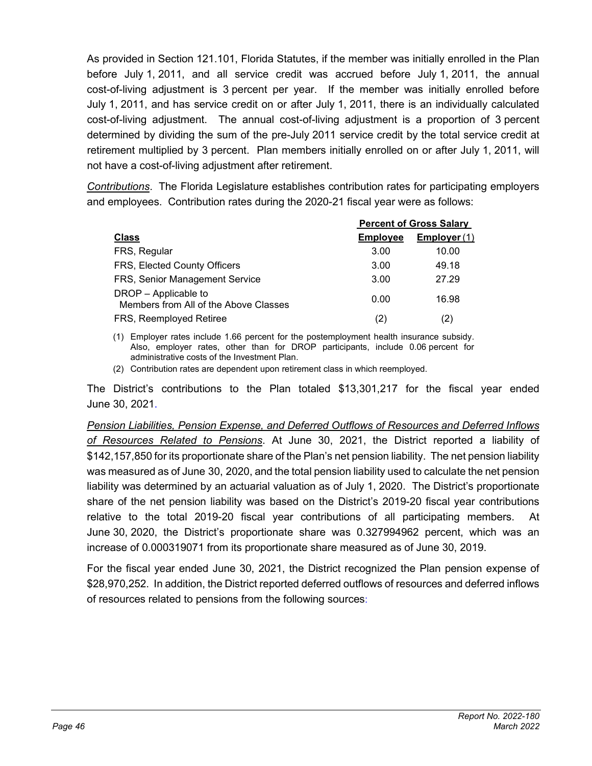As provided in Section 121.101, Florida Statutes, if the member was initially enrolled in the Plan before July 1, 2011, and all service credit was accrued before July 1, 2011, the annual cost-of-living adjustment is 3 percent per year. If the member was initially enrolled before July 1, 2011, and has service credit on or after July 1, 2011, there is an individually calculated cost-of-living adjustment. The annual cost-of-living adjustment is a proportion of 3 percent determined by dividing the sum of the pre-July 2011 service credit by the total service credit at retirement multiplied by 3 percent. Plan members initially enrolled on or after July 1, 2011, will not have a cost-of-living adjustment after retirement.

*Contributions*. The Florida Legislature establishes contribution rates for participating employers and employees. Contribution rates during the 2020-21 fiscal year were as follows:

| | Percent of Gross Salary | |
|---|---|---|
| **Class** | **Employee** | **Employer (1)** |
| FRS, Regular | 3.00 | 10.00 |
| FRS, Elected County Officers | 3.00 | 49.18 |
| FRS, Senior Management Service | 3.00 | 27.29 |
| DROP – Applicable to Members from All of the Above Classes | 0.00 | 16.98 |
| FRS, Reemployed Retiree | (2) | (2) |

(1) Employer rates include 1.66 percent for the postemployment health insurance subsidy. Also, employer rates, other than for DROP participants, include 0.06 percent for administrative costs of the Investment Plan.

(2) Contribution rates are dependent upon retirement class in which reemployed.

The District's contributions to the Plan totaled $13,301,217 for the fiscal year ended June 30, 2021.

*Pension Liabilities, Pension Expense, and Deferred Outflows of Resources and Deferred Inflows of Resources Related to Pensions*. At June 30, 2021, the District reported a liability of $142,157,850 for its proportionate share of the Plan's net pension liability. The net pension liability was measured as of June 30, 2020, and the total pension liability used to calculate the net pension liability was determined by an actuarial valuation as of July 1, 2020. The District's proportionate share of the net pension liability was based on the District's 2019-20 fiscal year contributions relative to the total 2019-20 fiscal year contributions of all participating members. At June 30, 2020, the District's proportionate share was 0.327994962 percent, which was an increase of 0.000319071 from its proportionate share measured as of June 30, 2019.

For the fiscal year ended June 30, 2021, the District recognized the Plan pension expense of $28,970,252. In addition, the District reported deferred outflows of resources and deferred inflows of resources related to pensions from the following sources: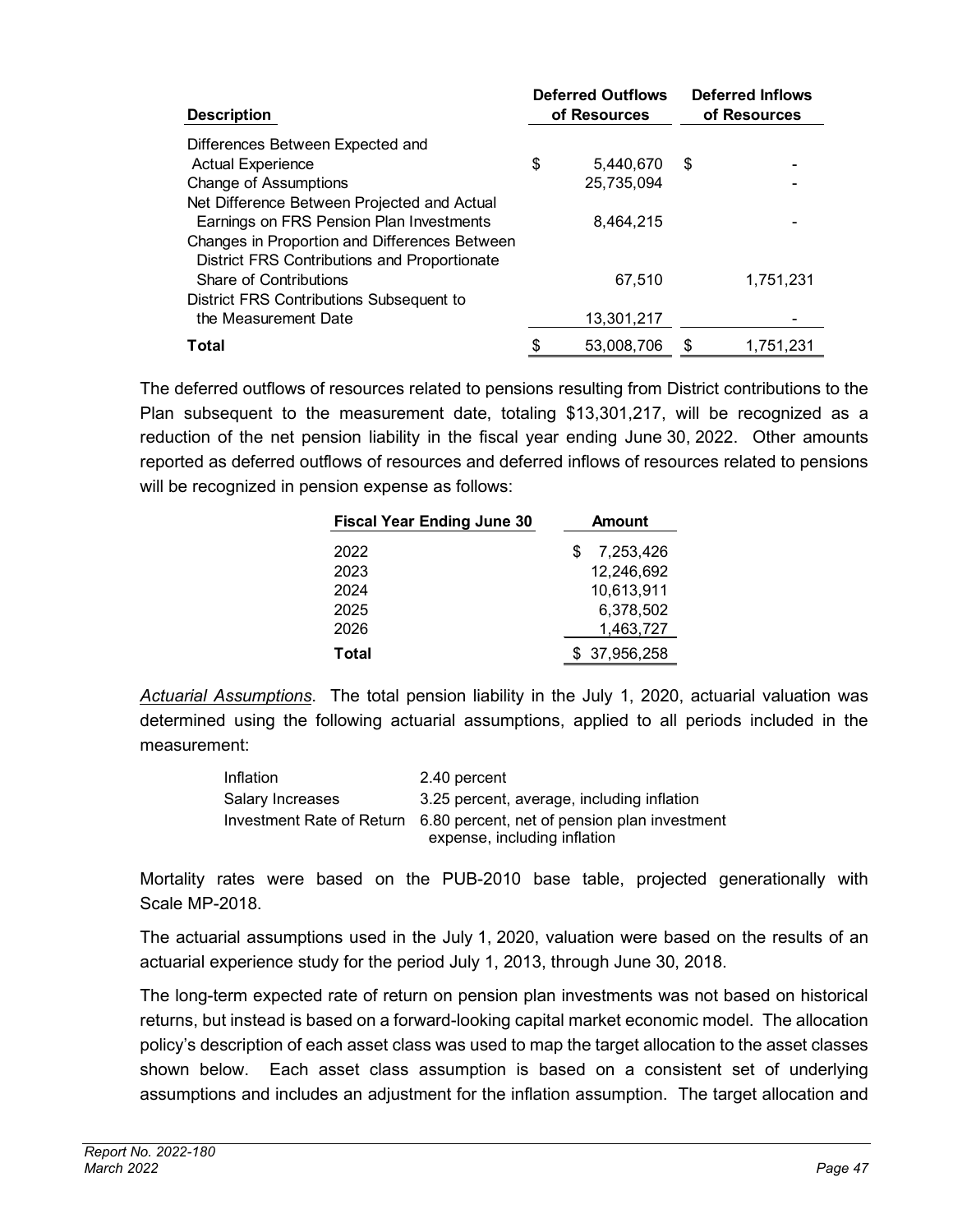| Description | Deferred Outflows of Resources | Deferred Inflows of Resources |
|---|---|---|
| Differences Between Expected and Actual Experience | $ 5,440,670 | $ - |
| Change of Assumptions | 25,735,094 | - |
| Net Difference Between Projected and Actual Earnings on FRS Pension Plan Investments | 8,464,215 | - |
| Changes in Proportion and Differences Between District FRS Contributions and Proportionate Share of Contributions | 67,510 | 1,751,231 |
| District FRS Contributions Subsequent to the Measurement Date | 13,301,217 | - |
| **Total** | $ 53,008,706 | $ 1,751,231 |

The deferred outflows of resources related to pensions resulting from District contributions to the Plan subsequent to the measurement date, totaling $13,301,217, will be recognized as a reduction of the net pension liability in the fiscal year ending June 30, 2022. Other amounts reported as deferred outflows of resources and deferred inflows of resources related to pensions will be recognized in pension expense as follows:

| Fiscal Year Ending June 30 | Amount |
|---|---|
| 2022 | $ 7,253,426 |
| 2023 | 12,246,692 |
| 2024 | 10,613,911 |
| 2025 | 6,378,502 |
| 2026 | 1,463,727 |
| **Total** | $ 37,956,258 |

*Actuarial Assumptions*. The total pension liability in the July 1, 2020, actuarial valuation was determined using the following actuarial assumptions, applied to all periods included in the measurement:

| | |
|---|---|
| Inflation | 2.40 percent |
| Salary Increases | 3.25 percent, average, including inflation |
| Investment Rate of Return | 6.80 percent, net of pension plan investment expense, including inflation |

Mortality rates were based on the PUB-2010 base table, projected generationally with Scale MP-2018.

The actuarial assumptions used in the July 1, 2020, valuation were based on the results of an actuarial experience study for the period July 1, 2013, through June 30, 2018.

The long-term expected rate of return on pension plan investments was not based on historical returns, but instead is based on a forward-looking capital market economic model. The allocation policy's description of each asset class was used to map the target allocation to the asset classes shown below. Each asset class assumption is based on a consistent set of underlying assumptions and includes an adjustment for the inflation assumption. The target allocation and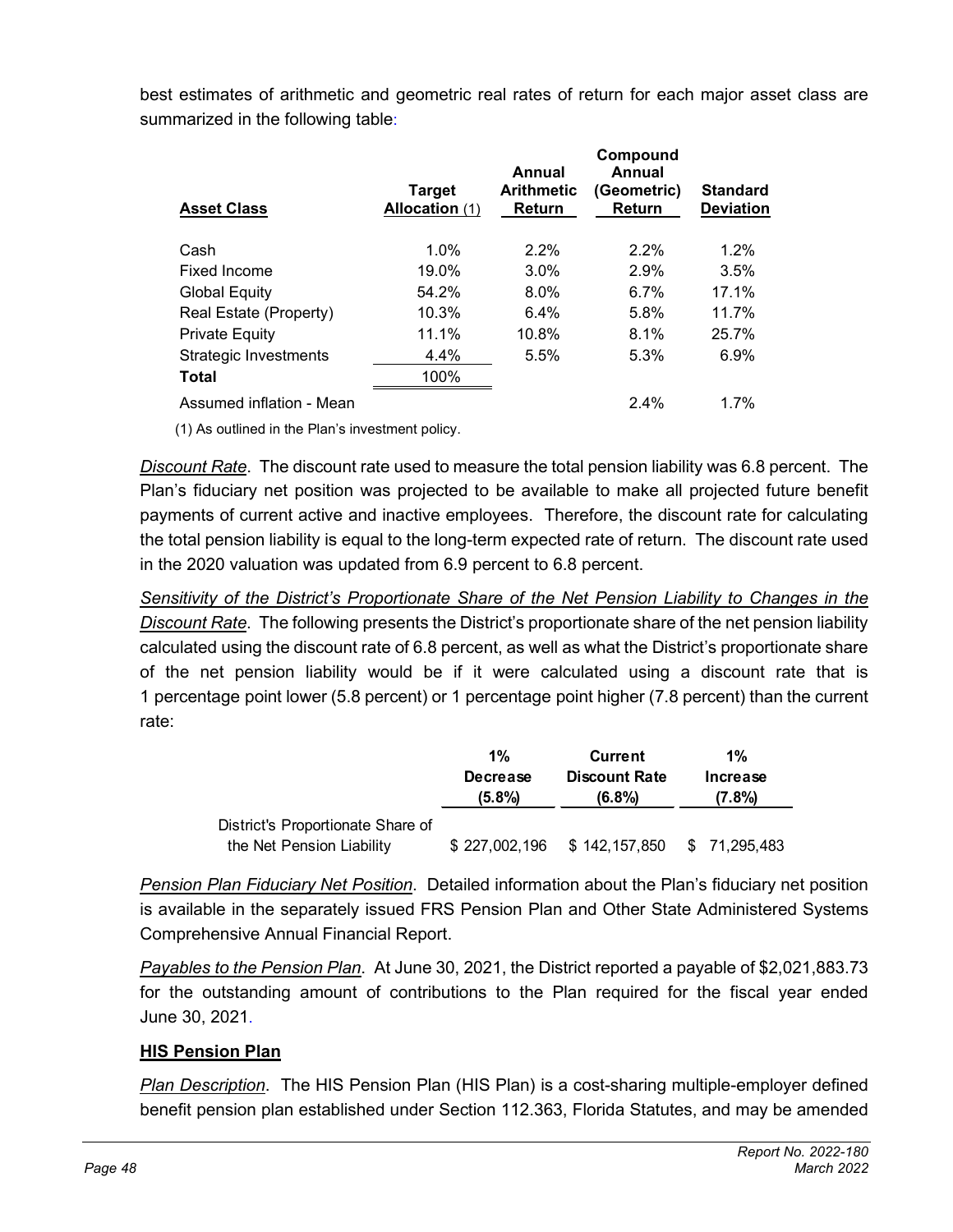best estimates of arithmetic and geometric real rates of return for each major asset class are summarized in the following table:

| Asset Class | Target Allocation (1) | Annual Arithmetic Return | Compound Annual (Geometric) Return | Standard Deviation |
|---|---|---|---|---|
| Cash | 1.0% | 2.2% | 2.2% | 1.2% |
| Fixed Income | 19.0% | 3.0% | 2.9% | 3.5% |
| Global Equity | 54.2% | 8.0% | 6.7% | 17.1% |
| Real Estate (Property) | 10.3% | 6.4% | 5.8% | 11.7% |
| Private Equity | 11.1% | 10.8% | 8.1% | 25.7% |
| Strategic Investments | 4.4% | 5.5% | 5.3% | 6.9% |
| **Total** | 100% | | | |
| Assumed inflation - Mean | | | 2.4% | 1.7% |

(1) As outlined in the Plan's investment policy.

*Discount Rate*. The discount rate used to measure the total pension liability was 6.8 percent. The Plan's fiduciary net position was projected to be available to make all projected future benefit payments of current active and inactive employees. Therefore, the discount rate for calculating the total pension liability is equal to the long-term expected rate of return. The discount rate used in the 2020 valuation was updated from 6.9 percent to 6.8 percent.

*Sensitivity of the District's Proportionate Share of the Net Pension Liability to Changes in the Discount Rate*. The following presents the District's proportionate share of the net pension liability calculated using the discount rate of 6.8 percent, as well as what the District's proportionate share of the net pension liability would be if it were calculated using a discount rate that is 1 percentage point lower (5.8 percent) or 1 percentage point higher (7.8 percent) than the current rate:

| | 1% Decrease (5.8%) | Current Discount Rate (6.8%) | 1% Increase (7.8%) |
|---|---|---|---|
| District's Proportionate Share of the Net Pension Liability | $ 227,002,196 | $ 142,157,850 | $ 71,295,483 |

*Pension Plan Fiduciary Net Position*. Detailed information about the Plan's fiduciary net position is available in the separately issued FRS Pension Plan and Other State Administered Systems Comprehensive Annual Financial Report.

*Payables to the Pension Plan*. At June 30, 2021, the District reported a payable of $2,021,883.73 for the outstanding amount of contributions to the Plan required for the fiscal year ended June 30, 2021.

**HIS Pension Plan**

*Plan Description*. The HIS Pension Plan (HIS Plan) is a cost-sharing multiple-employer defined benefit pension plan established under Section 112.363, Florida Statutes, and may be amended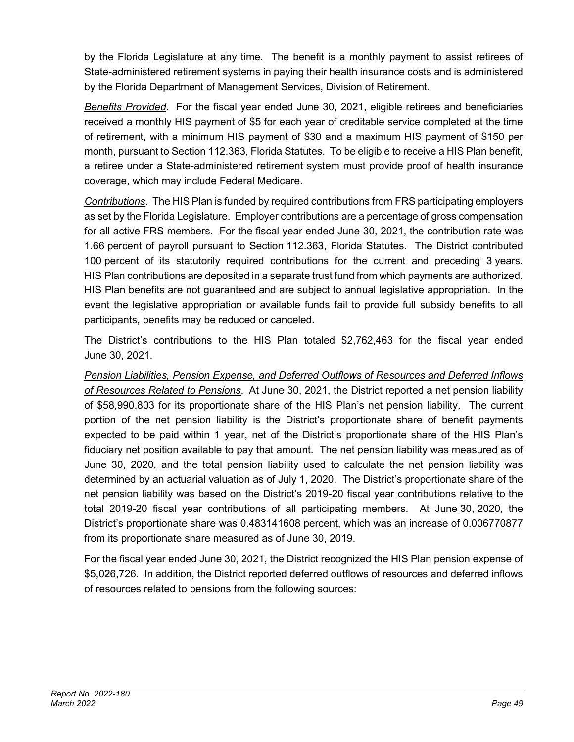by the Florida Legislature at any time. The benefit is a monthly payment to assist retirees of State-administered retirement systems in paying their health insurance costs and is administered by the Florida Department of Management Services, Division of Retirement.

*Benefits Provided*. For the fiscal year ended June 30, 2021, eligible retirees and beneficiaries received a monthly HIS payment of $5 for each year of creditable service completed at the time of retirement, with a minimum HIS payment of $30 and a maximum HIS payment of $150 per month, pursuant to Section 112.363, Florida Statutes. To be eligible to receive a HIS Plan benefit, a retiree under a State-administered retirement system must provide proof of health insurance coverage, which may include Federal Medicare.

*Contributions*. The HIS Plan is funded by required contributions from FRS participating employers as set by the Florida Legislature. Employer contributions are a percentage of gross compensation for all active FRS members. For the fiscal year ended June 30, 2021, the contribution rate was 1.66 percent of payroll pursuant to Section 112.363, Florida Statutes. The District contributed 100 percent of its statutorily required contributions for the current and preceding 3 years. HIS Plan contributions are deposited in a separate trust fund from which payments are authorized. HIS Plan benefits are not guaranteed and are subject to annual legislative appropriation. In the event the legislative appropriation or available funds fail to provide full subsidy benefits to all participants, benefits may be reduced or canceled.

The District's contributions to the HIS Plan totaled $2,762,463 for the fiscal year ended June 30, 2021.

*Pension Liabilities, Pension Expense, and Deferred Outflows of Resources and Deferred Inflows of Resources Related to Pensions*. At June 30, 2021, the District reported a net pension liability of $58,990,803 for its proportionate share of the HIS Plan's net pension liability. The current portion of the net pension liability is the District's proportionate share of benefit payments expected to be paid within 1 year, net of the District's proportionate share of the HIS Plan's fiduciary net position available to pay that amount. The net pension liability was measured as of June 30, 2020, and the total pension liability used to calculate the net pension liability was determined by an actuarial valuation as of July 1, 2020. The District's proportionate share of the net pension liability was based on the District's 2019-20 fiscal year contributions relative to the total 2019-20 fiscal year contributions of all participating members. At June 30, 2020, the District's proportionate share was 0.483141608 percent, which was an increase of 0.006770877 from its proportionate share measured as of June 30, 2019.

For the fiscal year ended June 30, 2021, the District recognized the HIS Plan pension expense of $5,026,726. In addition, the District reported deferred outflows of resources and deferred inflows of resources related to pensions from the following sources: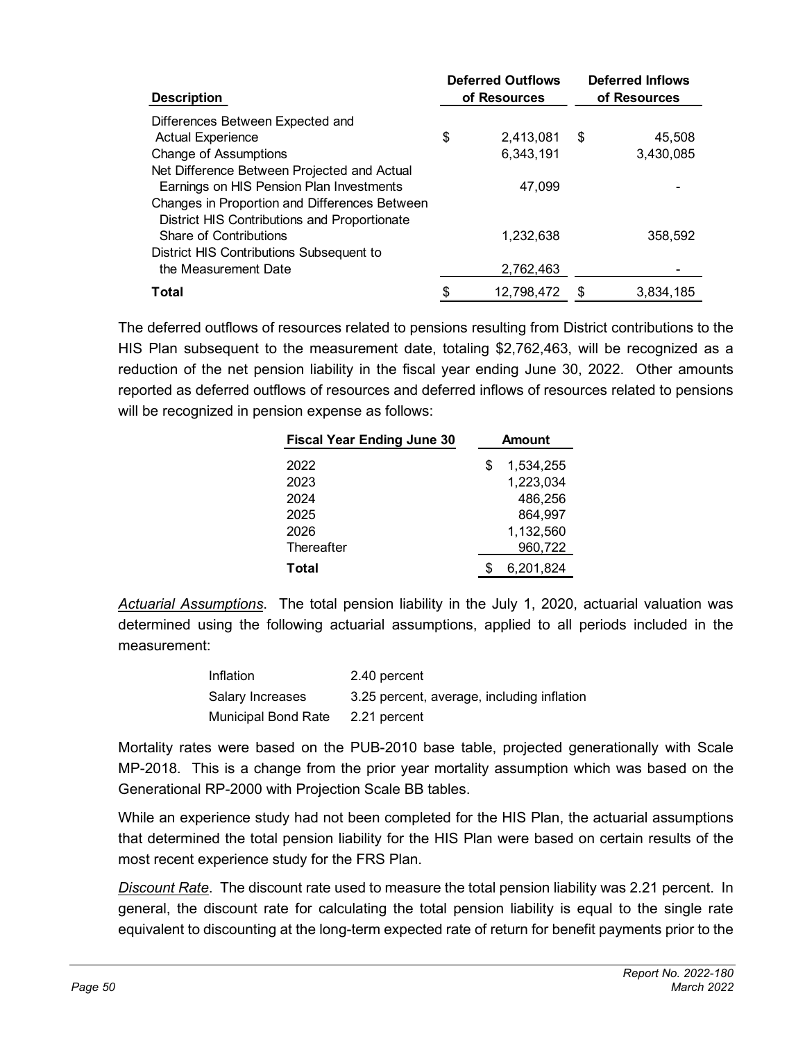| Description | Deferred Outflows of Resources | Deferred Inflows of Resources |
|---|---|---|
| Differences Between Expected and Actual Experience | $ 2,413,081 | $ 45,508 |
| Change of Assumptions | 6,343,191 | 3,430,085 |
| Net Difference Between Projected and Actual Earnings on HIS Pension Plan Investments | 47,099 | - |
| Changes in Proportion and Differences Between District HIS Contributions and Proportionate Share of Contributions | 1,232,638 | 358,592 |
| District HIS Contributions Subsequent to the Measurement Date | 2,762,463 | - |
| **Total** | $ 12,798,472 | $ 3,834,185 |

The deferred outflows of resources related to pensions resulting from District contributions to the HIS Plan subsequent to the measurement date, totaling $2,762,463, will be recognized as a reduction of the net pension liability in the fiscal year ending June 30, 2022. Other amounts reported as deferred outflows of resources and deferred inflows of resources related to pensions will be recognized in pension expense as follows:

| Fiscal Year Ending June 30 | Amount |
|---|---|
| 2022 | $ 1,534,255 |
| 2023 | 1,223,034 |
| 2024 | 486,256 |
| 2025 | 864,997 |
| 2026 | 1,132,560 |
| Thereafter | 960,722 |
| **Total** | $ 6,201,824 |

*Actuarial Assumptions*. The total pension liability in the July 1, 2020, actuarial valuation was determined using the following actuarial assumptions, applied to all periods included in the measurement:

| | |
|---|---|
| Inflation | 2.40 percent |
| Salary Increases | 3.25 percent, average, including inflation |
| Municipal Bond Rate | 2.21 percent |

Mortality rates were based on the PUB-2010 base table, projected generationally with Scale MP-2018. This is a change from the prior year mortality assumption which was based on the Generational RP-2000 with Projection Scale BB tables.

While an experience study had not been completed for the HIS Plan, the actuarial assumptions that determined the total pension liability for the HIS Plan were based on certain results of the most recent experience study for the FRS Plan.

*Discount Rate*. The discount rate used to measure the total pension liability was 2.21 percent. In general, the discount rate for calculating the total pension liability is equal to the single rate equivalent to discounting at the long-term expected rate of return for benefit payments prior to the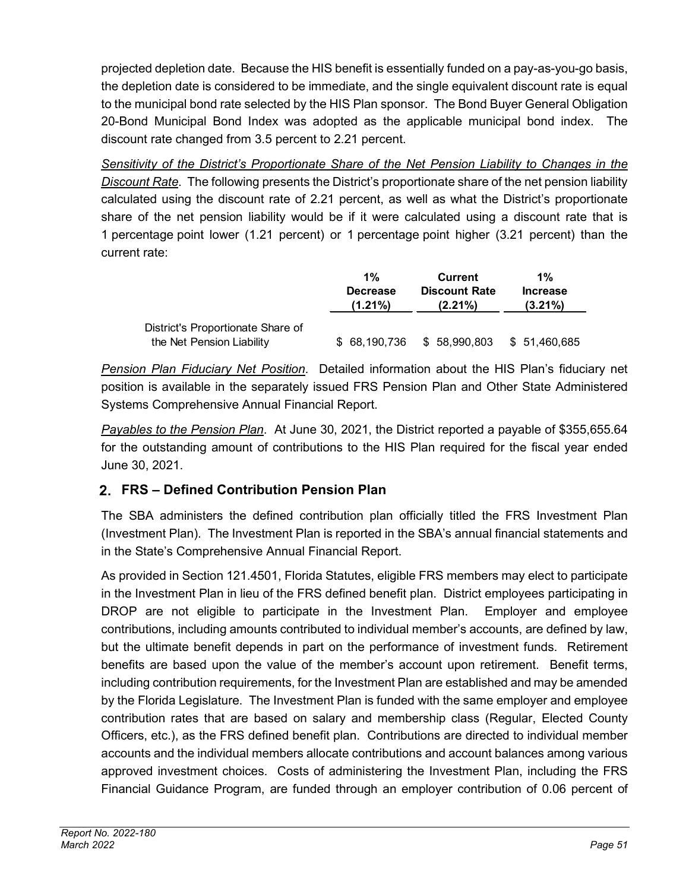projected depletion date. Because the HIS benefit is essentially funded on a pay-as-you-go basis, the depletion date is considered to be immediate, and the single equivalent discount rate is equal to the municipal bond rate selected by the HIS Plan sponsor. The Bond Buyer General Obligation 20-Bond Municipal Bond Index was adopted as the applicable municipal bond index. The discount rate changed from 3.5 percent to 2.21 percent.

*Sensitivity of the District's Proportionate Share of the Net Pension Liability to Changes in the Discount Rate*. The following presents the District's proportionate share of the net pension liability calculated using the discount rate of 2.21 percent, as well as what the District's proportionate share of the net pension liability would be if it were calculated using a discount rate that is 1 percentage point lower (1.21 percent) or 1 percentage point higher (3.21 percent) than the current rate:

| | 1% Decrease (1.21%) | Current Discount Rate (2.21%) | 1% Increase (3.21%) |
|---|---|---|---|
| District's Proportionate Share of the Net Pension Liability | $ 68,190,736 | $ 58,990,803 | $ 51,460,685 |

*Pension Plan Fiduciary Net Position*. Detailed information about the HIS Plan's fiduciary net position is available in the separately issued FRS Pension Plan and Other State Administered Systems Comprehensive Annual Financial Report.

*Payables to the Pension Plan*. At June 30, 2021, the District reported a payable of $355,655.64 for the outstanding amount of contributions to the HIS Plan required for the fiscal year ended June 30, 2021.

## 2. FRS – Defined Contribution Pension Plan

The SBA administers the defined contribution plan officially titled the FRS Investment Plan (Investment Plan). The Investment Plan is reported in the SBA's annual financial statements and in the State's Comprehensive Annual Financial Report.

As provided in Section 121.4501, Florida Statutes, eligible FRS members may elect to participate in the Investment Plan in lieu of the FRS defined benefit plan. District employees participating in DROP are not eligible to participate in the Investment Plan. Employer and employee contributions, including amounts contributed to individual member's accounts, are defined by law, but the ultimate benefit depends in part on the performance of investment funds. Retirement benefits are based upon the value of the member's account upon retirement. Benefit terms, including contribution requirements, for the Investment Plan are established and may be amended by the Florida Legislature. The Investment Plan is funded with the same employer and employee contribution rates that are based on salary and membership class (Regular, Elected County Officers, etc.), as the FRS defined benefit plan. Contributions are directed to individual member accounts and the individual members allocate contributions and account balances among various approved investment choices. Costs of administering the Investment Plan, including the FRS Financial Guidance Program, are funded through an employer contribution of 0.06 percent of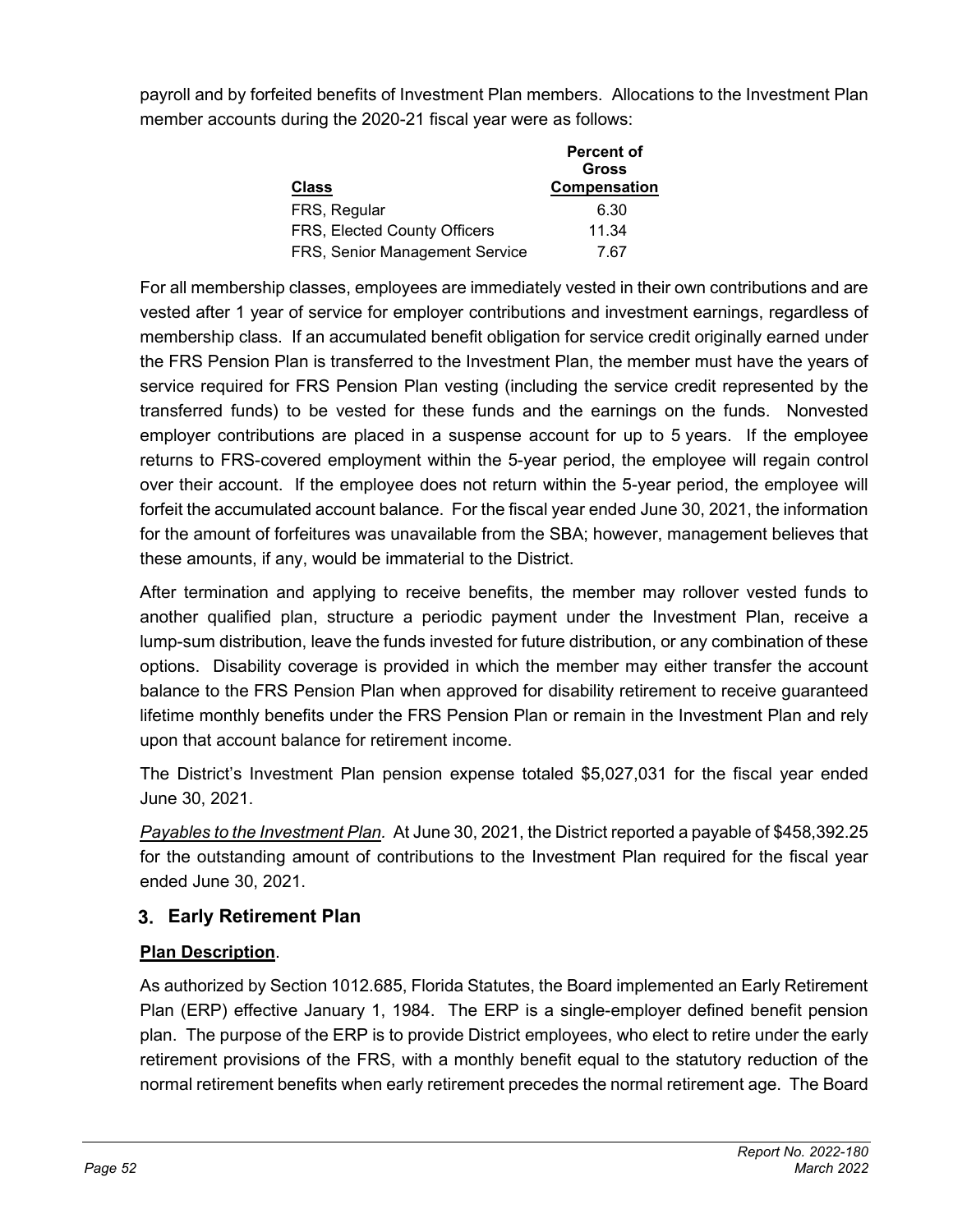payroll and by forfeited benefits of Investment Plan members. Allocations to the Investment Plan member accounts during the 2020-21 fiscal year were as follows:

| Class | Percent of Gross Compensation |
|---|---|
| FRS, Regular | 6.30 |
| FRS, Elected County Officers | 11.34 |
| FRS, Senior Management Service | 7.67 |

For all membership classes, employees are immediately vested in their own contributions and are vested after 1 year of service for employer contributions and investment earnings, regardless of membership class. If an accumulated benefit obligation for service credit originally earned under the FRS Pension Plan is transferred to the Investment Plan, the member must have the years of service required for FRS Pension Plan vesting (including the service credit represented by the transferred funds) to be vested for these funds and the earnings on the funds. Nonvested employer contributions are placed in a suspense account for up to 5 years. If the employee returns to FRS-covered employment within the 5-year period, the employee will regain control over their account. If the employee does not return within the 5-year period, the employee will forfeit the accumulated account balance. For the fiscal year ended June 30, 2021, the information for the amount of forfeitures was unavailable from the SBA; however, management believes that these amounts, if any, would be immaterial to the District.

After termination and applying to receive benefits, the member may rollover vested funds to another qualified plan, structure a periodic payment under the Investment Plan, receive a lump-sum distribution, leave the funds invested for future distribution, or any combination of these options. Disability coverage is provided in which the member may either transfer the account balance to the FRS Pension Plan when approved for disability retirement to receive guaranteed lifetime monthly benefits under the FRS Pension Plan or remain in the Investment Plan and rely upon that account balance for retirement income.

The District's Investment Plan pension expense totaled $5,027,031 for the fiscal year ended June 30, 2021.

*Payables to the Investment Plan*. At June 30, 2021, the District reported a payable of $458,392.25 for the outstanding amount of contributions to the Investment Plan required for the fiscal year ended June 30, 2021.

## 3. Early Retirement Plan

**Plan Description**.

As authorized by Section 1012.685, Florida Statutes, the Board implemented an Early Retirement Plan (ERP) effective January 1, 1984. The ERP is a single-employer defined benefit pension plan. The purpose of the ERP is to provide District employees, who elect to retire under the early retirement provisions of the FRS, with a monthly benefit equal to the statutory reduction of the normal retirement benefits when early retirement precedes the normal retirement age. The Board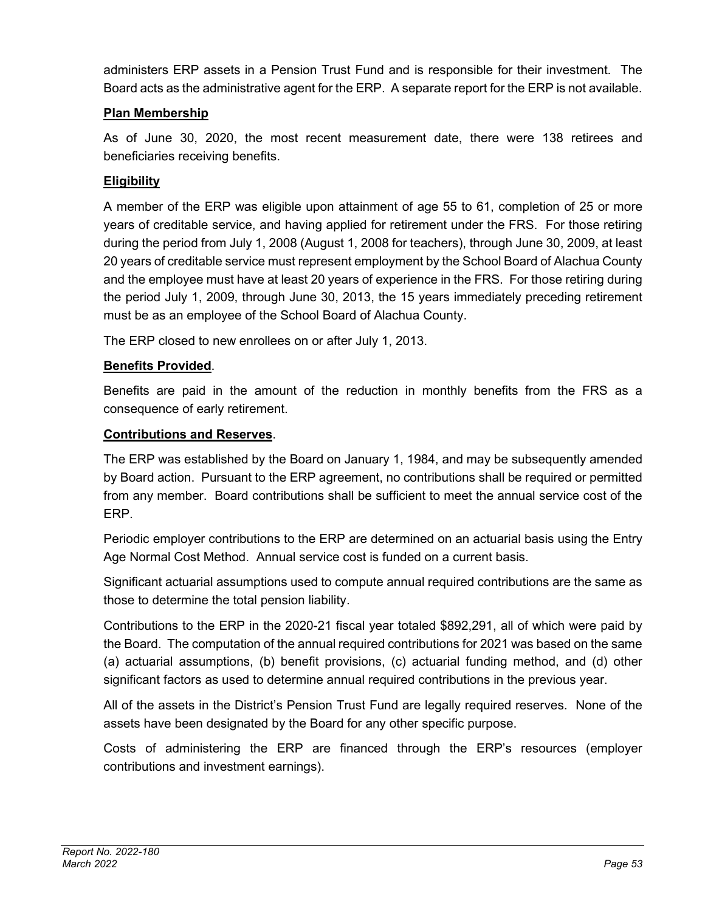administers ERP assets in a Pension Trust Fund and is responsible for their investment. The Board acts as the administrative agent for the ERP. A separate report for the ERP is not available.

**Plan Membership**

As of June 30, 2020, the most recent measurement date, there were 138 retirees and beneficiaries receiving benefits.

**Eligibility**

A member of the ERP was eligible upon attainment of age 55 to 61, completion of 25 or more years of creditable service, and having applied for retirement under the FRS. For those retiring during the period from July 1, 2008 (August 1, 2008 for teachers), through June 30, 2009, at least 20 years of creditable service must represent employment by the School Board of Alachua County and the employee must have at least 20 years of experience in the FRS. For those retiring during the period July 1, 2009, through June 30, 2013, the 15 years immediately preceding retirement must be as an employee of the School Board of Alachua County.

The ERP closed to new enrollees on or after July 1, 2013.

**Benefits Provided**.

Benefits are paid in the amount of the reduction in monthly benefits from the FRS as a consequence of early retirement.

**Contributions and Reserves**.

The ERP was established by the Board on January 1, 1984, and may be subsequently amended by Board action. Pursuant to the ERP agreement, no contributions shall be required or permitted from any member. Board contributions shall be sufficient to meet the annual service cost of the ERP.

Periodic employer contributions to the ERP are determined on an actuarial basis using the Entry Age Normal Cost Method. Annual service cost is funded on a current basis.

Significant actuarial assumptions used to compute annual required contributions are the same as those to determine the total pension liability.

Contributions to the ERP in the 2020-21 fiscal year totaled $892,291, all of which were paid by the Board. The computation of the annual required contributions for 2021 was based on the same (a) actuarial assumptions, (b) benefit provisions, (c) actuarial funding method, and (d) other significant factors as used to determine annual required contributions in the previous year.

All of the assets in the District's Pension Trust Fund are legally required reserves. None of the assets have been designated by the Board for any other specific purpose.

Costs of administering the ERP are financed through the ERP's resources (employer contributions and investment earnings).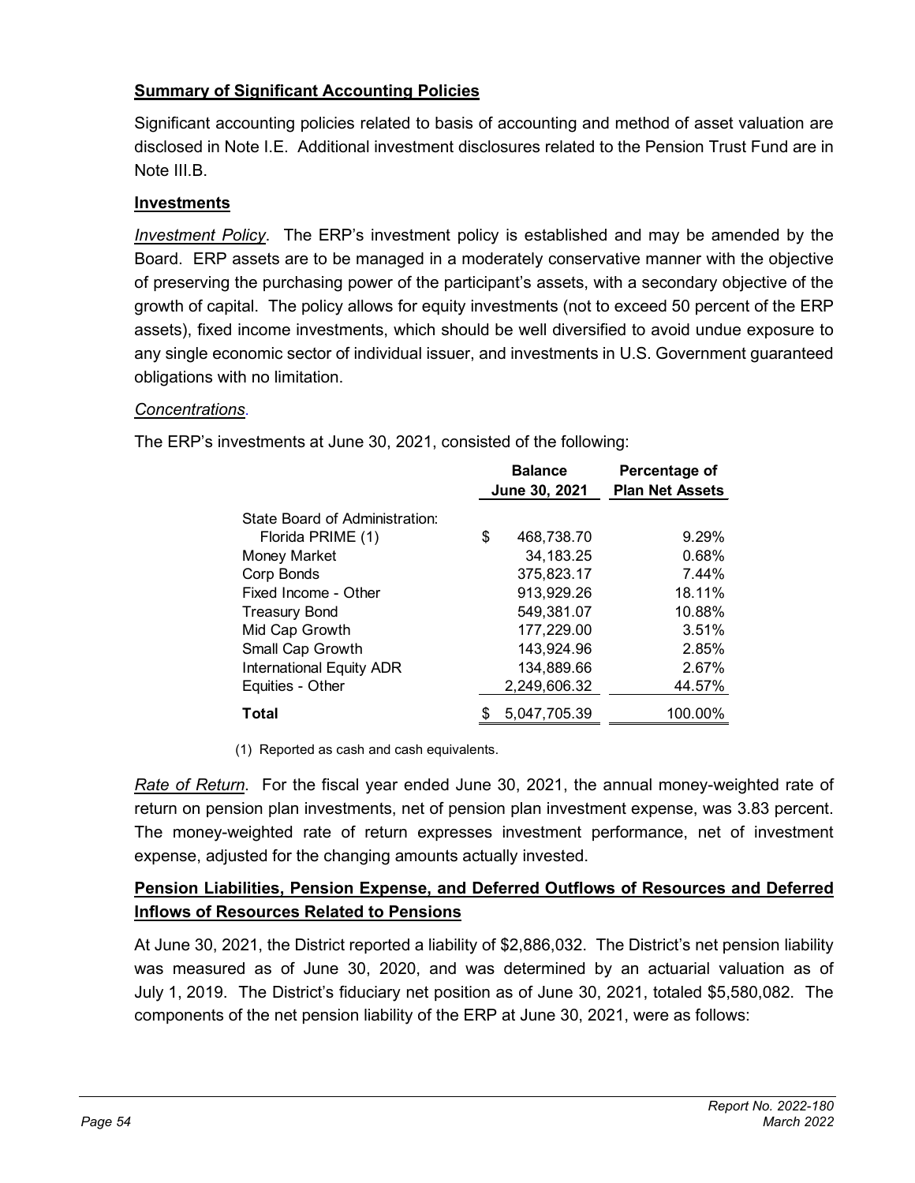**Summary of Significant Accounting Policies**

Significant accounting policies related to basis of accounting and method of asset valuation are disclosed in Note I.E. Additional investment disclosures related to the Pension Trust Fund are in Note III.B.

**Investments**

*Investment Policy*. The ERP's investment policy is established and may be amended by the Board. ERP assets are to be managed in a moderately conservative manner with the objective of preserving the purchasing power of the participant's assets, with a secondary objective of the growth of capital. The policy allows for equity investments (not to exceed 50 percent of the ERP assets), fixed income investments, which should be well diversified to avoid undue exposure to any single economic sector of individual issuer, and investments in U.S. Government guaranteed obligations with no limitation.

*Concentrations*.

The ERP's investments at June 30, 2021, consisted of the following:

| | Balance June 30, 2021 | Percentage of Plan Net Assets |
|---|---|---|
| State Board of Administration: | | |
| Florida PRIME (1) | $ 468,738.70 | 9.29% |
| Money Market | 34,183.25 | 0.68% |
| Corp Bonds | 375,823.17 | 7.44% |
| Fixed Income - Other | 913,929.26 | 18.11% |
| Treasury Bond | 549,381.07 | 10.88% |
| Mid Cap Growth | 177,229.00 | 3.51% |
| Small Cap Growth | 143,924.96 | 2.85% |
| International Equity ADR | 134,889.66 | 2.67% |
| Equities - Other | 2,249,606.32 | 44.57% |
| **Total** | $ 5,047,705.39 | 100.00% |

(1) Reported as cash and cash equivalents.

*Rate of Return*. For the fiscal year ended June 30, 2021, the annual money-weighted rate of return on pension plan investments, net of pension plan investment expense, was 3.83 percent. The money-weighted rate of return expresses investment performance, net of investment expense, adjusted for the changing amounts actually invested.

**Pension Liabilities, Pension Expense, and Deferred Outflows of Resources and Deferred Inflows of Resources Related to Pensions**

At June 30, 2021, the District reported a liability of $2,886,032. The District's net pension liability was measured as of June 30, 2020, and was determined by an actuarial valuation as of July 1, 2019. The District's fiduciary net position as of June 30, 2021, totaled $5,580,082. The components of the net pension liability of the ERP at June 30, 2021, were as follows: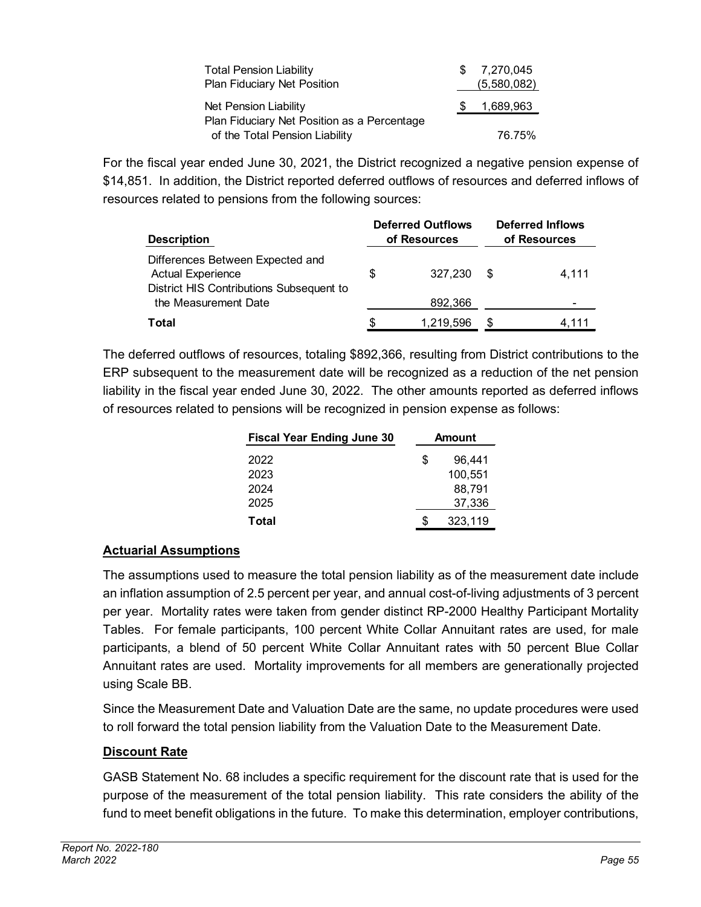| | |
|---|---|
| Total Pension Liability | $ 7,270,045 |
| Plan Fiduciary Net Position | (5,580,082) |
| Net Pension Liability | $ 1,689,963 |
| Plan Fiduciary Net Position as a Percentage of the Total Pension Liability | 76.75% |

For the fiscal year ended June 30, 2021, the District recognized a negative pension expense of $14,851. In addition, the District reported deferred outflows of resources and deferred inflows of resources related to pensions from the following sources:

| Description | Deferred Outflows of Resources | Deferred Inflows of Resources |
|---|---|---|
| Differences Between Expected and Actual Experience | $ 327,230 | $ 4,111 |
| District HIS Contributions Subsequent to the Measurement Date | 892,366 | - |
| **Total** | $ 1,219,596 | $ 4,111 |

The deferred outflows of resources, totaling $892,366, resulting from District contributions to the ERP subsequent to the measurement date will be recognized as a reduction of the net pension liability in the fiscal year ended June 30, 2022. The other amounts reported as deferred inflows of resources related to pensions will be recognized in pension expense as follows:

| Fiscal Year Ending June 30 | Amount |
|---|---|
| 2022 | $ 96,441 |
| 2023 | 100,551 |
| 2024 | 88,791 |
| 2025 | 37,336 |
| **Total** | $ 323,119 |

## Actuarial Assumptions

The assumptions used to measure the total pension liability as of the measurement date include an inflation assumption of 2.5 percent per year, and annual cost-of-living adjustments of 3 percent per year. Mortality rates were taken from gender distinct RP-2000 Healthy Participant Mortality Tables. For female participants, 100 percent White Collar Annuitant rates are used, for male participants, a blend of 50 percent White Collar Annuitant rates with 50 percent Blue Collar Annuitant rates are used. Mortality improvements for all members are generationally projected using Scale BB.

Since the Measurement Date and Valuation Date are the same, no update procedures were used to roll forward the total pension liability from the Valuation Date to the Measurement Date.

## Discount Rate

GASB Statement No. 68 includes a specific requirement for the discount rate that is used for the purpose of the measurement of the total pension liability. This rate considers the ability of the fund to meet benefit obligations in the future. To make this determination, employer contributions,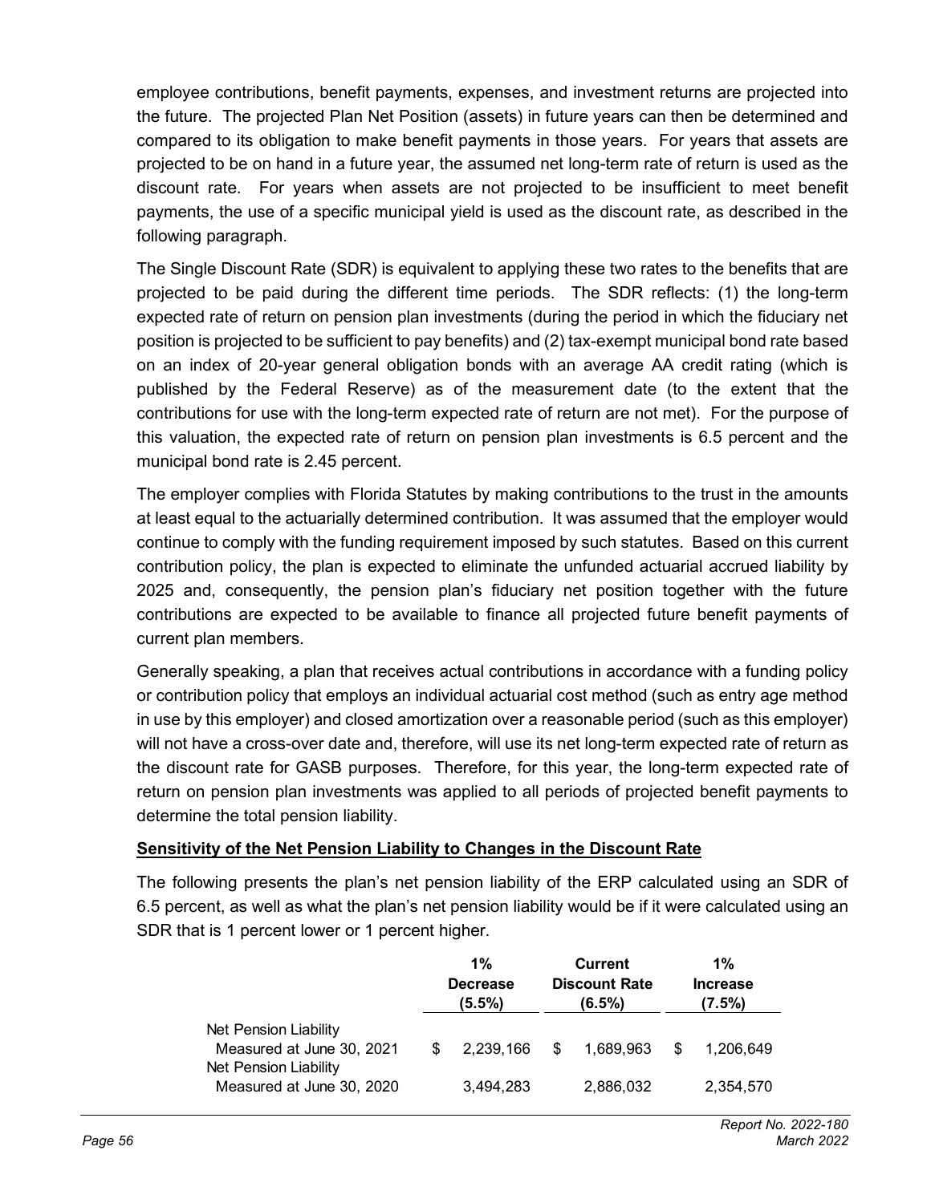employee contributions, benefit payments, expenses, and investment returns are projected into the future. The projected Plan Net Position (assets) in future years can then be determined and compared to its obligation to make benefit payments in those years. For years that assets are projected to be on hand in a future year, the assumed net long-term rate of return is used as the discount rate. For years when assets are not projected to be insufficient to meet benefit payments, the use of a specific municipal yield is used as the discount rate, as described in the following paragraph.

The Single Discount Rate (SDR) is equivalent to applying these two rates to the benefits that are projected to be paid during the different time periods. The SDR reflects: (1) the long-term expected rate of return on pension plan investments (during the period in which the fiduciary net position is projected to be sufficient to pay benefits) and (2) tax-exempt municipal bond rate based on an index of 20-year general obligation bonds with an average AA credit rating (which is published by the Federal Reserve) as of the measurement date (to the extent that the contributions for use with the long-term expected rate of return are not met). For the purpose of this valuation, the expected rate of return on pension plan investments is 6.5 percent and the municipal bond rate is 2.45 percent.

The employer complies with Florida Statutes by making contributions to the trust in the amounts at least equal to the actuarially determined contribution. It was assumed that the employer would continue to comply with the funding requirement imposed by such statutes. Based on this current contribution policy, the plan is expected to eliminate the unfunded actuarial accrued liability by 2025 and, consequently, the pension plan's fiduciary net position together with the future contributions are expected to be available to finance all projected future benefit payments of current plan members.

Generally speaking, a plan that receives actual contributions in accordance with a funding policy or contribution policy that employs an individual actuarial cost method (such as entry age method in use by this employer) and closed amortization over a reasonable period (such as this employer) will not have a cross-over date and, therefore, will use its net long-term expected rate of return as the discount rate for GASB purposes. Therefore, for this year, the long-term expected rate of return on pension plan investments was applied to all periods of projected benefit payments to determine the total pension liability.

**Sensitivity of the Net Pension Liability to Changes in the Discount Rate**

The following presents the plan's net pension liability of the ERP calculated using an SDR of 6.5 percent, as well as what the plan's net pension liability would be if it were calculated using an SDR that is 1 percent lower or 1 percent higher.

| | 1% Decrease (5.5%) | Current Discount Rate (6.5%) | 1% Increase (7.5%) |
|---|---|---|---|
| Net Pension Liability Measured at June 30, 2021 | $ 2,239,166 | $ 1,689,963 | $ 1,206,649 |
| Net Pension Liability Measured at June 30, 2020 | 3,494,283 | 2,886,032 | 2,354,570 |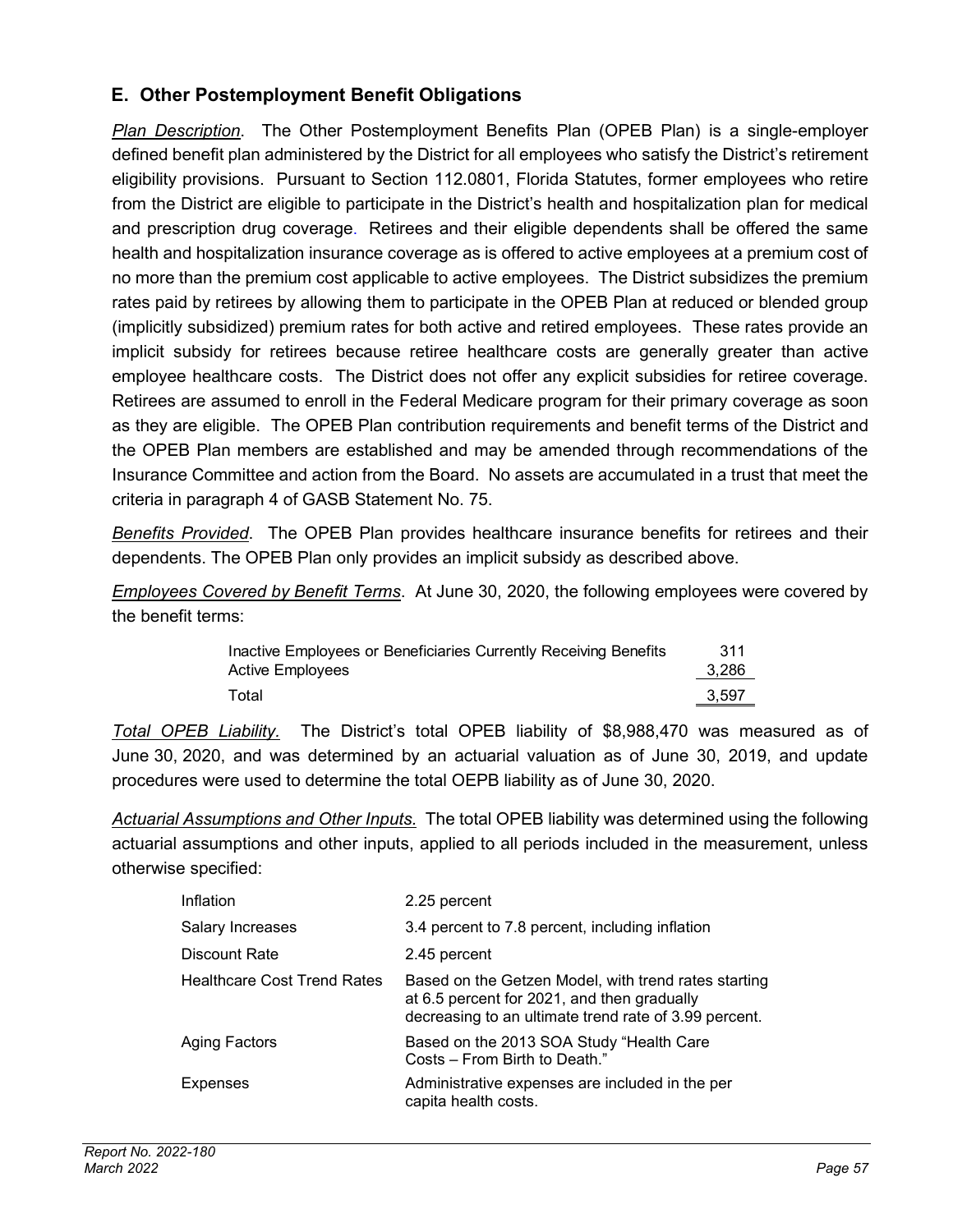## E. Other Postemployment Benefit Obligations

*Plan Description*. The Other Postemployment Benefits Plan (OPEB Plan) is a single-employer defined benefit plan administered by the District for all employees who satisfy the District's retirement eligibility provisions. Pursuant to Section 112.0801, Florida Statutes, former employees who retire from the District are eligible to participate in the District's health and hospitalization plan for medical and prescription drug coverage. Retirees and their eligible dependents shall be offered the same health and hospitalization insurance coverage as is offered to active employees at a premium cost of no more than the premium cost applicable to active employees. The District subsidizes the premium rates paid by retirees by allowing them to participate in the OPEB Plan at reduced or blended group (implicitly subsidized) premium rates for both active and retired employees. These rates provide an implicit subsidy for retirees because retiree healthcare costs are generally greater than active employee healthcare costs. The District does not offer any explicit subsidies for retiree coverage. Retirees are assumed to enroll in the Federal Medicare program for their primary coverage as soon as they are eligible. The OPEB Plan contribution requirements and benefit terms of the District and the OPEB Plan members are established and may be amended through recommendations of the Insurance Committee and action from the Board. No assets are accumulated in a trust that meet the criteria in paragraph 4 of GASB Statement No. 75.

*Benefits Provided*. The OPEB Plan provides healthcare insurance benefits for retirees and their dependents. The OPEB Plan only provides an implicit subsidy as described above.

*Employees Covered by Benefit Terms*. At June 30, 2020, the following employees were covered by the benefit terms:

| | |
|---|---|
| Inactive Employees or Beneficiaries Currently Receiving Benefits | 311 |
| Active Employees | 3,286 |
| Total | 3,597 |

*Total OPEB Liability.* The District's total OPEB liability of $8,988,470 was measured as of June 30, 2020, and was determined by an actuarial valuation as of June 30, 2019, and update procedures were used to determine the total OEPB liability as of June 30, 2020.

*Actuarial Assumptions and Other Inputs.* The total OPEB liability was determined using the following actuarial assumptions and other inputs, applied to all periods included in the measurement, unless otherwise specified:

| | |
|---|---|
| Inflation | 2.25 percent |
| Salary Increases | 3.4 percent to 7.8 percent, including inflation |
| Discount Rate | 2.45 percent |
| Healthcare Cost Trend Rates | Based on the Getzen Model, with trend rates starting at 6.5 percent for 2021, and then gradually decreasing to an ultimate trend rate of 3.99 percent. |
| Aging Factors | Based on the 2013 SOA Study "Health Care Costs – From Birth to Death." |
| Expenses | Administrative expenses are included in the per capita health costs. |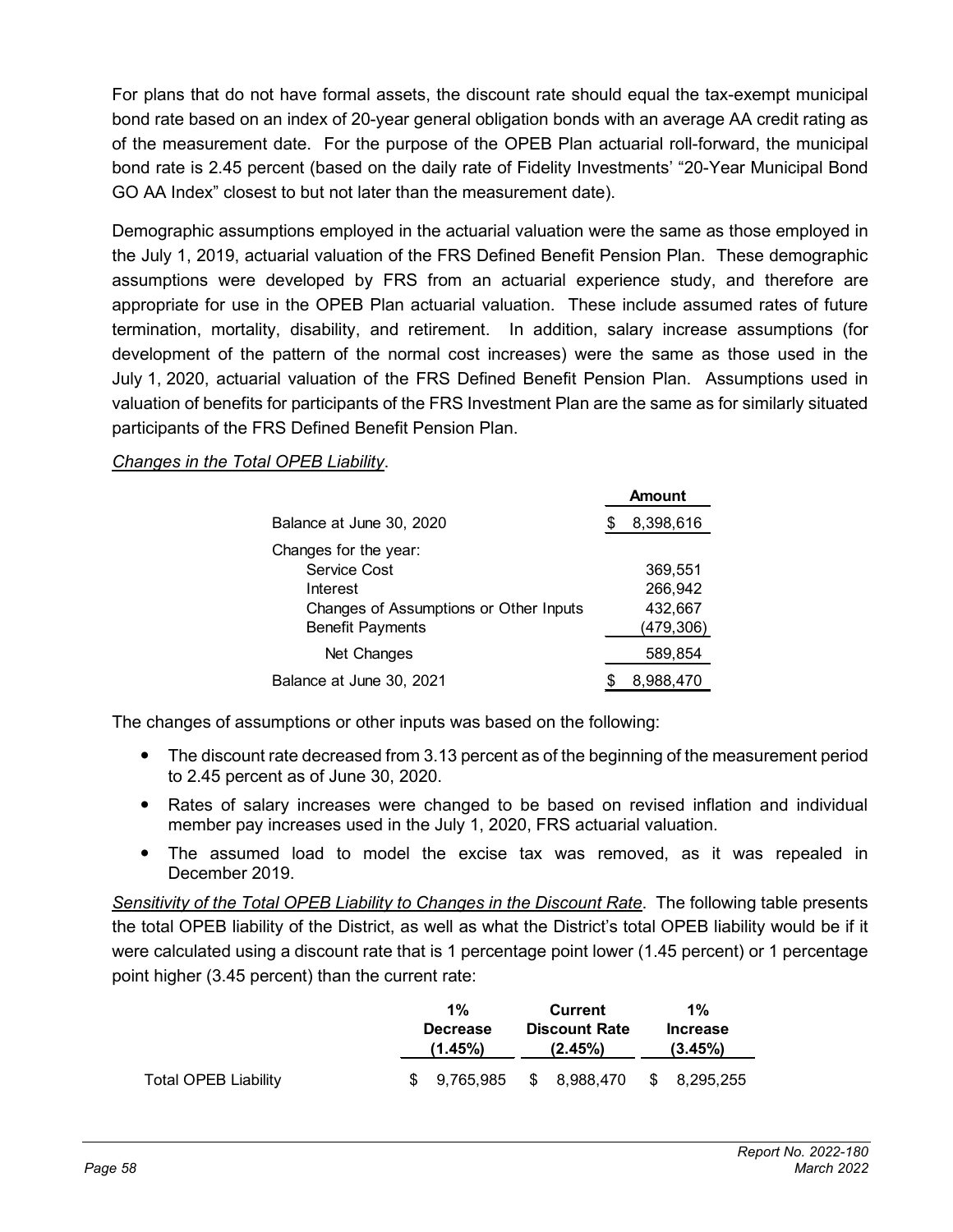For plans that do not have formal assets, the discount rate should equal the tax-exempt municipal bond rate based on an index of 20-year general obligation bonds with an average AA credit rating as of the measurement date. For the purpose of the OPEB Plan actuarial roll-forward, the municipal bond rate is 2.45 percent (based on the daily rate of Fidelity Investments' "20-Year Municipal Bond GO AA Index" closest to but not later than the measurement date).

Demographic assumptions employed in the actuarial valuation were the same as those employed in the July 1, 2019, actuarial valuation of the FRS Defined Benefit Pension Plan. These demographic assumptions were developed by FRS from an actuarial experience study, and therefore are appropriate for use in the OPEB Plan actuarial valuation. These include assumed rates of future termination, mortality, disability, and retirement. In addition, salary increase assumptions (for development of the pattern of the normal cost increases) were the same as those used in the July 1, 2020, actuarial valuation of the FRS Defined Benefit Pension Plan. Assumptions used in valuation of benefits for participants of the FRS Investment Plan are the same as for similarly situated participants of the FRS Defined Benefit Pension Plan.

*Changes in the Total OPEB Liability*.

| | Amount |
|---|---|
| Balance at June 30, 2020 | $ 8,398,616 |
| Changes for the year: | |
| Service Cost | 369,551 |
| Interest | 266,942 |
| Changes of Assumptions or Other Inputs | 432,667 |
| Benefit Payments | (479,306) |
| Net Changes | 589,854 |
| Balance at June 30, 2021 | $ 8,988,470 |

The changes of assumptions or other inputs was based on the following:

- The discount rate decreased from 3.13 percent as of the beginning of the measurement period to 2.45 percent as of June 30, 2020.
- Rates of salary increases were changed to be based on revised inflation and individual member pay increases used in the July 1, 2020, FRS actuarial valuation.
- The assumed load to model the excise tax was removed, as it was repealed in December 2019.

*Sensitivity of the Total OPEB Liability to Changes in the Discount Rate*. The following table presents the total OPEB liability of the District, as well as what the District's total OPEB liability would be if it were calculated using a discount rate that is 1 percentage point lower (1.45 percent) or 1 percentage point higher (3.45 percent) than the current rate:

| | 1% Decrease (1.45%) | Current Discount Rate (2.45%) | 1% Increase (3.45%) |
|---|---|---|---|
| Total OPEB Liability | $ 9,765,985 | $ 8,988,470 | $ 8,295,255 |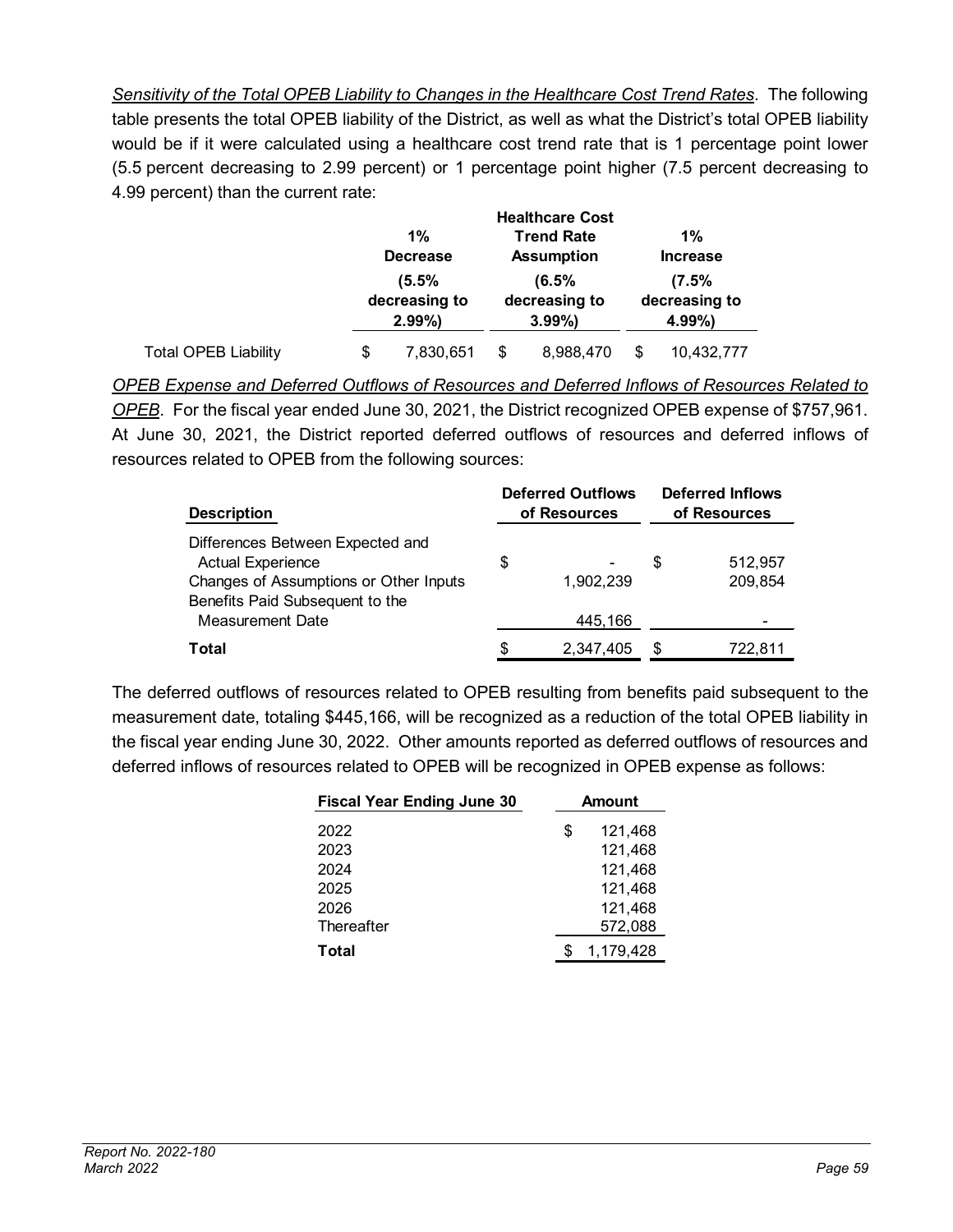*Sensitivity of the Total OPEB Liability to Changes in the Healthcare Cost Trend Rates*. The following table presents the total OPEB liability of the District, as well as what the District's total OPEB liability would be if it were calculated using a healthcare cost trend rate that is 1 percentage point lower (5.5 percent decreasing to 2.99 percent) or 1 percentage point higher (7.5 percent decreasing to 4.99 percent) than the current rate:

| | 1% Decrease (5.5% decreasing to 2.99%) | Healthcare Cost Trend Rate Assumption (6.5% decreasing to 3.99%) | 1% Increase (7.5% decreasing to 4.99%) |
|---|---|---|---|
| Total OPEB Liability | $ 7,830,651 | $ 8,988,470 | $ 10,432,777 |

*OPEB Expense and Deferred Outflows of Resources and Deferred Inflows of Resources Related to OPEB*. For the fiscal year ended June 30, 2021, the District recognized OPEB expense of $757,961. At June 30, 2021, the District reported deferred outflows of resources and deferred inflows of resources related to OPEB from the following sources:

| Description | Deferred Outflows of Resources | Deferred Inflows of Resources |
|---|---|---|
| Differences Between Expected and Actual Experience | $ - | $ 512,957 |
| Changes of Assumptions or Other Inputs | 1,902,239 | 209,854 |
| Benefits Paid Subsequent to the Measurement Date | 445,166 | - |
| **Total** | $ 2,347,405 | $ 722,811 |

The deferred outflows of resources related to OPEB resulting from benefits paid subsequent to the measurement date, totaling $445,166, will be recognized as a reduction of the total OPEB liability in the fiscal year ending June 30, 2022. Other amounts reported as deferred outflows of resources and deferred inflows of resources related to OPEB will be recognized in OPEB expense as follows:

| Fiscal Year Ending June 30 | Amount |
|---|---|
| 2022 | $ 121,468 |
| 2023 | 121,468 |
| 2024 | 121,468 |
| 2025 | 121,468 |
| 2026 | 121,468 |
| Thereafter | 572,088 |
| **Total** | $ 1,179,428 |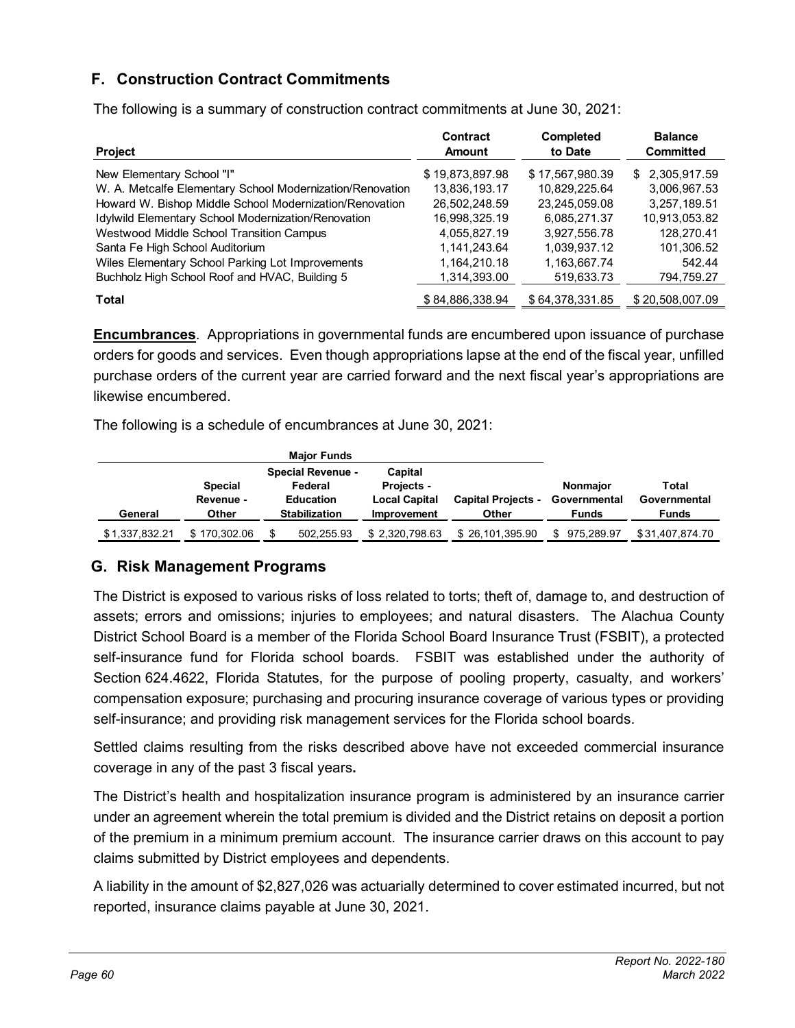## F. Construction Contract Commitments

The following is a summary of construction contract commitments at June 30, 2021:

| Project | Contract Amount | Completed to Date | Balance Committed |
|---|---|---|---|
| New Elementary School "I" | $ 19,873,897.98 | $ 17,567,980.39 | $ 2,305,917.59 |
| W. A. Metcalfe Elementary School Modernization/Renovation | 13,836,193.17 | 10,829,225.64 | 3,006,967.53 |
| Howard W. Bishop Middle School Modernization/Renovation | 26,502,248.59 | 23,245,059.08 | 3,257,189.51 |
| Idylwild Elementary School Modernization/Renovation | 16,998,325.19 | 6,085,271.37 | 10,913,053.82 |
| Westwood Middle School Transition Campus | 4,055,827.19 | 3,927,556.78 | 128,270.41 |
| Santa Fe High School Auditorium | 1,141,243.64 | 1,039,937.12 | 101,306.52 |
| Wiles Elementary School Parking Lot Improvements | 1,164,210.18 | 1,163,667.74 | 542.44 |
| Buchholz High School Roof and HVAC, Building 5 | 1,314,393.00 | 519,633.73 | 794,759.27 |
| **Total** | $ 84,886,338.94 | $ 64,378,331.85 | $ 20,508,007.09 |

**Encumbrances**. Appropriations in governmental funds are encumbered upon issuance of purchase orders for goods and services. Even though appropriations lapse at the end of the fiscal year, unfilled purchase orders of the current year are carried forward and the next fiscal year's appropriations are likewise encumbered.

The following is a schedule of encumbrances at June 30, 2021:

| Major Funds | | | | | | |
|---|---|---|---|---|---|---|
| General | Special Revenue - Other | Special Revenue - Federal Education Stabilization | Capital Projects - Local Capital Improvement | Capital Projects - Other | Nonmajor Governmental Funds | Total Governmental Funds |
| $ 1,337,832.21 | $ 170,302.06 | $ 502,255.93 | $ 2,320,798.63 | $ 26,101,395.90 | $ 975,289.97 | $ 31,407,874.70 |

## G. Risk Management Programs

The District is exposed to various risks of loss related to torts; theft of, damage to, and destruction of assets; errors and omissions; injuries to employees; and natural disasters. The Alachua County District School Board is a member of the Florida School Board Insurance Trust (FSBIT), a protected self-insurance fund for Florida school boards. FSBIT was established under the authority of Section 624.4622, Florida Statutes, for the purpose of pooling property, casualty, and workers' compensation exposure; purchasing and procuring insurance coverage of various types or providing self-insurance; and providing risk management services for the Florida school boards.

Settled claims resulting from the risks described above have not exceeded commercial insurance coverage in any of the past 3 fiscal years**.**

The District's health and hospitalization insurance program is administered by an insurance carrier under an agreement wherein the total premium is divided and the District retains on deposit a portion of the premium in a minimum premium account. The insurance carrier draws on this account to pay claims submitted by District employees and dependents.

A liability in the amount of $2,827,026 was actuarially determined to cover estimated incurred, but not reported, insurance claims payable at June 30, 2021.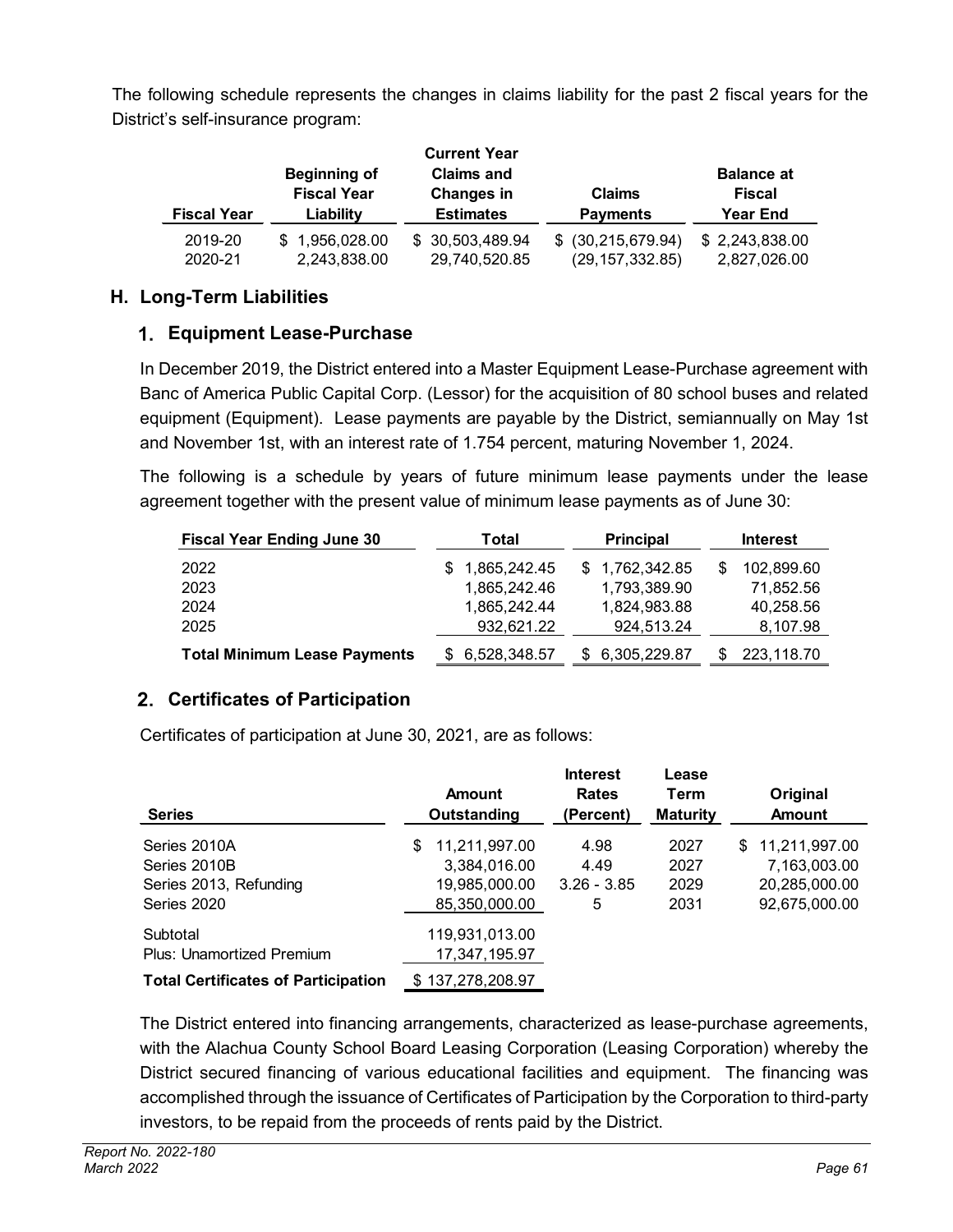The following schedule represents the changes in claims liability for the past 2 fiscal years for the District's self-insurance program:

| Fiscal Year | Beginning of Fiscal Year Liability | Current Year Claims and Changes in Estimates | Claims Payments | Balance at Fiscal Year End |
|---|---|---|---|---|
| 2019-20 | $ 1,956,028.00 | $ 30,503,489.94 | $ (30,215,679.94) | $ 2,243,838.00 |
| 2020-21 | 2,243,838.00 | 29,740,520.85 | (29,157,332.85) | 2,827,026.00 |

## H. Long-Term Liabilities

### 1. Equipment Lease-Purchase

In December 2019, the District entered into a Master Equipment Lease-Purchase agreement with Banc of America Public Capital Corp. (Lessor) for the acquisition of 80 school buses and related equipment (Equipment). Lease payments are payable by the District, semiannually on May 1st and November 1st, with an interest rate of 1.754 percent, maturing November 1, 2024.

The following is a schedule by years of future minimum lease payments under the lease agreement together with the present value of minimum lease payments as of June 30:

| Fiscal Year Ending June 30 | Total | Principal | Interest |
|---|---|---|---|
| 2022 | $ 1,865,242.45 | $ 1,762,342.85 | $ 102,899.60 |
| 2023 | 1,865,242.46 | 1,793,389.90 | 71,852.56 |
| 2024 | 1,865,242.44 | 1,824,983.88 | 40,258.56 |
| 2025 | 932,621.22 | 924,513.24 | 8,107.98 |
| **Total Minimum Lease Payments** | $ 6,528,348.57 | $ 6,305,229.87 | $ 223,118.70 |

### 2. Certificates of Participation

Certificates of participation at June 30, 2021, are as follows:

| Series | Amount Outstanding | Interest Rates (Percent) | Lease Term Maturity | Original Amount |
|---|---|---|---|---|
| Series 2010A | $ 11,211,997.00 | 4.98 | 2027 | $ 11,211,997.00 |
| Series 2010B | 3,384,016.00 | 4.49 | 2027 | 7,163,003.00 |
| Series 2013, Refunding | 19,985,000.00 | 3.26 - 3.85 | 2029 | 20,285,000.00 |
| Series 2020 | 85,350,000.00 | 5 | 2031 | 92,675,000.00 |
| Subtotal | 119,931,013.00 | | | |
| Plus: Unamortized Premium | 17,347,195.97 | | | |
| **Total Certificates of Participation** | $ 137,278,208.97 | | | |

The District entered into financing arrangements, characterized as lease-purchase agreements, with the Alachua County School Board Leasing Corporation (Leasing Corporation) whereby the District secured financing of various educational facilities and equipment. The financing was accomplished through the issuance of Certificates of Participation by the Corporation to third-party investors, to be repaid from the proceeds of rents paid by the District.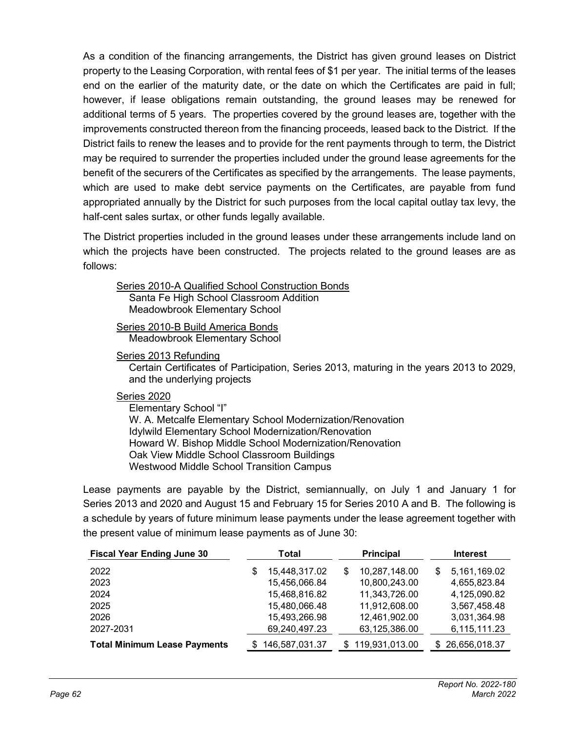As a condition of the financing arrangements, the District has given ground leases on District property to the Leasing Corporation, with rental fees of $1 per year. The initial terms of the leases end on the earlier of the maturity date, or the date on which the Certificates are paid in full; however, if lease obligations remain outstanding, the ground leases may be renewed for additional terms of 5 years. The properties covered by the ground leases are, together with the improvements constructed thereon from the financing proceeds, leased back to the District. If the District fails to renew the leases and to provide for the rent payments through to term, the District may be required to surrender the properties included under the ground lease agreements for the benefit of the securers of the Certificates as specified by the arrangements. The lease payments, which are used to make debt service payments on the Certificates, are payable from fund appropriated annually by the District for such purposes from the local capital outlay tax levy, the half-cent sales surtax, or other funds legally available.

The District properties included in the ground leases under these arrangements include land on which the projects have been constructed. The projects related to the ground leases are as follows:

Series 2010-A Qualified School Construction Bonds
- Santa Fe High School Classroom Addition
- Meadowbrook Elementary School

Series 2010-B Build America Bonds
- Meadowbrook Elementary School

Series 2013 Refunding
- Certain Certificates of Participation, Series 2013, maturing in the years 2013 to 2029, and the underlying projects

Series 2020
- Elementary School "I"
- W. A. Metcalfe Elementary School Modernization/Renovation
- Idylwild Elementary School Modernization/Renovation
- Howard W. Bishop Middle School Modernization/Renovation
- Oak View Middle School Classroom Buildings
- Westwood Middle School Transition Campus

Lease payments are payable by the District, semiannually, on July 1 and January 1 for Series 2013 and 2020 and August 15 and February 15 for Series 2010 A and B. The following is a schedule by years of future minimum lease payments under the lease agreement together with the present value of minimum lease payments as of June 30:

| Fiscal Year Ending June 30 | Total | Principal | Interest |
|---|---|---|---|
| 2022 | $ 15,448,317.02 | $ 10,287,148.00 | $ 5,161,169.02 |
| 2023 | 15,456,066.84 | 10,800,243.00 | 4,655,823.84 |
| 2024 | 15,468,816.82 | 11,343,726.00 | 4,125,090.82 |
| 2025 | 15,480,066.48 | 11,912,608.00 | 3,567,458.48 |
| 2026 | 15,493,266.98 | 12,461,902.00 | 3,031,364.98 |
| 2027-2031 | 69,240,497.23 | 63,125,386.00 | 6,115,111.23 |
| **Total Minimum Lease Payments** | $ 146,587,031.37 | $ 119,931,013.00 | $ 26,656,018.37 |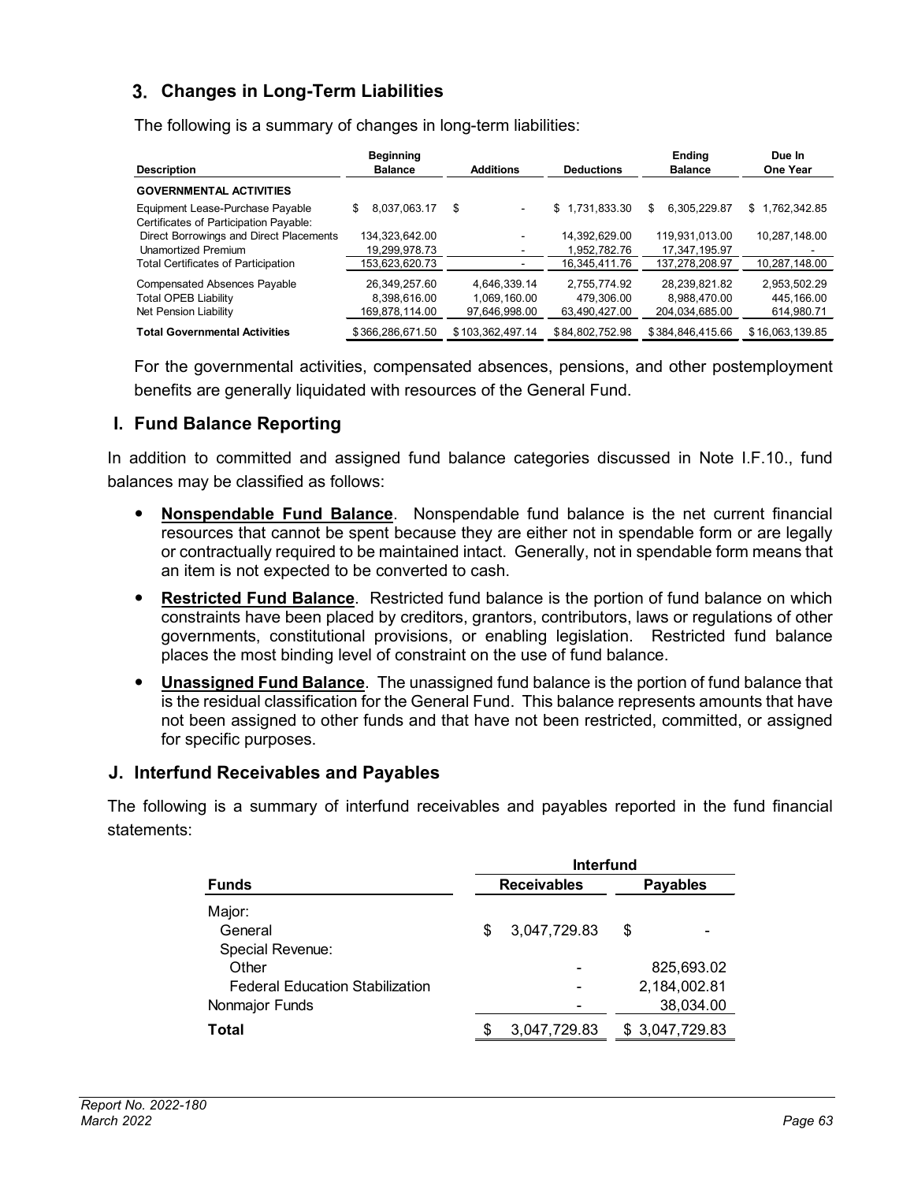### 3. Changes in Long-Term Liabilities

The following is a summary of changes in long-term liabilities:

| Description | Beginning Balance | Additions | Deductions | Ending Balance | Due In One Year |
|---|---|---|---|---|---|
| **GOVERNMENTAL ACTIVITIES** | | | | | |
| Equipment Lease-Purchase Payable | $ 8,037,063.17 | $ - | $ 1,731,833.30 | $ 6,305,229.87 | $ 1,762,342.85 |
| Certificates of Participation Payable: | | | | | |
| Direct Borrowings and Direct Placements | 134,323,642.00 | - | 14,392,629.00 | 119,931,013.00 | 10,287,148.00 |
| Unamortized Premium | 19,299,978.73 | - | 1,952,782.76 | 17,347,195.97 | - |
| Total Certificates of Participation | 153,623,620.73 | - | 16,345,411.76 | 137,278,208.97 | 10,287,148.00 |
| Compensated Absences Payable | 26,349,257.60 | 4,646,339.14 | 2,755,774.92 | 28,239,821.82 | 2,953,502.29 |
| Total OPEB Liability | 8,398,616.00 | 1,069,160.00 | 479,306.00 | 8,988,470.00 | 445,166.00 |
| Net Pension Liability | 169,878,114.00 | 97,646,998.00 | 63,490,427.00 | 204,034,685.00 | 614,980.71 |
| **Total Governmental Activities** | $366,286,671.50 | $103,362,497.14 | $84,802,752.98 | $384,846,415.66 | $16,063,139.85 |

For the governmental activities, compensated absences, pensions, and other postemployment benefits are generally liquidated with resources of the General Fund.

## I. Fund Balance Reporting

In addition to committed and assigned fund balance categories discussed in Note I.F.10., fund balances may be classified as follows:

- **Nonspendable Fund Balance**. Nonspendable fund balance is the net current financial resources that cannot be spent because they are either not in spendable form or are legally or contractually required to be maintained intact. Generally, not in spendable form means that an item is not expected to be converted to cash.
- **Restricted Fund Balance**. Restricted fund balance is the portion of fund balance on which constraints have been placed by creditors, grantors, contributors, laws or regulations of other governments, constitutional provisions, or enabling legislation. Restricted fund balance places the most binding level of constraint on the use of fund balance.
- **Unassigned Fund Balance**. The unassigned fund balance is the portion of fund balance that is the residual classification for the General Fund. This balance represents amounts that have not been assigned to other funds and that have not been restricted, committed, or assigned for specific purposes.

## J. Interfund Receivables and Payables

The following is a summary of interfund receivables and payables reported in the fund financial statements:

| Funds | Interfund Receivables | Interfund Payables |
|---|---|---|
| Major: | | |
| General | $ 3,047,729.83 | $ - |
| Special Revenue: | | |
| Other | - | 825,693.02 |
| Federal Education Stabilization | - | 2,184,002.81 |
| Nonmajor Funds | - | 38,034.00 |
| **Total** | $ 3,047,729.83 | $ 3,047,729.83 |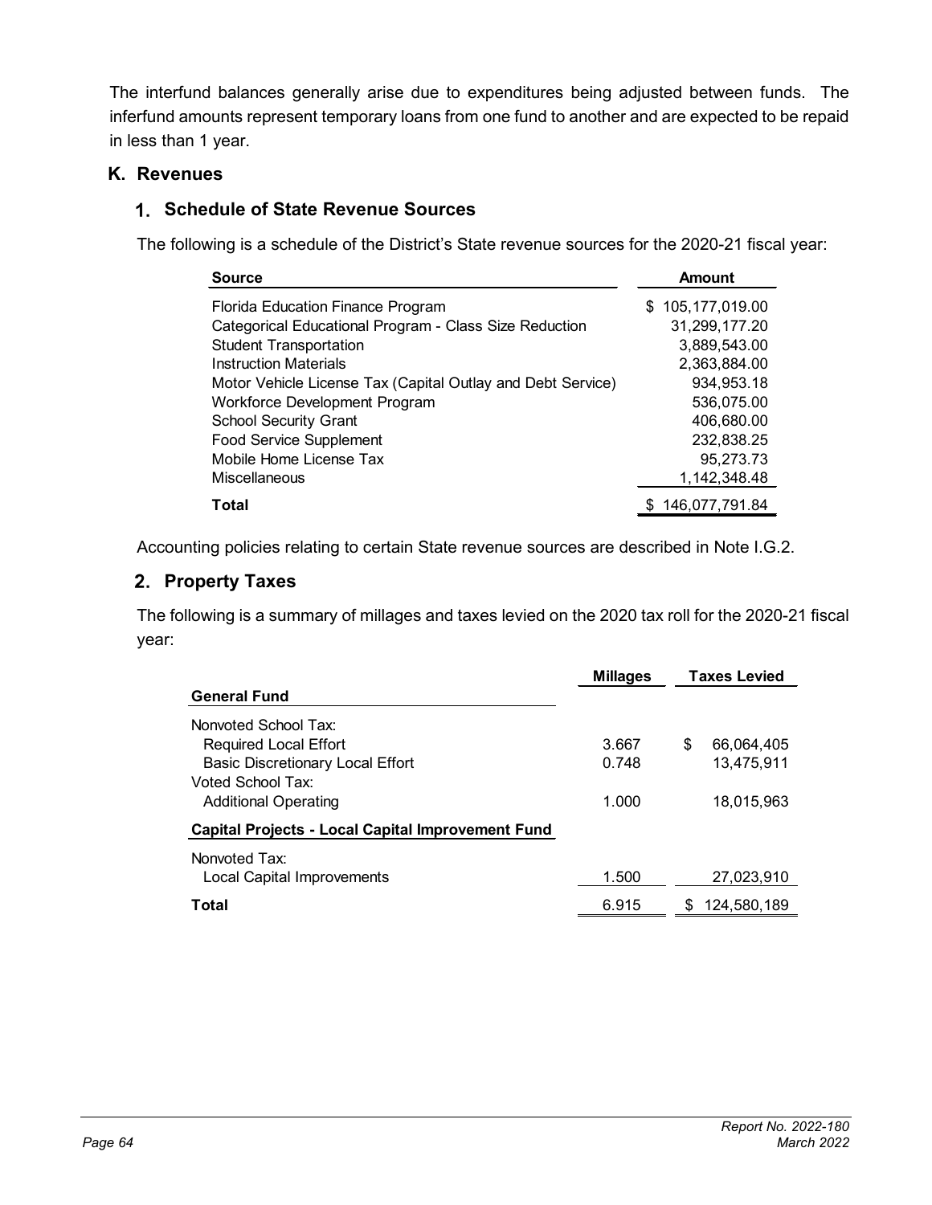The interfund balances generally arise due to expenditures being adjusted between funds. The inferfund amounts represent temporary loans from one fund to another and are expected to be repaid in less than 1 year.

## K. Revenues

### 1. Schedule of State Revenue Sources

The following is a schedule of the District's State revenue sources for the 2020-21 fiscal year:

| Source | Amount |
|---|---|
| Florida Education Finance Program | $ 105,177,019.00 |
| Categorical Educational Program - Class Size Reduction | 31,299,177.20 |
| Student Transportation | 3,889,543.00 |
| Instruction Materials | 2,363,884.00 |
| Motor Vehicle License Tax (Capital Outlay and Debt Service) | 934,953.18 |
| Workforce Development Program | 536,075.00 |
| School Security Grant | 406,680.00 |
| Food Service Supplement | 232,838.25 |
| Mobile Home License Tax | 95,273.73 |
| Miscellaneous | 1,142,348.48 |
| **Total** | $ 146,077,791.84 |

Accounting policies relating to certain State revenue sources are described in Note I.G.2.

### 2. Property Taxes

The following is a summary of millages and taxes levied on the 2020 tax roll for the 2020-21 fiscal year:

| | Millages | Taxes Levied |
|---|---|---|
| **General Fund** | | |
| Nonvoted School Tax: | | |
| Required Local Effort | 3.667 | $ 66,064,405 |
| Basic Discretionary Local Effort | 0.748 | 13,475,911 |
| Voted School Tax: | | |
| Additional Operating | 1.000 | 18,015,963 |
| **Capital Projects - Local Capital Improvement Fund** | | |
| Nonvoted Tax: | | |
| Local Capital Improvements | 1.500 | 27,023,910 |
| **Total** | 6.915 | $ 124,580,189 |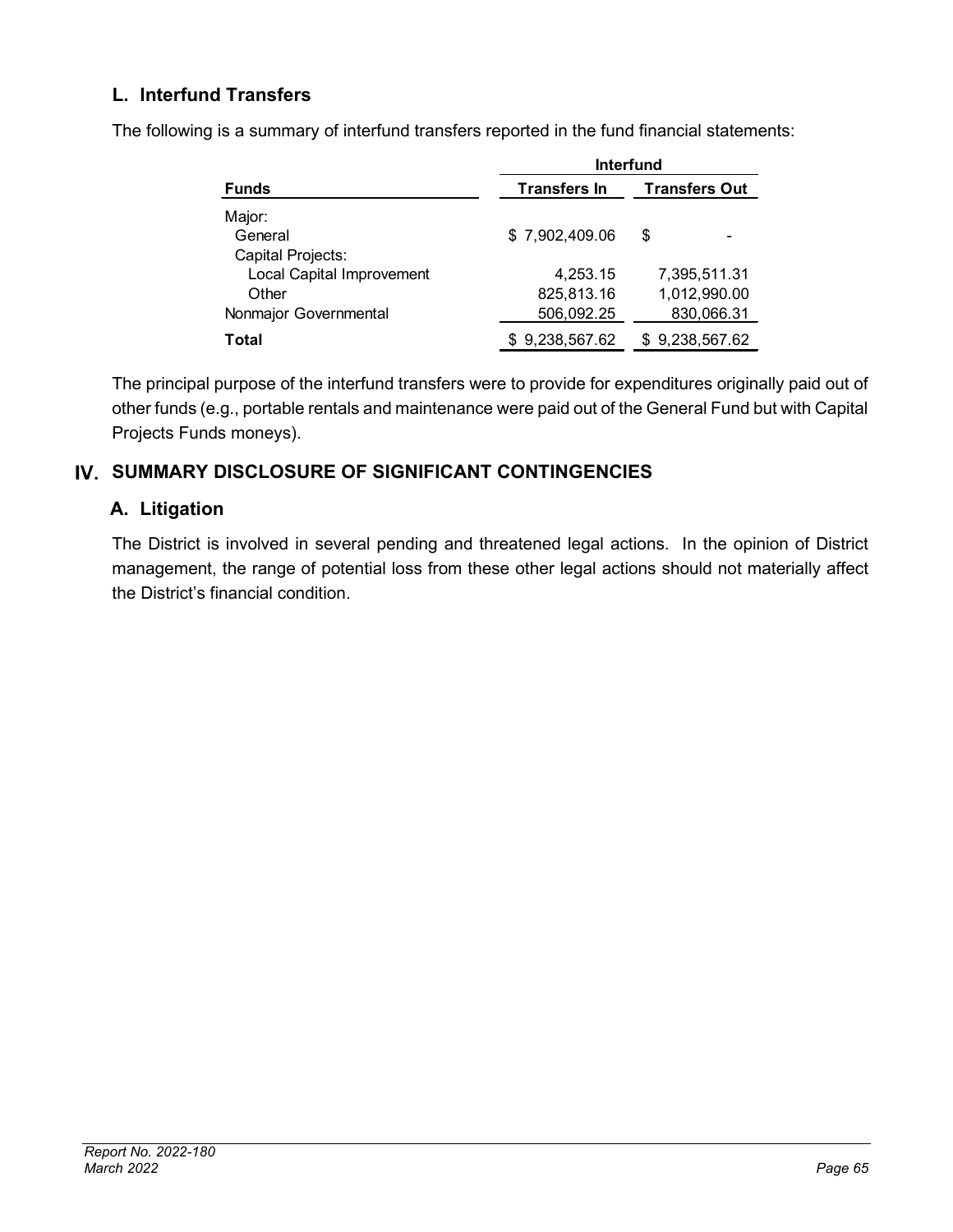### L. Interfund Transfers

The following is a summary of interfund transfers reported in the fund financial statements:

| | Interfund | |
|---|---|---|
| **Funds** | **Transfers In** | **Transfers Out** |
| Major: | | |
| General | $ 7,902,409.06 | $ - |
| Capital Projects: | | |
| Local Capital Improvement | 4,253.15 | 7,395,511.31 |
| Other | 825,813.16 | 1,012,990.00 |
| Nonmajor Governmental | 506,092.25 | 830,066.31 |
| **Total** | $ 9,238,567.62 | $ 9,238,567.62 |

The principal purpose of the interfund transfers were to provide for expenditures originally paid out of other funds (e.g., portable rentals and maintenance were paid out of the General Fund but with Capital Projects Funds moneys).

## IV. SUMMARY DISCLOSURE OF SIGNIFICANT CONTINGENCIES

### A. Litigation

The District is involved in several pending and threatened legal actions. In the opinion of District management, the range of potential loss from these other legal actions should not materially affect the District's financial condition.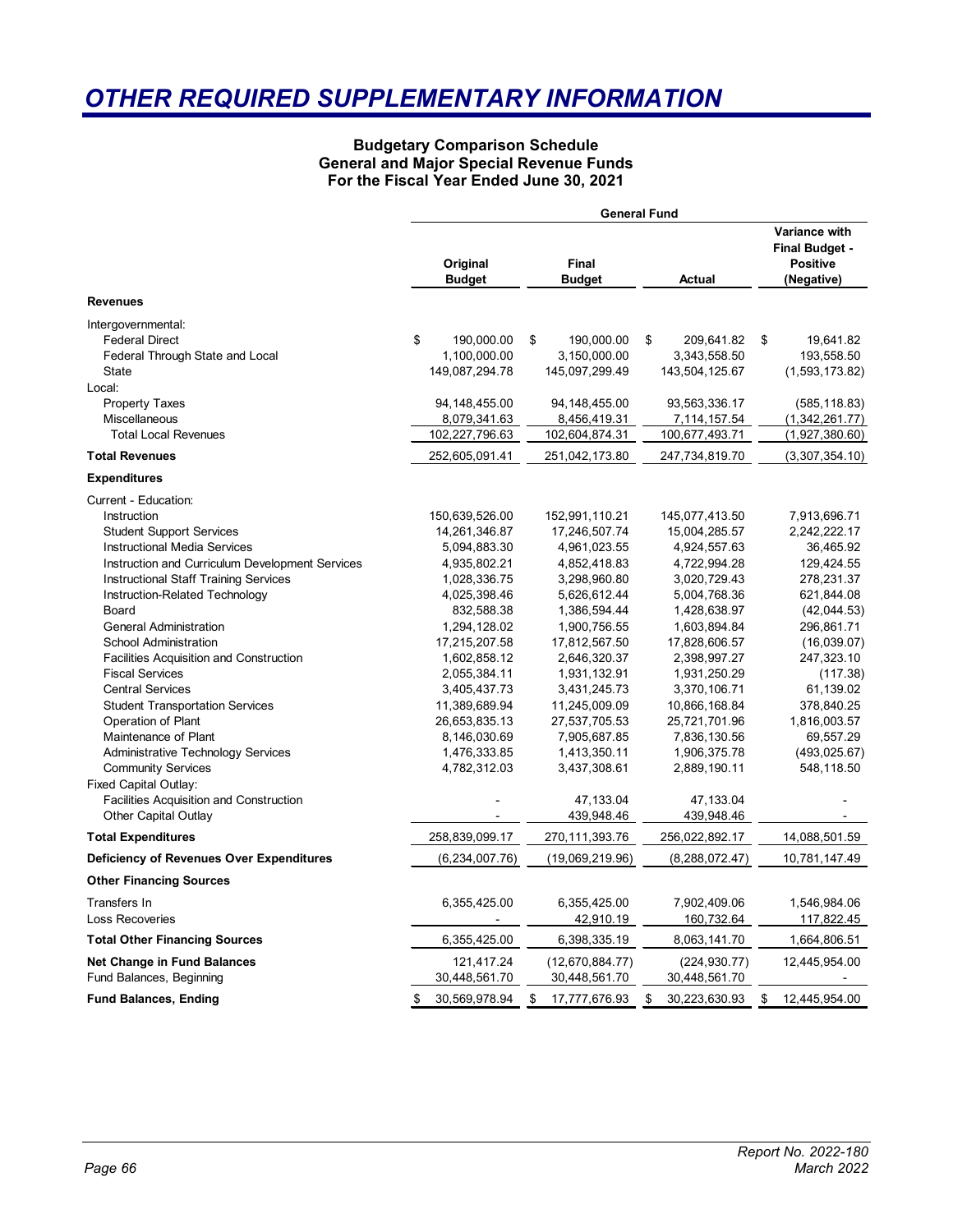# OTHER REQUIRED SUPPLEMENTARY INFORMATION

**Budgetary Comparison Schedule**
**General and Major Special Revenue Funds**
**For the Fiscal Year Ended June 30, 2021**

| | General Fund | | | |
|---|---|---|---|---|
| | **Original Budget** | **Final Budget** | **Actual** | **Variance with Final Budget - Positive (Negative)** |
| **Revenues** | | | | |
| Intergovernmental: | | | | |
| Federal Direct | $ 190,000.00 | $ 190,000.00 | $ 209,641.82 | $ 19,641.82 |
| Federal Through State and Local | 1,100,000.00 | 3,150,000.00 | 3,343,558.50 | 193,558.50 |
| State | 149,087,294.78 | 145,097,299.49 | 143,504,125.67 | (1,593,173.82) |
| Local: | | | | |
| Property Taxes | 94,148,455.00 | 94,148,455.00 | 93,563,336.17 | (585,118.83) |
| Miscellaneous | 8,079,341.63 | 8,456,419.31 | 7,114,157.54 | (1,342,261.77) |
| Total Local Revenues | 102,227,796.63 | 102,604,874.31 | 100,677,493.71 | (1,927,380.60) |
| **Total Revenues** | 252,605,091.41 | 251,042,173.80 | 247,734,819.70 | (3,307,354.10) |
| **Expenditures** | | | | |
| Current - Education: | | | | |
| Instruction | 150,639,526.00 | 152,991,110.21 | 145,077,413.50 | 7,913,696.71 |
| Student Support Services | 14,261,346.87 | 17,246,507.74 | 15,004,285.57 | 2,242,222.17 |
| Instructional Media Services | 5,094,883.30 | 4,961,023.55 | 4,924,557.63 | 36,465.92 |
| Instruction and Curriculum Development Services | 4,935,802.21 | 4,852,418.83 | 4,722,994.28 | 129,424.55 |
| Instructional Staff Training Services | 1,028,336.75 | 3,298,960.80 | 3,020,729.43 | 278,231.37 |
| Instruction-Related Technology | 4,025,398.46 | 5,626,612.44 | 5,004,768.36 | 621,844.08 |
| Board | 832,588.38 | 1,386,594.44 | 1,428,638.97 | (42,044.53) |
| General Administration | 1,294,128.02 | 1,900,756.55 | 1,603,894.84 | 296,861.71 |
| School Administration | 17,215,207.58 | 17,812,567.50 | 17,828,606.57 | (16,039.07) |
| Facilities Acquisition and Construction | 1,602,858.12 | 2,646,320.37 | 2,398,997.27 | 247,323.10 |
| Fiscal Services | 2,055,384.11 | 1,931,132.91 | 1,931,250.29 | (117.38) |
| Central Services | 3,405,437.73 | 3,431,245.73 | 3,370,106.71 | 61,139.02 |
| Student Transportation Services | 11,389,689.94 | 11,245,009.09 | 10,866,168.84 | 378,840.25 |
| Operation of Plant | 26,653,835.13 | 27,537,705.53 | 25,721,701.96 | 1,816,003.57 |
| Maintenance of Plant | 8,146,030.69 | 7,905,687.85 | 7,836,130.56 | 69,557.29 |
| Administrative Technology Services | 1,476,333.85 | 1,413,350.11 | 1,906,375.78 | (493,025.67) |
| Community Services | 4,782,312.03 | 3,437,308.61 | 2,889,190.11 | 548,118.50 |
| Fixed Capital Outlay: | | | | |
| Facilities Acquisition and Construction | - | 47,133.04 | 47,133.04 | - |
| Other Capital Outlay | - | 439,948.46 | 439,948.46 | - |
| **Total Expenditures** | 258,839,099.17 | 270,111,393.76 | 256,022,892.17 | 14,088,501.59 |
| **Deficiency of Revenues Over Expenditures** | (6,234,007.76) | (19,069,219.96) | (8,288,072.47) | 10,781,147.49 |
| **Other Financing Sources** | | | | |
| Transfers In | 6,355,425.00 | 6,355,425.00 | 7,902,409.06 | 1,546,984.06 |
| Loss Recoveries | - | 42,910.19 | 160,732.64 | 117,822.45 |
| **Total Other Financing Sources** | 6,355,425.00 | 6,398,335.19 | 8,063,141.70 | 1,664,806.51 |
| **Net Change in Fund Balances** | 121,417.24 | (12,670,884.77) | (224,930.77) | 12,445,954.00 |
| Fund Balances, Beginning | 30,448,561.70 | 30,448,561.70 | 30,448,561.70 | - |
| **Fund Balances, Ending** | $ 30,569,978.94 | $ 17,777,676.93 | $ 30,223,630.93 | $ 12,445,954.00 |

Report No. 2022-180
March 2022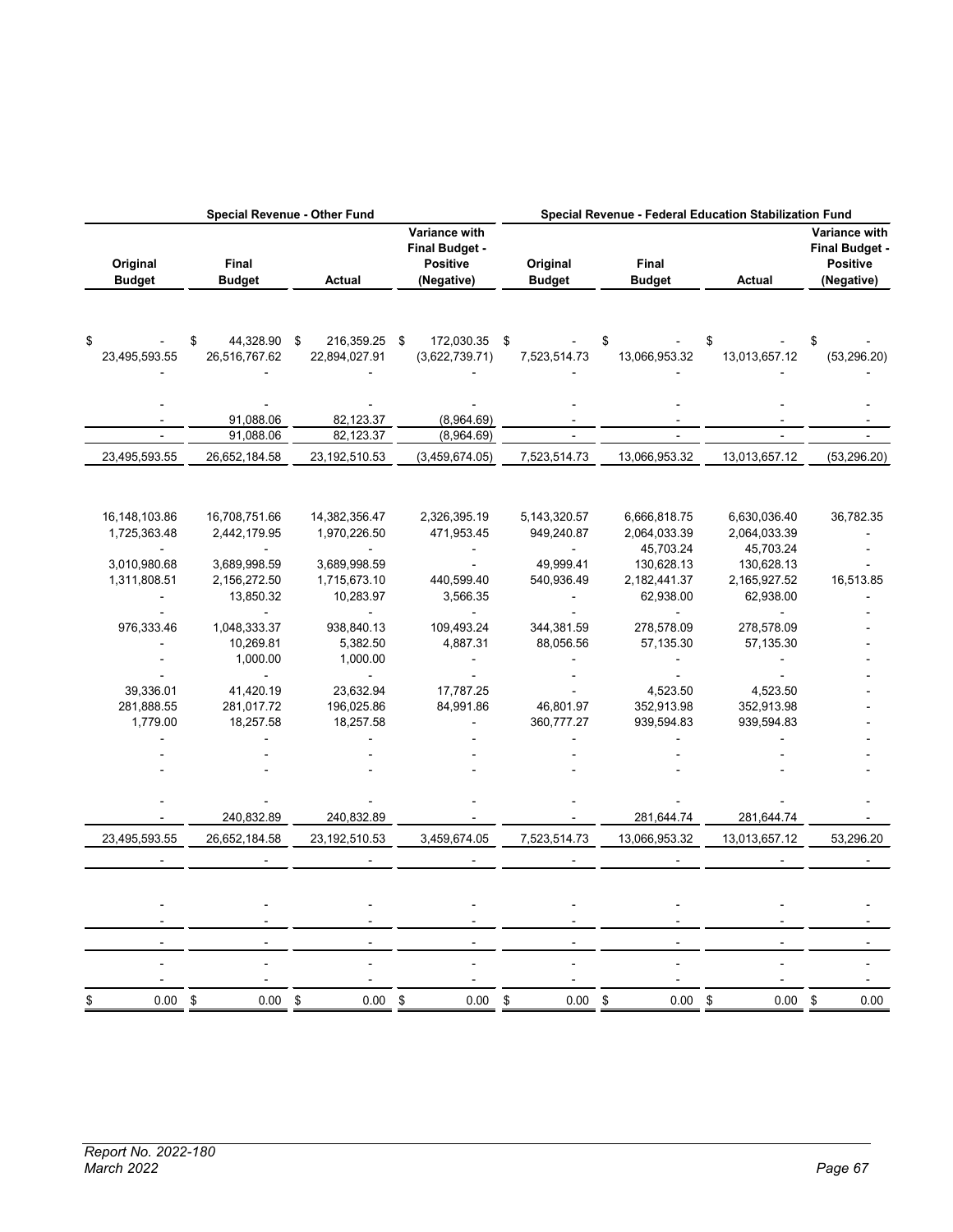| Special Revenue - Other Fund | | | | Special Revenue - Federal Education Stabilization Fund | | | |
|---|---|---|---|---|---|---|---|
| Original Budget | Final Budget | Actual | Variance with Final Budget - Positive (Negative) | Original Budget | Final Budget | Actual | Variance with Final Budget - Positive (Negative) |
| $ - | $ 44,328.90 | $ 216,359.25 | $ 172,030.35 | $ - | $ - | $ - | $ - |
| 23,495,593.55 | 26,516,767.62 | 22,894,027.91 | (3,622,739.71) | 7,523,514.73 | 13,066,953.32 | 13,013,657.12 | (53,296.20) |
| - | - | - | - | - | - | - | - |
| - | - | - | - | - | - | - | - |
| - | 91,088.06 | 82,123.37 | (8,964.69) | - | - | - | - |
| - | 91,088.06 | 82,123.37 | (8,964.69) | - | - | - | - |
| 23,495,593.55 | 26,652,184.58 | 23,192,510.53 | (3,459,674.05) | 7,523,514.73 | 13,066,953.32 | 13,013,657.12 | (53,296.20) |
| 16,148,103.86 | 16,708,751.66 | 14,382,356.47 | 2,326,395.19 | 5,143,320.57 | 6,666,818.75 | 6,630,036.40 | 36,782.35 |
| 1,725,363.48 | 2,442,179.95 | 1,970,226.50 | 471,953.45 | 949,240.87 | 2,064,033.39 | 2,064,033.39 | - |
| - | - | - | - | - | 45,703.24 | 45,703.24 | - |
| 3,010,980.68 | 3,689,998.59 | 3,689,998.59 | - | 49,999.41 | 130,628.13 | 130,628.13 | - |
| 1,311,808.51 | 2,156,272.50 | 1,715,673.10 | 440,599.40 | 540,936.49 | 2,182,441.37 | 2,165,927.52 | 16,513.85 |
| - | 13,850.32 | 10,283.97 | 3,566.35 | - | 62,938.00 | 62,938.00 | - |
| - | - | - | - | - | - | - | - |
| 976,333.46 | 1,048,333.37 | 938,840.13 | 109,493.24 | 344,381.59 | 278,578.09 | 278,578.09 | - |
| - | 10,269.81 | 5,382.50 | 4,887.31 | 88,056.56 | 57,135.30 | 57,135.30 | - |
| - | 1,000.00 | 1,000.00 | - | - | - | - | - |
| - | - | - | - | - | - | - | - |
| 39,336.01 | 41,420.19 | 23,632.94 | 17,787.25 | - | 4,523.50 | 4,523.50 | - |
| 281,888.55 | 281,017.72 | 196,025.86 | 84,991.86 | 46,801.97 | 352,913.98 | 352,913.98 | - |
| 1,779.00 | 18,257.58 | 18,257.58 | - | 360,777.27 | 939,594.83 | 939,594.83 | - |
| - | - | - | - | - | - | - | - |
| - | - | - | - | - | - | - | - |
| - | - | - | - | - | - | - | - |
| - | - | - | - | - | - | - | - |
| - | 240,832.89 | 240,832.89 | - | - | 281,644.74 | 281,644.74 | - |
| 23,495,593.55 | 26,652,184.58 | 23,192,510.53 | 3,459,674.05 | 7,523,514.73 | 13,066,953.32 | 13,013,657.12 | 53,296.20 |
| - | - | - | - | - | - | - | - |
| - | - | - | - | - | - | - | - |
| - | - | - | - | - | - | - | - |
| - | - | - | - | - | - | - | - |
| - | - | - | - | - | - | - | - |
| - | - | - | - | - | - | - | - |
| $ 0.00 | $ 0.00 | $ 0.00 | $ 0.00 | $ 0.00 | $ 0.00 | $ 0.00 | $ 0.00 |

*Report No. 2022-180*
*March 2022*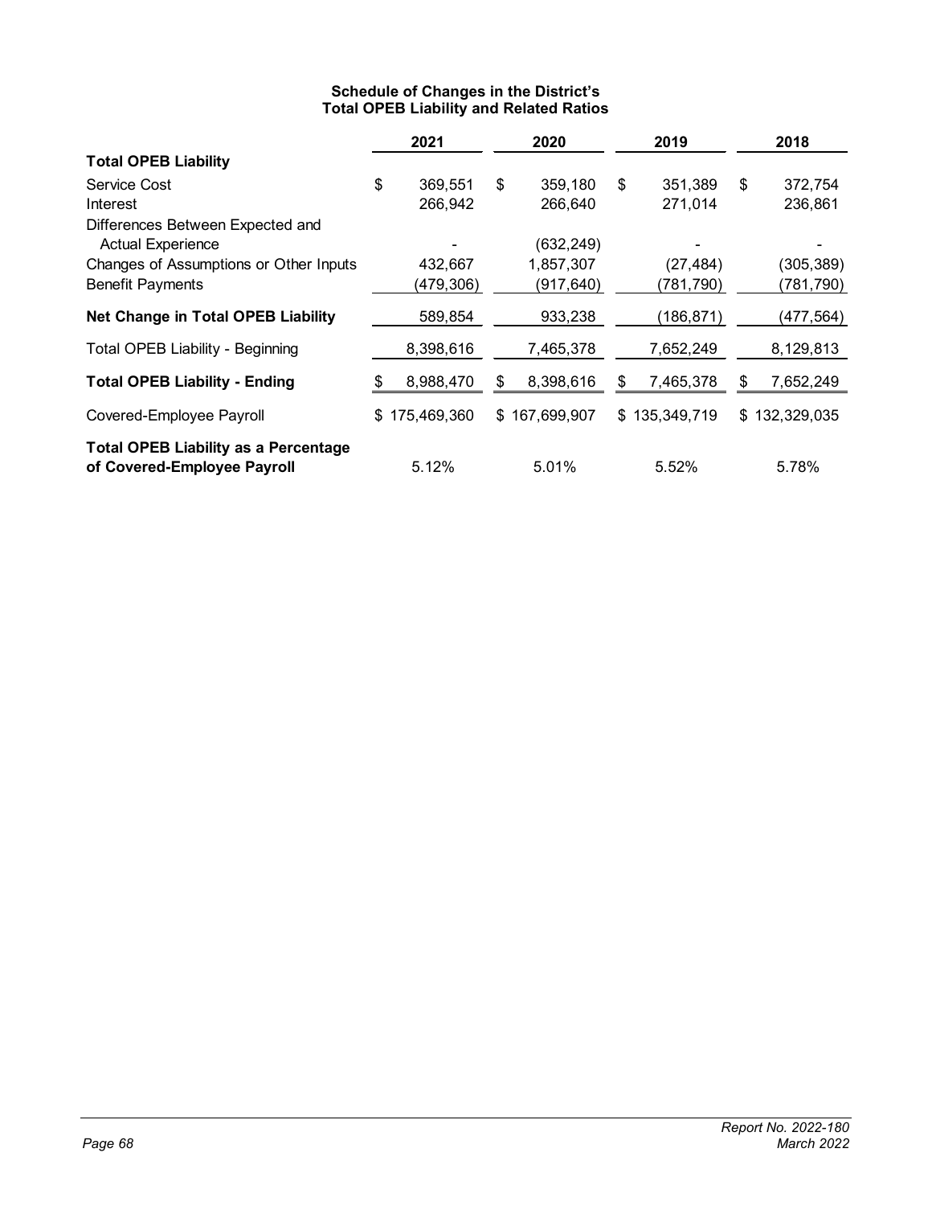**Schedule of Changes in the District's Total OPEB Liability and Related Ratios**

| | 2021 | 2020 | 2019 | 2018 |
|---|---|---|---|---|
| **Total OPEB Liability** | | | | |
| Service Cost | $ 369,551 | $ 359,180 | $ 351,389 | $ 372,754 |
| Interest | 266,942 | 266,640 | 271,014 | 236,861 |
| Differences Between Expected and Actual Experience | - | (632,249) | - | - |
| Changes of Assumptions or Other Inputs | 432,667 | 1,857,307 | (27,484) | (305,389) |
| Benefit Payments | (479,306) | (917,640) | (781,790) | (781,790) |
| **Net Change in Total OPEB Liability** | 589,854 | 933,238 | (186,871) | (477,564) |
| Total OPEB Liability - Beginning | 8,398,616 | 7,465,378 | 7,652,249 | 8,129,813 |
| **Total OPEB Liability - Ending** | $ 8,988,470 | $ 8,398,616 | $ 7,465,378 | $ 7,652,249 |
| Covered-Employee Payroll | $ 175,469,360 | $ 167,699,907 | $ 135,349,719 | $ 132,329,035 |
| **Total OPEB Liability as a Percentage of Covered-Employee Payroll** | 5.12% | 5.01% | 5.52% | 5.78% |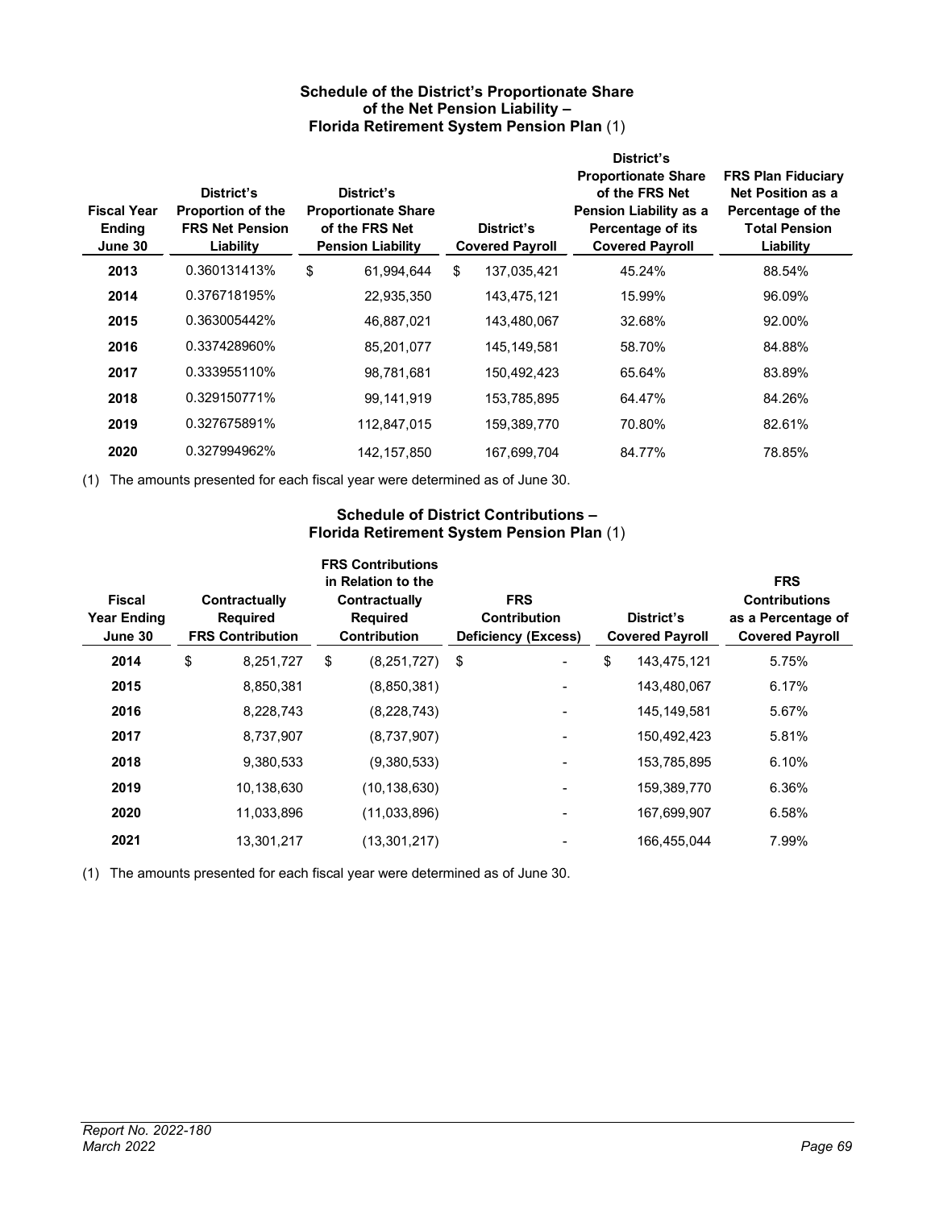### Schedule of the District's Proportionate Share of the Net Pension Liability – Florida Retirement System Pension Plan (1)

| Fiscal Year Ending June 30 | District's Proportion of the FRS Net Pension Liability | District's Proportionate Share of the FRS Net Pension Liability | District's Covered Payroll | District's Proportionate Share of the FRS Net Pension Liability as a Percentage of its Covered Payroll | FRS Plan Fiduciary Net Position as a Percentage of the Total Pension Liability |
|---|---|---|---|---|---|
| **2013** | 0.360131413% | $ 61,994,644 | $ 137,035,421 | 45.24% | 88.54% |
| **2014** | 0.376718195% | 22,935,350 | 143,475,121 | 15.99% | 96.09% |
| **2015** | 0.363005442% | 46,887,021 | 143,480,067 | 32.68% | 92.00% |
| **2016** | 0.337428960% | 85,201,077 | 145,149,581 | 58.70% | 84.88% |
| **2017** | 0.333955110% | 98,781,681 | 150,492,423 | 65.64% | 83.89% |
| **2018** | 0.329150771% | 99,141,919 | 153,785,895 | 64.47% | 84.26% |
| **2019** | 0.327675891% | 112,847,015 | 159,389,770 | 70.80% | 82.61% |
| **2020** | 0.327994962% | 142,157,850 | 167,699,704 | 84.77% | 78.85% |

(1) The amounts presented for each fiscal year were determined as of June 30.

### Schedule of District Contributions – Florida Retirement System Pension Plan (1)

| Fiscal Year Ending June 30 | Contractually Required FRS Contribution | FRS Contributions in Relation to the Contractually Required Contribution | FRS Contribution Deficiency (Excess) | District's Covered Payroll | FRS Contributions as a Percentage of Covered Payroll |
|---|---|---|---|---|---|
| **2014** | $ 8,251,727 | $ (8,251,727) | $ - | $ 143,475,121 | 5.75% |
| **2015** | 8,850,381 | (8,850,381) | - | 143,480,067 | 6.17% |
| **2016** | 8,228,743 | (8,228,743) | - | 145,149,581 | 5.67% |
| **2017** | 8,737,907 | (8,737,907) | - | 150,492,423 | 5.81% |
| **2018** | 9,380,533 | (9,380,533) | - | 153,785,895 | 6.10% |
| **2019** | 10,138,630 | (10,138,630) | - | 159,389,770 | 6.36% |
| **2020** | 11,033,896 | (11,033,896) | - | 167,699,907 | 6.58% |
| **2021** | 13,301,217 | (13,301,217) | - | 166,455,044 | 7.99% |

(1) The amounts presented for each fiscal year were determined as of June 30.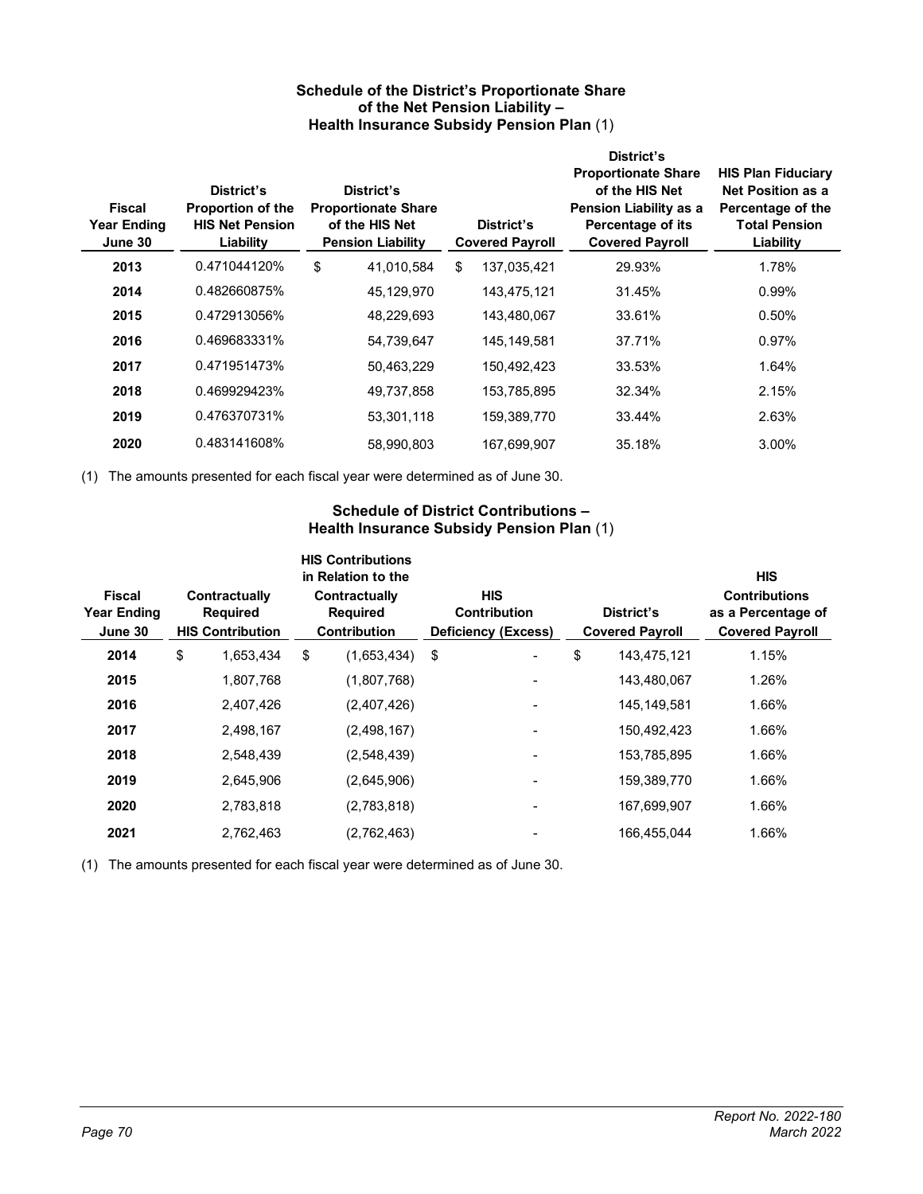### Schedule of the District's Proportionate Share of the Net Pension Liability – Health Insurance Subsidy Pension Plan (1)

| Fiscal Year Ending June 30 | District's Proportion of the HIS Net Pension Liability | District's Proportionate Share of the HIS Net Pension Liability | District's Covered Payroll | District's Proportionate Share of the HIS Net Pension Liability as a Percentage of its Covered Payroll | HIS Plan Fiduciary Net Position as a Percentage of the Total Pension Liability |
|---|---|---|---|---|---|
| **2013** | 0.471044120% | $ 41,010,584 | $ 137,035,421 | 29.93% | 1.78% |
| **2014** | 0.482660875% | 45,129,970 | 143,475,121 | 31.45% | 0.99% |
| **2015** | 0.472913056% | 48,229,693 | 143,480,067 | 33.61% | 0.50% |
| **2016** | 0.469683331% | 54,739,647 | 145,149,581 | 37.71% | 0.97% |
| **2017** | 0.471951473% | 50,463,229 | 150,492,423 | 33.53% | 1.64% |
| **2018** | 0.469929423% | 49,737,858 | 153,785,895 | 32.34% | 2.15% |
| **2019** | 0.476370731% | 53,301,118 | 159,389,770 | 33.44% | 2.63% |
| **2020** | 0.483141608% | 58,990,803 | 167,699,907 | 35.18% | 3.00% |

(1) The amounts presented for each fiscal year were determined as of June 30.

### Schedule of District Contributions – Health Insurance Subsidy Pension Plan (1)

| Fiscal Year Ending June 30 | Contractually Required HIS Contribution | HIS Contributions in Relation to the Contractually Required Contribution | HIS Contribution Deficiency (Excess) | District's Covered Payroll | HIS Contributions as a Percentage of Covered Payroll |
|---|---|---|---|---|---|
| **2014** | $ 1,653,434 | $ (1,653,434) | $ - | $ 143,475,121 | 1.15% |
| **2015** | 1,807,768 | (1,807,768) | - | 143,480,067 | 1.26% |
| **2016** | 2,407,426 | (2,407,426) | - | 145,149,581 | 1.66% |
| **2017** | 2,498,167 | (2,498,167) | - | 150,492,423 | 1.66% |
| **2018** | 2,548,439 | (2,548,439) | - | 153,785,895 | 1.66% |
| **2019** | 2,645,906 | (2,645,906) | - | 159,389,770 | 1.66% |
| **2020** | 2,783,818 | (2,783,818) | - | 167,699,907 | 1.66% |
| **2021** | 2,762,463 | (2,762,463) | - | 166,455,044 | 1.66% |

(1) The amounts presented for each fiscal year were determined as of June 30.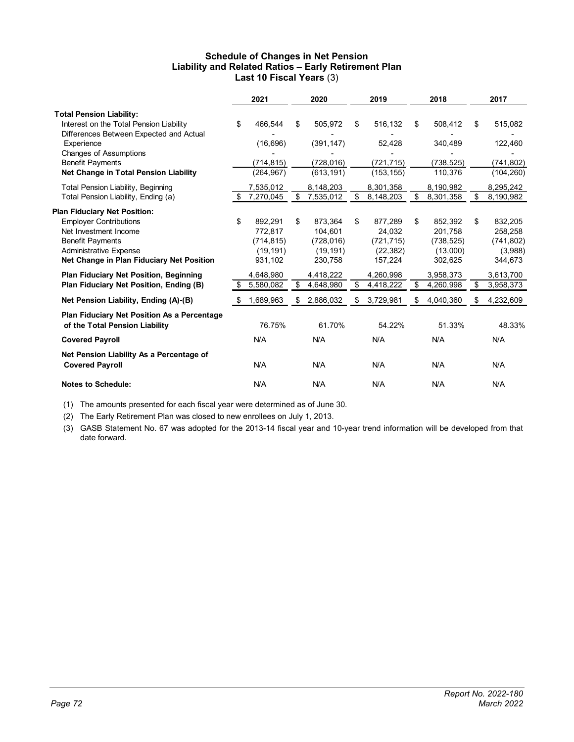### Schedule of Changes in Net Pension Liability and Related Ratios – Early Retirement Plan
### Last 10 Fiscal Years (3)

| | 2021 | 2020 | 2019 | 2018 | 2017 |
|---|---|---|---|---|---|
| **Total Pension Liability:** | | | | | |
| Interest on the Total Pension Liability | $ 466,544 | $ 505,972 | $ 516,132 | $ 508,412 | $ 515,082 |
| Differences Between Expected and Actual Experience | (16,696) | (391,147) | 52,428 | 340,489 | 122,460 |
| Changes of Assumptions | - | - | - | - | - |
| Benefit Payments | (714,815) | (728,016) | (721,715) | (738,525) | (741,802) |
| **Net Change in Total Pension Liability** | (264,967) | (613,191) | (153,155) | 110,376 | (104,260) |
| Total Pension Liability, Beginning | 7,535,012 | 8,148,203 | 8,301,358 | 8,190,982 | 8,295,242 |
| Total Pension Liability, Ending (a) | $ 7,270,045 | $ 7,535,012 | $ 8,148,203 | $ 8,301,358 | $ 8,190,982 |
| **Plan Fiduciary Net Position:** | | | | | |
| Employer Contributions | $ 892,291 | $ 873,364 | $ 877,289 | $ 852,392 | $ 832,205 |
| Net Investment Income | 772,817 | 104,601 | 24,032 | 201,758 | 258,258 |
| Benefit Payments | (714,815) | (728,016) | (721,715) | (738,525) | (741,802) |
| Administrative Expense | (19,191) | (19,191) | (22,382) | (13,000) | (3,988) |
| **Net Change in Plan Fiduciary Net Position** | 931,102 | 230,758 | 157,224 | 302,625 | 344,673 |
| **Plan Fiduciary Net Position, Beginning** | 4,648,980 | 4,418,222 | 4,260,998 | 3,958,373 | 3,613,700 |
| **Plan Fiduciary Net Position, Ending (B)** | $ 5,580,082 | $ 4,648,980 | $ 4,418,222 | $ 4,260,998 | $ 3,958,373 |
| **Net Pension Liability, Ending (A)-(B)** | $ 1,689,963 | $ 2,886,032 | $ 3,729,981 | $ 4,040,360 | $ 4,232,609 |
| **Plan Fiduciary Net Position As a Percentage of the Total Pension Liability** | 76.75% | 61.70% | 54.22% | 51.33% | 48.33% |
| **Covered Payroll** | N/A | N/A | N/A | N/A | N/A |
| **Net Pension Liability As a Percentage of Covered Payroll** | N/A | N/A | N/A | N/A | N/A |
| **Notes to Schedule:** | N/A | N/A | N/A | N/A | N/A |

(1) The amounts presented for each fiscal year were determined as of June 30.

(2) The Early Retirement Plan was closed to new enrollees on July 1, 2013.

(3) GASB Statement No. 67 was adopted for the 2013-14 fiscal year and 10-year trend information will be developed from that date forward.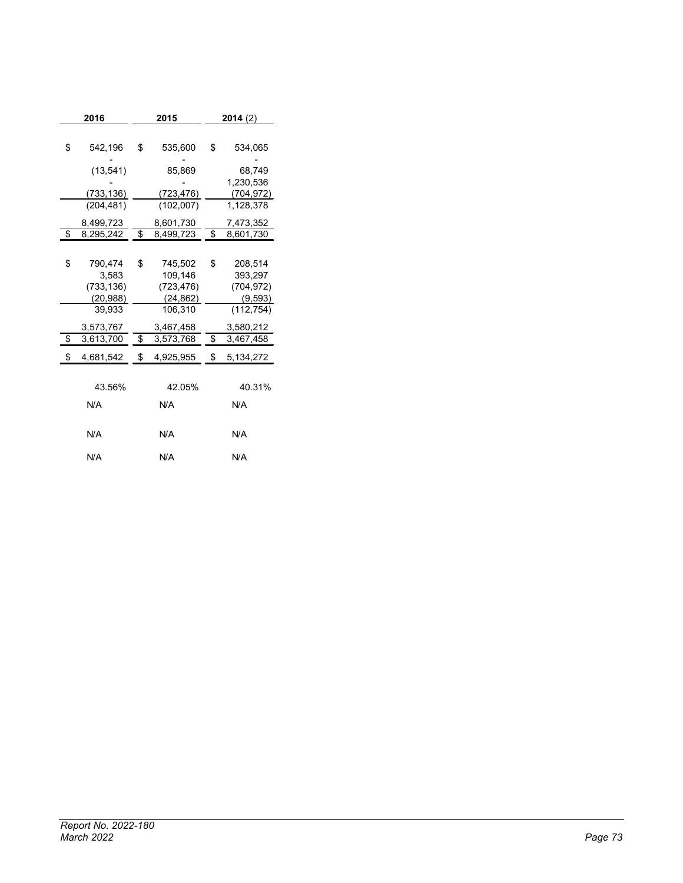| 2016 | 2015 | 2014 (2) |
|---|---|---|
| | | |
| $ 542,196 | $ 535,600 | $ 534,065 |
| - | - | - |
| (13,541) | 85,869 | 68,749 |
| - | - | 1,230,536 |
| (733,136) | (723,476) | (704,972) |
| (204,481) | (102,007) | 1,128,378 |
| 8,499,723 | 8,601,730 | 7,473,352 |
| $ 8,295,242 | $ 8,499,723 | $ 8,601,730 |
| | | |
| $ 790,474 | $ 745,502 | $ 208,514 |
| 3,583 | 109,146 | 393,297 |
| (733,136) | (723,476) | (704,972) |
| (20,988) | (24,862) | (9,593) |
| 39,933 | 106,310 | (112,754) |
| 3,573,767 | 3,467,458 | 3,580,212 |
| $ 3,613,700 | $ 3,573,768 | $ 3,467,458 |
| $ 4,681,542 | $ 4,925,955 | $ 5,134,272 |
| | | |
| 43.56% | 42.05% | 40.31% |
| N/A | N/A | N/A |
| N/A | N/A | N/A |
| N/A | N/A | N/A |

*Report No. 2022-180*
*March 2022*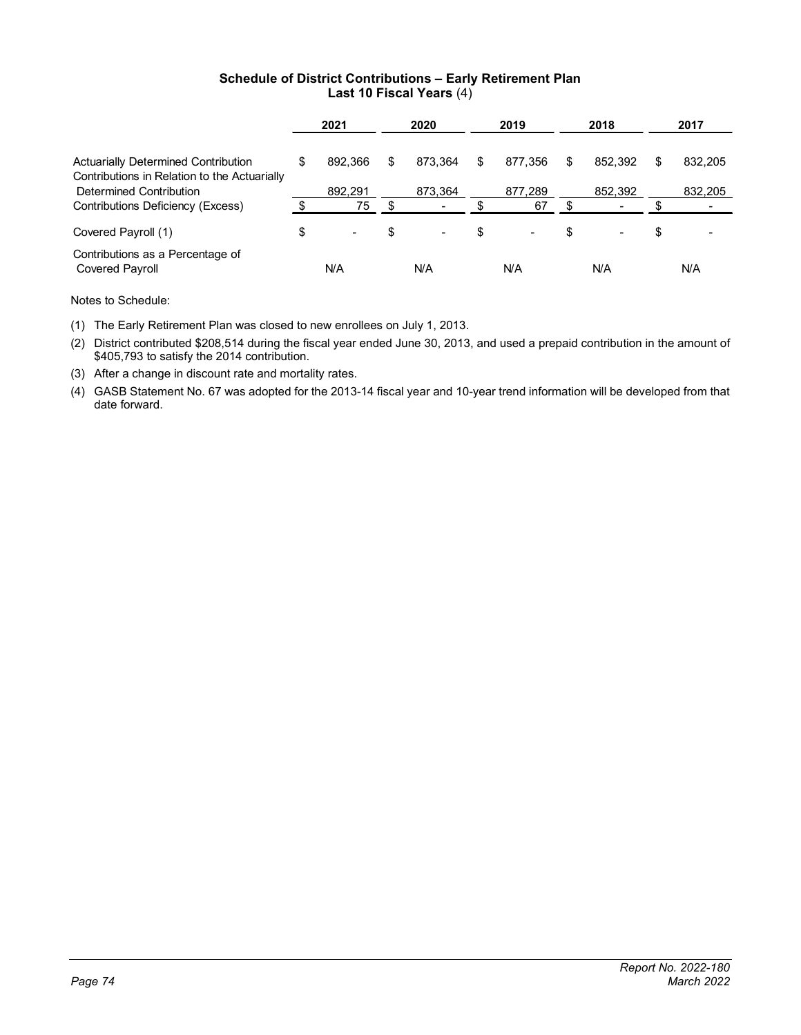### Schedule of District Contributions – Early Retirement Plan
### Last 10 Fiscal Years (4)

| | 2021 | 2020 | 2019 | 2018 | 2017 |
|---|---|---|---|---|---|
| Actuarially Determined Contribution | $ 892,366 | $ 873,364 | $ 877,356 | $ 852,392 | $ 832,205 |
| Contributions in Relation to the Actuarially Determined Contribution | 892,291 | 873,364 | 877,289 | 852,392 | 832,205 |
| Contributions Deficiency (Excess) | $ 75 | $ - | $ 67 | $ - | $ - |
| Covered Payroll (1) | $ - | $ - | $ - | $ - | $ - |
| Contributions as a Percentage of Covered Payroll | N/A | N/A | N/A | N/A | N/A |

Notes to Schedule:

(1) The Early Retirement Plan was closed to new enrollees on July 1, 2013.

(2) District contributed $208,514 during the fiscal year ended June 30, 2013, and used a prepaid contribution in the amount of $405,793 to satisfy the 2014 contribution.

(3) After a change in discount rate and mortality rates.

(4) GASB Statement No. 67 was adopted for the 2013-14 fiscal year and 10-year trend information will be developed from that date forward.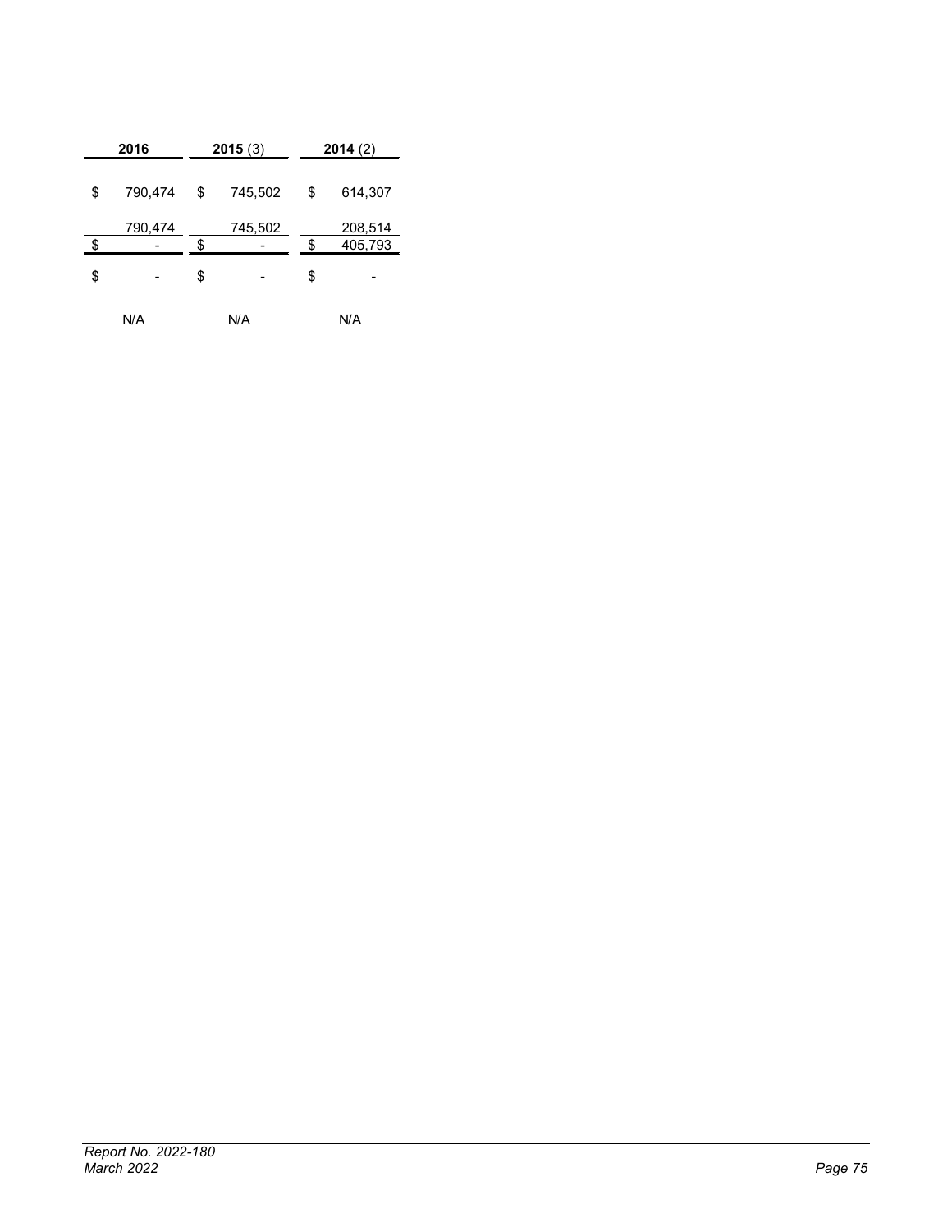| 2016 | 2015 (3) | 2014 (2) |
|---|---|---|
| $ 790,474 | $ 745,502 | $ 614,307 |
| 790,474 | 745,502 | 208,514 |
| $ - | $ - | $ 405,793 |
| $ - | $ - | $ - |
| N/A | N/A | N/A |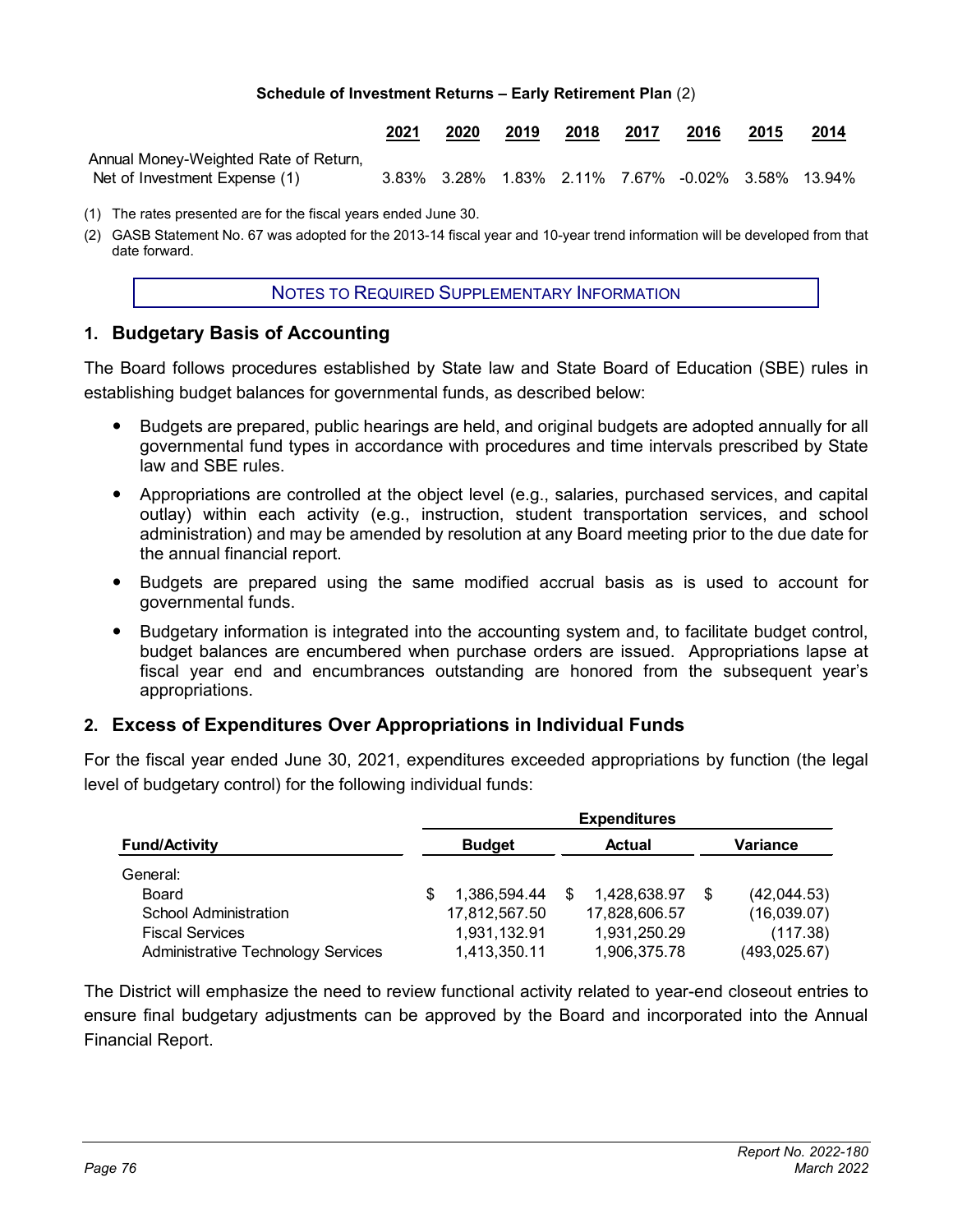**Schedule of Investment Returns – Early Retirement Plan** (2)

| | 2021 | 2020 | 2019 | 2018 | 2017 | 2016 | 2015 | 2014 |
|---|---|---|---|---|---|---|---|---|
| Annual Money-Weighted Rate of Return, Net of Investment Expense (1) | 3.83% | 3.28% | 1.83% | 2.11% | 7.67% | -0.02% | 3.58% | 13.94% |

(1) The rates presented are for the fiscal years ended June 30.

(2) GASB Statement No. 67 was adopted for the 2013-14 fiscal year and 10-year trend information will be developed from that date forward.

## NOTES TO REQUIRED SUPPLEMENTARY INFORMATION

### 1. Budgetary Basis of Accounting

The Board follows procedures established by State law and State Board of Education (SBE) rules in establishing budget balances for governmental funds, as described below:

- Budgets are prepared, public hearings are held, and original budgets are adopted annually for all governmental fund types in accordance with procedures and time intervals prescribed by State law and SBE rules.
- Appropriations are controlled at the object level (e.g., salaries, purchased services, and capital outlay) within each activity (e.g., instruction, student transportation services, and school administration) and may be amended by resolution at any Board meeting prior to the due date for the annual financial report.
- Budgets are prepared using the same modified accrual basis as is used to account for governmental funds.
- Budgetary information is integrated into the accounting system and, to facilitate budget control, budget balances are encumbered when purchase orders are issued. Appropriations lapse at fiscal year end and encumbrances outstanding are honored from the subsequent year's appropriations.

### 2. Excess of Expenditures Over Appropriations in Individual Funds

For the fiscal year ended June 30, 2021, expenditures exceeded appropriations by function (the legal level of budgetary control) for the following individual funds:

| | Expenditures | | |
|---|---|---|---|
| **Fund/Activity** | **Budget** | **Actual** | **Variance** |
| General: | | | |
| Board | $ 1,386,594.44 | $ 1,428,638.97 | $ (42,044.53) |
| School Administration | 17,812,567.50 | 17,828,606.57 | (16,039.07) |
| Fiscal Services | 1,931,132.91 | 1,931,250.29 | (117.38) |
| Administrative Technology Services | 1,413,350.11 | 1,906,375.78 | (493,025.67) |

The District will emphasize the need to review functional activity related to year-end closeout entries to ensure final budgetary adjustments can be approved by the Board and incorporated into the Annual Financial Report.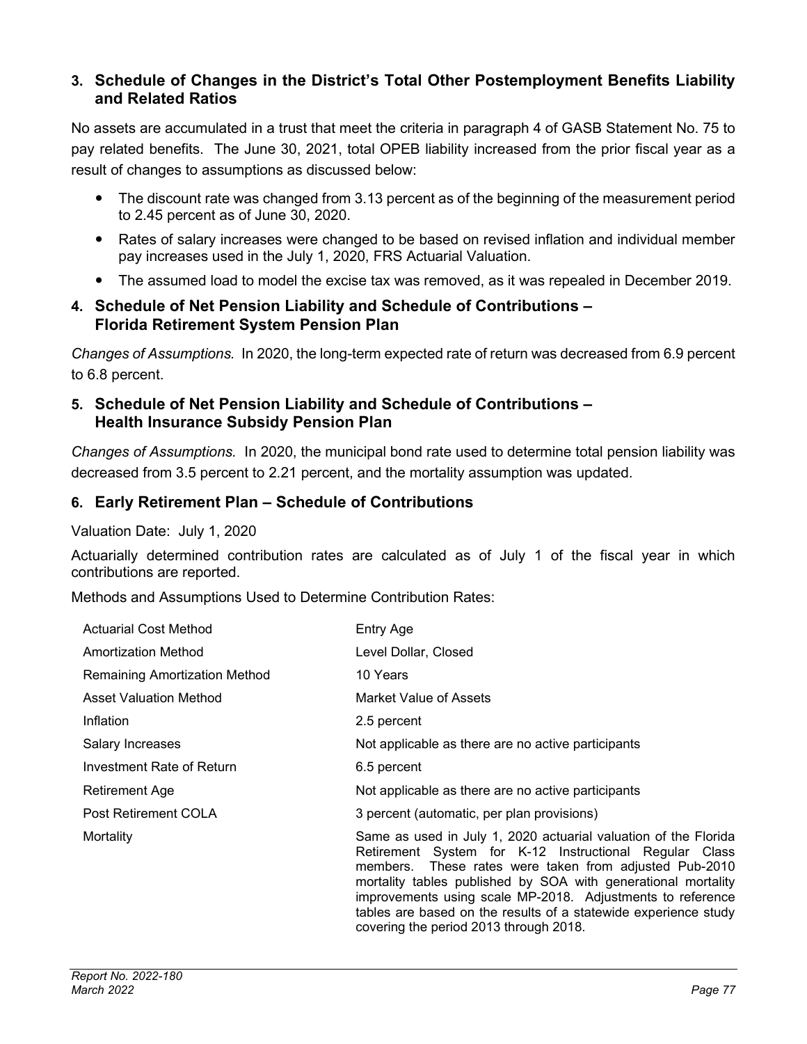### 3. Schedule of Changes in the District's Total Other Postemployment Benefits Liability and Related Ratios

No assets are accumulated in a trust that meet the criteria in paragraph 4 of GASB Statement No. 75 to pay related benefits. The June 30, 2021, total OPEB liability increased from the prior fiscal year as a result of changes to assumptions as discussed below:

- The discount rate was changed from 3.13 percent as of the beginning of the measurement period to 2.45 percent as of June 30, 2020.
- Rates of salary increases were changed to be based on revised inflation and individual member pay increases used in the July 1, 2020, FRS Actuarial Valuation.
- The assumed load to model the excise tax was removed, as it was repealed in December 2019.

### 4. Schedule of Net Pension Liability and Schedule of Contributions – Florida Retirement System Pension Plan

*Changes of Assumptions.* In 2020, the long-term expected rate of return was decreased from 6.9 percent to 6.8 percent.

### 5. Schedule of Net Pension Liability and Schedule of Contributions – Health Insurance Subsidy Pension Plan

*Changes of Assumptions.* In 2020, the municipal bond rate used to determine total pension liability was decreased from 3.5 percent to 2.21 percent, and the mortality assumption was updated.

### 6. Early Retirement Plan – Schedule of Contributions

Valuation Date: July 1, 2020

Actuarially determined contribution rates are calculated as of July 1 of the fiscal year in which contributions are reported.

Methods and Assumptions Used to Determine Contribution Rates:

| | |
|---|---|
| Actuarial Cost Method | Entry Age |
| Amortization Method | Level Dollar, Closed |
| Remaining Amortization Method | 10 Years |
| Asset Valuation Method | Market Value of Assets |
| Inflation | 2.5 percent |
| Salary Increases | Not applicable as there are no active participants |
| Investment Rate of Return | 6.5 percent |
| Retirement Age | Not applicable as there are no active participants |
| Post Retirement COLA | 3 percent (automatic, per plan provisions) |
| Mortality | Same as used in July 1, 2020 actuarial valuation of the Florida Retirement System for K-12 Instructional Regular Class members. These rates were taken from adjusted Pub-2010 mortality tables published by SOA with generational mortality improvements using scale MP-2018. Adjustments to reference tables are based on the results of a statewide experience study covering the period 2013 through 2018. |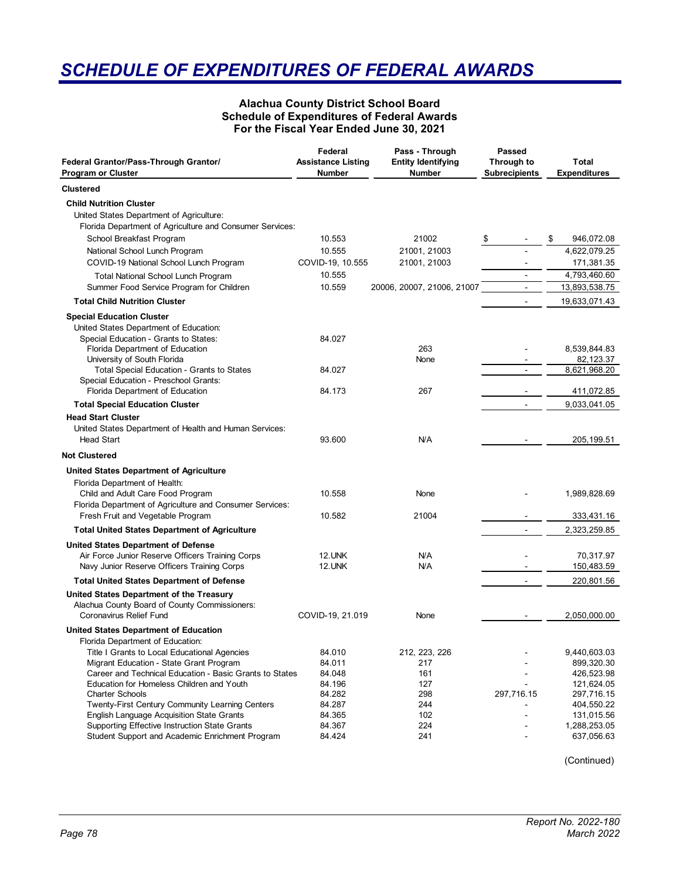# SCHEDULE OF EXPENDITURES OF FEDERAL AWARDS

**Alachua County District School Board**
**Schedule of Expenditures of Federal Awards**
**For the Fiscal Year Ended June 30, 2021**

| Federal Grantor/Pass-Through Grantor/ Program or Cluster | Federal Assistance Listing Number | Pass - Through Entity Identifying Number | Passed Through to Subrecipients | Total Expenditures |
|---|---|---|---|---|
| **Clustered** | | | | |
| **Child Nutrition Cluster** | | | | |
| United States Department of Agriculture: | | | | |
| Florida Department of Agriculture and Consumer Services: | | | | |
| School Breakfast Program | 10.553 | 21002 | $ - | $ 946,072.08 |
| National School Lunch Program | 10.555 | 21001, 21003 | - | 4,622,079.25 |
| COVID-19 National School Lunch Program | COVID-19, 10.555 | 21001, 21003 | - | 171,381.35 |
| Total National School Lunch Program | 10.555 | | - | 4,793,460.60 |
| Summer Food Service Program for Children | 10.559 | 20006, 20007, 21006, 21007 | - | 13,893,538.75 |
| **Total Child Nutrition Cluster** | | | - | 19,633,071.43 |
| **Special Education Cluster** | | | | |
| United States Department of Education: | | | | |
| Special Education - Grants to States: | 84.027 | | | |
| Florida Department of Education | | 263 | - | 8,539,844.83 |
| University of South Florida | | None | - | 82,123.37 |
| Total Special Education - Grants to States | 84.027 | | - | 8,621,968.20 |
| Special Education - Preschool Grants: | | | | |
| Florida Department of Education | 84.173 | 267 | - | 411,072.85 |
| **Total Special Education Cluster** | | | - | 9,033,041.05 |
| **Head Start Cluster** | | | | |
| United States Department of Health and Human Services: | | | | |
| Head Start | 93.600 | N/A | - | 205,199.51 |
| **Not Clustered** | | | | |
| **United States Department of Agriculture** | | | | |
| Florida Department of Health: | | | | |
| Child and Adult Care Food Program | 10.558 | None | - | 1,989,828.69 |
| Florida Department of Agriculture and Consumer Services: | | | | |
| Fresh Fruit and Vegetable Program | 10.582 | 21004 | - | 333,431.16 |
| **Total United States Department of Agriculture** | | | - | 2,323,259.85 |
| **United States Department of Defense** | | | | |
| Air Force Junior Reserve Officers Training Corps | 12.UNK | N/A | - | 70,317.97 |
| Navy Junior Reserve Officers Training Corps | 12.UNK | N/A | - | 150,483.59 |
| **Total United States Department of Defense** | | | - | 220,801.56 |
| **United States Department of the Treasury** | | | | |
| Alachua County Board of County Commissioners: | | | | |
| Coronavirus Relief Fund | COVID-19, 21.019 | None | - | 2,050,000.00 |
| **United States Department of Education** | | | | |
| Florida Department of Education: | | | | |
| Title I Grants to Local Educational Agencies | 84.010 | 212, 223, 226 | - | 9,440,603.03 |
| Migrant Education - State Grant Program | 84.011 | 217 | - | 899,320.30 |
| Career and Technical Education - Basic Grants to States | 84.048 | 161 | - | 426,523.98 |
| Education for Homeless Children and Youth | 84.196 | 127 | - | 121,624.05 |
| Charter Schools | 84.282 | 298 | 297,716.15 | 297,716.15 |
| Twenty-First Century Community Learning Centers | 84.287 | 244 | - | 404,550.22 |
| English Language Acquisition State Grants | 84.365 | 102 | - | 131,015.56 |
| Supporting Effective Instruction State Grants | 84.367 | 224 | - | 1,288,253.05 |
| Student Support and Academic Enrichment Program | 84.424 | 241 | - | 637,056.63 |

(Continued)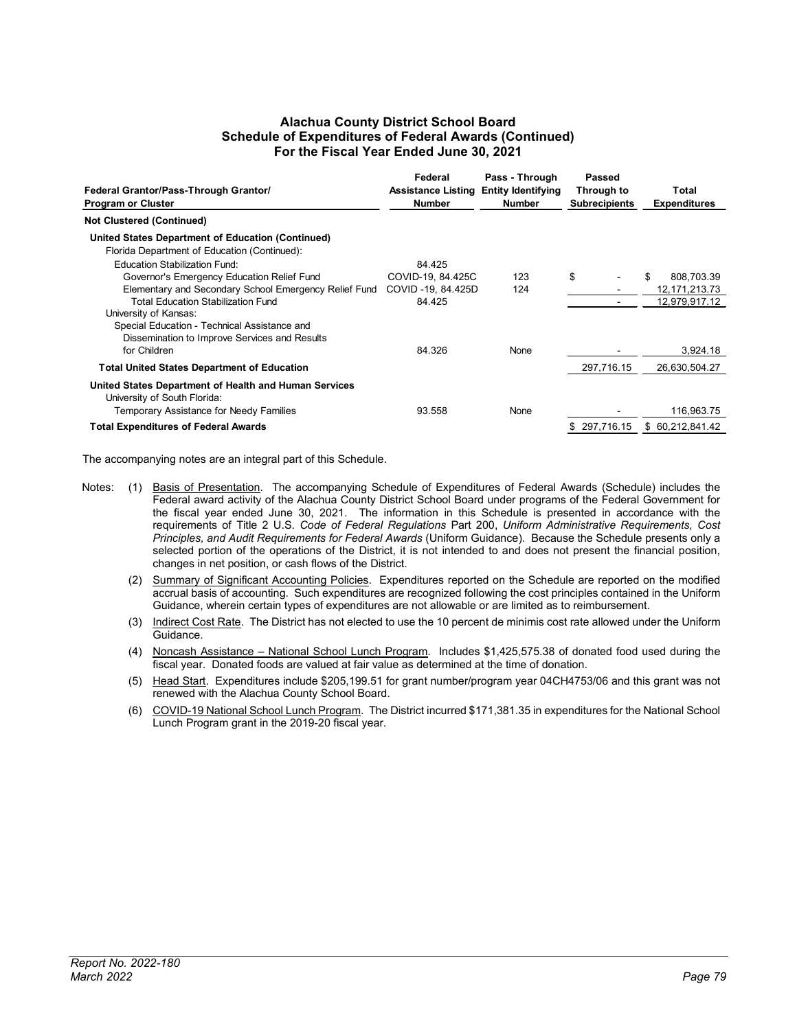# Alachua County District School Board
## Schedule of Expenditures of Federal Awards (Continued)
### For the Fiscal Year Ended June 30, 2021

| Federal Grantor/Pass-Through Grantor/ Program or Cluster | Federal Assistance Listing Number | Pass - Through Entity Identifying Number | Passed Through to Subrecipients | Total Expenditures |
|---|---|---|---|---|
| **Not Clustered (Continued)** | | | | |
| **United States Department of Education (Continued)** | | | | |
| Florida Department of Education (Continued): | | | | |
| Education Stabilization Fund: | 84.425 | | | |
| Governor's Emergency Education Relief Fund | COVID-19, 84.425C | 123 | $ - | $ 808,703.39 |
| Elementary and Secondary School Emergency Relief Fund | COVID -19, 84.425D | 124 | - | 12,171,213.73 |
| Total Education Stabilization Fund | 84.425 | | - | 12,979,917.12 |
| University of Kansas: | | | | |
| Special Education - Technical Assistance and Dissemination to Improve Services and Results for Children | 84.326 | None | - | 3,924.18 |
| **Total United States Department of Education** | | | 297,716.15 | 26,630,504.27 |
| **United States Department of Health and Human Services** | | | | |
| University of South Florida: | | | | |
| Temporary Assistance for Needy Families | 93.558 | None | - | 116,963.75 |
| **Total Expenditures of Federal Awards** | | | $ 297,716.15 | $ 60,212,841.42 |

The accompanying notes are an integral part of this Schedule.

Notes:

(1) Basis of Presentation. The accompanying Schedule of Expenditures of Federal Awards (Schedule) includes the Federal award activity of the Alachua County District School Board under programs of the Federal Government for the fiscal year ended June 30, 2021. The information in this Schedule is presented in accordance with the requirements of Title 2 U.S. *Code of Federal Regulations* Part 200, *Uniform Administrative Requirements, Cost Principles, and Audit Requirements for Federal Awards* (Uniform Guidance). Because the Schedule presents only a selected portion of the operations of the District, it is not intended to and does not present the financial position, changes in net position, or cash flows of the District.

(2) Summary of Significant Accounting Policies. Expenditures reported on the Schedule are reported on the modified accrual basis of accounting. Such expenditures are recognized following the cost principles contained in the Uniform Guidance, wherein certain types of expenditures are not allowable or are limited as to reimbursement.

(3) Indirect Cost Rate. The District has not elected to use the 10 percent de minimis cost rate allowed under the Uniform Guidance.

(4) Noncash Assistance – National School Lunch Program. Includes $1,425,575.38 of donated food used during the fiscal year. Donated foods are valued at fair value as determined at the time of donation.

(5) Head Start. Expenditures include $205,199.51 for grant number/program year 04CH4753/06 and this grant was not renewed with the Alachua County School Board.

(6) COVID-19 National School Lunch Program. The District incurred $171,381.35 in expenditures for the National School Lunch Program grant in the 2019-20 fiscal year.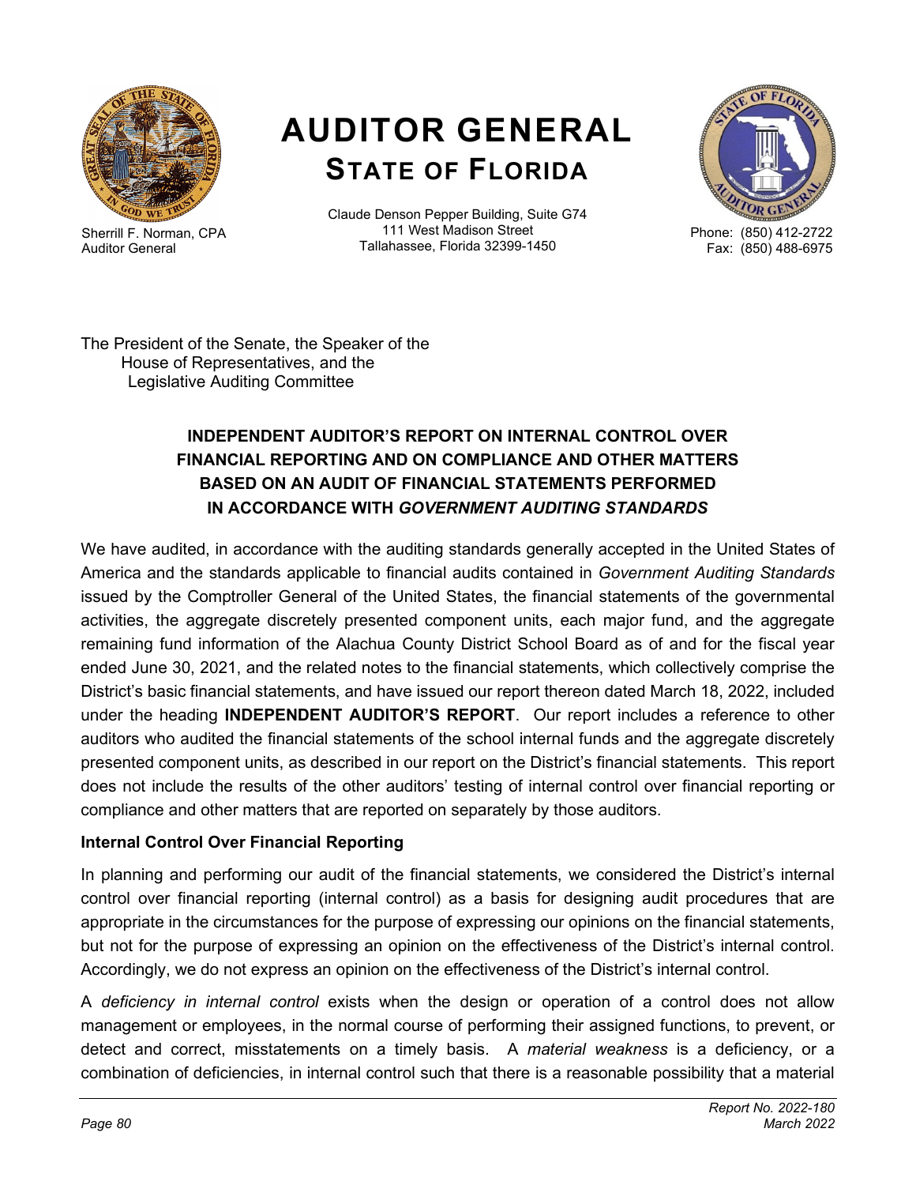# AUDITOR GENERAL
## STATE OF FLORIDA

Sherrill F. Norman, CPA
Auditor General

Claude Denson Pepper Building, Suite G74
111 West Madison Street
Tallahassee, Florida 32399-1450

Phone: (850) 412-2722
Fax: (850) 488-6975

The President of the Senate, the Speaker of the
House of Representatives, and the
Legislative Auditing Committee

### INDEPENDENT AUDITOR'S REPORT ON INTERNAL CONTROL OVER FINANCIAL REPORTING AND ON COMPLIANCE AND OTHER MATTERS BASED ON AN AUDIT OF FINANCIAL STATEMENTS PERFORMED IN ACCORDANCE WITH *GOVERNMENT AUDITING STANDARDS*

We have audited, in accordance with the auditing standards generally accepted in the United States of America and the standards applicable to financial audits contained in *Government Auditing Standards* issued by the Comptroller General of the United States, the financial statements of the governmental activities, the aggregate discretely presented component units, each major fund, and the aggregate remaining fund information of the Alachua County District School Board as of and for the fiscal year ended June 30, 2021, and the related notes to the financial statements, which collectively comprise the District's basic financial statements, and have issued our report thereon dated March 18, 2022, included under the heading **INDEPENDENT AUDITOR'S REPORT**. Our report includes a reference to other auditors who audited the financial statements of the school internal funds and the aggregate discretely presented component units, as described in our report on the District's financial statements. This report does not include the results of the other auditors' testing of internal control over financial reporting or compliance and other matters that are reported on separately by those auditors.

**Internal Control Over Financial Reporting**

In planning and performing our audit of the financial statements, we considered the District's internal control over financial reporting (internal control) as a basis for designing audit procedures that are appropriate in the circumstances for the purpose of expressing our opinions on the financial statements, but not for the purpose of expressing an opinion on the effectiveness of the District's internal control. Accordingly, we do not express an opinion on the effectiveness of the District's internal control.

A *deficiency in internal control* exists when the design or operation of a control does not allow management or employees, in the normal course of performing their assigned functions, to prevent, or detect and correct, misstatements on a timely basis. A *material weakness* is a deficiency, or a combination of deficiencies, in internal control such that there is a reasonable possibility that a material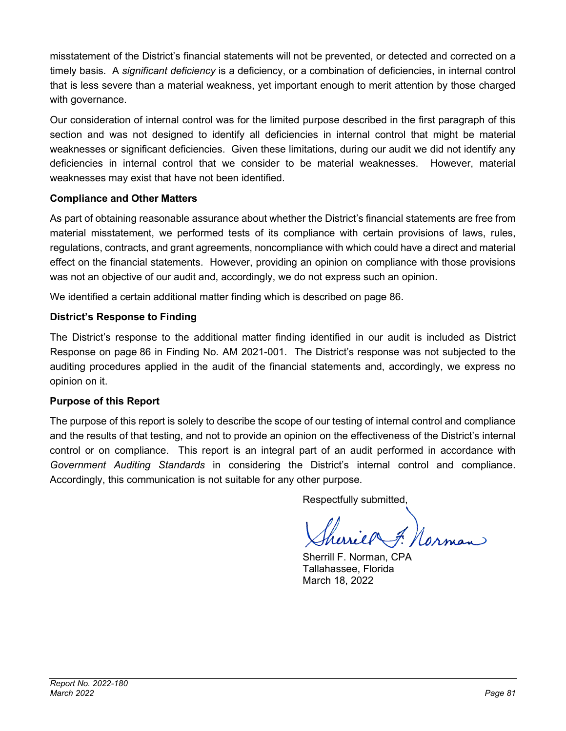misstatement of the District's financial statements will not be prevented, or detected and corrected on a timely basis. A *significant deficiency* is a deficiency, or a combination of deficiencies, in internal control that is less severe than a material weakness, yet important enough to merit attention by those charged with governance.

Our consideration of internal control was for the limited purpose described in the first paragraph of this section and was not designed to identify all deficiencies in internal control that might be material weaknesses or significant deficiencies. Given these limitations, during our audit we did not identify any deficiencies in internal control that we consider to be material weaknesses. However, material weaknesses may exist that have not been identified.

**Compliance and Other Matters**

As part of obtaining reasonable assurance about whether the District's financial statements are free from material misstatement, we performed tests of its compliance with certain provisions of laws, rules, regulations, contracts, and grant agreements, noncompliance with which could have a direct and material effect on the financial statements. However, providing an opinion on compliance with those provisions was not an objective of our audit and, accordingly, we do not express such an opinion.

We identified a certain additional matter finding which is described on page 86.

**District's Response to Finding**

The District's response to the additional matter finding identified in our audit is included as District Response on page 86 in Finding No. AM 2021-001. The District's response was not subjected to the auditing procedures applied in the audit of the financial statements and, accordingly, we express no opinion on it.

**Purpose of this Report**

The purpose of this report is solely to describe the scope of our testing of internal control and compliance and the results of that testing, and not to provide an opinion on the effectiveness of the District's internal control or on compliance. This report is an integral part of an audit performed in accordance with *Government Auditing Standards* in considering the District's internal control and compliance. Accordingly, this communication is not suitable for any other purpose.

Respectfully submitted,

Sherrill F. Norman, CPA
Tallahassee, Florida
March 18, 2022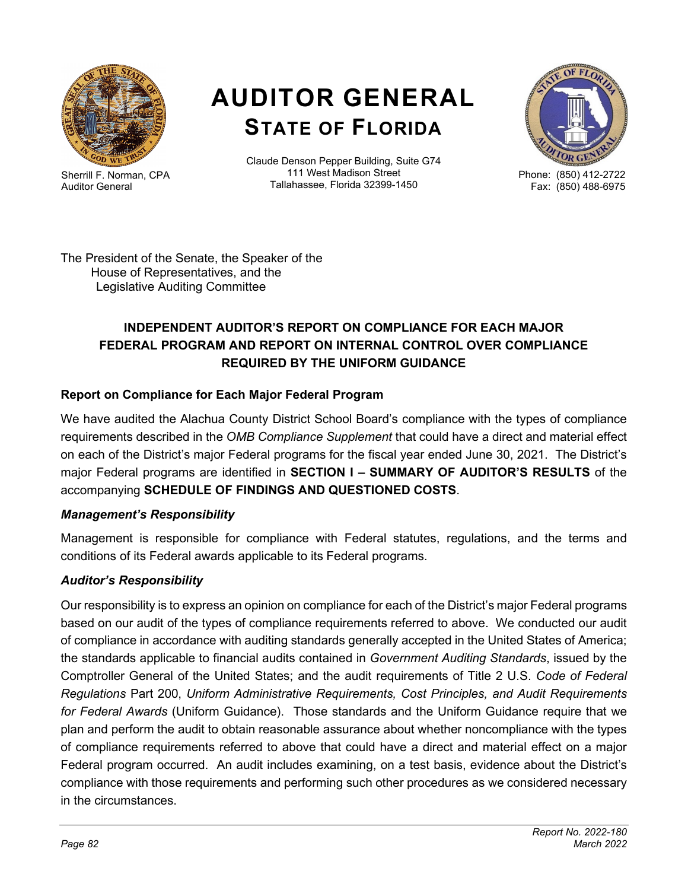# AUDITOR GENERAL
## STATE OF FLORIDA

Sherrill F. Norman, CPA
Auditor General

Claude Denson Pepper Building, Suite G74
111 West Madison Street
Tallahassee, Florida 32399-1450

Phone: (850) 412-2722
Fax: (850) 488-6975

The President of the Senate, the Speaker of the
House of Representatives, and the
Legislative Auditing Committee

### INDEPENDENT AUDITOR'S REPORT ON COMPLIANCE FOR EACH MAJOR FEDERAL PROGRAM AND REPORT ON INTERNAL CONTROL OVER COMPLIANCE REQUIRED BY THE UNIFORM GUIDANCE

#### Report on Compliance for Each Major Federal Program

We have audited the Alachua County District School Board's compliance with the types of compliance requirements described in the *OMB Compliance Supplement* that could have a direct and material effect on each of the District's major Federal programs for the fiscal year ended June 30, 2021. The District's major Federal programs are identified in **SECTION I – SUMMARY OF AUDITOR'S RESULTS** of the accompanying **SCHEDULE OF FINDINGS AND QUESTIONED COSTS**.

#### *Management's Responsibility*

Management is responsible for compliance with Federal statutes, regulations, and the terms and conditions of its Federal awards applicable to its Federal programs.

#### *Auditor's Responsibility*

Our responsibility is to express an opinion on compliance for each of the District's major Federal programs based on our audit of the types of compliance requirements referred to above. We conducted our audit of compliance in accordance with auditing standards generally accepted in the United States of America; the standards applicable to financial audits contained in *Government Auditing Standards*, issued by the Comptroller General of the United States; and the audit requirements of Title 2 U.S. *Code of Federal Regulations* Part 200, *Uniform Administrative Requirements, Cost Principles, and Audit Requirements for Federal Awards* (Uniform Guidance). Those standards and the Uniform Guidance require that we plan and perform the audit to obtain reasonable assurance about whether noncompliance with the types of compliance requirements referred to above that could have a direct and material effect on a major Federal program occurred. An audit includes examining, on a test basis, evidence about the District's compliance with those requirements and performing such other procedures as we considered necessary in the circumstances.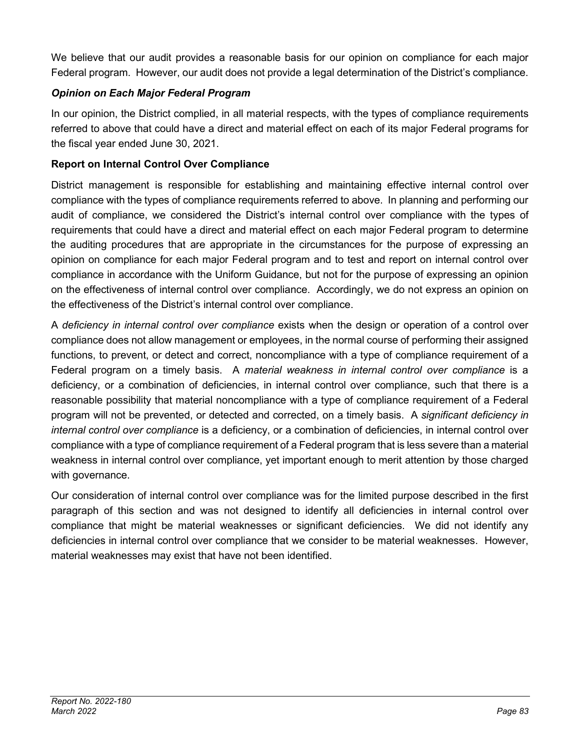We believe that our audit provides a reasonable basis for our opinion on compliance for each major Federal program. However, our audit does not provide a legal determination of the District's compliance.

### *Opinion on Each Major Federal Program*

In our opinion, the District complied, in all material respects, with the types of compliance requirements referred to above that could have a direct and material effect on each of its major Federal programs for the fiscal year ended June 30, 2021.

## Report on Internal Control Over Compliance

District management is responsible for establishing and maintaining effective internal control over compliance with the types of compliance requirements referred to above. In planning and performing our audit of compliance, we considered the District's internal control over compliance with the types of requirements that could have a direct and material effect on each major Federal program to determine the auditing procedures that are appropriate in the circumstances for the purpose of expressing an opinion on compliance for each major Federal program and to test and report on internal control over compliance in accordance with the Uniform Guidance, but not for the purpose of expressing an opinion on the effectiveness of internal control over compliance. Accordingly, we do not express an opinion on the effectiveness of the District's internal control over compliance.

A *deficiency in internal control over compliance* exists when the design or operation of a control over compliance does not allow management or employees, in the normal course of performing their assigned functions, to prevent, or detect and correct, noncompliance with a type of compliance requirement of a Federal program on a timely basis. A *material weakness in internal control over compliance* is a deficiency, or a combination of deficiencies, in internal control over compliance, such that there is a reasonable possibility that material noncompliance with a type of compliance requirement of a Federal program will not be prevented, or detected and corrected, on a timely basis. A *significant deficiency in internal control over compliance* is a deficiency, or a combination of deficiencies, in internal control over compliance with a type of compliance requirement of a Federal program that is less severe than a material weakness in internal control over compliance, yet important enough to merit attention by those charged with governance.

Our consideration of internal control over compliance was for the limited purpose described in the first paragraph of this section and was not designed to identify all deficiencies in internal control over compliance that might be material weaknesses or significant deficiencies. We did not identify any deficiencies in internal control over compliance that we consider to be material weaknesses. However, material weaknesses may exist that have not been identified.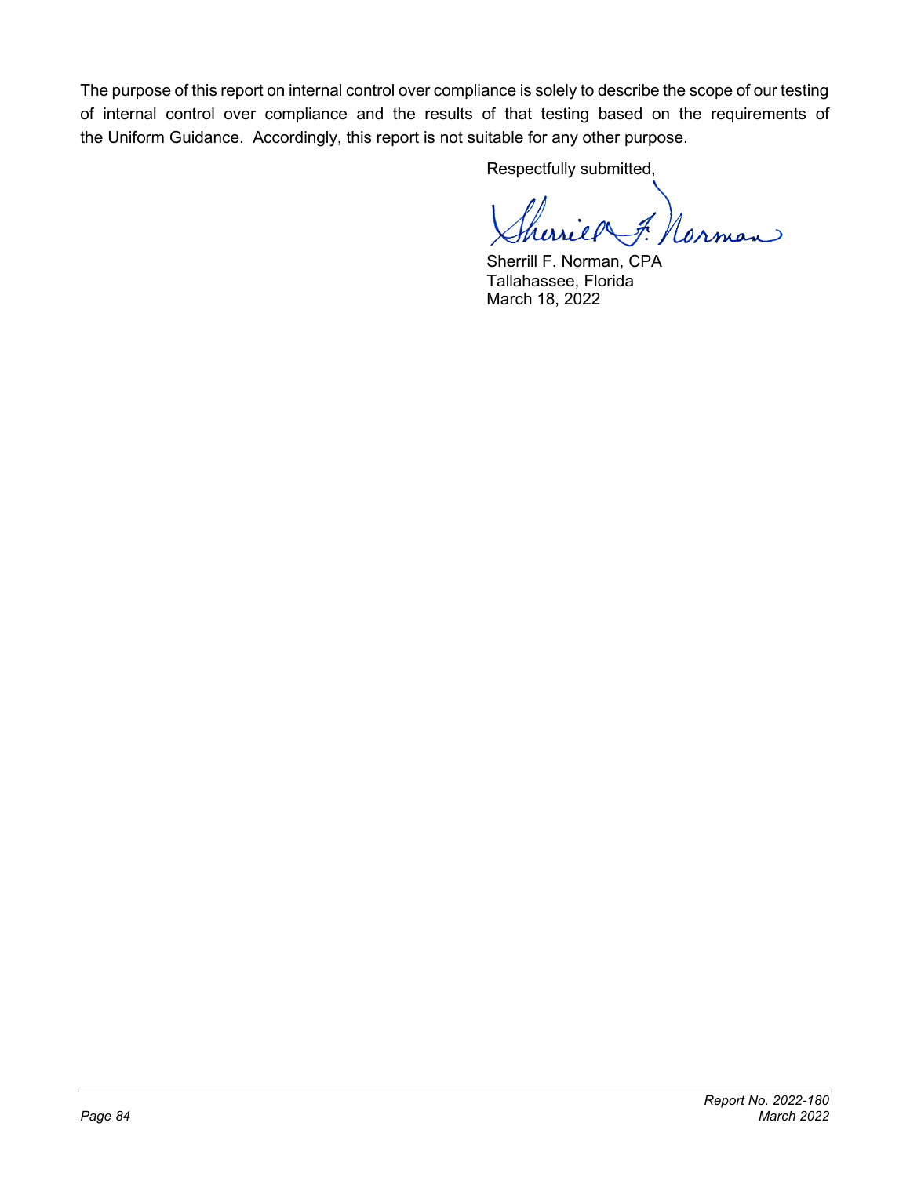The purpose of this report on internal control over compliance is solely to describe the scope of our testing of internal control over compliance and the results of that testing based on the requirements of the Uniform Guidance. Accordingly, this report is not suitable for any other purpose.

Respectfully submitted,

Sherrill F. Norman, CPA
Tallahassee, Florida
March 18, 2022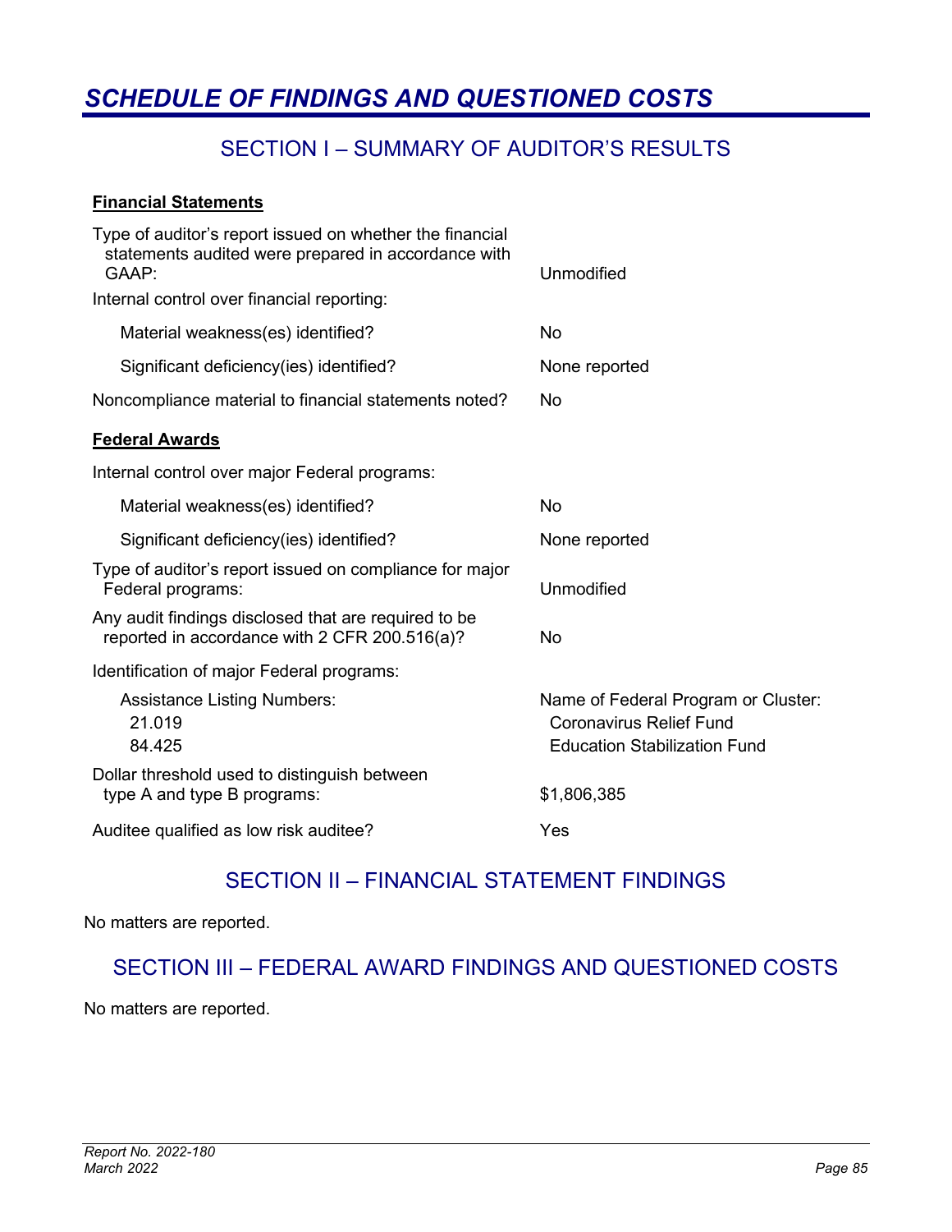# *SCHEDULE OF FINDINGS AND QUESTIONED COSTS*

## SECTION I – SUMMARY OF AUDITOR'S RESULTS

**Financial Statements**

| | |
|---|---|
| Type of auditor's report issued on whether the financial statements audited were prepared in accordance with GAAP: | Unmodified |
| Internal control over financial reporting: | |
| Material weakness(es) identified? | No |
| Significant deficiency(ies) identified? | None reported |
| Noncompliance material to financial statements noted? | No |

**Federal Awards**

| | |
|---|---|
| Internal control over major Federal programs: | |
| Material weakness(es) identified? | No |
| Significant deficiency(ies) identified? | None reported |
| Type of auditor's report issued on compliance for major Federal programs: | Unmodified |
| Any audit findings disclosed that are required to be reported in accordance with 2 CFR 200.516(a)? | No |
| Identification of major Federal programs: | |
| Assistance Listing Numbers: | Name of Federal Program or Cluster: |
| 21.019 | Coronavirus Relief Fund |
| 84.425 | Education Stabilization Fund |
| Dollar threshold used to distinguish between type A and type B programs: | $1,806,385 |
| Auditee qualified as low risk auditee? | Yes |

## SECTION II – FINANCIAL STATEMENT FINDINGS

No matters are reported.

## SECTION III – FEDERAL AWARD FINDINGS AND QUESTIONED COSTS

No matters are reported.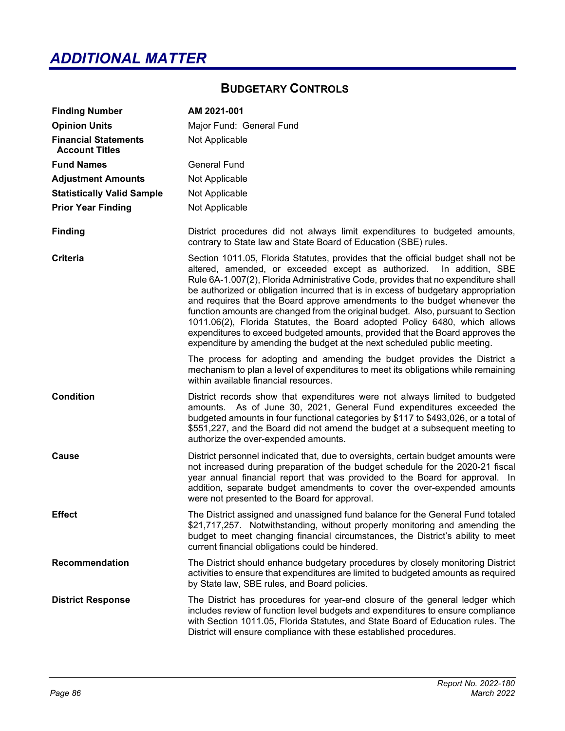# *ADDITIONAL MATTER*

## BUDGETARY CONTROLS

| | |
|---|---|
| **Finding Number** | **AM 2021-001** |
| **Opinion Units** | Major Fund: General Fund |
| **Financial Statements Account Titles** | Not Applicable |
| **Fund Names** | General Fund |
| **Adjustment Amounts** | Not Applicable |
| **Statistically Valid Sample** | Not Applicable |
| **Prior Year Finding** | Not Applicable |

**Finding**

District procedures did not always limit expenditures to budgeted amounts, contrary to State law and State Board of Education (SBE) rules.

**Criteria**

Section 1011.05, Florida Statutes, provides that the official budget shall not be altered, amended, or exceeded except as authorized. In addition, SBE Rule 6A-1.007(2), Florida Administrative Code, provides that no expenditure shall be authorized or obligation incurred that is in excess of budgetary appropriation and requires that the Board approve amendments to the budget whenever the function amounts are changed from the original budget. Also, pursuant to Section 1011.06(2), Florida Statutes, the Board adopted Policy 6480, which allows expenditures to exceed budgeted amounts, provided that the Board approves the expenditure by amending the budget at the next scheduled public meeting.

The process for adopting and amending the budget provides the District a mechanism to plan a level of expenditures to meet its obligations while remaining within available financial resources.

**Condition**

District records show that expenditures were not always limited to budgeted amounts. As of June 30, 2021, General Fund expenditures exceeded the budgeted amounts in four functional categories by $117 to $493,026, or a total of $551,227, and the Board did not amend the budget at a subsequent meeting to authorize the over-expended amounts.

**Cause**

District personnel indicated that, due to oversights, certain budget amounts were not increased during preparation of the budget schedule for the 2020-21 fiscal year annual financial report that was provided to the Board for approval. In addition, separate budget amendments to cover the over-expended amounts were not presented to the Board for approval.

**Effect**

The District assigned and unassigned fund balance for the General Fund totaled $21,717,257. Notwithstanding, without properly monitoring and amending the budget to meet changing financial circumstances, the District's ability to meet current financial obligations could be hindered.

**Recommendation**

The District should enhance budgetary procedures by closely monitoring District activities to ensure that expenditures are limited to budgeted amounts as required by State law, SBE rules, and Board policies.

**District Response**

The District has procedures for year-end closure of the general ledger which includes review of function level budgets and expenditures to ensure compliance with Section 1011.05, Florida Statutes, and State Board of Education rules. The District will ensure compliance with these established procedures.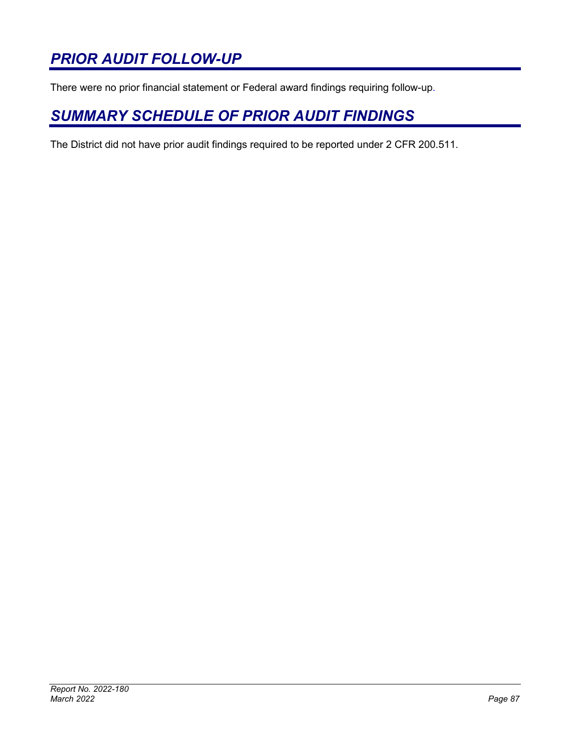## *PRIOR AUDIT FOLLOW-UP*

There were no prior financial statement or Federal award findings requiring follow-up.

## *SUMMARY SCHEDULE OF PRIOR AUDIT FINDINGS*

The District did not have prior audit findings required to be reported under 2 CFR 200.511.